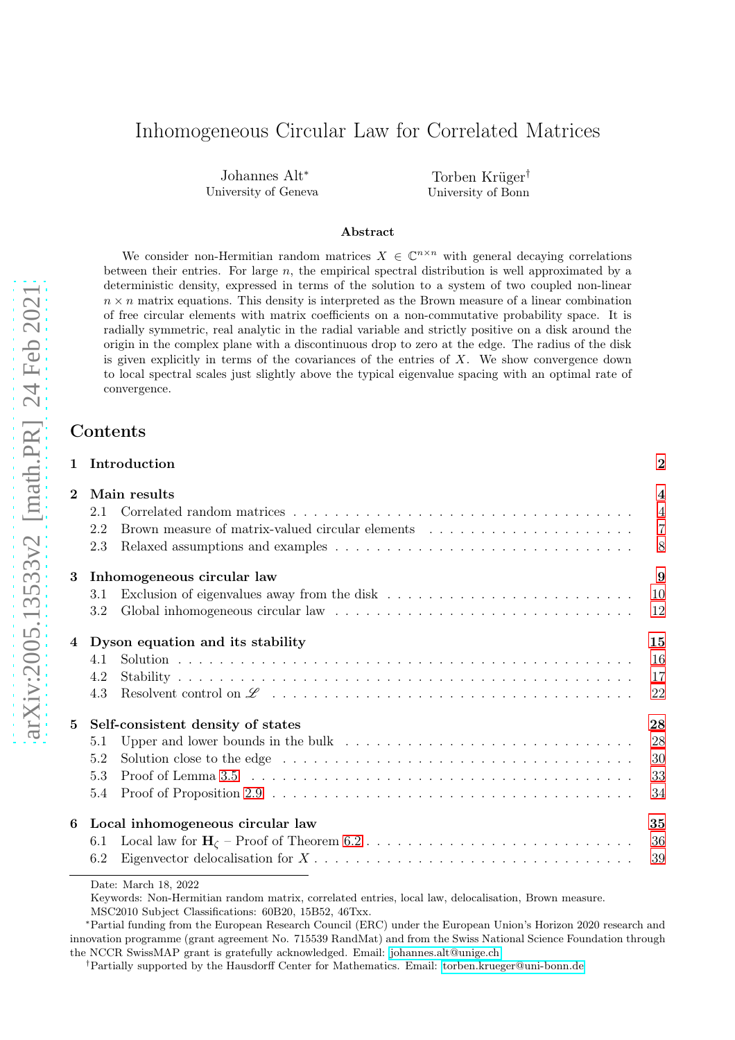# Inhomogeneous Circular Law for Correlated Matrices

Johannes Alt[*]
University of Geneva

Torben Krüger[†]
University of Bonn

### Abstract

We consider non-Hermitian random matrices $X \in \mathbb{C}^{n\times n}$ with general decaying correlations between their entries. For large $n$, the empirical spectral distribution is well approximated by a deterministic density, expressed in terms of the solution to a system of two coupled non-linear $n \times n$ matrix equations. This density is interpreted as the Brown measure of a linear combination of free circular elements with matrix coefficients on a non-commutative probability space. It is radially symmetric, real analytic in the radial variable and strictly positive on a disk around the origin in the complex plane with a discontinuous drop to zero at the edge. The radius of the disk is given explicitly in terms of the covariances of the entries of $X$. We show convergence down to local spectral scales just slightly above the typical eigenvalue spacing with an optimal rate of convergence.

## Contents

- **1 Introduction** — 2
- **2 Main results** — 4
  - 2.1 Correlated random matrices — 4
  - 2.2 Brown measure of matrix-valued circular elements — 7
  - 2.3 Relaxed assumptions and examples — 8
- **3 Inhomogeneous circular law** — 9
  - 3.1 Exclusion of eigenvalues away from the disk — 10
  - 3.2 Global inhomogeneous circular law — 12
- **4 Dyson equation and its stability** — 15
  - 4.1 Solution — 16
  - 4.2 Stability — 17
  - 4.3 Resolvent control on $\mathscr{L}$ — 22
- **5 Self-consistent density of states** — 28
  - 5.1 Upper and lower bounds in the bulk — 28
  - 5.2 Solution close to the edge — 30
  - 5.3 Proof of Lemma 3.5 — 33
  - 5.4 Proof of Proposition 2.9 — 34
- **6 Local inhomogeneous circular law** — 35
  - 6.1 Local law for $\mathbf{H}_\zeta$ – Proof of Theorem 6.2 — 36
  - 6.2 Eigenvector delocalisation for $X$ — 39

Date: March 18, 2022

Keywords: Non-Hermitian random matrix, correlated entries, local law, delocalisation, Brown measure.

MSC2010 Subject Classifications: 60B20, 15B52, 46Txx.

[*]Partial funding from the European Research Council (ERC) under the European Union's Horizon 2020 research and innovation programme (grant agreement No. 715539 RandMat) and from the Swiss National Science Foundation through the NCCR SwissMAP grant is gratefully acknowledged. Email: johannes.alt@unige.ch

[†]Partially supported by the Hausdorff Center for Mathematics. Email: torben.krueger@uni-bonn.de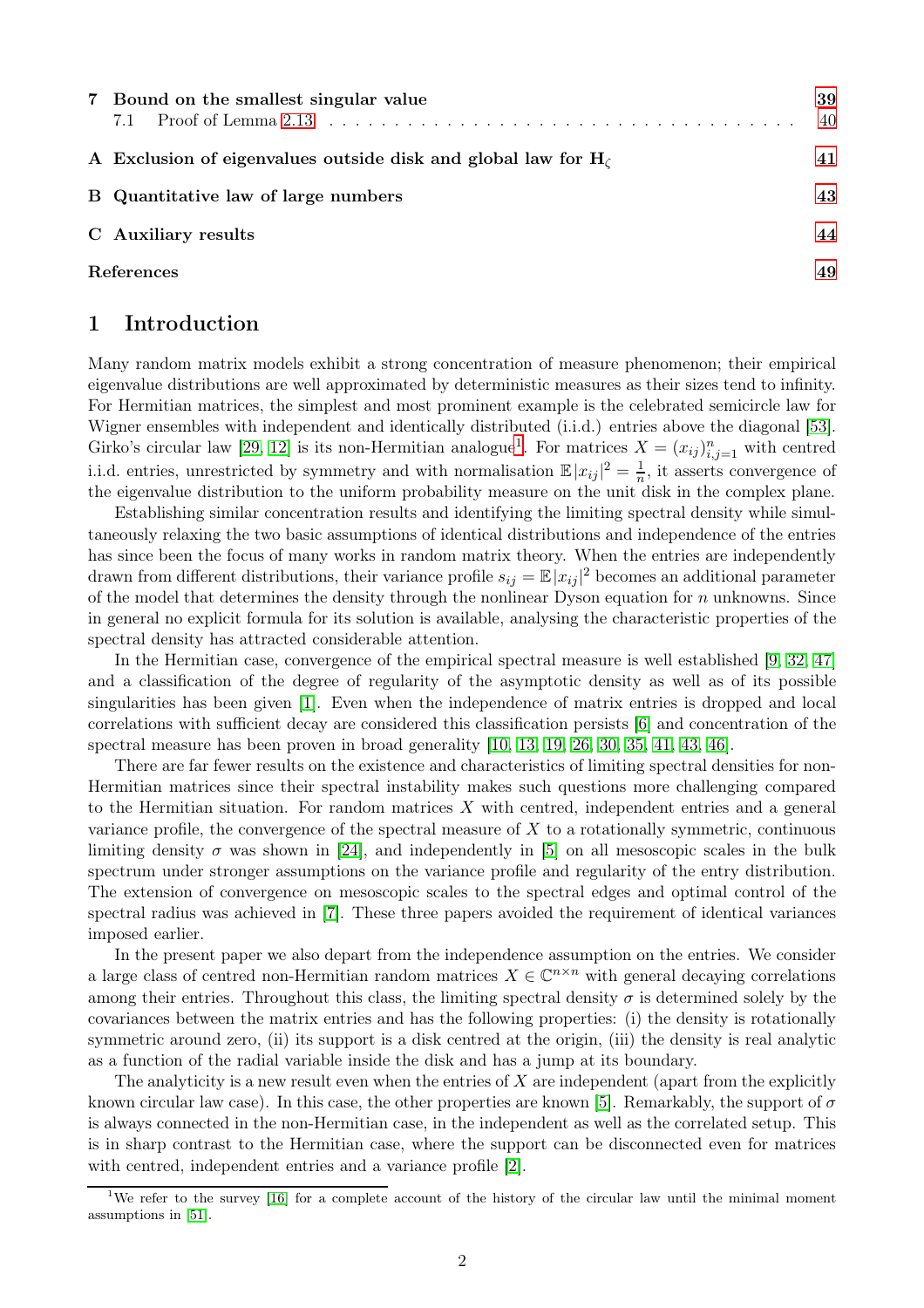| | | |
|---|---|---|
| **7** | **Bound on the smallest singular value** | **39** |
| | 7.1 Proof of Lemma 2.13 | 40 |
| **A** | **Exclusion of eigenvalues outside disk and global law for $\mathbf{H}_\zeta$** | **41** |
| **B** | **Quantitative law of large numbers** | **43** |
| **C** | **Auxiliary results** | **44** |
| | **References** | **49** |

# 1 Introduction

Many random matrix models exhibit a strong concentration of measure phenomenon; their empirical eigenvalue distributions are well approximated by deterministic measures as their sizes tend to infinity. For Hermitian matrices, the simplest and most prominent example is the celebrated semicircle law for Wigner ensembles with independent and identically distributed (i.i.d.) entries above the diagonal [53]. Girko's circular law [29, 12] is its non-Hermitian analogue[1]. For matrices $X = (x_{ij})_{i,j=1}^n$ with centred i.i.d. entries, unrestricted by symmetry and with normalisation $\mathbb{E}|x_{ij}|^2 = \frac{1}{n}$, it asserts convergence of the eigenvalue distribution to the uniform probability measure on the unit disk in the complex plane.

Establishing similar concentration results and identifying the limiting spectral density while simultaneously relaxing the two basic assumptions of identical distributions and independence of the entries has since been the focus of many works in random matrix theory. When the entries are independently drawn from different distributions, their variance profile $s_{ij} = \mathbb{E}|x_{ij}|^2$ becomes an additional parameter of the model that determines the density through the nonlinear Dyson equation for $n$ unknowns. Since in general no explicit formula for its solution is available, analysing the characteristic properties of the spectral density has attracted considerable attention.

In the Hermitian case, convergence of the empirical spectral measure is well established [9, 32, 47] and a classification of the degree of regularity of the asymptotic density as well as of its possible singularities has been given [1]. Even when the independence of matrix entries is dropped and local correlations with sufficient decay are considered this classification persists [6] and concentration of the spectral measure has been proven in broad generality [10, 13, 19, 26, 30, 35, 41, 43, 46].

There are far fewer results on the existence and characteristics of limiting spectral densities for non-Hermitian matrices since their spectral instability makes such questions more challenging compared to the Hermitian situation. For random matrices $X$ with centred, independent entries and a general variance profile, the convergence of the spectral measure of $X$ to a rotationally symmetric, continuous limiting density $\sigma$ was shown in [24], and independently in [5] on all mesoscopic scales in the bulk spectrum under stronger assumptions on the variance profile and regularity of the entry distribution. The extension of convergence on mesoscopic scales to the spectral edges and optimal control of the spectral radius was achieved in [7]. These three papers avoided the requirement of identical variances imposed earlier.

In the present paper we also depart from the independence assumption on the entries. We consider a large class of centred non-Hermitian random matrices $X \in \mathbb{C}^{n\times n}$ with general decaying correlations among their entries. Throughout this class, the limiting spectral density $\sigma$ is determined solely by the covariances between the matrix entries and has the following properties: (i) the density is rotationally symmetric around zero, (ii) its support is a disk centred at the origin, (iii) the density is real analytic as a function of the radial variable inside the disk and has a jump at its boundary.

The analyticity is a new result even when the entries of $X$ are independent (apart from the explicitly known circular law case). In this case, the other properties are known [5]. Remarkably, the support of $\sigma$ is always connected in the non-Hermitian case, in the independent as well as the correlated setup. This is in sharp contrast to the Hermitian case, where the support can be disconnected even for matrices with centred, independent entries and a variance profile [2].

[1] We refer to the survey [16] for a complete account of the history of the circular law until the minimal moment assumptions in [51].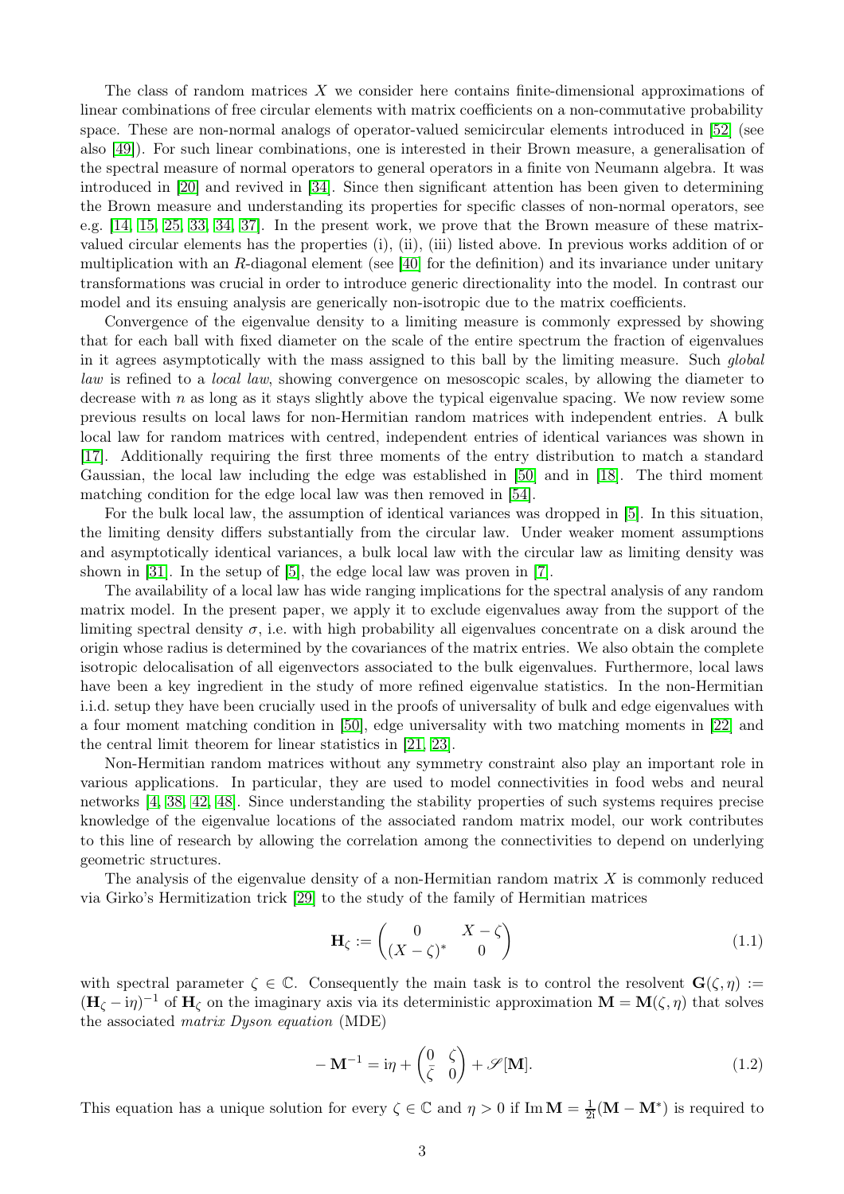The class of random matrices $X$ we consider here contains finite-dimensional approximations of linear combinations of free circular elements with matrix coefficients on a non-commutative probability space. These are non-normal analogs of operator-valued semicircular elements introduced in [52] (see also [49]). For such linear combinations, one is interested in their Brown measure, a generalisation of the spectral measure of normal operators to general operators in a finite von Neumann algebra. It was introduced in [20] and revived in [34]. Since then significant attention has been given to determining the Brown measure and understanding its properties for specific classes of non-normal operators, see e.g. [14, 15, 25, 33, 34, 37]. In the present work, we prove that the Brown measure of these matrix-valued circular elements has the properties (i), (ii), (iii) listed above. In previous works addition of or multiplication with an $R$-diagonal element (see [40] for the definition) and its invariance under unitary transformations was crucial in order to introduce generic directionality into the model. In contrast our model and its ensuing analysis are generically non-isotropic due to the matrix coefficients.

Convergence of the eigenvalue density to a limiting measure is commonly expressed by showing that for each ball with fixed diameter on the scale of the entire spectrum the fraction of eigenvalues in it agrees asymptotically with the mass assigned to this ball by the limiting measure. Such *global law* is refined to a *local law*, showing convergence on mesoscopic scales, by allowing the diameter to decrease with $n$ as long as it stays slightly above the typical eigenvalue spacing. We now review some previous results on local laws for non-Hermitian random matrices with independent entries. A bulk local law for random matrices with centred, independent entries of identical variances was shown in [17]. Additionally requiring the first three moments of the entry distribution to match a standard Gaussian, the local law including the edge was established in [50] and in [18]. The third moment matching condition for the edge local law was then removed in [54].

For the bulk local law, the assumption of identical variances was dropped in [5]. In this situation, the limiting density differs substantially from the circular law. Under weaker moment assumptions and asymptotically identical variances, a bulk local law with the circular law as limiting density was shown in [31]. In the setup of [5], the edge local law was proven in [7].

The availability of a local law has wide ranging implications for the spectral analysis of any random matrix model. In the present paper, we apply it to exclude eigenvalues away from the support of the limiting spectral density $\sigma$, i.e. with high probability all eigenvalues concentrate on a disk around the origin whose radius is determined by the covariances of the matrix entries. We also obtain the complete isotropic delocalisation of all eigenvectors associated to the bulk eigenvalues. Furthermore, local laws have been a key ingredient in the study of more refined eigenvalue statistics. In the non-Hermitian i.i.d. setup they have been crucially used in the proofs of universality of bulk and edge eigenvalues with a four moment matching condition in [50], edge universality with two matching moments in [22] and the central limit theorem for linear statistics in [21, 23].

Non-Hermitian random matrices without any symmetry constraint also play an important role in various applications. In particular, they are used to model connectivities in food webs and neural networks [4, 38, 42, 48]. Since understanding the stability properties of such systems requires precise knowledge of the eigenvalue locations of the associated random matrix model, our work contributes to this line of research by allowing the correlation among the connectivities to depend on underlying geometric structures.

The analysis of the eigenvalue density of a non-Hermitian random matrix $X$ is commonly reduced via Girko's Hermitization trick [29] to the study of the family of Hermitian matrices

$$\mathbf{H}_\zeta := \begin{pmatrix} 0 & X-\zeta \\ (X-\zeta)^* & 0 \end{pmatrix} \tag{1.1}$$

with spectral parameter $\zeta \in \mathbb{C}$. Consequently the main task is to control the resolvent $\mathbf{G}(\zeta,\eta) := (\mathbf{H}_\zeta - \mathrm{i}\eta)^{-1}$ of $\mathbf{H}_\zeta$ on the imaginary axis via its deterministic approximation $\mathbf{M} = \mathbf{M}(\zeta,\eta)$ that solves the associated *matrix Dyson equation* (MDE)

$$-\mathbf{M}^{-1} = \mathrm{i}\eta + \begin{pmatrix} 0 & \zeta \\ \bar{\zeta} & 0 \end{pmatrix} + \mathscr{S}[\mathbf{M}]. \tag{1.2}$$

This equation has a unique solution for every $\zeta \in \mathbb{C}$ and $\eta > 0$ if $\operatorname{Im} \mathbf{M} = \frac{1}{2\mathrm{i}}(\mathbf{M} - \mathbf{M}^*)$ is required to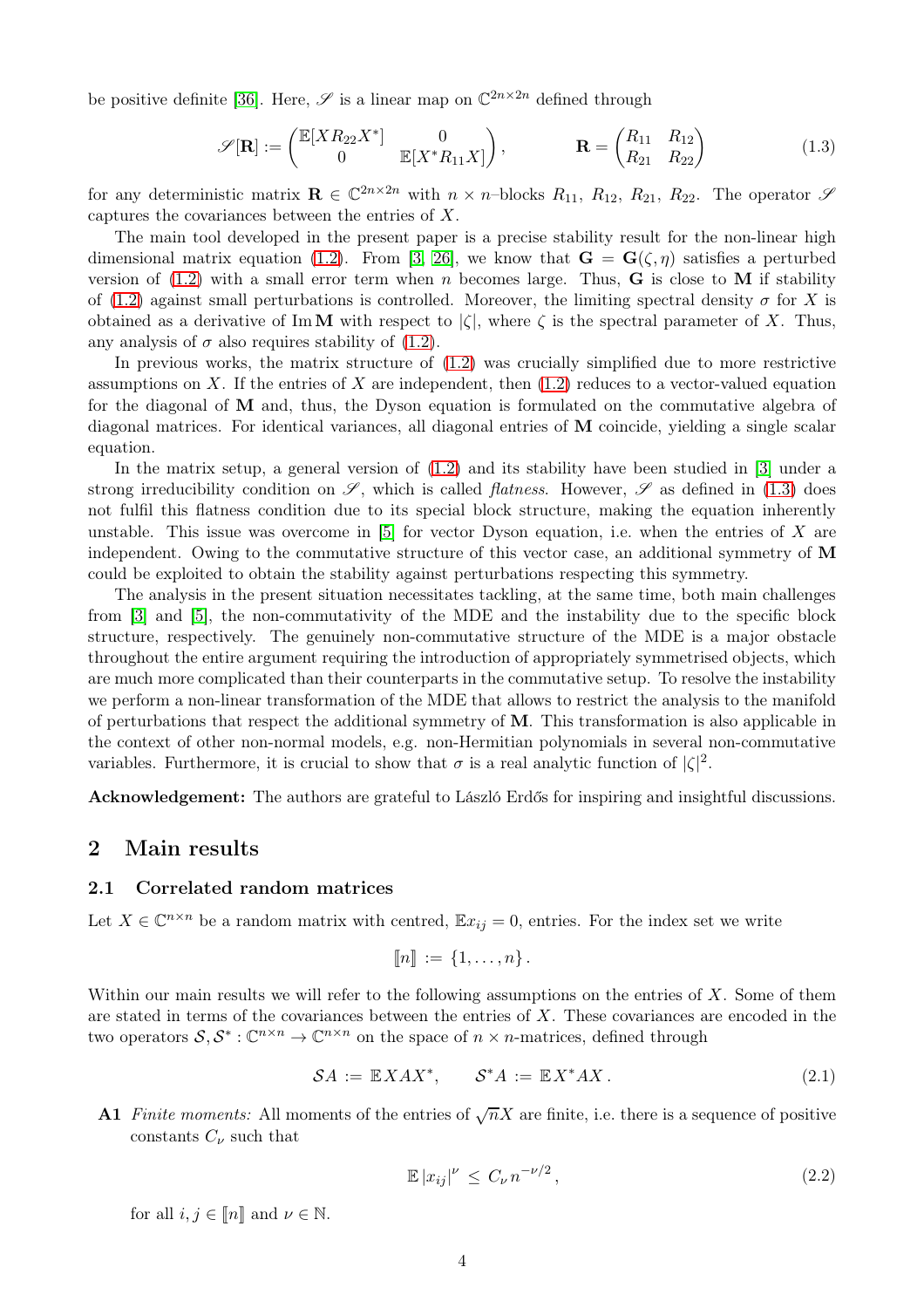be positive definite [36]. Here, $\mathscr{S}$ is a linear map on $\mathbb{C}^{2n\times 2n}$ defined through

$$\mathscr{S}[\mathbf{R}] := \begin{pmatrix} \mathbb{E}[XR_{22}X^*] & 0 \\ 0 & \mathbb{E}[X^*R_{11}X] \end{pmatrix}, \qquad \mathbf{R} = \begin{pmatrix} R_{11} & R_{12} \\ R_{21} & R_{22} \end{pmatrix} \tag{1.3}$$

for any deterministic matrix $\mathbf{R} \in \mathbb{C}^{2n\times 2n}$ with $n \times n$–blocks $R_{11}$, $R_{12}$, $R_{21}$, $R_{22}$. The operator $\mathscr{S}$ captures the covariances between the entries of $X$.

The main tool developed in the present paper is a precise stability result for the non-linear high dimensional matrix equation (1.2). From [3, 26], we know that $\mathbf{G} = \mathbf{G}(\zeta, \eta)$ satisfies a perturbed version of (1.2) with a small error term when $n$ becomes large. Thus, $\mathbf{G}$ is close to $\mathbf{M}$ if stability of (1.2) against small perturbations is controlled. Moreover, the limiting spectral density $\sigma$ for $X$ is obtained as a derivative of $\operatorname{Im}\mathbf{M}$ with respect to $|\zeta|$, where $\zeta$ is the spectral parameter of $X$. Thus, any analysis of $\sigma$ also requires stability of (1.2).

In previous works, the matrix structure of (1.2) was crucially simplified due to more restrictive assumptions on $X$. If the entries of $X$ are independent, then (1.2) reduces to a vector-valued equation for the diagonal of $\mathbf{M}$ and, thus, the Dyson equation is formulated on the commutative algebra of diagonal matrices. For identical variances, all diagonal entries of $\mathbf{M}$ coincide, yielding a single scalar equation.

In the matrix setup, a general version of (1.2) and its stability have been studied in [3] under a strong irreducibility condition on $\mathscr{S}$, which is called *flatness*. However, $\mathscr{S}$ as defined in (1.3) does not fulfil this flatness condition due to its special block structure, making the equation inherently unstable. This issue was overcome in [5] for vector Dyson equation, i.e. when the entries of $X$ are independent. Owing to the commutative structure of this vector case, an additional symmetry of $\mathbf{M}$ could be exploited to obtain the stability against perturbations respecting this symmetry.

The analysis in the present situation necessitates tackling, at the same time, both main challenges from [3] and [5], the non-commutativity of the MDE and the instability due to the specific block structure, respectively. The genuinely non-commutative structure of the MDE is a major obstacle throughout the entire argument requiring the introduction of appropriately symmetrised objects, which are much more complicated than their counterparts in the commutative setup. To resolve the instability we perform a non-linear transformation of the MDE that allows to restrict the analysis to the manifold of perturbations that respect the additional symmetry of $\mathbf{M}$. This transformation is also applicable in the context of other non-normal models, e.g. non-Hermitian polynomials in several non-commutative variables. Furthermore, it is crucial to show that $\sigma$ is a real analytic function of $|\zeta|^2$.

**Acknowledgement:** The authors are grateful to László Erdős for inspiring and insightful discussions.

## 2 Main results

### 2.1 Correlated random matrices

Let $X \in \mathbb{C}^{n\times n}$ be a random matrix with centred, $\mathbb{E}x_{ij} = 0$, entries. For the index set we write

$$[\![n]\!] := \{1, \ldots, n\}.$$

Within our main results we will refer to the following assumptions on the entries of $X$. Some of them are stated in terms of the covariances between the entries of $X$. These covariances are encoded in the two operators $\mathcal{S}, \mathcal{S}^* : \mathbb{C}^{n\times n} \to \mathbb{C}^{n\times n}$ on the space of $n \times n$-matrices, defined through

$$\mathcal{S}A := \mathbb{E}XAX^*, \qquad \mathcal{S}^*A := \mathbb{E}X^*AX. \tag{2.1}$$

**A1** *Finite moments:* All moments of the entries of $\sqrt{n}X$ are finite, i.e. there is a sequence of positive constants $C_\nu$ such that

$$\mathbb{E}\,|x_{ij}|^\nu \le C_\nu n^{-\nu/2}, \tag{2.2}$$

for all $i, j \in [\![n]\!]$ and $\nu \in \mathbb{N}$.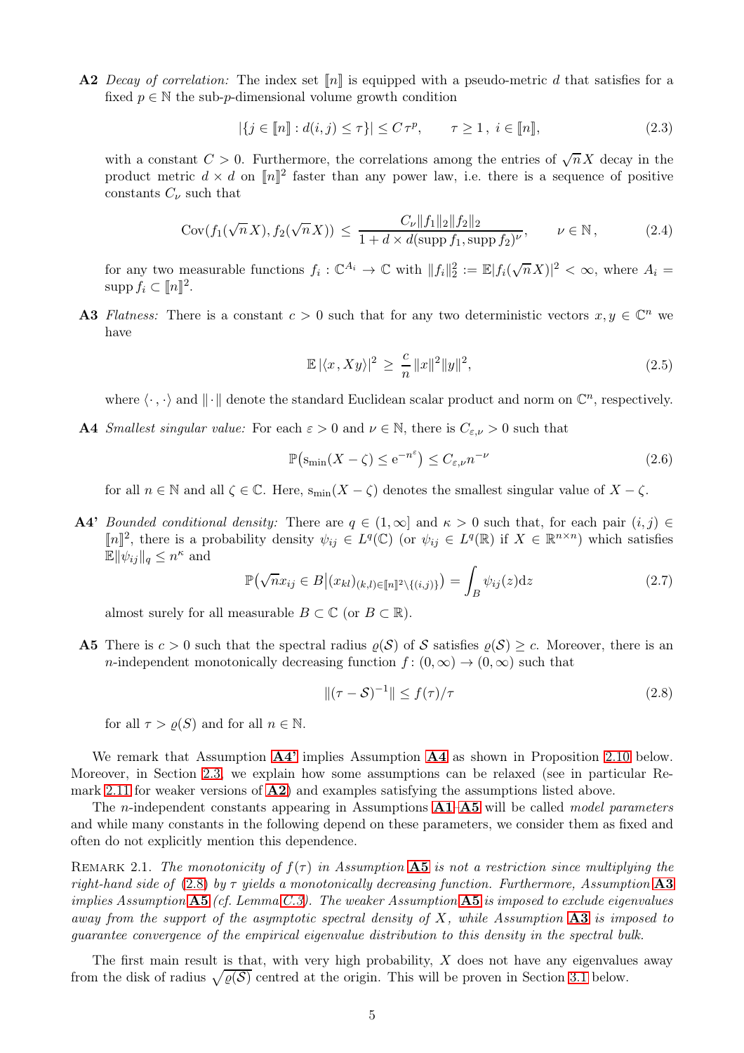**A2** *Decay of correlation:* The index set $[\![n]\!]$ is equipped with a pseudo-metric $d$ that satisfies for a fixed $p \in \mathbb{N}$ the sub-$p$-dimensional volume growth condition

$$|\{j \in [\![n]\!] : d(i,j) \leq \tau\}| \leq C\,\tau^p, \qquad \tau \geq 1\,,\ i \in [\![n]\!], \tag{2.3}$$

with a constant $C > 0$. Furthermore, the correlations among the entries of $\sqrt{n}X$ decay in the product metric $d \times d$ on $[\![n]\!]^2$ faster than any power law, i.e. there is a sequence of positive constants $C_\nu$ such that

$$\mathrm{Cov}(f_1(\sqrt{n}X), f_2(\sqrt{n}X)) \leq \frac{C_\nu \|f_1\|_2 \|f_2\|_2}{1 + d \times d(\operatorname{supp} f_1, \operatorname{supp} f_2)^\nu}, \qquad \nu \in \mathbb{N}\,, \tag{2.4}$$

for any two measurable functions $f_i : \mathbb{C}^{A_i} \to \mathbb{C}$ with $\|f_i\|_2^2 := \mathbb{E}|f_i(\sqrt{n}X)|^2 < \infty$, where $A_i = \operatorname{supp} f_i \subset [\![n]\!]^2$.

**A3** *Flatness:* There is a constant $c > 0$ such that for any two deterministic vectors $x, y \in \mathbb{C}^n$ we have

$$\mathbb{E}\,|\langle x, Xy\rangle|^2 \geq \frac{c}{n}\|x\|^2\|y\|^2, \tag{2.5}$$

where $\langle\,\cdot\,,\,\cdot\,\rangle$ and $\|\cdot\|$ denote the standard Euclidean scalar product and norm on $\mathbb{C}^n$, respectively.

**A4** *Smallest singular value:* For each $\varepsilon > 0$ and $\nu \in \mathbb{N}$, there is $C_{\varepsilon,\nu} > 0$ such that

$$\mathbb{P}\big(\mathrm{s_{min}}(X - \zeta) \leq \mathrm{e}^{-n^\varepsilon}\big) \leq C_{\varepsilon,\nu} n^{-\nu} \tag{2.6}$$

for all $n \in \mathbb{N}$ and all $\zeta \in \mathbb{C}$. Here, $\mathrm{s_{min}}(X - \zeta)$ denotes the smallest singular value of $X - \zeta$.

**A4'** *Bounded conditional density:* There are $q \in (1, \infty]$ and $\kappa > 0$ such that, for each pair $(i,j) \in [\![n]\!]^2$, there is a probability density $\psi_{ij} \in L^q(\mathbb{C})$ (or $\psi_{ij} \in L^q(\mathbb{R})$ if $X \in \mathbb{R}^{n\times n}$) which satisfies $\mathbb{E}\|\psi_{ij}\|_q \leq n^\kappa$ and

$$\mathbb{P}\big(\sqrt{n}x_{ij} \in B\big|(x_{kl})_{(k,l)\in[\![n]\!]^2\setminus\{(i,j)\}}\big) = \int_B \psi_{ij}(z)\mathrm{d}z \tag{2.7}$$

almost surely for all measurable $B \subset \mathbb{C}$ (or $B \subset \mathbb{R}$).

**A5** There is $c > 0$ such that the spectral radius $\varrho(\mathcal{S})$ of $\mathcal{S}$ satisfies $\varrho(\mathcal{S}) \geq c$. Moreover, there is an $n$-independent monotonically decreasing function $f : (0, \infty) \to (0, \infty)$ such that

$$\|(\tau - \mathcal{S})^{-1}\| \leq f(\tau)/\tau \tag{2.8}$$

for all $\tau > \varrho(S)$ and for all $n \in \mathbb{N}$.

We remark that Assumption **A4'** implies Assumption **A4** as shown in Proposition 2.10 below. Moreover, in Section 2.3, we explain how some assumptions can be relaxed (see in particular Remark 2.11 for weaker versions of **A2**) and examples satisfying the assumptions listed above.

The $n$-independent constants appearing in Assumptions **A1**–**A5** will be called *model parameters* and while many constants in the following depend on these parameters, we consider them as fixed and often do not explicitly mention this dependence.

REMARK 2.1. *The monotonicity of $f(\tau)$ in Assumption **A5** is not a restriction since multiplying the right-hand side of (2.8) by $\tau$ yields a monotonically decreasing function. Furthermore, Assumption **A3** implies Assumption **A5** (cf. Lemma C.3). The weaker Assumption **A5** is imposed to exclude eigenvalues away from the support of the asymptotic spectral density of $X$, while Assumption **A3** is imposed to guarantee convergence of the empirical eigenvalue distribution to this density in the spectral bulk.*

The first main result is that, with very high probability, $X$ does not have any eigenvalues away from the disk of radius $\sqrt{\varrho(\mathcal{S})}$ centred at the origin. This will be proven in Section 3.1 below.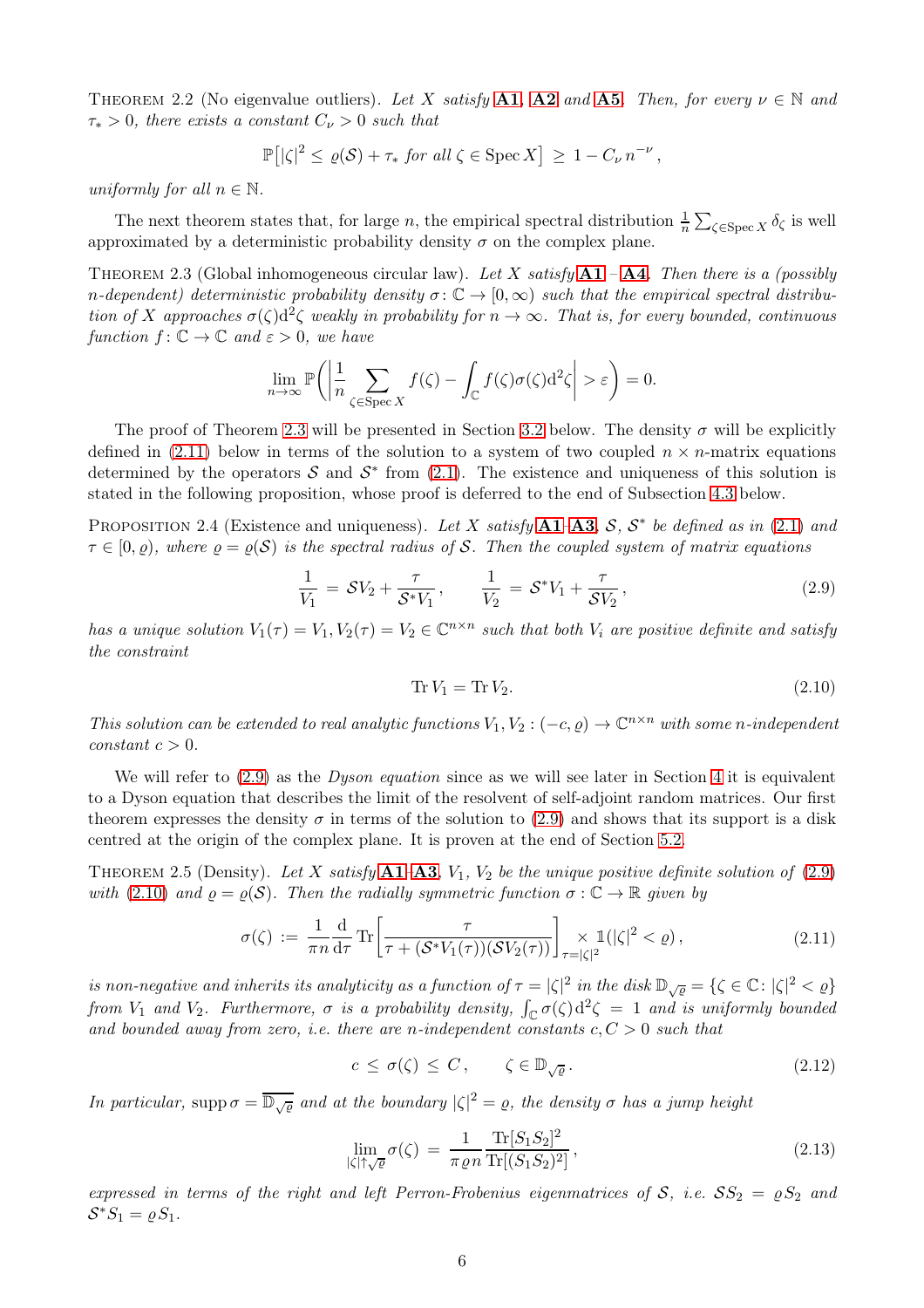Theorem 2.2 (No eigenvalue outliers). *Let $X$ satisfy* **A1**, **A2** *and* **A5**. *Then, for every $\nu \in \mathbb{N}$ and $\tau_* > 0$, there exists a constant $C_\nu > 0$ such that*

$$\mathbb{P}\big[|\zeta|^2 \le \varrho(\mathcal{S}) + \tau_* \text{ for all } \zeta \in \operatorname{Spec} X\big] \ge 1 - C_\nu\, n^{-\nu}\,,$$

*uniformly for all $n \in \mathbb{N}$.*

The next theorem states that, for large $n$, the empirical spectral distribution $\frac{1}{n}\sum_{\zeta \in \operatorname{Spec} X} \delta_\zeta$ is well approximated by a deterministic probability density $\sigma$ on the complex plane.

Theorem 2.3 (Global inhomogeneous circular law). *Let $X$ satisfy* **A1** – **A4**. *Then there is a (possibly $n$-dependent) deterministic probability density $\sigma \colon \mathbb{C} \to [0,\infty)$ such that the empirical spectral distribution of $X$ approaches $\sigma(\zeta)\mathrm{d}^2\zeta$ weakly in probability for $n \to \infty$. That is, for every bounded, continuous function $f \colon \mathbb{C} \to \mathbb{C}$ and $\varepsilon > 0$, we have*

$$\lim_{n\to\infty} \mathbb{P}\bigg(\bigg|\frac{1}{n}\sum_{\zeta \in \operatorname{Spec} X} f(\zeta) - \int_{\mathbb{C}} f(\zeta)\sigma(\zeta)\mathrm{d}^2\zeta\bigg| > \varepsilon\bigg) = 0.$$

The proof of Theorem 2.3 will be presented in Section 3.2 below. The density $\sigma$ will be explicitly defined in (2.11) below in terms of the solution to a system of two coupled $n \times n$-matrix equations determined by the operators $\mathcal{S}$ and $\mathcal{S}^*$ from (2.1). The existence and uniqueness of this solution is stated in the following proposition, whose proof is deferred to the end of Subsection 4.3 below.

Proposition 2.4 (Existence and uniqueness). *Let $X$ satisfy* **A1**–**A3**, *$\mathcal{S}$, $\mathcal{S}^*$ be defined as in (2.1) and $\tau \in [0,\varrho)$, where $\varrho = \varrho(\mathcal{S})$ is the spectral radius of $\mathcal{S}$. Then the coupled system of matrix equations*

$$\frac{1}{V_1} = \mathcal{S}V_2 + \frac{\tau}{\mathcal{S}^*V_1}\,, \qquad \frac{1}{V_2} = \mathcal{S}^*V_1 + \frac{\tau}{\mathcal{S}V_2}\,, \tag{2.9}$$

*has a unique solution $V_1(\tau) = V_1, V_2(\tau) = V_2 \in \mathbb{C}^{n\times n}$ such that both $V_i$ are positive definite and satisfy the constraint*

$$\operatorname{Tr} V_1 = \operatorname{Tr} V_2. \tag{2.10}$$

*This solution can be extended to real analytic functions $V_1, V_2 : (-c, \varrho) \to \mathbb{C}^{n\times n}$ with some $n$-independent constant $c > 0$.*

We will refer to (2.9) as the *Dyson equation* since as we will see later in Section 4 it is equivalent to a Dyson equation that describes the limit of the resolvent of self-adjoint random matrices. Our first theorem expresses the density $\sigma$ in terms of the solution to (2.9) and shows that its support is a disk centred at the origin of the complex plane. It is proven at the end of Section 5.2.

Theorem 2.5 (Density). *Let $X$ satisfy* **A1**–**A3**, *$V_1$, $V_2$ be the unique positive definite solution of (2.9) with (2.10) and $\varrho = \varrho(\mathcal{S})$. Then the radially symmetric function $\sigma : \mathbb{C} \to \mathbb{R}$ given by*

$$\sigma(\zeta) := \frac{1}{\pi n}\frac{\mathrm{d}}{\mathrm{d}\tau}\operatorname{Tr}\bigg[\frac{\tau}{\tau + (\mathcal{S}^*V_1(\tau))(\mathcal{S}V_2(\tau))}\bigg]_{\tau = |\zeta|^2} \times \mathbb{1}(|\zeta|^2 < \varrho)\,, \tag{2.11}$$

*is non-negative and inherits its analyticity as a function of $\tau = |\zeta|^2$ in the disk $\mathbb{D}_{\sqrt{\varrho}} = \{\zeta \in \mathbb{C} : |\zeta|^2 < \varrho\}$ from $V_1$ and $V_2$. Furthermore, $\sigma$ is a probability density, $\int_{\mathbb{C}} \sigma(\zeta)\,\mathrm{d}^2\zeta = 1$ and is uniformly bounded and bounded away from zero, i.e. there are $n$-independent constants $c, C > 0$ such that*

$$c \le \sigma(\zeta) \le C\,, \qquad \zeta \in \mathbb{D}_{\sqrt{\varrho}}. \tag{2.12}$$

*In particular, $\operatorname{supp} \sigma = \overline{\mathbb{D}_{\sqrt{\varrho}}}$ and at the boundary $|\zeta|^2 = \varrho$, the density $\sigma$ has a jump height*

$$\lim_{|\zeta| \uparrow \sqrt{\varrho}} \sigma(\zeta) = \frac{1}{\pi\varrho n}\frac{\operatorname{Tr}[S_1S_2]^2}{\operatorname{Tr}[(S_1S_2)^2]}\,, \tag{2.13}$$

*expressed in terms of the right and left Perron-Frobenius eigenmatrices of $\mathcal{S}$, i.e. $\mathcal{S}S_2 = \varrho S_2$ and $\mathcal{S}^*S_1 = \varrho S_1$.*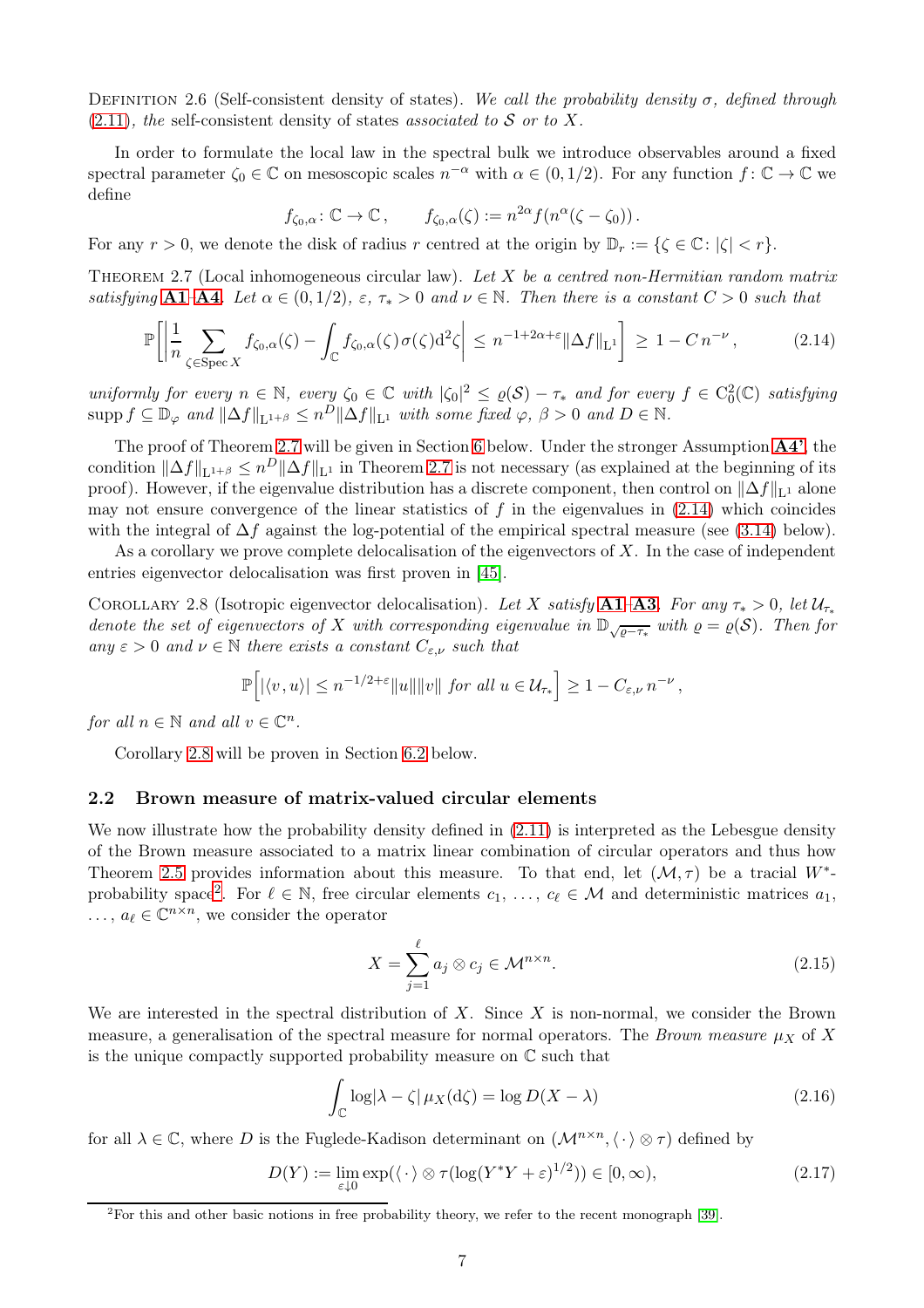Definition 2.6 (Self-consistent density of states). *We call the probability density $\sigma$, defined through (2.11), the* self-consistent density of states *associated to $\mathcal{S}$ or to $X$.*

In order to formulate the local law in the spectral bulk we introduce observables around a fixed spectral parameter $\zeta_0 \in \mathbb{C}$ on mesoscopic scales $n^{-\alpha}$ with $\alpha \in (0, 1/2)$. For any function $f\colon \mathbb{C} \to \mathbb{C}$ we define

$$f_{\zeta_0,\alpha}\colon \mathbb{C} \to \mathbb{C}, \qquad f_{\zeta_0,\alpha}(\zeta) := n^{2\alpha} f(n^\alpha(\zeta - \zeta_0)).$$

For any $r > 0$, we denote the disk of radius $r$ centred at the origin by $\mathbb{D}_r := \{\zeta \in \mathbb{C}\colon |\zeta| < r\}$.

Theorem 2.7 (Local inhomogeneous circular law). *Let $X$ be a centred non-Hermitian random matrix satisfying **A1**–**A4**. Let $\alpha \in (0, 1/2)$, $\varepsilon$, $\tau_* > 0$ and $\nu \in \mathbb{N}$. Then there is a constant $C > 0$ such that*

$$\mathbb{P}\bigg[\bigg|\frac{1}{n} \sum_{\zeta \in \operatorname{Spec} X} f_{\zeta_0,\alpha}(\zeta) - \int_{\mathbb{C}} f_{\zeta_0,\alpha}(\zeta)\sigma(\zeta)\mathrm{d}^2\zeta\bigg| \leq n^{-1+2\alpha+\varepsilon}\|\Delta f\|_{\mathrm{L}^1}\bigg] \geq 1 - C\, n^{-\nu}, \tag{2.14}$$

*uniformly for every $n \in \mathbb{N}$, every $\zeta_0 \in \mathbb{C}$ with $|\zeta_0|^2 \leq \varrho(\mathcal{S}) - \tau_*$ and for every $f \in \mathrm{C}_0^2(\mathbb{C})$ satisfying $\operatorname{supp} f \subseteq \mathbb{D}_\varphi$ and $\|\Delta f\|_{\mathrm{L}^{1+\beta}} \leq n^D\|\Delta f\|_{\mathrm{L}^1}$ with some fixed $\varphi$, $\beta > 0$ and $D \in \mathbb{N}$.*

The proof of Theorem 2.7 will be given in Section 6 below. Under the stronger Assumption **A4'**, the condition $\|\Delta f\|_{\mathrm{L}^{1+\beta}} \leq n^D\|\Delta f\|_{\mathrm{L}^1}$ in Theorem 2.7 is not necessary (as explained at the beginning of its proof). However, if the eigenvalue distribution has a discrete component, then control on $\|\Delta f\|_{\mathrm{L}^1}$ alone may not ensure convergence of the linear statistics of $f$ in the eigenvalues in (2.14) which coincides with the integral of $\Delta f$ against the log-potential of the empirical spectral measure (see (3.14) below).

As a corollary we prove complete delocalisation of the eigenvectors of $X$. In the case of independent entries eigenvector delocalisation was first proven in [45].

Corollary 2.8 (Isotropic eigenvector delocalisation). *Let $X$ satisfy **A1**–**A3**. For any $\tau_* > 0$, let $\mathcal{U}_{\tau_*}$ denote the set of eigenvectors of $X$ with corresponding eigenvalue in $\mathbb{D}_{\sqrt{\varrho - \tau_*}}$ with $\varrho = \varrho(\mathcal{S})$. Then for any $\varepsilon > 0$ and $\nu \in \mathbb{N}$ there exists a constant $C_{\varepsilon,\nu}$ such that*

$$\mathbb{P}\Big[|\langle v, u\rangle| \leq n^{-1/2+\varepsilon}\|u\|\|v\| \text{ for all } u \in \mathcal{U}_{\tau_*}\Big] \geq 1 - C_{\varepsilon,\nu}\, n^{-\nu},$$

*for all $n \in \mathbb{N}$ and all $v \in \mathbb{C}^n$.*

Corollary 2.8 will be proven in Section 6.2 below.

## 2.2 Brown measure of matrix-valued circular elements

We now illustrate how the probability density defined in (2.11) is interpreted as the Lebesgue density of the Brown measure associated to a matrix linear combination of circular operators and thus how Theorem 2.5 provides information about this measure. To that end, let $(\mathcal{M}, \tau)$ be a tracial $W^*$-probability space[2]. For $\ell \in \mathbb{N}$, free circular elements $c_1, \ldots, c_\ell \in \mathcal{M}$ and deterministic matrices $a_1, \ldots, a_\ell \in \mathbb{C}^{n\times n}$, we consider the operator

$$X = \sum_{j=1}^{\ell} a_j \otimes c_j \in \mathcal{M}^{n\times n}. \tag{2.15}$$

We are interested in the spectral distribution of $X$. Since $X$ is non-normal, we consider the Brown measure, a generalisation of the spectral measure for normal operators. The *Brown measure* $\mu_X$ of $X$ is the unique compactly supported probability measure on $\mathbb{C}$ such that

$$\int_{\mathbb{C}} \log|\lambda - \zeta|\, \mu_X(\mathrm{d}\zeta) = \log D(X - \lambda) \tag{2.16}$$

for all $\lambda \in \mathbb{C}$, where $D$ is the Fuglede-Kadison determinant on $(\mathcal{M}^{n\times n}, \langle\,\cdot\,\rangle \otimes \tau)$ defined by

$$D(Y) := \lim_{\varepsilon \downarrow 0} \exp(\langle\,\cdot\,\rangle \otimes \tau(\log(Y^*Y + \varepsilon)^{1/2})) \in [0, \infty), \tag{2.17}$$

[2] For this and other basic notions in free probability theory, we refer to the recent monograph [39].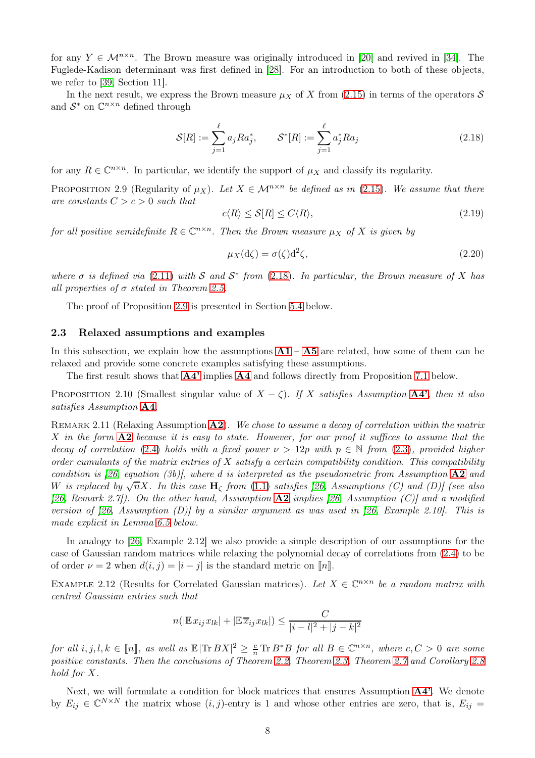for any $Y \in \mathcal{M}^{n\times n}$. The Brown measure was originally introduced in [20] and revived in [34]. The Fuglede-Kadison determinant was first defined in [28]. For an introduction to both of these objects, we refer to [39, Section 11].

In the next result, we express the Brown measure $\mu_X$ of $X$ from (2.15) in terms of the operators $\mathcal{S}$ and $\mathcal{S}^*$ on $\mathbb{C}^{n\times n}$ defined through

$$\mathcal{S}[R] := \sum_{j=1}^{\ell} a_j R a_j^*, \qquad \mathcal{S}^*[R] := \sum_{j=1}^{\ell} a_j^* R a_j \tag{2.18}$$

for any $R \in \mathbb{C}^{n\times n}$. In particular, we identify the support of $\mu_X$ and classify its regularity.

Proposition 2.9 (Regularity of $\mu_X$). *Let $X \in \mathcal{M}^{n\times n}$ be defined as in (2.15). We assume that there are constants $C > c > 0$ such that*

$$c\langle R\rangle \leq \mathcal{S}[R] \leq C\langle R\rangle, \tag{2.19}$$

*for all positive semidefinite $R \in \mathbb{C}^{n\times n}$. Then the Brown measure $\mu_X$ of $X$ is given by*

$$\mu_X(\mathrm{d}\zeta) = \sigma(\zeta)\mathrm{d}^2\zeta, \tag{2.20}$$

*where $\sigma$ is defined via (2.11) with $\mathcal{S}$ and $\mathcal{S}^*$ from (2.18). In particular, the Brown measure of $X$ has all properties of $\sigma$ stated in Theorem 2.5.*

The proof of Proposition 2.9 is presented in Section 5.4 below.

### 2.3 Relaxed assumptions and examples

In this subsection, we explain how the assumptions **A1** – **A5** are related, how some of them can be relaxed and provide some concrete examples satisfying these assumptions.

The first result shows that **A4'** implies **A4** and follows directly from Proposition 7.1 below.

Proposition 2.10 (Smallest singular value of $X - \zeta$). *If $X$ satisfies Assumption **A4'**, then it also satisfies Assumption **A4**.*

Remark 2.11 (Relaxing Assumption **A2**). *We chose to assume a decay of correlation within the matrix $X$ in the form **A2** because it is easy to state. However, for our proof it suffices to assume that the decay of correlation (2.4) holds with a fixed power $\nu > 12p$ with $p \in \mathbb{N}$ from (2.3), provided higher order cumulants of the matrix entries of $X$ satisfy a certain compatibility condition. This compatibility condition is [26, equation (3b)], where $d$ is interpreted as the pseudometric from Assumption **A2** and $W$ is replaced by $\sqrt{n}X$. In this case $\mathbf{H}_\zeta$ from (1.1) satisfies [26, Assumptions (C) and (D)] (see also [26, Remark 2.7]). On the other hand, Assumption **A2** implies [26, Assumption (C)] and a modified version of [26, Assumption (D)] by a similar argument as was used in [26, Example 2.10]. This is made explicit in Lemma 6.5 below.*

In analogy to [26, Example 2.12] we also provide a simple description of our assumptions for the case of Gaussian random matrices while relaxing the polynomial decay of correlations from (2.4) to be of order $\nu = 2$ when $d(i,j) = |i-j|$ is the standard metric on $[\![n]\!]$.

Example 2.12 (Results for Correlated Gaussian matrices). *Let $X \in \mathbb{C}^{n\times n}$ be a random matrix with centred Gaussian entries such that*

$$n(|\mathbb{E}x_{ij}x_{lk}| + |\mathbb{E}\overline{x}_{ij}x_{lk}|) \leq \frac{C}{|i-l|^2 + |j-k|^2}$$

*for all $i,j,l,k \in [\![n]\!]$, as well as $\mathbb{E}|\operatorname{Tr} BX|^2 \geq \frac{c}{n}\operatorname{Tr} B^*B$ for all $B \in \mathbb{C}^{n\times n}$, where $c, C > 0$ are some positive constants. Then the conclusions of Theorem 2.2, Theorem 2.3, Theorem 2.7 and Corollary 2.8 hold for $X$.*

Next, we will formulate a condition for block matrices that ensures Assumption **A4'**. We denote by $E_{ij} \in \mathbb{C}^{N\times N}$ the matrix whose $(i,j)$-entry is 1 and whose other entries are zero, that is, $E_{ij} =$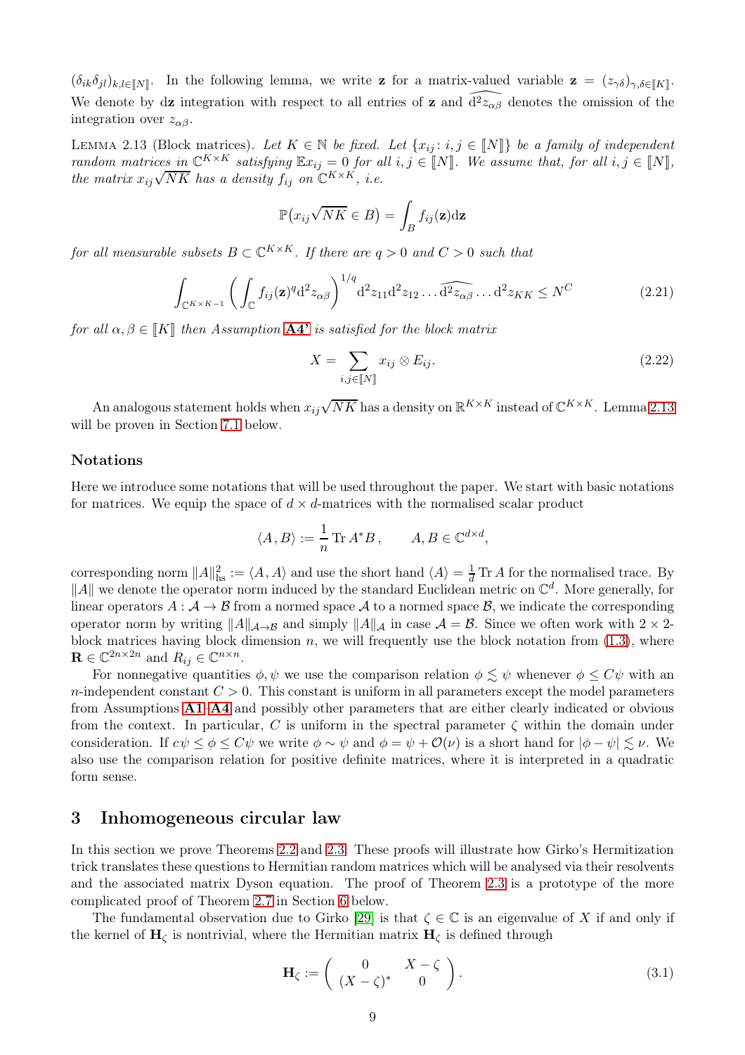$(\delta_{ik}\delta_{jl})_{k,l\in[\![N]\!]}$. In the following lemma, we write $\mathbf{z}$ for a matrix-valued variable $\mathbf{z} = (z_{\gamma\delta})_{\gamma,\delta\in[\![K]\!]}$. We denote by $\mathrm{d}\mathbf{z}$ integration with respect to all entries of $\mathbf{z}$ and $\widehat{\mathrm{d}^2 z_{\alpha\beta}}$ denotes the omission of the integration over $z_{\alpha\beta}$.

Lemma 2.13 (Block matrices). *Let $K \in \mathbb{N}$ be fixed. Let $\{x_{ij} : i, j \in [\![N]\!]\}$ be a family of independent random matrices in $\mathbb{C}^{K\times K}$ satisfying $\mathbb{E}x_{ij} = 0$ for all $i, j \in [\![N]\!]$. We assume that, for all $i, j \in [\![N]\!]$, the matrix $x_{ij}\sqrt{NK}$ has a density $f_{ij}$ on $\mathbb{C}^{K\times K}$, i.e.*

$$\mathbb{P}\big(x_{ij}\sqrt{NK} \in B\big) = \int_B f_{ij}(\mathbf{z})\mathrm{d}\mathbf{z}$$

*for all measurable subsets $B \subset \mathbb{C}^{K\times K}$. If there are $q > 0$ and $C > 0$ such that*

$$\int_{\mathbb{C}^{K\times K-1}} \bigg( \int_{\mathbb{C}} f_{ij}(\mathbf{z})^q \mathrm{d}^2 z_{\alpha\beta} \bigg)^{1/q} \mathrm{d}^2 z_{11} \mathrm{d}^2 z_{12} \dots \widehat{\mathrm{d}^2 z_{\alpha\beta}} \dots \mathrm{d}^2 z_{KK} \le N^C \tag{2.21}$$

*for all $\alpha, \beta \in [\![K]\!]$ then Assumption **A4'** is satisfied for the block matrix*

$$X = \sum_{i,j\in[\![N]\!]} x_{ij} \otimes E_{ij}. \tag{2.22}$$

An analogous statement holds when $x_{ij}\sqrt{NK}$ has a density on $\mathbb{R}^{K\times K}$ instead of $\mathbb{C}^{K\times K}$. Lemma 2.13 will be proven in Section 7.1 below.

### Notations

Here we introduce some notations that will be used throughout the paper. We start with basic notations for matrices. We equip the space of $d \times d$-matrices with the normalised scalar product

$$\langle A, B\rangle := \frac{1}{n} \operatorname{Tr} A^* B\,, \qquad A, B \in \mathbb{C}^{d\times d},$$

corresponding norm $\|A\|_{\mathrm{hs}}^2 := \langle A, A\rangle$ and use the short hand $\langle A\rangle = \frac{1}{d}\operatorname{Tr} A$ for the normalised trace. By $\|A\|$ we denote the operator norm induced by the standard Euclidean metric on $\mathbb{C}^d$. More generally, for linear operators $A : \mathcal{A} \to \mathcal{B}$ from a normed space $\mathcal{A}$ to a normed space $\mathcal{B}$, we indicate the corresponding operator norm by writing $\|A\|_{\mathcal{A}\to\mathcal{B}}$ and simply $\|A\|_{\mathcal{A}}$ in case $\mathcal{A} = \mathcal{B}$. Since we often work with $2 \times 2$-block matrices having block dimension $n$, we will frequently use the block notation from (1.3), where $\mathbf{R} \in \mathbb{C}^{2n\times 2n}$ and $R_{ij} \in \mathbb{C}^{n\times n}$.

For nonnegative quantities $\phi, \psi$ we use the comparison relation $\phi \lesssim \psi$ whenever $\phi \le C\psi$ with an $n$-independent constant $C > 0$. This constant is uniform in all parameters except the model parameters from Assumptions **A1**–**A4** and possibly other parameters that are either clearly indicated or obvious from the context. In particular, $C$ is uniform in the spectral parameter $\zeta$ within the domain under consideration. If $c\psi \le \phi \le C\psi$ we write $\phi \sim \psi$ and $\phi = \psi + \mathcal{O}(\nu)$ is a short hand for $|\phi - \psi| \lesssim \nu$. We also use the comparison relation for positive definite matrices, where it is interpreted in a quadratic form sense.

## 3 Inhomogeneous circular law

In this section we prove Theorems 2.2 and 2.3. These proofs will illustrate how Girko's Hermitization trick translates these questions to Hermitian random matrices which will be analysed via their resolvents and the associated matrix Dyson equation. The proof of Theorem 2.3 is a prototype of the more complicated proof of Theorem 2.7 in Section 6 below.

The fundamental observation due to Girko [29] is that $\zeta \in \mathbb{C}$ is an eigenvalue of $X$ if and only if the kernel of $\mathbf{H}_\zeta$ is nontrivial, where the Hermitian matrix $\mathbf{H}_\zeta$ is defined through

$$\mathbf{H}_\zeta := \begin{pmatrix} 0 & X - \zeta \\ (X - \zeta)^* & 0 \end{pmatrix}. \tag{3.1}$$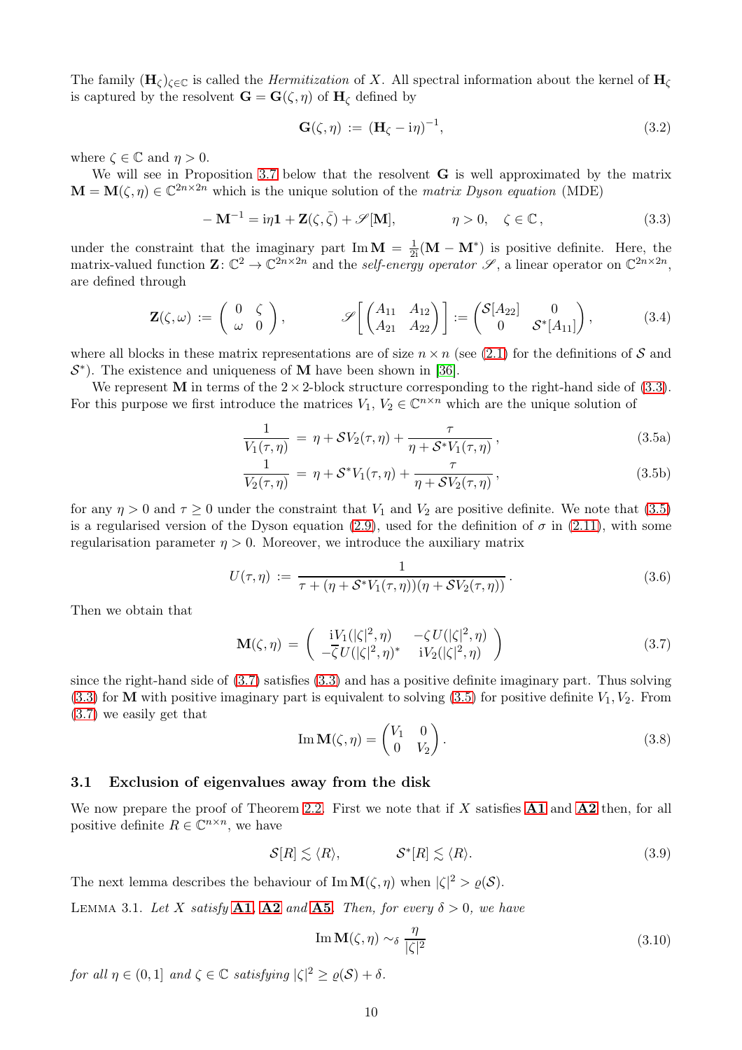The family $(\mathbf{H}_\zeta)_{\zeta\in\mathbb{C}}$ is called the *Hermitization* of $X$. All spectral information about the kernel of $\mathbf{H}_\zeta$ is captured by the resolvent $\mathbf{G} = \mathbf{G}(\zeta,\eta)$ of $\mathbf{H}_\zeta$ defined by

$$\mathbf{G}(\zeta,\eta) := (\mathbf{H}_\zeta - \mathrm{i}\eta)^{-1}, \tag{3.2}$$

where $\zeta \in \mathbb{C}$ and $\eta > 0$.

We will see in Proposition 3.7 below that the resolvent $\mathbf{G}$ is well approximated by the matrix $\mathbf{M} = \mathbf{M}(\zeta,\eta) \in \mathbb{C}^{2n\times 2n}$ which is the unique solution of the *matrix Dyson equation* (MDE)

$$-\mathbf{M}^{-1} = \mathrm{i}\eta\mathbf{1} + \mathbf{Z}(\zeta,\bar{\zeta}) + \mathscr{S}[\mathbf{M}], \qquad \eta > 0, \quad \zeta \in \mathbb{C}, \tag{3.3}$$

under the constraint that the imaginary part $\operatorname{Im}\mathbf{M} = \frac{1}{2\mathrm{i}}(\mathbf{M}-\mathbf{M}^*)$ is positive definite. Here, the matrix-valued function $\mathbf{Z}\colon \mathbb{C}^2 \to \mathbb{C}^{2n\times 2n}$ and the *self-energy operator* $\mathscr{S}$, a linear operator on $\mathbb{C}^{2n\times 2n}$, are defined through

$$\mathbf{Z}(\zeta,\omega) := \begin{pmatrix} 0 & \zeta \\ \omega & 0 \end{pmatrix}, \qquad \mathscr{S}\left[\begin{pmatrix} A_{11} & A_{12} \\ A_{21} & A_{22}\end{pmatrix}\right] := \begin{pmatrix} \mathcal{S}[A_{22}] & 0 \\ 0 & \mathcal{S}^*[A_{11}]\end{pmatrix}, \tag{3.4}$$

where all blocks in these matrix representations are of size $n \times n$ (see (2.1) for the definitions of $\mathcal{S}$ and $\mathcal{S}^*$). The existence and uniqueness of $\mathbf{M}$ have been shown in [36].

We represent $\mathbf{M}$ in terms of the $2\times 2$-block structure corresponding to the right-hand side of (3.3). For this purpose we first introduce the matrices $V_1$, $V_2 \in \mathbb{C}^{n\times n}$ which are the unique solution of

$$\frac{1}{V_1(\tau,\eta)} = \eta + \mathcal{S}V_2(\tau,\eta) + \frac{\tau}{\eta + \mathcal{S}^*V_1(\tau,\eta)}, \tag{3.5a}$$

$$\frac{1}{V_2(\tau,\eta)} = \eta + \mathcal{S}^*V_1(\tau,\eta) + \frac{\tau}{\eta + \mathcal{S}V_2(\tau,\eta)}, \tag{3.5b}$$

for any $\eta > 0$ and $\tau \geq 0$ under the constraint that $V_1$ and $V_2$ are positive definite. We note that (3.5) is a regularised version of the Dyson equation (2.9), used for the definition of $\sigma$ in (2.11), with some regularisation parameter $\eta > 0$. Moreover, we introduce the auxiliary matrix

$$U(\tau,\eta) := \frac{1}{\tau + (\eta + \mathcal{S}^*V_1(\tau,\eta))(\eta + \mathcal{S}V_2(\tau,\eta))}. \tag{3.6}$$

Then we obtain that

$$\mathbf{M}(\zeta,\eta) = \begin{pmatrix} \mathrm{i}V_1(|\zeta|^2,\eta) & -\zeta U(|\zeta|^2,\eta) \\ -\bar{\zeta}U(|\zeta|^2,\eta)^* & \mathrm{i}V_2(|\zeta|^2,\eta)\end{pmatrix} \tag{3.7}$$

since the right-hand side of (3.7) satisfies (3.3) and has a positive definite imaginary part. Thus solving (3.3) for $\mathbf{M}$ with positive imaginary part is equivalent to solving (3.5) for positive definite $V_1, V_2$. From (3.7) we easily get that

$$\operatorname{Im}\mathbf{M}(\zeta,\eta) = \begin{pmatrix} V_1 & 0 \\ 0 & V_2 \end{pmatrix}. \tag{3.8}$$

### 3.1 Exclusion of eigenvalues away from the disk

We now prepare the proof of Theorem 2.2. First we note that if $X$ satisfies **A1** and **A2** then, for all positive definite $R \in \mathbb{C}^{n\times n}$, we have

$$\mathcal{S}[R] \lesssim \langle R\rangle, \qquad \mathcal{S}^*[R] \lesssim \langle R \rangle. \tag{3.9}$$

The next lemma describes the behaviour of $\operatorname{Im}\mathbf{M}(\zeta,\eta)$ when $|\zeta|^2 > \varrho(\mathcal{S})$.

Lemma 3.1. *Let $X$ satisfy* **A1**, **A2** *and* **A5**. *Then, for every $\delta > 0$, we have*

$$\operatorname{Im}\mathbf{M}(\zeta,\eta) \sim_\delta \frac{\eta}{|\zeta|^2} \tag{3.10}$$

*for all $\eta \in (0,1]$ and $\zeta \in \mathbb{C}$ satisfying $|\zeta|^2 \geq \varrho(\mathcal{S}) + \delta$.*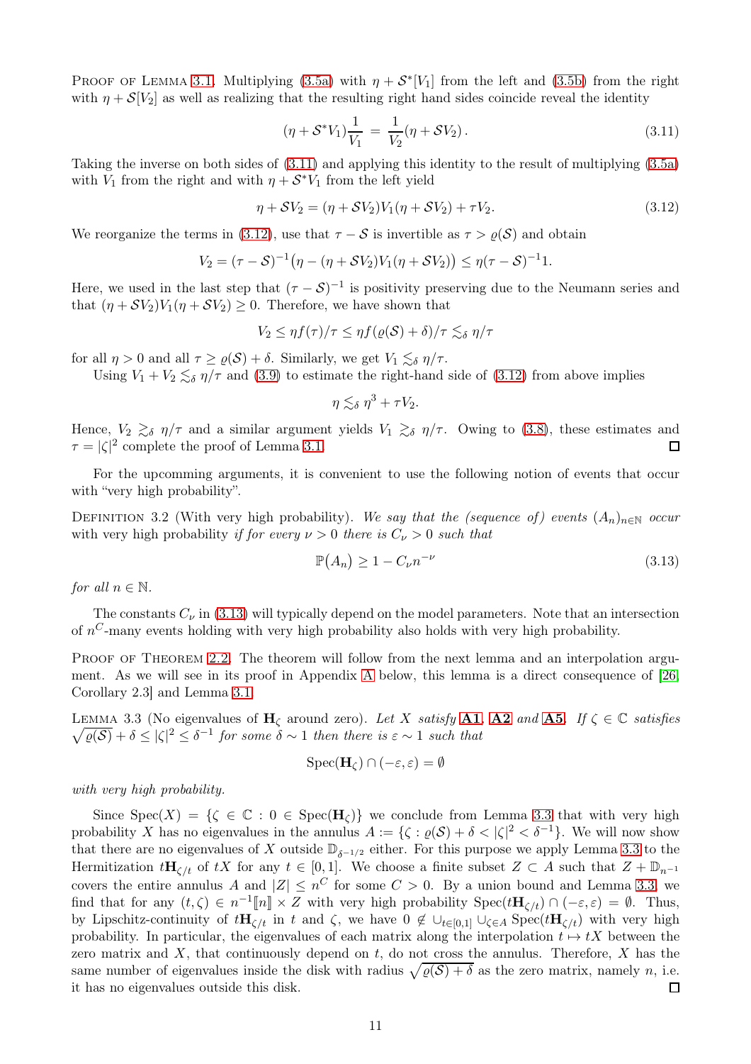Proof of Lemma 3.1. Multiplying (3.5a) with $\eta + \mathcal{S}^*[V_1]$ from the left and (3.5b) from the right with $\eta + \mathcal{S}[V_2]$ as well as realizing that the resulting right hand sides coincide reveal the identity

$$(\eta + \mathcal{S}^* V_1)\frac{1}{V_1} = \frac{1}{V_2}(\eta + \mathcal{S} V_2)\,. \tag{3.11}$$

Taking the inverse on both sides of (3.11) and applying this identity to the result of multiplying (3.5a) with $V_1$ from the right and with $\eta + \mathcal{S}^* V_1$ from the left yield

$$\eta + \mathcal{S}V_2 = (\eta + \mathcal{S}V_2)V_1(\eta + \mathcal{S}V_2) + \tau V_2. \tag{3.12}$$

We reorganize the terms in (3.12), use that $\tau - \mathcal{S}$ is invertible as $\tau > \varrho(\mathcal{S})$ and obtain

$$V_2 = (\tau - \mathcal{S})^{-1}\big(\eta - (\eta + \mathcal{S}V_2)V_1(\eta + \mathcal{S}V_2)\big) \le \eta(\tau - \mathcal{S})^{-1}1.$$

Here, we used in the last step that $(\tau - \mathcal{S})^{-1}$ is positivity preserving due to the Neumann series and that $(\eta + \mathcal{S}V_2)V_1(\eta + \mathcal{S}V_2) \ge 0$. Therefore, we have shown that

$$V_2 \le \eta f(\tau)/\tau \le \eta f(\varrho(\mathcal{S}) + \delta)/\tau \lesssim_\delta \eta/\tau$$

for all $\eta > 0$ and all $\tau \ge \varrho(\mathcal{S}) + \delta$. Similarly, we get $V_1 \lesssim_\delta \eta/\tau$.

Using $V_1 + V_2 \lesssim_\delta \eta/\tau$ and (3.9) to estimate the right-hand side of (3.12) from above implies

$$\eta \lesssim_\delta \eta^3 + \tau V_2.$$

Hence, $V_2 \gtrsim_\delta \eta/\tau$ and a similar argument yields $V_1 \gtrsim_\delta \eta/\tau$. Owing to (3.8), these estimates and $\tau = |\zeta|^2$ complete the proof of Lemma 3.1. ∎

For the upcomming arguments, it is convenient to use the following notion of events that occur with "very high probability".

Definition 3.2 (With very high probability). *We say that the (sequence of) events $(A_n)_{n\in\mathbb{N}}$ occur* with very high probability *if for every $\nu > 0$ there is $C_\nu > 0$ such that*

$$\mathbb{P}(A_n) \ge 1 - C_\nu n^{-\nu} \tag{3.13}$$

*for all $n \in \mathbb{N}$.*

The constants $C_\nu$ in (3.13) will typically depend on the model parameters. Note that an intersection of $n^C$-many events holding with very high probability also holds with very high probability.

Proof of Theorem 2.2. The theorem will follow from the next lemma and an interpolation argument. As we will see in its proof in Appendix A below, this lemma is a direct consequence of [26, Corollary 2.3] and Lemma 3.1.

Lemma 3.3 (No eigenvalues of $\mathbf{H}_\zeta$ around zero). *Let $X$ satisfy* **A1**, **A2** *and* **A5**. *If $\zeta \in \mathbb{C}$ satisfies $\sqrt{\varrho(\mathcal{S})} + \delta \le |\zeta|^2 \le \delta^{-1}$ for some $\delta \sim 1$ then there is $\varepsilon \sim 1$ such that*

$$\operatorname{Spec}(\mathbf{H}_\zeta) \cap (-\varepsilon, \varepsilon) = \emptyset$$

*with very high probability.*

Since $\operatorname{Spec}(X) = \{\zeta \in \mathbb{C} : 0 \in \operatorname{Spec}(\mathbf{H}_\zeta)\}$ we conclude from Lemma 3.3 that with very high probability $X$ has no eigenvalues in the annulus $A := \{\zeta : \varrho(\mathcal{S}) + \delta < |\zeta|^2 < \delta^{-1}\}$. We will now show that there are no eigenvalues of $X$ outside $\mathbb{D}_{\delta^{-1/2}}$ either. For this purpose we apply Lemma 3.3 to the Hermitization $t\mathbf{H}_{\zeta/t}$ of $tX$ for any $t \in [0,1]$. We choose a finite subset $Z \subset A$ such that $Z + \mathbb{D}_{n^{-1}}$ covers the entire annulus $A$ and $|Z| \le n^C$ for some $C > 0$. By a union bound and Lemma 3.3, we find that for any $(t,\zeta) \in n^{-1}[\![n]\!] \times Z$ with very high probability $\operatorname{Spec}(t\mathbf{H}_{\zeta/t}) \cap (-\varepsilon, \varepsilon) = \emptyset$. Thus, by Lipschitz-continuity of $t\mathbf{H}_{\zeta/t}$ in $t$ and $\zeta$, we have $0 \notin \cup_{t\in[0,1]} \cup_{\zeta\in A} \operatorname{Spec}(t\mathbf{H}_{\zeta/t})$ with very high probability. In particular, the eigenvalues of each matrix along the interpolation $t \mapsto tX$ between the zero matrix and $X$, that continuously depend on $t$, do not cross the annulus. Therefore, $X$ has the same number of eigenvalues inside the disk with radius $\sqrt{\varrho(\mathcal{S}) + \delta}$ as the zero matrix, namely $n$, i.e. it has no eigenvalues outside this disk. ∎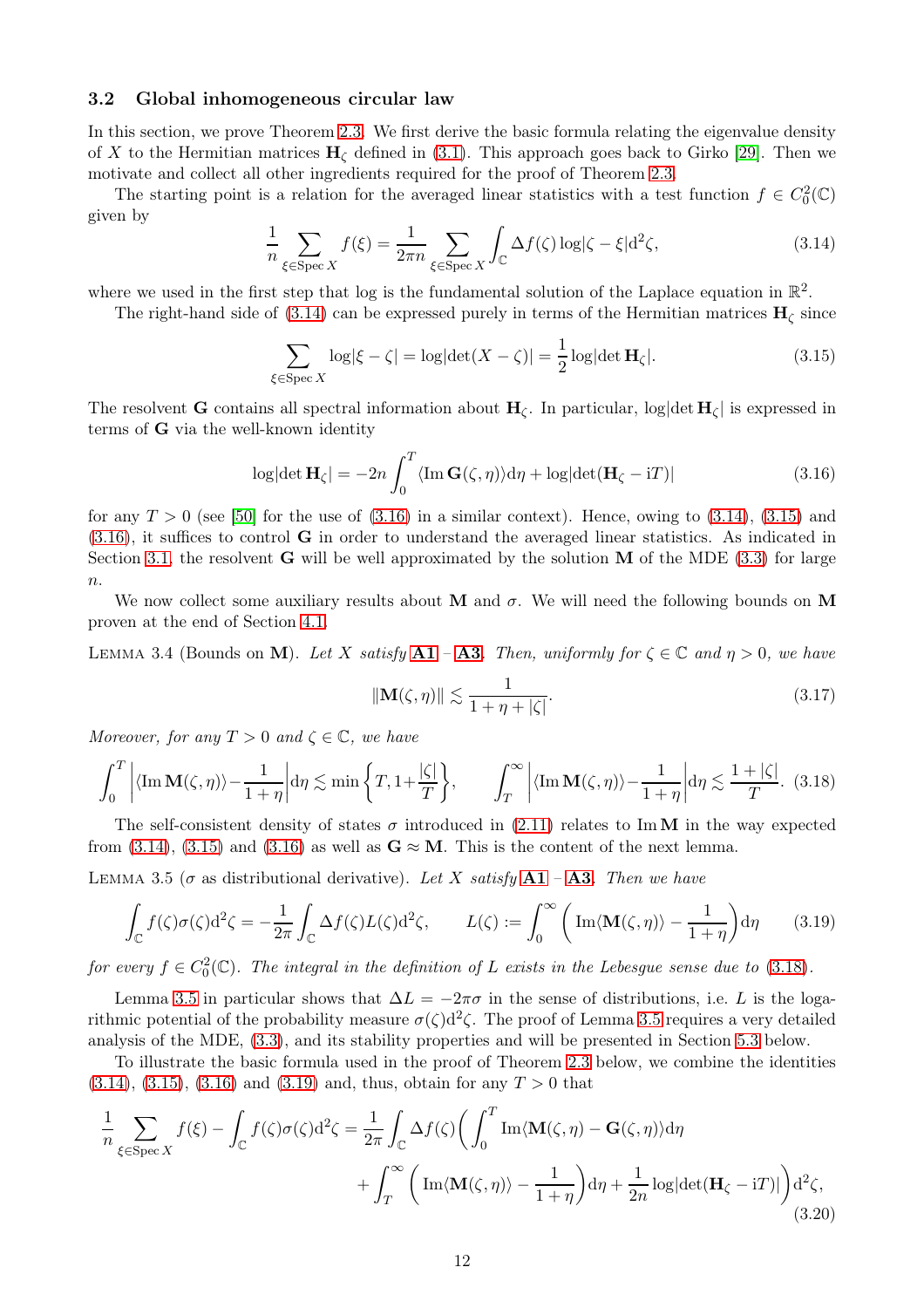### 3.2 Global inhomogeneous circular law

In this section, we prove Theorem 2.3. We first derive the basic formula relating the eigenvalue density of $X$ to the Hermitian matrices $\mathbf{H}_\zeta$ defined in (3.1). This approach goes back to Girko [29]. Then we motivate and collect all other ingredients required for the proof of Theorem 2.3.

The starting point is a relation for the averaged linear statistics with a test function $f \in C_0^2(\mathbb{C})$ given by

$$\frac{1}{n}\sum_{\xi \in \operatorname{Spec} X} f(\xi) = \frac{1}{2\pi n}\sum_{\xi \in \operatorname{Spec} X}\int_{\mathbb{C}} \Delta f(\zeta)\log|\zeta - \xi|\mathrm{d}^2\zeta, \tag{3.14}$$

where we used in the first step that log is the fundamental solution of the Laplace equation in $\mathbb{R}^2$.

The right-hand side of (3.14) can be expressed purely in terms of the Hermitian matrices $\mathbf{H}_\zeta$ since

$$\sum_{\xi \in \operatorname{Spec} X} \log|\xi - \zeta| = \log|\det(X-\zeta)| = \frac{1}{2}\log|\det \mathbf{H}_\zeta|. \tag{3.15}$$

The resolvent $\mathbf{G}$ contains all spectral information about $\mathbf{H}_\zeta$. In particular, $\log|\det \mathbf{H}_\zeta|$ is expressed in terms of $\mathbf{G}$ via the well-known identity

$$\log|\det \mathbf{H}_\zeta| = -2n\int_0^T \langle \operatorname{Im} \mathbf{G}(\zeta,\eta)\rangle \mathrm{d}\eta + \log|\det(\mathbf{H}_\zeta - \mathrm{i}T)| \tag{3.16}$$

for any $T > 0$ (see [50] for the use of (3.16) in a similar context). Hence, owing to (3.14), (3.15) and (3.16), it suffices to control $\mathbf{G}$ in order to understand the averaged linear statistics. As indicated in Section 3.1, the resolvent $\mathbf{G}$ will be well approximated by the solution $\mathbf{M}$ of the MDE (3.3) for large $n$.

We now collect some auxiliary results about $\mathbf{M}$ and $\sigma$. We will need the following bounds on $\mathbf{M}$ proven at the end of Section 4.1.

Lemma 3.4 (Bounds on $\mathbf{M}$). *Let $X$ satisfy* **A1** – **A3**. *Then, uniformly for $\zeta \in \mathbb{C}$ and $\eta > 0$, we have*

$$\|\mathbf{M}(\zeta,\eta)\| \lesssim \frac{1}{1+\eta+|\zeta|}. \tag{3.17}$$

*Moreover, for any $T > 0$ and $\zeta \in \mathbb{C}$, we have*

$$\int_0^T \left|\langle \operatorname{Im} \mathbf{M}(\zeta,\eta)\rangle - \frac{1}{1+\eta}\right|\mathrm{d}\eta \lesssim \min\left\{T, 1+\frac{|\zeta|}{T}\right\}, \qquad \int_T^\infty \left|\langle \operatorname{Im} \mathbf{M}(\zeta,\eta)\rangle - \frac{1}{1+\eta}\right|\mathrm{d}\eta \lesssim \frac{1+|\zeta|}{T}. \tag{3.18}$$

The self-consistent density of states $\sigma$ introduced in (2.11) relates to $\operatorname{Im}\mathbf{M}$ in the way expected from (3.14), (3.15) and (3.16) as well as $\mathbf{G} \approx \mathbf{M}$. This is the content of the next lemma.

Lemma 3.5 ($\sigma$ as distributional derivative). *Let $X$ satisfy* **A1** – **A3**. *Then we have*

$$\int_{\mathbb{C}} f(\zeta)\sigma(\zeta)\mathrm{d}^2\zeta = -\frac{1}{2\pi}\int_{\mathbb{C}} \Delta f(\zeta) L(\zeta)\mathrm{d}^2\zeta, \qquad L(\zeta) := \int_0^\infty \left(\operatorname{Im}\langle \mathbf{M}(\zeta,\eta)\rangle - \frac{1}{1+\eta}\right)\mathrm{d}\eta \tag{3.19}$$

*for every $f \in C_0^2(\mathbb{C})$. The integral in the definition of $L$ exists in the Lebesgue sense due to* (3.18).

Lemma 3.5 in particular shows that $\Delta L = -2\pi\sigma$ in the sense of distributions, i.e. $L$ is the logarithmic potential of the probability measure $\sigma(\zeta)\mathrm{d}^2\zeta$. The proof of Lemma 3.5 requires a very detailed analysis of the MDE, (3.3), and its stability properties and will be presented in Section 5.3 below.

To illustrate the basic formula used in the proof of Theorem 2.3 below, we combine the identities (3.14), (3.15), (3.16) and (3.19) and, thus, obtain for any $T > 0$ that

$$\begin{aligned}\frac{1}{n}\sum_{\xi \in \operatorname{Spec} X} f(\xi) - \int_{\mathbb{C}} f(\zeta)\sigma(\zeta)\mathrm{d}^2\zeta = \frac{1}{2\pi}\int_{\mathbb{C}} \Delta f(\zeta)\bigg(\int_0^T \operatorname{Im}\langle \mathbf{M}(\zeta,\eta) - \mathbf{G}(\zeta,\eta)\rangle \mathrm{d}\eta \\ + \int_T^\infty \left(\operatorname{Im}\langle \mathbf{M}(\zeta,\eta)\rangle - \frac{1}{1+\eta}\right)\mathrm{d}\eta + \frac{1}{2n}\log|\det(\mathbf{H}_\zeta - \mathrm{i}T)|\bigg)\mathrm{d}^2\zeta,\end{aligned} \tag{3.20}$$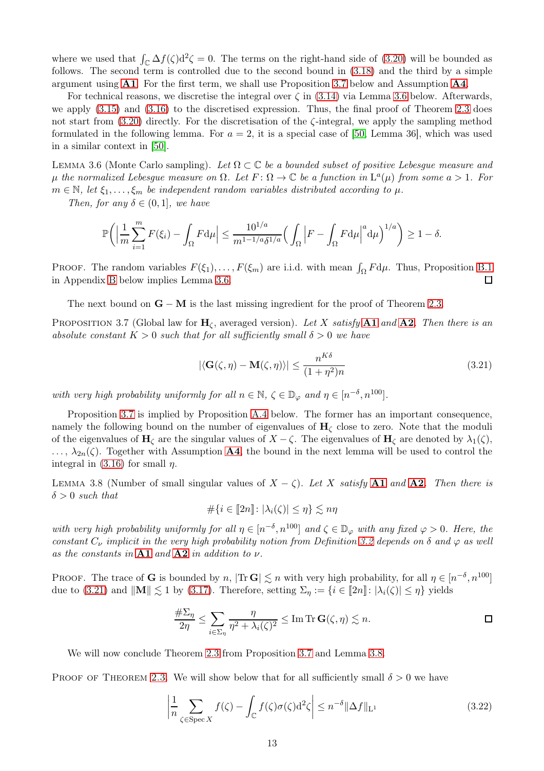where we used that $\int_{\mathbb{C}} \Delta f(\zeta) \mathrm{d}^2\zeta = 0$. The terms on the right-hand side of (3.20) will be bounded as follows. The second term is controlled due to the second bound in (3.18) and the third by a simple argument using **A1**. For the first term, we shall use Proposition 3.7 below and Assumption **A4**.

For technical reasons, we discretise the integral over $\zeta$ in (3.14) via Lemma 3.6 below. Afterwards, we apply (3.15) and (3.16) to the discretised expression. Thus, the final proof of Theorem 2.3 does not start from (3.20) directly. For the discretisation of the $\zeta$-integral, we apply the sampling method formulated in the following lemma. For $a = 2$, it is a special case of [50, Lemma 36], which was used in a similar context in [50].

Lemma 3.6 (Monte Carlo sampling). *Let $\Omega \subset \mathbb{C}$ be a bounded subset of positive Lebesgue measure and $\mu$ the normalized Lebesgue measure on $\Omega$. Let $F\colon \Omega \to \mathbb{C}$ be a function in $\mathrm{L}^a(\mu)$ from some $a > 1$. For $m \in \mathbb{N}$, let $\xi_1, \ldots, \xi_m$ be independent random variables distributed according to $\mu$.*

*Then, for any $\delta \in (0, 1]$, we have*

$$\mathbb{P}\bigg( \Big| \frac{1}{m} \sum_{i=1}^m F(\xi_i) - \int_\Omega F \mathrm{d}\mu \Big| \leq \frac{10^{1/a}}{m^{1-1/a}\delta^{1/a}} \Big( \int_\Omega \Big| F - \int_\Omega F \mathrm{d}\mu \Big|^a \mathrm{d}\mu \Big)^{1/a} \bigg) \geq 1 - \delta.$$

Proof. The random variables $F(\xi_1), \ldots, F(\xi_m)$ are i.i.d. with mean $\int_\Omega F\mathrm{d}\mu$. Thus, Proposition B.1 in Appendix B below implies Lemma 3.6. ◻

The next bound on $\mathbf{G} - \mathbf{M}$ is the last missing ingredient for the proof of Theorem 2.3.

Proposition 3.7 (Global law for $\mathbf{H}_\zeta$, averaged version). *Let $X$ satisfy **A1** and **A2**. Then there is an absolute constant $K > 0$ such that for all sufficiently small $\delta > 0$ we have*

$$|\langle \mathbf{G}(\zeta, \eta) - \mathbf{M}(\zeta, \eta) \rangle| \leq \frac{n^{K\delta}}{(1 + \eta^2)n} \tag{3.21}$$

*with very high probability uniformly for all $n \in \mathbb{N}$, $\zeta \in \mathbb{D}_\varphi$ and $\eta \in [n^{-\delta}, n^{100}]$.*

Proposition 3.7 is implied by Proposition A.4 below. The former has an important consequence, namely the following bound on the number of eigenvalues of $\mathbf{H}_\zeta$ close to zero. Note that the moduli of the eigenvalues of $\mathbf{H}_\zeta$ are the singular values of $X - \zeta$. The eigenvalues of $\mathbf{H}_\zeta$ are denoted by $\lambda_1(\zeta)$, $\ldots$, $\lambda_{2n}(\zeta)$. Together with Assumption **A4**, the bound in the next lemma will be used to control the integral in (3.16) for small $\eta$.

Lemma 3.8 (Number of small singular values of $X - \zeta$). *Let $X$ satisfy **A1** and **A2**. Then there is $\delta > 0$ such that*

$$\#\{ i \in [\![2n]\!] \colon |\lambda_i(\zeta)| \leq \eta \} \lesssim n\eta$$

*with very high probability uniformly for all $\eta \in [n^{-\delta}, n^{100}]$ and $\zeta \in \mathbb{D}_\varphi$ with any fixed $\varphi > 0$. Here, the constant $C_\nu$ implicit in the very high probability notion from Definition 3.2 depends on $\delta$ and $\varphi$ as well as the constants in **A1** and **A2** in addition to $\nu$.*

Proof. The trace of $\mathbf{G}$ is bounded by $n$, $|\mathrm{Tr}\, \mathbf{G}| \lesssim n$ with very high probability, for all $\eta \in [n^{-\delta}, n^{100}]$ due to (3.21) and $\|\mathbf{M}\| \lesssim 1$ by (3.17). Therefore, setting $\Sigma_\eta := \{ i \in [\![2n]\!] \colon |\lambda_i(\zeta)| \leq \eta \}$ yields

$$\frac{\#\Sigma_\eta}{2\eta} \leq \sum_{i \in \Sigma_\eta} \frac{\eta}{\eta^2 + \lambda_i(\zeta)^2} \leq \mathrm{Im}\, \mathrm{Tr}\, \mathbf{G}(\zeta, \eta) \lesssim n. \qquad ◻$$

We will now conclude Theorem 2.3 from Proposition 3.7 and Lemma 3.8.

Proof of Theorem 2.3. We will show below that for all sufficiently small $\delta > 0$ we have

$$\bigg| \frac{1}{n} \sum_{\zeta \in \mathrm{Spec}\, X} f(\zeta) - \int_{\mathbb{C}} f(\zeta) \sigma(\zeta) \mathrm{d}^2\zeta \bigg| \leq n^{-\delta} \|\Delta f\|_{\mathrm{L}^1} \tag{3.22}$$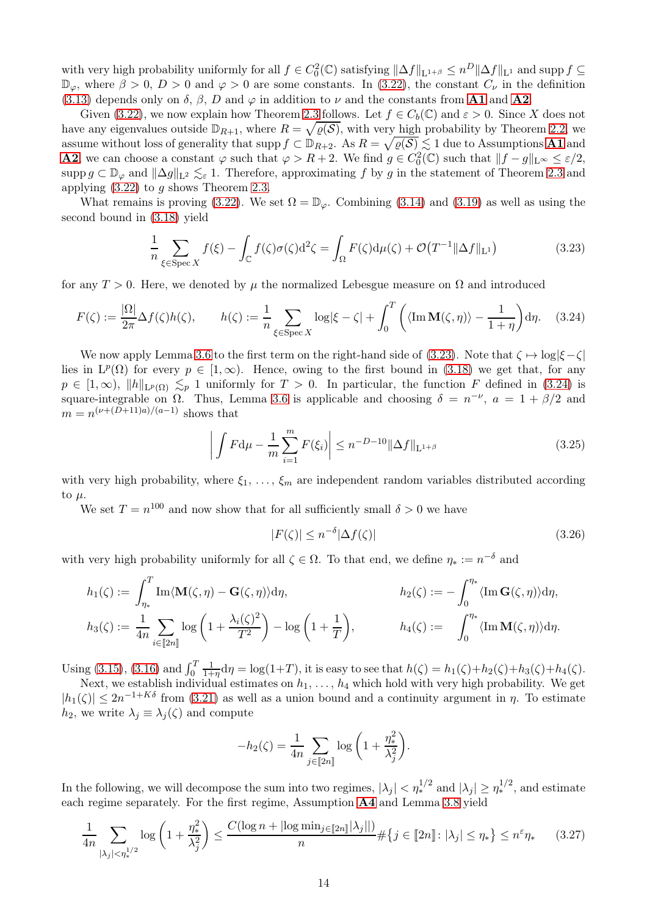with very high probability uniformly for all $f \in C_0^2(\mathbb{C})$ satisfying $\|\Delta f\|_{\mathrm{L}^{1+\beta}} \le n^D \|\Delta f\|_{\mathrm{L}^1}$ and $\operatorname{supp} f \subseteq \mathbb{D}_\varphi$, where $\beta > 0$, $D > 0$ and $\varphi > 0$ are some constants. In (3.22), the constant $C_\nu$ in the definition (3.13) depends only on $\delta$, $\beta$, $D$ and $\varphi$ in addition to $\nu$ and the constants from **A1** and **A2**.

Given (3.22), we now explain how Theorem 2.3 follows. Let $f \in C_b(\mathbb{C})$ and $\varepsilon > 0$. Since $X$ does not have any eigenvalues outside $\mathbb{D}_{R+1}$, where $R = \sqrt{\varrho(\mathcal{S})}$, with very high probability by Theorem 2.2, we assume without loss of generality that $\operatorname{supp} f \subset \mathbb{D}_{R+2}$. As $R = \sqrt{\varrho(\mathcal{S})} \lesssim 1$ due to Assumptions **A1** and **A2**, we can choose a constant $\varphi$ such that $\varphi > R + 2$. We find $g \in C_0^2(\mathbb{C})$ such that $\|f - g\|_{\mathrm{L}^\infty} \le \varepsilon/2$, $\operatorname{supp} g \subset \mathbb{D}_\varphi$ and $\|\Delta g\|_{\mathrm{L}^2} \lesssim_\varepsilon 1$. Therefore, approximating $f$ by $g$ in the statement of Theorem 2.3 and applying (3.22) to $g$ shows Theorem 2.3.

What remains is proving (3.22). We set $\Omega = \mathbb{D}_\varphi$. Combining (3.14) and (3.19) as well as using the second bound in (3.18) yield

$$\frac{1}{n} \sum_{\xi \in \operatorname{Spec} X} f(\xi) - \int_{\mathbb{C}} f(\zeta)\sigma(\zeta) \mathrm{d}^2\zeta = \int_\Omega F(\zeta) \mathrm{d}\mu(\zeta) + \mathcal{O}\big(T^{-1} \|\Delta f\|_{\mathrm{L}^1}\big) \tag{3.23}$$

for any $T > 0$. Here, we denoted by $\mu$ the normalized Lebesgue measure on $\Omega$ and introduced

$$F(\zeta) := \frac{|\Omega|}{2\pi} \Delta f(\zeta) h(\zeta), \qquad h(\zeta) := \frac{1}{n} \sum_{\xi \in \operatorname{Spec} X} \log|\xi - \zeta| + \int_0^T \left( \langle \operatorname{Im} \mathbf{M}(\zeta, \eta) \rangle - \frac{1}{1+\eta} \right) \mathrm{d}\eta. \tag{3.24}$$

We now apply Lemma 3.6 to the first term on the right-hand side of (3.23). Note that $\zeta \mapsto \log|\xi - \zeta|$ lies in $\mathrm{L}^p(\Omega)$ for every $p \in [1, \infty)$. Hence, owing to the first bound in (3.18) we get that, for any $p \in [1, \infty)$, $\|h\|_{\mathrm{L}^p(\Omega)} \lesssim_p 1$ uniformly for $T > 0$. In particular, the function $F$ defined in (3.24) is square-integrable on $\Omega$. Thus, Lemma 3.6 is applicable and choosing $\delta = n^{-\nu}$, $a = 1 + \beta/2$ and $m = n^{(\nu + (D+11)a)/(a-1)}$ shows that

$$\left| \int F \mathrm{d}\mu - \frac{1}{m} \sum_{i=1}^m F(\xi_i) \right| \le n^{-D-10} \|\Delta f\|_{\mathrm{L}^{1+\beta}} \tag{3.25}$$

with very high probability, where $\xi_1, \ldots, \xi_m$ are independent random variables distributed according to $\mu$.

We set $T = n^{100}$ and now show that for all sufficiently small $\delta > 0$ we have

$$|F(\zeta)| \le n^{-\delta} |\Delta f(\zeta)| \tag{3.26}$$

with very high probability uniformly for all $\zeta \in \Omega$. To that end, we define $\eta_* := n^{-\delta}$ and

$$h_1(\zeta) := \int_{\eta_*}^T \operatorname{Im} \langle \mathbf{M}(\zeta, \eta) - \mathbf{G}(\zeta, \eta) \rangle \mathrm{d}\eta, \qquad h_2(\zeta) := -\int_0^{\eta_*} \langle \operatorname{Im} \mathbf{G}(\zeta, \eta) \rangle \mathrm{d}\eta,$$

$$h_3(\zeta) := \frac{1}{4n} \sum_{i \in [\![2n]\!]} \log\left(1 + \frac{\lambda_i(\zeta)^2}{T^2}\right) - \log\left(1 + \frac{1}{T}\right), \qquad h_4(\zeta) := \int_0^{\eta_*} \langle \operatorname{Im} \mathbf{M}(\zeta, \eta) \rangle \mathrm{d}\eta.$$

Using (3.15), (3.16) and $\int_0^T \frac{1}{1+\eta} \mathrm{d}\eta = \log(1+T)$, it is easy to see that $h(\zeta) = h_1(\zeta) + h_2(\zeta) + h_3(\zeta) + h_4(\zeta)$.

Next, we establish individual estimates on $h_1, \ldots, h_4$ which hold with very high probability. We get $|h_1(\zeta)| \le 2n^{-1+K\delta}$ from (3.21) as well as a union bound and a continuity argument in $\eta$. To estimate $h_2$, we write $\lambda_j \equiv \lambda_j(\zeta)$ and compute

$$-h_2(\zeta) = \frac{1}{4n} \sum_{j \in [\![2n]\!]} \log\left(1 + \frac{\eta_*^2}{\lambda_j^2}\right).$$

In the following, we will decompose the sum into two regimes, $|\lambda_j| < \eta_*^{1/2}$ and $|\lambda_j| \ge \eta_*^{1/2}$, and estimate each regime separately. For the first regime, Assumption **A4** and Lemma 3.8 yield

$$\frac{1}{4n} \sum_{|\lambda_j| < \eta_*^{1/2}} \log\left(1 + \frac{\eta_*^2}{\lambda_j^2}\right) \le \frac{C(\log n + |\log \min_{j \in [\![2n]\!]} |\lambda_j||)}{n} \#\{j \in [\![2n]\!] \colon |\lambda_j| \le \eta_*\} \le n^\varepsilon \eta_* \tag{3.27}$$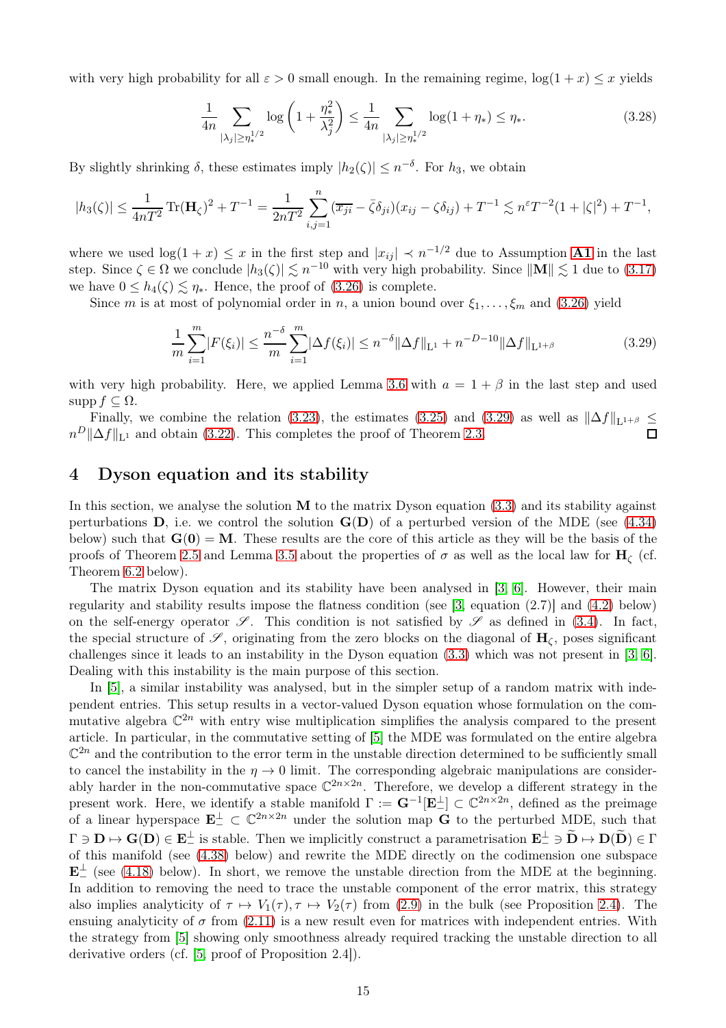with very high probability for all $\varepsilon > 0$ small enough. In the remaining regime, $\log(1+x) \le x$ yields

$$\frac{1}{4n} \sum_{|\lambda_j| \ge \eta_*^{1/2}} \log\left(1 + \frac{\eta_*^2}{\lambda_j^2}\right) \le \frac{1}{4n} \sum_{|\lambda_j| \ge \eta_*^{1/2}} \log(1+\eta_*) \le \eta_*. \tag{3.28}$$

By slightly shrinking $\delta$, these estimates imply $|h_2(\zeta)| \le n^{-\delta}$. For $h_3$, we obtain

$$|h_3(\zeta)| \le \frac{1}{4nT^2} \operatorname{Tr}(\mathbf{H}_\zeta)^2 + T^{-1} = \frac{1}{2nT^2} \sum_{i,j=1}^{n} (\overline{x_{ji}} - \bar{\zeta}\delta_{ji})(x_{ij} - \zeta\delta_{ij}) + T^{-1} \lesssim n^{\varepsilon} T^{-2}(1 + |\zeta|^2) + T^{-1},$$

where we used $\log(1+x) \le x$ in the first step and $|x_{ij}| \prec n^{-1/2}$ due to Assumption **A1** in the last step. Since $\zeta \in \Omega$ we conclude $|h_3(\zeta)| \lesssim n^{-10}$ with very high probability. Since $\|\mathbf{M}\| \lesssim 1$ due to (3.17) we have $0 \le h_4(\zeta) \lesssim \eta_*$. Hence, the proof of (3.26) is complete.

Since $m$ is at most of polynomial order in $n$, a union bound over $\xi_1, \ldots, \xi_m$ and (3.26) yield

$$\frac{1}{m} \sum_{i=1}^{m} |F(\xi_i)| \le \frac{n^{-\delta}}{m} \sum_{i=1}^{m} |\Delta f(\xi_i)| \le n^{-\delta} \|\Delta f\|_{\mathrm{L}^1} + n^{-D-10} \|\Delta f\|_{\mathrm{L}^{1+\beta}} \tag{3.29}$$

with very high probability. Here, we applied Lemma 3.6 with $a = 1 + \beta$ in the last step and used $\operatorname{supp} f \subseteq \Omega$.

Finally, we combine the relation (3.23), the estimates (3.25) and (3.29) as well as $\|\Delta f\|_{\mathrm{L}^{1+\beta}} \le n^D \|\Delta f\|_{\mathrm{L}^1}$ and obtain (3.22). This completes the proof of Theorem 2.3. ∎

# 4 Dyson equation and its stability

In this section, we analyse the solution $\mathbf{M}$ to the matrix Dyson equation (3.3) and its stability against perturbations $\mathbf{D}$, i.e. we control the solution $\mathbf{G}(\mathbf{D})$ of a perturbed version of the MDE (see (4.34) below) such that $\mathbf{G}(\mathbf{0}) = \mathbf{M}$. These results are the core of this article as they will be the basis of the proofs of Theorem 2.5 and Lemma 3.5 about the properties of $\sigma$ as well as the local law for $\mathbf{H}_\zeta$ (cf. Theorem 6.2 below).

The matrix Dyson equation and its stability have been analysed in [3, 6]. However, their main regularity and stability results impose the flatness condition (see [3, equation (2.7)] and (4.2) below) on the self-energy operator $\mathscr{S}$. This condition is not satisfied by $\mathscr{S}$ as defined in (3.4). In fact, the special structure of $\mathscr{S}$, originating from the zero blocks on the diagonal of $\mathbf{H}_\zeta$, poses significant challenges since it leads to an instability in the Dyson equation (3.3) which was not present in [3, 6]. Dealing with this instability is the main purpose of this section.

In [5], a similar instability was analysed, but in the simpler setup of a random matrix with independent entries. This setup results in a vector-valued Dyson equation whose formulation on the commutative algebra $\mathbb{C}^{2n}$ with entry wise multiplication simplifies the analysis compared to the present article. In particular, in the commutative setting of [5] the MDE was formulated on the entire algebra $\mathbb{C}^{2n}$ and the contribution to the error term in the unstable direction determined to be sufficiently small to cancel the instability in the $\eta \to 0$ limit. The corresponding algebraic manipulations are considerably harder in the non-commutative space $\mathbb{C}^{2n \times 2n}$. Therefore, we develop a different strategy in the present work. Here, we identify a stable manifold $\Gamma := \mathbf{G}^{-1}[\mathbf{E}_-^\perp] \subset \mathbb{C}^{2n \times 2n}$, defined as the preimage of a linear hyperspace $\mathbf{E}_-^\perp \subset \mathbb{C}^{2n \times 2n}$ under the solution map $\mathbf{G}$ to the perturbed MDE, such that $\Gamma \ni \mathbf{D} \mapsto \mathbf{G}(\mathbf{D}) \in \mathbf{E}_-^\perp$ is stable. Then we implicitly construct a parametrisation $\mathbf{E}_-^\perp \ni \widetilde{\mathbf{D}} \mapsto \mathbf{D}(\widetilde{\mathbf{D}}) \in \Gamma$ of this manifold (see (4.38) below) and rewrite the MDE directly on the codimension one subspace $\mathbf{E}_-^\perp$ (see (4.18) below). In short, we remove the unstable direction from the MDE at the beginning. In addition to removing the need to trace the unstable component of the error matrix, this strategy also implies analyticity of $\tau \mapsto V_1(\tau), \tau \mapsto V_2(\tau)$ from (2.9) in the bulk (see Proposition 2.4). The ensuing analyticity of $\sigma$ from (2.11) is a new result even for matrices with independent entries. With the strategy from [5] showing only smoothness already required tracking the unstable direction to all derivative orders (cf. [5, proof of Proposition 2.4]).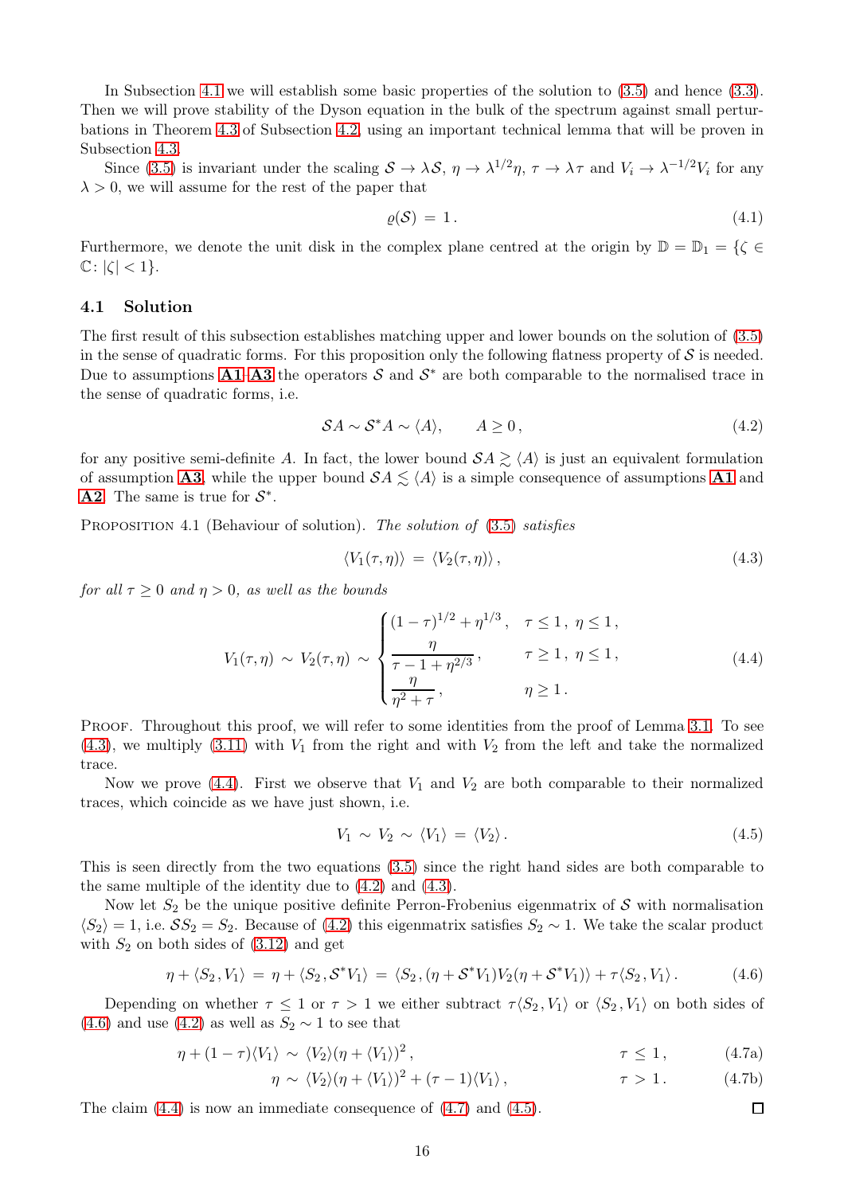In Subsection 4.1 we will establish some basic properties of the solution to (3.5) and hence (3.3). Then we will prove stability of the Dyson equation in the bulk of the spectrum against small perturbations in Theorem 4.3 of Subsection 4.2, using an important technical lemma that will be proven in Subsection 4.3.

Since (3.5) is invariant under the scaling $\mathcal{S} \to \lambda \mathcal{S}$, $\eta \to \lambda^{1/2}\eta$, $\tau \to \lambda \tau$ and $V_i \to \lambda^{-1/2} V_i$ for any $\lambda > 0$, we will assume for the rest of the paper that

$$\varrho(\mathcal{S}) \,=\, 1\,. \tag{4.1}$$

Furthermore, we denote the unit disk in the complex plane centred at the origin by $\mathbb{D} = \mathbb{D}_1 = \{\zeta \in \mathbb{C} : |\zeta| < 1\}$.

### 4.1 Solution

The first result of this subsection establishes matching upper and lower bounds on the solution of (3.5) in the sense of quadratic forms. For this proposition only the following flatness property of $\mathcal{S}$ is needed. Due to assumptions **A1**–**A3** the operators $\mathcal{S}$ and $\mathcal{S}^*$ are both comparable to the normalised trace in the sense of quadratic forms, i.e.

$$\mathcal{S}A \sim \mathcal{S}^*A \sim \langle A\rangle, \qquad A \ge 0\,, \tag{4.2}$$

for any positive semi-definite $A$. In fact, the lower bound $\mathcal{S}A \gtrsim \langle A \rangle$ is just an equivalent formulation of assumption **A3**, while the upper bound $\mathcal{S}A \lesssim \langle A\rangle$ is a simple consequence of assumptions **A1** and **A2**. The same is true for $\mathcal{S}^*$.

Proposition 4.1 (Behaviour of solution). *The solution of (3.5) satisfies*

$$\langle V_1(\tau,\eta)\rangle \,=\, \langle V_2(\tau,\eta)\rangle\,, \tag{4.3}$$

*for all $\tau \ge 0$ and $\eta > 0$, as well as the bounds*

$$V_1(\tau,\eta) \,\sim\, V_2(\tau,\eta) \,\sim\, \begin{cases} (1-\tau)^{1/2} + \eta^{1/3}\,, & \tau \le 1\,,\ \eta \le 1\,,\\[4pt] \dfrac{\eta}{\tau - 1 + \eta^{2/3}}\,, & \tau \ge 1\,,\ \eta \le 1\,,\\[8pt] \dfrac{\eta}{\eta^2 + \tau}\,, & \eta \ge 1\,. \end{cases} \tag{4.4}$$

Proof. Throughout this proof, we will refer to some identities from the proof of Lemma 3.1. To see (4.3), we multiply (3.11) with $V_1$ from the right and with $V_2$ from the left and take the normalized trace.

Now we prove (4.4). First we observe that $V_1$ and $V_2$ are both comparable to their normalized traces, which coincide as we have just shown, i.e.

$$V_1 \,\sim\, V_2 \,\sim\, \langle V_1\rangle \,=\, \langle V_2 \rangle\,. \tag{4.5}$$

This is seen directly from the two equations (3.5) since the right hand sides are both comparable to the same multiple of the identity due to (4.2) and (4.3).

Now let $S_2$ be the unique positive definite Perron-Frobenius eigenmatrix of $\mathcal{S}$ with normalisation $\langle S_2\rangle = 1$, i.e. $\mathcal{S}S_2 = S_2$. Because of (4.2) this eigenmatrix satisfies $S_2 \sim 1$. We take the scalar product with $S_2$ on both sides of (3.12) and get

$$\eta + \langle S_2, V_1\rangle \,=\, \eta + \langle S_2, \mathcal{S}^*V_1\rangle \,=\, \langle S_2, (\eta + \mathcal{S}^*V_1)V_2(\eta + \mathcal{S}^*V_1)\rangle + \tau\langle S_2, V_1\rangle\,. \tag{4.6}$$

Depending on whether $\tau \le 1$ or $\tau > 1$ we either subtract $\tau\langle S_2, V_1\rangle$ or $\langle S_2, V_1\rangle$ on both sides of (4.6) and use (4.2) as well as $S_2 \sim 1$ to see that

$$\eta + (1-\tau)\langle V_1 \rangle \,\sim\, \langle V_2\rangle(\eta + \langle V_1\rangle)^2\,, \qquad \tau \le 1\,, \tag{4.7a}$$

$$\eta \,\sim\, \langle V_2\rangle(\eta + \langle V_1\rangle)^2 + (\tau - 1)\langle V_1\rangle\,, \qquad \tau > 1\,. \tag{4.7b}$$

The claim (4.4) is now an immediate consequence of (4.7) and (4.5). □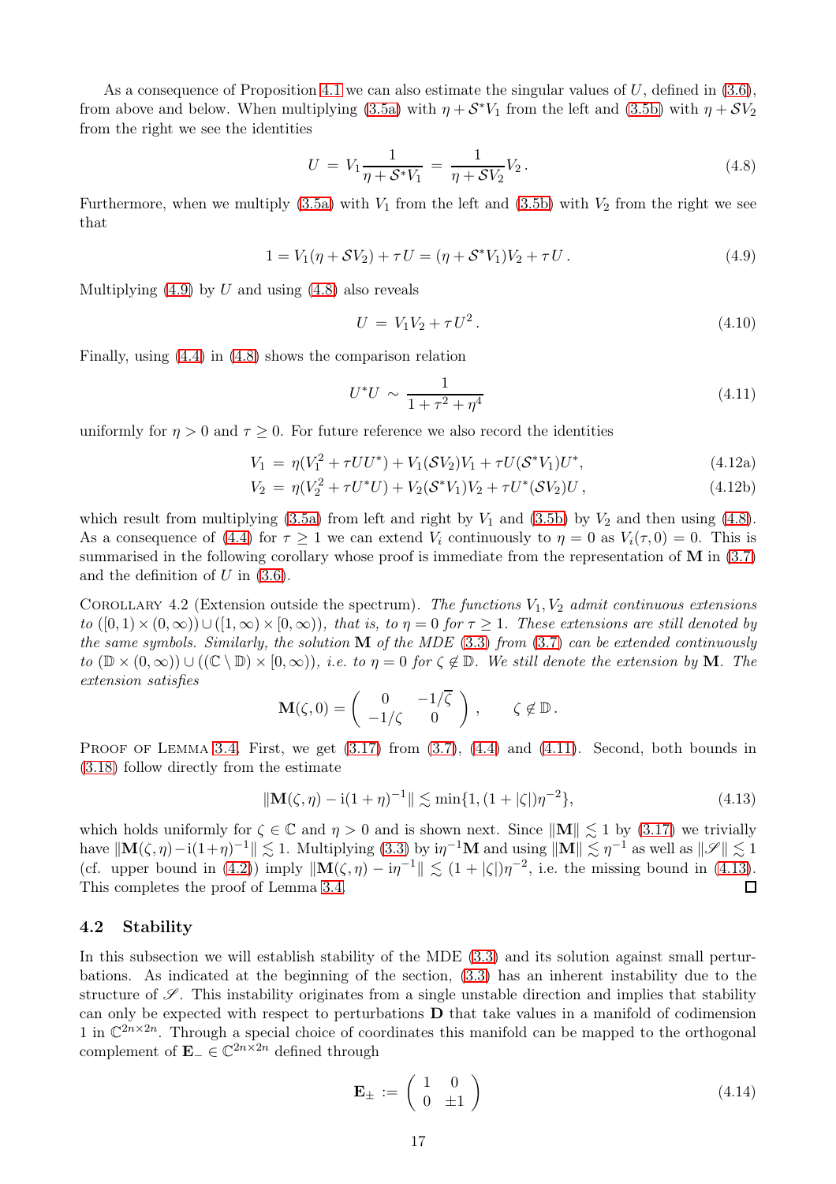As a consequence of Proposition 4.1 we can also estimate the singular values of $U$, defined in (3.6), from above and below. When multiplying (3.5a) with $\eta + \mathcal{S}^* V_1$ from the left and (3.5b) with $\eta + \mathcal{S} V_2$ from the right we see the identities

$$U \;=\; V_1 \frac{1}{\eta + \mathcal{S}^* V_1} \;=\; \frac{1}{\eta + \mathcal{S} V_2} V_2 \,. \tag{4.8}$$

Furthermore, when we multiply (3.5a) with $V_1$ from the left and (3.5b) with $V_2$ from the right we see that

$$1 = V_1(\eta + \mathcal{S} V_2) + \tau U = (\eta + \mathcal{S}^* V_1) V_2 + \tau U \,. \tag{4.9}$$

Multiplying (4.9) by $U$ and using (4.8) also reveals

$$U \;=\; V_1 V_2 + \tau U^2 \,. \tag{4.10}$$

Finally, using (4.4) in (4.8) shows the comparison relation

$$U^* U \;\sim\; \frac{1}{1 + \tau^2 + \eta^4} \tag{4.11}$$

uniformly for $\eta > 0$ and $\tau \geq 0$. For future reference we also record the identities

$$V_1 \;=\; \eta (V_1^2 + \tau U U^*) + V_1 (\mathcal{S} V_2) V_1 + \tau U (\mathcal{S}^* V_1) U^*, \tag{4.12a}$$

$$V_2 \;=\; \eta (V_2^2 + \tau U^* U) + V_2 (\mathcal{S}^* V_1) V_2 + \tau U^* (\mathcal{S} V_2) U \,, \tag{4.12b}$$

which result from multiplying (3.5a) from left and right by $V_1$ and (3.5b) by $V_2$ and then using (4.8). As a consequence of (4.4) for $\tau \geq 1$ we can extend $V_i$ continuously to $\eta = 0$ as $V_i(\tau, 0) = 0$. This is summarised in the following corollary whose proof is immediate from the representation of $\mathbf{M}$ in (3.7) and the definition of $U$ in (3.6).

Corollary 4.2 (Extension outside the spectrum). *The functions $V_1, V_2$ admit continuous extensions to $([0,1) \times (0,\infty)) \cup ([1,\infty) \times [0,\infty))$, that is, to $\eta = 0$ for $\tau \geq 1$. These extensions are still denoted by the same symbols. Similarly, the solution $\mathbf{M}$ of the MDE (3.3) from (3.7) can be extended continuously to $(\mathbb{D} \times (0,\infty)) \cup ((\mathbb{C} \setminus \mathbb{D}) \times [0,\infty))$, i.e. to $\eta = 0$ for $\zeta \notin \mathbb{D}$. We still denote the extension by $\mathbf{M}$. The extension satisfies*

$$\mathbf{M}(\zeta, 0) = \begin{pmatrix} 0 & -1/\overline{\zeta} \\ -1/\zeta & 0 \end{pmatrix}, \qquad \zeta \notin \mathbb{D} \,.$$

Proof of Lemma 3.4. First, we get (3.17) from (3.7), (4.4) and (4.11). Second, both bounds in (3.18) follow directly from the estimate

$$\|\mathbf{M}(\zeta, \eta) - \mathrm{i}(1+\eta)^{-1}\| \lesssim \min\{1, (1+|\zeta|)\eta^{-2}\}, \tag{4.13}$$

which holds uniformly for $\zeta \in \mathbb{C}$ and $\eta > 0$ and is shown next. Since $\|\mathbf{M}\| \lesssim 1$ by (3.17) we trivially have $\|\mathbf{M}(\zeta,\eta) - \mathrm{i}(1+\eta)^{-1}\| \lesssim 1$. Multiplying (3.3) by $\mathrm{i}\eta^{-1}\mathbf{M}$ and using $\|\mathbf{M}\| \lesssim \eta^{-1}$ as well as $\|\mathscr{S}\| \lesssim 1$ (cf. upper bound in (4.2)) imply $\|\mathbf{M}(\zeta, \eta) - \mathrm{i}\eta^{-1}\| \lesssim (1+|\zeta|)\eta^{-2}$, i.e. the missing bound in (4.13). This completes the proof of Lemma 3.4. ◻

### 4.2 Stability

In this subsection we will establish stability of the MDE (3.3) and its solution against small perturbations. As indicated at the beginning of the section, (3.3) has an inherent instability due to the structure of $\mathscr{S}$. This instability originates from a single unstable direction and implies that stability can only be expected with respect to perturbations $\mathbf{D}$ that take values in a manifold of codimension 1 in $\mathbb{C}^{2n \times 2n}$. Through a special choice of coordinates this manifold can be mapped to the orthogonal complement of $\mathbf{E}_- \in \mathbb{C}^{2n \times 2n}$ defined through

$$\mathbf{E}_\pm := \begin{pmatrix} 1 & 0 \\ 0 & \pm 1 \end{pmatrix} \tag{4.14}$$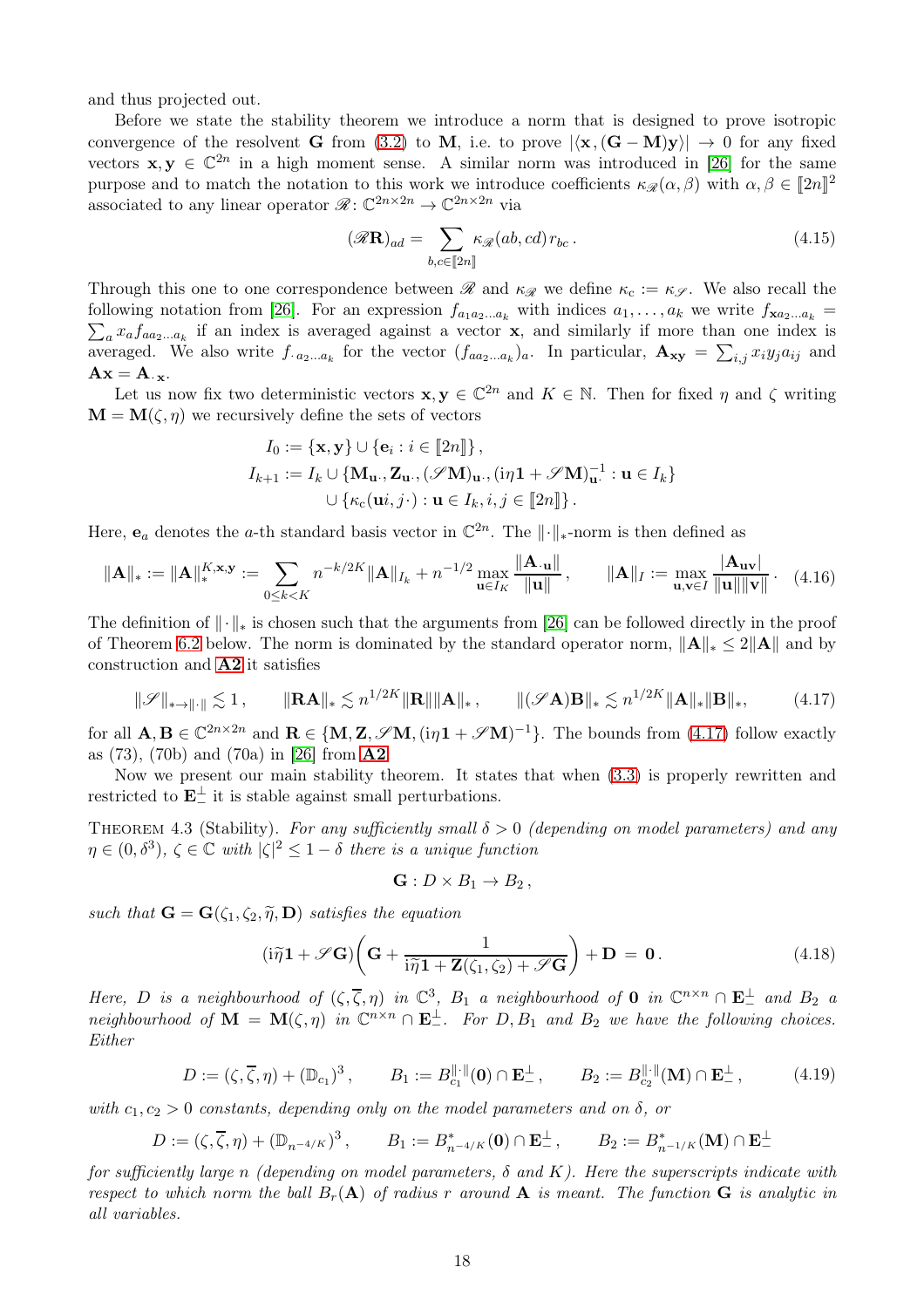and thus projected out.

Before we state the stability theorem we introduce a norm that is designed to prove isotropic convergence of the resolvent $\mathbf{G}$ from (3.2) to $\mathbf{M}$, i.e. to prove $|\langle \mathbf{x}, (\mathbf{G}-\mathbf{M})\mathbf{y}\rangle| \to 0$ for any fixed vectors $\mathbf{x}, \mathbf{y} \in \mathbb{C}^{2n}$ in a high moment sense. A similar norm was introduced in [26] for the same purpose and to match the notation to this work we introduce coefficients $\kappa_{\mathscr{R}}(\alpha,\beta)$ with $\alpha,\beta \in [\![2n]\!]^2$ associated to any linear operator $\mathscr{R}\colon \mathbb{C}^{2n\times 2n} \to \mathbb{C}^{2n\times 2n}$ via

$$(\mathscr{R}\mathbf{R})_{ad} = \sum_{b,c\in[\![2n]\!]} \kappa_{\mathscr{R}}(ab,cd)\, r_{bc}\,. \tag{4.15}$$

Through this one to one correspondence between $\mathscr{R}$ and $\kappa_{\mathscr{R}}$ we define $\kappa_{\mathrm{c}} := \kappa_{\mathscr{S}}$. We also recall the following notation from [26]. For an expression $f_{a_1 a_2 \ldots a_k}$ with indices $a_1, \ldots, a_k$ we write $f_{\mathbf{x} a_2 \ldots a_k} = \sum_a x_a f_{a a_2 \ldots a_k}$ if an index is averaged against a vector $\mathbf{x}$, and similarly if more than one index is averaged. We also write $f_{\cdot\, a_2 \ldots a_k}$ for the vector $(f_{a a_2 \ldots a_k})_a$. In particular, $\mathbf{A}_{\mathbf{x}\mathbf{y}} = \sum_{i,j} x_i y_j a_{ij}$ and $\mathbf{A}\mathbf{x} = \mathbf{A}_{\cdot\,\mathbf{x}}$.

Let us now fix two deterministic vectors $\mathbf{x}, \mathbf{y} \in \mathbb{C}^{2n}$ and $K \in \mathbb{N}$. Then for fixed $\eta$ and $\zeta$ writing $\mathbf{M} = \mathbf{M}(\zeta, \eta)$ we recursively define the sets of vectors

$$\begin{aligned}
I_0 &:= \{\mathbf{x}, \mathbf{y}\} \cup \{\mathbf{e}_i : i \in [\![2n]\!]\}\,,\\
I_{k+1} &:= I_k \cup \{\mathbf{M}_{\mathbf{u}\cdot}, \mathbf{Z}_{\mathbf{u}\cdot}, (\mathscr{S}\mathbf{M})_{\mathbf{u}\cdot}, (\mathrm{i}\eta \mathbf{1} + \mathscr{S}\mathbf{M})^{-1}_{\mathbf{u}\cdot} : \mathbf{u} \in I_k\}\\
&\qquad \cup \{\kappa_{\mathrm{c}}(\mathbf{u}i, j\cdot) : \mathbf{u} \in I_k, i,j \in [\![2n]\!]\}\,.
\end{aligned}$$

Here, $\mathbf{e}_a$ denotes the $a$-th standard basis vector in $\mathbb{C}^{2n}$. The $\|\cdot\|_*$-norm is then defined as

$$\|\mathbf{A}\|_* := \|\mathbf{A}\|_*^{K,\mathbf{x},\mathbf{y}} := \sum_{0\le k<K} n^{-k/2K} \|\mathbf{A}\|_{I_k} + n^{-1/2} \max_{\mathbf{u}\in I_K} \frac{\|\mathbf{A}_{\cdot\,\mathbf{u}}\|}{\|\mathbf{u}\|}\,, \qquad \|\mathbf{A}\|_I := \max_{\mathbf{u},\mathbf{v}\in I} \frac{|\mathbf{A}_{\mathbf{u}\mathbf{v}}|}{\|\mathbf{u}\|\|\mathbf{v}\|}\,. \tag{4.16}$$

The definition of $\|\cdot\|_*$ is chosen such that the arguments from [26] can be followed directly in the proof of Theorem 6.2 below. The norm is dominated by the standard operator norm, $\|\mathbf{A}\|_* \le 2\|\mathbf{A}\|$ and by construction and **A2** it satisfies

$$\|\mathscr{S}\|_{*\to\|\cdot\|} \lesssim 1\,, \qquad \|\mathbf{R}\mathbf{A}\|_* \lesssim n^{1/2K} \|\mathbf{R}\| \|\mathbf{A}\|_*\,, \qquad \|(\mathscr{S}\mathbf{A})\mathbf{B}\|_* \lesssim n^{1/2K} \|\mathbf{A}\|_* \|\mathbf{B}\|_*, \tag{4.17}$$

for all $\mathbf{A}, \mathbf{B} \in \mathbb{C}^{2n\times 2n}$ and $\mathbf{R} \in \{\mathbf{M}, \mathbf{Z}, \mathscr{S}\mathbf{M}, (\mathrm{i}\eta\mathbf{1} + \mathscr{S}\mathbf{M})^{-1}\}$. The bounds from (4.17) follow exactly as (73), (70b) and (70a) in [26] from **A2**.

Now we present our main stability theorem. It states that when (3.3) is properly rewritten and restricted to $\mathbf{E}_-^\perp$ it is stable against small perturbations.

Theorem 4.3 (Stability). *For any sufficiently small $\delta > 0$ (depending on model parameters) and any $\eta \in (0, \delta^3)$, $\zeta \in \mathbb{C}$ with $|\zeta|^2 \le 1 - \delta$ there is a unique function*

$$\mathbf{G} : D \times B_1 \to B_2\,,$$

*such that $\mathbf{G} = \mathbf{G}(\zeta_1, \zeta_2, \widetilde{\eta}, \mathbf{D})$ satisfies the equation*

$$(\mathrm{i}\widetilde{\eta}\mathbf{1} + \mathscr{S}\mathbf{G})\bigg(\mathbf{G} + \frac{1}{\mathrm{i}\widetilde{\eta}\mathbf{1} + \mathbf{Z}(\zeta_1,\zeta_2) + \mathscr{S}\mathbf{G}}\bigg) + \mathbf{D} \,=\, \mathbf{0}\,. \tag{4.18}$$

*Here, $D$ is a neighbourhood of $(\zeta, \overline{\zeta}, \eta)$ in $\mathbb{C}^3$, $B_1$ a neighbourhood of $\mathbf{0}$ in $\mathbb{C}^{n\times n} \cap \mathbf{E}_-^\perp$ and $B_2$ a neighbourhood of $\mathbf{M} = \mathbf{M}(\zeta,\eta)$ in $\mathbb{C}^{n\times n} \cap \mathbf{E}_-^\perp$. For $D, B_1$ and $B_2$ we have the following choices. Either*

$$D := (\zeta, \overline{\zeta}, \eta) + (\mathbb{D}_{c_1})^3\,, \qquad B_1 := B^{\|\cdot\|}_{c_1}(\mathbf{0}) \cap \mathbf{E}_-^\perp\,, \qquad B_2 := B^{\|\cdot\|}_{c_2}(\mathbf{M}) \cap \mathbf{E}_-^\perp\,, \tag{4.19}$$

*with $c_1, c_2 > 0$ constants, depending only on the model parameters and on $\delta$, or*

$$D := (\zeta, \overline{\zeta}, \eta) + (\mathbb{D}_{n^{-4/K}})^3\,, \qquad B_1 := B^*_{n^{-4/K}}(\mathbf{0}) \cap \mathbf{E}_-^\perp\,, \qquad B_2 := B^*_{n^{-1/K}}(\mathbf{M}) \cap \mathbf{E}_-^\perp$$

*for sufficiently large $n$ (depending on model parameters, $\delta$ and $K$). Here the superscripts indicate with respect to which norm the ball $B_r(\mathbf{A})$ of radius $r$ around $\mathbf{A}$ is meant. The function $\mathbf{G}$ is analytic in all variables.*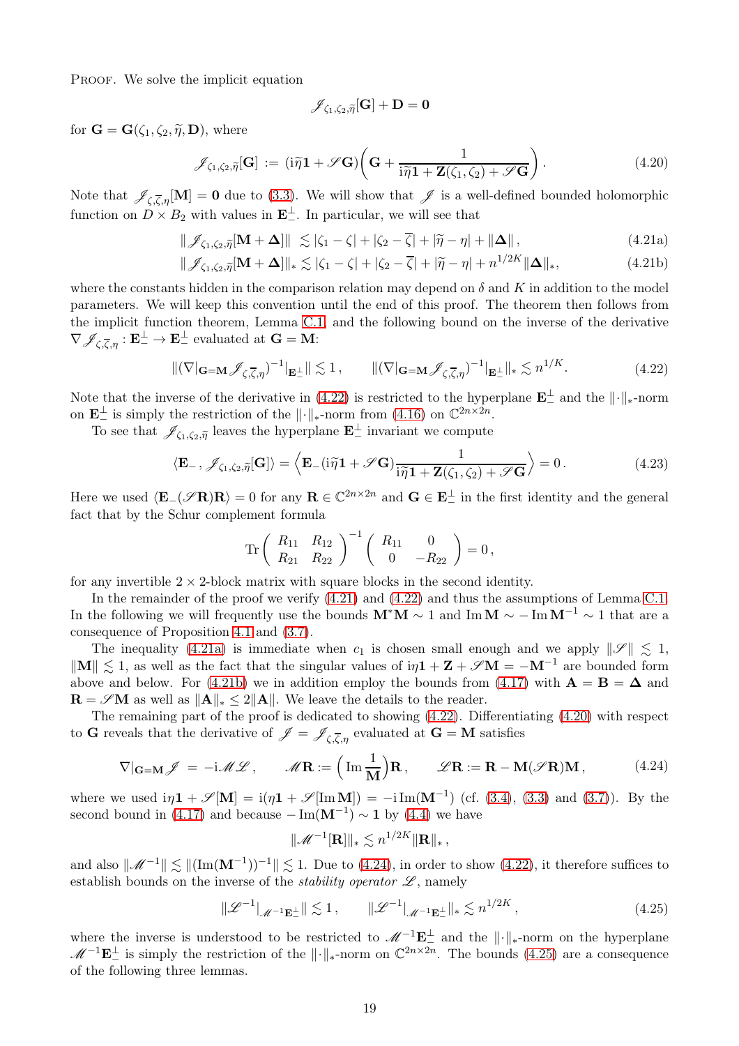Proof. We solve the implicit equation

$$\mathscr{J}_{\zeta_1,\zeta_2,\widetilde{\eta}}[\mathbf{G}] + \mathbf{D} = \mathbf{0}$$

for $\mathbf{G} = \mathbf{G}(\zeta_1, \zeta_2, \widetilde{\eta}, \mathbf{D})$, where

$$\mathscr{J}_{\zeta_1,\zeta_2,\widetilde{\eta}}[\mathbf{G}] := (\mathrm{i}\widetilde{\eta}\mathbf{1} + \mathscr{S}\mathbf{G})\Big(\mathbf{G} + \frac{1}{\mathrm{i}\widetilde{\eta}\mathbf{1} + \mathbf{Z}(\zeta_1,\zeta_2) + \mathscr{S}\mathbf{G}}\Big)\,. \tag{4.20}$$

Note that $\mathscr{J}_{\zeta,\overline{\zeta},\eta}[\mathbf{M}] = \mathbf{0}$ due to (3.3). We will show that $\mathscr{J}$ is a well-defined bounded holomorphic function on $D \times B_2$ with values in $\mathbf{E}_-^\perp$. In particular, we will see that

$$\|\mathscr{J}_{\zeta_1,\zeta_2,\widetilde{\eta}}[\mathbf{M}+\mathbf{\Delta}]\| \;\lesssim |\zeta_1 - \zeta| + |\zeta_2 - \overline{\zeta}| + |\widetilde{\eta} - \eta| + \|\mathbf{\Delta}\|\,, \tag{4.21a}$$

$$\|\mathscr{J}_{\zeta_1,\zeta_2,\widetilde{\eta}}[\mathbf{M}+\mathbf{\Delta}]\|_* \lesssim |\zeta_1 - \zeta| + |\zeta_2 - \overline{\zeta}| + |\widetilde{\eta} - \eta| + n^{1/2K}\|\mathbf{\Delta}\|_*, \tag{4.21b}$$

where the constants hidden in the comparison relation may depend on $\delta$ and $K$ in addition to the model parameters. We will keep this convention until the end of this proof. The theorem then follows from the implicit function theorem, Lemma C.1, and the following bound on the inverse of the derivative $\nabla\mathscr{J}_{\zeta,\overline{\zeta},\eta} : \mathbf{E}_-^\perp \to \mathbf{E}_-^\perp$ evaluated at $\mathbf{G} = \mathbf{M}$:

$$\|(\nabla|_{\mathbf{G}=\mathbf{M}}\mathscr{J}_{\zeta,\overline{\zeta},\eta})^{-1}|_{\mathbf{E}_-^\perp}\| \lesssim 1\,, \qquad \|(\nabla|_{\mathbf{G}=\mathbf{M}}\mathscr{J}_{\zeta,\overline{\zeta},\eta})^{-1}|_{\mathbf{E}_-^\perp}\|_* \lesssim n^{1/K}. \tag{4.22}$$

Note that the inverse of the derivative in (4.22) is restricted to the hyperplane $\mathbf{E}_-^\perp$ and the $\|\cdot\|_*$-norm on $\mathbf{E}_-^\perp$ is simply the restriction of the $\|\cdot\|_*$-norm from (4.16) on $\mathbb{C}^{2n\times 2n}$.

To see that $\mathscr{J}_{\zeta_1,\zeta_2,\widetilde{\eta}}$ leaves the hyperplane $\mathbf{E}_-^\perp$ invariant we compute

$$\langle \mathbf{E}_-\,, \mathscr{J}_{\zeta_1,\zeta_2,\widetilde{\eta}}[\mathbf{G}]\rangle = \Big\langle \mathbf{E}_-(\mathrm{i}\widetilde{\eta}\mathbf{1} + \mathscr{S}\mathbf{G})\frac{1}{\mathrm{i}\widetilde{\eta}\mathbf{1} + \mathbf{Z}(\zeta_1,\zeta_2) + \mathscr{S}\mathbf{G}}\Big\rangle = 0\,. \tag{4.23}$$

Here we used $\langle \mathbf{E}_-(\mathscr{S}\mathbf{R})\mathbf{R}\rangle = 0$ for any $\mathbf{R} \in \mathbb{C}^{2n\times 2n}$ and $\mathbf{G} \in \mathbf{E}_-^\perp$ in the first identity and the general fact that by the Schur complement formula

$$\mathrm{Tr}\begin{pmatrix} R_{11} & R_{12} \\ R_{21} & R_{22}\end{pmatrix}^{-1}\begin{pmatrix} R_{11} & 0 \\ 0 & -R_{22}\end{pmatrix} = 0\,,$$

for any invertible $2\times 2$-block matrix with square blocks in the second identity.

In the remainder of the proof we verify (4.21) and (4.22) and thus the assumptions of Lemma C.1. In the following we will frequently use the bounds $\mathbf{M}^*\mathbf{M} \sim 1$ and $\operatorname{Im}\mathbf{M} \sim -\operatorname{Im}\mathbf{M}^{-1} \sim 1$ that are a consequence of Proposition 4.1 and (3.7).

The inequality (4.21a) is immediate when $c_1$ is chosen small enough and we apply $\|\mathscr{S}\| \lesssim 1$, $\|\mathbf{M}\| \lesssim 1$, as well as the fact that the singular values of $\mathrm{i}\eta\mathbf{1} + \mathbf{Z} + \mathscr{S}\mathbf{M} = -\mathbf{M}^{-1}$ are bounded form above and below. For (4.21b) we in addition employ the bounds from (4.17) with $\mathbf{A} = \mathbf{B} = \mathbf{\Delta}$ and $\mathbf{R} = \mathscr{S}\mathbf{M}$ as well as $\|\mathbf{A}\|_* \le 2\|\mathbf{A}\|$. We leave the details to the reader.

The remaining part of the proof is dedicated to showing (4.22). Differentiating (4.20) with respect to $\mathbf{G}$ reveals that the derivative of $\mathscr{J} = \mathscr{J}_{\zeta,\overline{\zeta},\eta}$ evaluated at $\mathbf{G} = \mathbf{M}$ satisfies

$$\nabla|_{\mathbf{G}=\mathbf{M}}\mathscr{J} \;=\; -\mathrm{i}\mathscr{M}\mathscr{L}\,, \qquad \mathscr{M}\mathbf{R} := \Big(\operatorname{Im}\frac{1}{\mathbf{M}}\Big)\mathbf{R}\,, \qquad \mathscr{L}\mathbf{R} := \mathbf{R} - \mathbf{M}(\mathscr{S}\mathbf{R})\mathbf{M}\,, \tag{4.24}$$

where we used $\mathrm{i}\eta\mathbf{1} + \mathscr{S}[\mathbf{M}] = \mathrm{i}(\eta\mathbf{1} + \mathscr{S}[\operatorname{Im}\mathbf{M}]) = -\mathrm{i}\operatorname{Im}(\mathbf{M}^{-1})$ (cf. (3.4), (3.3) and (3.7)). By the second bound in (4.17) and because $-\operatorname{Im}(\mathbf{M}^{-1}) \sim \mathbf{1}$ by (4.4) we have

$$\|\mathscr{M}^{-1}[\mathbf{R}]\|_* \lesssim n^{1/2K}\|\mathbf{R}\|_*\,,$$

and also $\|\mathscr{M}^{-1}\| \lesssim \|(\operatorname{Im}(\mathbf{M}^{-1}))^{-1}\| \lesssim 1$. Due to (4.24), in order to show (4.22), it therefore suffices to establish bounds on the inverse of the *stability operator* $\mathscr{L}$, namely

$$\|\mathscr{L}^{-1}|_{\mathscr{M}^{-1}\mathbf{E}_-^\perp}\| \lesssim 1\,, \qquad \|\mathscr{L}^{-1}|_{\mathscr{M}^{-1}\mathbf{E}_-^\perp}\|_* \lesssim n^{1/2K}\,, \tag{4.25}$$

where the inverse is understood to be restricted to $\mathscr{M}^{-1}\mathbf{E}_-^\perp$ and the $\|\cdot\|_*$-norm on the hyperplane $\mathscr{M}^{-1}\mathbf{E}_-^\perp$ is simply the restriction of the $\|\cdot\|_*$-norm on $\mathbb{C}^{2n\times 2n}$. The bounds (4.25) are a consequence of the following three lemmas.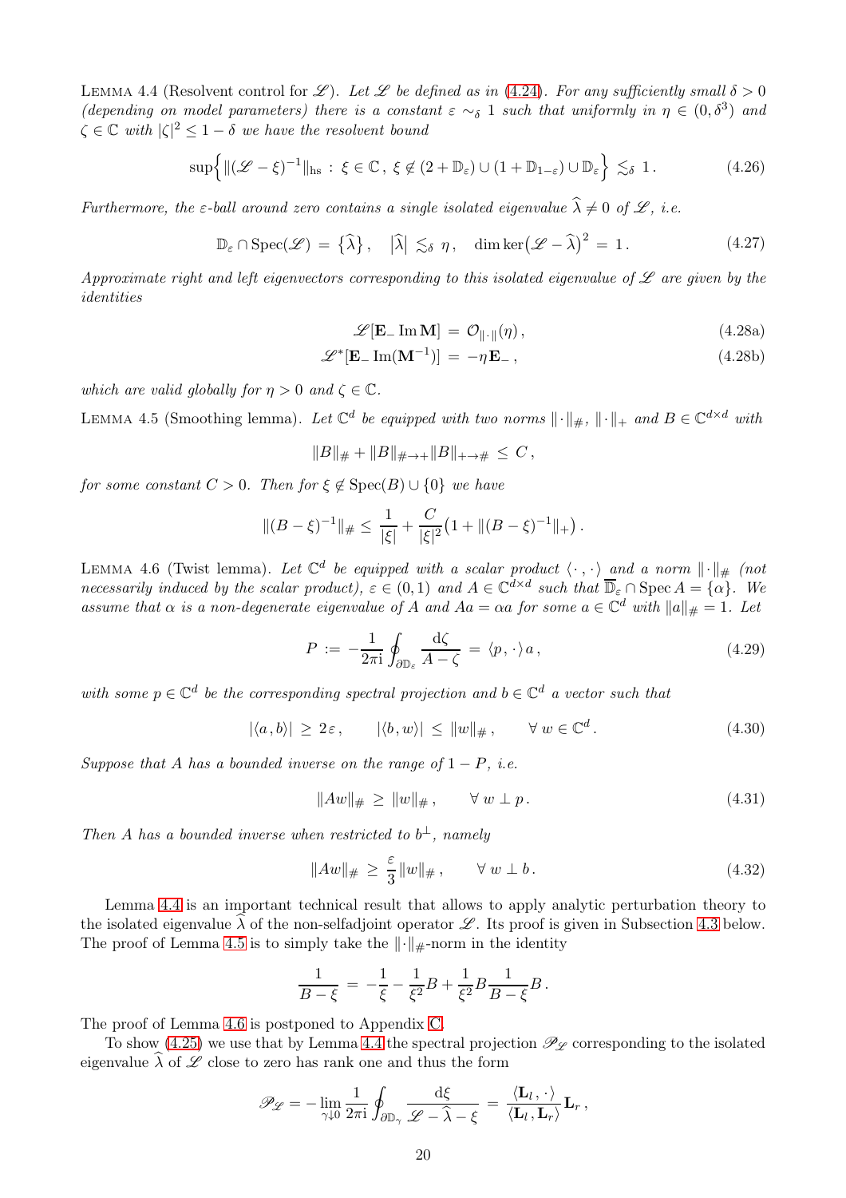LEMMA 4.4 (Resolvent control for $\mathscr{L}$). *Let $\mathscr{L}$ be defined as in (4.24). For any sufficiently small $\delta > 0$ (depending on model parameters) there is a constant $\varepsilon \sim_\delta 1$ such that uniformly in $\eta \in (0, \delta^3)$ and $\zeta \in \mathbb{C}$ with $|\zeta|^2 \leq 1 - \delta$ we have the resolvent bound*

$$
\sup\Big\{ \|(\mathscr{L} - \xi)^{-1}\|_{\rm hs} \,:\, \xi \in \mathbb{C}\,,\; \xi \notin (2 + \mathbb{D}_\varepsilon) \cup (1 + \mathbb{D}_{1-\varepsilon}) \cup \mathbb{D}_\varepsilon \Big\} \lesssim_\delta 1\,. \tag{4.26}
$$

*Furthermore, the $\varepsilon$-ball around zero contains a single isolated eigenvalue $\widehat{\lambda} \neq 0$ of $\mathscr{L}$, i.e.*

$$
\mathbb{D}_\varepsilon \cap \operatorname{Spec}(\mathscr{L}) \,=\, \big\{\widehat{\lambda}\big\}\,, \quad \big|\widehat{\lambda}\big| \lesssim_\delta \eta\,, \quad \dim\ker\big(\mathscr{L} - \widehat{\lambda}\big)^2 \,=\, 1\,. \tag{4.27}
$$

*Approximate right and left eigenvectors corresponding to this isolated eigenvalue of $\mathscr{L}$ are given by the identities*

$$
\mathscr{L}[\mathbf{E}_- \operatorname{Im} \mathbf{M}] \,=\, \mathcal{O}_{\|\cdot\|}(\eta)\,, \tag{4.28a}
$$

$$
\mathscr{L}^*[\mathbf{E}_- \operatorname{Im}(\mathbf{M}^{-1})] \,=\, -\eta\,\mathbf{E}_-\,, \tag{4.28b}
$$

*which are valid globally for $\eta > 0$ and $\zeta \in \mathbb{C}$.*

LEMMA 4.5 (Smoothing lemma). *Let $\mathbb{C}^d$ be equipped with two norms $\|\cdot\|_\#$, $\|\cdot\|_+$ and $B \in \mathbb{C}^{d\times d}$ with*

$$
\|B\|_\# + \|B\|_{\# \to +}\|B\|_{+ \to \#} \,\leq\, C\,,
$$

*for some constant $C > 0$. Then for $\xi \notin \operatorname{Spec}(B) \cup \{0\}$ we have*

$$
\|(B - \xi)^{-1}\|_\# \,\leq\, \frac{1}{|\xi|} + \frac{C}{|\xi|^2}\big(1 + \|(B - \xi)^{-1}\|_+\big)\,.
$$

LEMMA 4.6 (Twist lemma). *Let $\mathbb{C}^d$ be equipped with a scalar product $\langle\,\cdot\,,\,\cdot\,\rangle$ and a norm $\|\cdot\|_\#$ (not necessarily induced by the scalar product), $\varepsilon \in (0,1)$ and $A \in \mathbb{C}^{d\times d}$ such that $\overline{\mathbb{D}}_\varepsilon \cap \operatorname{Spec} A = \{\alpha\}$. We assume that $\alpha$ is a non-degenerate eigenvalue of $A$ and $Aa = \alpha a$ for some $a \in \mathbb{C}^d$ with $\|a\|_\# = 1$. Let*

$$
P \,:=\, -\frac{1}{2\pi\mathrm{i}}\oint_{\partial\mathbb{D}_\varepsilon} \frac{\mathrm{d}\zeta}{A - \zeta} \,=\, \langle p\,,\,\cdot\,\rangle\, a\,, \tag{4.29}
$$

*with some $p \in \mathbb{C}^d$ be the corresponding spectral projection and $b \in \mathbb{C}^d$ a vector such that*

$$
|\langle a, b\rangle| \,\geq\, 2\varepsilon\,, \qquad |\langle b, w\rangle| \,\leq\, \|w\|_\#\,, \qquad \forall\, w \in \mathbb{C}^d\,. \tag{4.30}
$$

*Suppose that $A$ has a bounded inverse on the range of $1 - P$, i.e.*

$$
\|Aw\|_\# \,\geq\, \|w\|_\#\,, \qquad \forall\, w \perp p\,. \tag{4.31}
$$

*Then $A$ has a bounded inverse when restricted to $b^\perp$, namely*

$$
\|Aw\|_\# \,\geq\, \frac{\varepsilon}{3}\|w\|_\#\,, \qquad \forall\, w \perp b\,. \tag{4.32}
$$

Lemma 4.4 is an important technical result that allows to apply analytic perturbation theory to the isolated eigenvalue $\widehat{\lambda}$ of the non-selfadjoint operator $\mathscr{L}$. Its proof is given in Subsection 4.3 below. The proof of Lemma 4.5 is to simply take the $\|\cdot\|_\#$-norm in the identity

$$
\frac{1}{B - \xi} \,=\, -\frac{1}{\xi} - \frac{1}{\xi^2}B + \frac{1}{\xi^2}B\frac{1}{B - \xi}B\,.
$$

The proof of Lemma 4.6 is postponed to Appendix C.

To show (4.25) we use that by Lemma 4.4 the spectral projection $\mathscr{P}_{\mathscr{L}}$ corresponding to the isolated eigenvalue $\widehat{\lambda}$ of $\mathscr{L}$ close to zero has rank one and thus the form

$$
\mathscr{P}_{\mathscr{L}} = -\lim_{\gamma\downarrow 0}\frac{1}{2\pi\mathrm{i}}\oint_{\partial\mathbb{D}_\gamma} \frac{\mathrm{d}\xi}{\mathscr{L} - \widehat{\lambda} - \xi} \,=\, \frac{\langle \mathbf{L}_l\,,\,\cdot\,\rangle}{\langle \mathbf{L}_l, \mathbf{L}_r\rangle}\mathbf{L}_r\,,
$$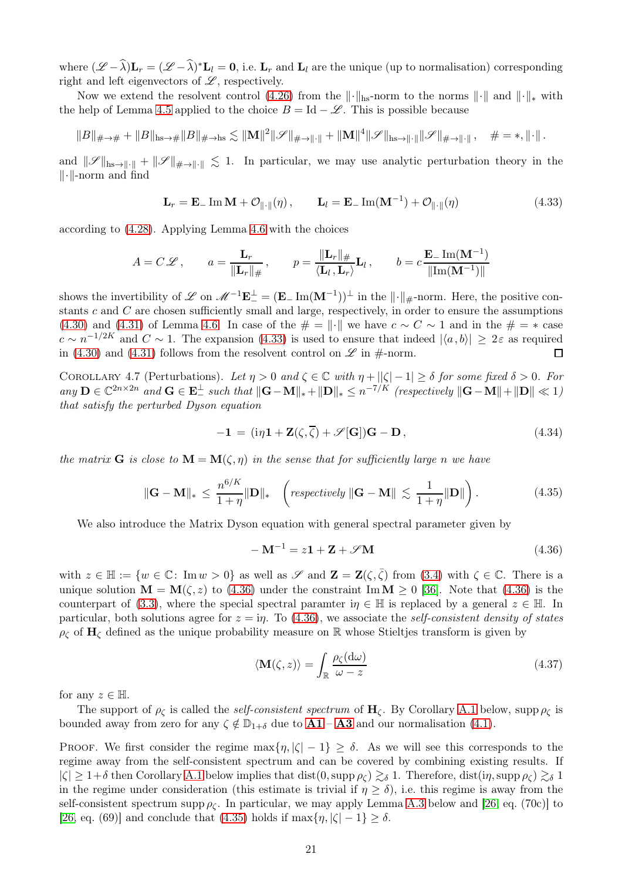where $(\mathscr{L}-\widehat{\lambda})\mathbf{L}_r = (\mathscr{L}-\widehat{\lambda})^*\mathbf{L}_l = \mathbf{0}$, i.e. $\mathbf{L}_r$ and $\mathbf{L}_l$ are the unique (up to normalisation) corresponding right and left eigenvectors of $\mathscr{L}$, respectively.

Now we extend the resolvent control (4.26) from the $\|\cdot\|_{\rm hs}$-norm to the norms $\|\cdot\|$ and $\|\cdot\|_*$ with the help of Lemma 4.5 applied to the choice $B = \mathrm{Id} - \mathscr{L}$. This is possible because

$$\|B\|_{\#\to\#} + \|B\|_{{\rm hs}\to\#}\|B\|_{\#\to{\rm hs}} \lesssim \|\mathbf{M}\|^2\|\mathscr{S}\|_{\#\to\|\cdot\|} + \|\mathbf{M}\|^4\|\mathscr{S}\|_{{\rm hs}\to\|\cdot\|}\|\mathscr{S}\|_{\#\to\|\cdot\|}\,, \quad \# = *, \|\cdot\|\,.$$

and $\|\mathscr{S}\|_{{\rm hs}\to\|\cdot\|} + \|\mathscr{S}\|_{\#\to\|\cdot\|} \lesssim 1$. In particular, we may use analytic perturbation theory in the $\|\cdot\|$-norm and find

$$\mathbf{L}_r = \mathbf{E}_- \operatorname{Im}\mathbf{M} + \mathcal{O}_{\|\cdot\|}(\eta)\,, \qquad \mathbf{L}_l = \mathbf{E}_- \operatorname{Im}(\mathbf{M}^{-1}) + \mathcal{O}_{\|\cdot\|}(\eta) \tag{4.33}$$

according to (4.28). Applying Lemma 4.6 with the choices

$$A = C\,\mathscr{L}\,, \qquad a = \frac{\mathbf{L}_r}{\|\mathbf{L}_r\|_\#}\,, \qquad p = \frac{\|\mathbf{L}_r\|_\#}{\langle \mathbf{L}_l\,, \mathbf{L}_r\rangle}\mathbf{L}_l\,, \qquad b = c\,\frac{\mathbf{E}_- \operatorname{Im}(\mathbf{M}^{-1})}{\|\operatorname{Im}(\mathbf{M}^{-1})\|}$$

shows the invertibility of $\mathscr{L}$ on $\mathscr{M}^{-1}\mathbf{E}_-^\perp = (\mathbf{E}_- \operatorname{Im}(\mathbf{M}^{-1}))^\perp$ in the $\|\cdot\|_\#$-norm. Here, the positive constants $c$ and $C$ are chosen sufficiently small and large, respectively, in order to ensure the assumptions (4.30) and (4.31) of Lemma 4.6. In case of the $\# = \|\cdot\|$ we have $c \sim C \sim 1$ and in the $\# = *$ case $c \sim n^{-1/2K}$ and $C \sim 1$. The expansion (4.33) is used to ensure that indeed $|\langle a, b\rangle| \geq 2\varepsilon$ as required in (4.30) and (4.31) follows from the resolvent control on $\mathscr{L}$ in $\#$-norm. ∎

Corollary 4.7 (Perturbations). *Let $\eta > 0$ and $\zeta \in \mathbb{C}$ with $\eta + ||\zeta| - 1| \geq \delta$ for some fixed $\delta > 0$. For any $\mathbf{D} \in \mathbb{C}^{2n\times 2n}$ and $\mathbf{G} \in \mathbf{E}_-^\perp$ such that $\|\mathbf{G}-\mathbf{M}\|_* + \|\mathbf{D}\|_* \leq n^{-7/K}$ (respectively $\|\mathbf{G}-\mathbf{M}\| + \|\mathbf{D}\| \ll 1$) that satisfy the perturbed Dyson equation*

$$-\mathbf{1} \,=\, (\mathrm{i}\eta\mathbf{1} + \mathbf{Z}(\zeta,\overline{\zeta}) + \mathscr{S}[\mathbf{G}])\mathbf{G} - \mathbf{D}\,, \tag{4.34}$$

*the matrix $\mathbf{G}$ is close to $\mathbf{M} = \mathbf{M}(\zeta,\eta)$ in the sense that for sufficiently large $n$ we have*

$$\|\mathbf{G}-\mathbf{M}\|_* \,\leq\, \frac{n^{6/K}}{1+\eta}\|\mathbf{D}\|_* \quad \left(\text{respectively } \|\mathbf{G}-\mathbf{M}\| \lesssim \frac{1}{1+\eta}\|\mathbf{D}\|\right). \tag{4.35}$$

We also introduce the Matrix Dyson equation with general spectral parameter given by

$$-\mathbf{M}^{-1} = z\mathbf{1} + \mathbf{Z} + \mathscr{S}\mathbf{M} \tag{4.36}$$

with $z \in \mathbb{H} := \{w \in \mathbb{C}\colon \operatorname{Im} w > 0\}$ as well as $\mathscr{S}$ and $\mathbf{Z} = \mathbf{Z}(\zeta,\bar\zeta)$ from (3.4) with $\zeta \in \mathbb{C}$. There is a unique solution $\mathbf{M} = \mathbf{M}(\zeta, z)$ to (4.36) under the constraint $\operatorname{Im}\mathbf{M} \geq 0$ [36]. Note that (4.36) is the counterpart of (3.3), where the special spectral paramter $\mathrm{i}\eta \in \mathbb{H}$ is replaced by a general $z \in \mathbb{H}$. In particular, both solutions agree for $z = \mathrm{i}\eta$. To (4.36), we associate the *self-consistent density of states* $\rho_\zeta$ of $\mathbf{H}_\zeta$ defined as the unique probability measure on $\mathbb{R}$ whose Stieltjes transform is given by

$$\langle \mathbf{M}(\zeta, z)\rangle = \int_{\mathbb{R}} \frac{\rho_\zeta(\mathrm{d}\omega)}{\omega - z} \tag{4.37}$$

for any $z \in \mathbb{H}$.

The support of $\rho_\zeta$ is called the *self-consistent spectrum* of $\mathbf{H}_\zeta$. By Corollary A.1 below, $\operatorname{supp}\rho_\zeta$ is bounded away from zero for any $\zeta \notin \mathbb{D}_{1+\delta}$ due to **A1** – **A3** and our normalisation (4.1).

Proof. We first consider the regime $\max\{\eta, |\zeta|-1\} \geq \delta$. As we will see this corresponds to the regime away from the self-consistent spectrum and can be covered by combining existing results. If $|\zeta| \geq 1+\delta$ then Corollary A.1 below implies that $\operatorname{dist}(0, \operatorname{supp}\rho_\zeta) \gtrsim_\delta 1$. Therefore, $\operatorname{dist}(\mathrm{i}\eta, \operatorname{supp}\rho_\zeta) \gtrsim_\delta 1$ in the regime under consideration (this estimate is trivial if $\eta \geq \delta$), i.e. this regime is away from the self-consistent spectrum $\operatorname{supp}\rho_\zeta$. In particular, we may apply Lemma A.3 below and [26, eq. (70c)] to [26, eq. (69)] and conclude that (4.35) holds if $\max\{\eta, |\zeta|-1\} \geq \delta$.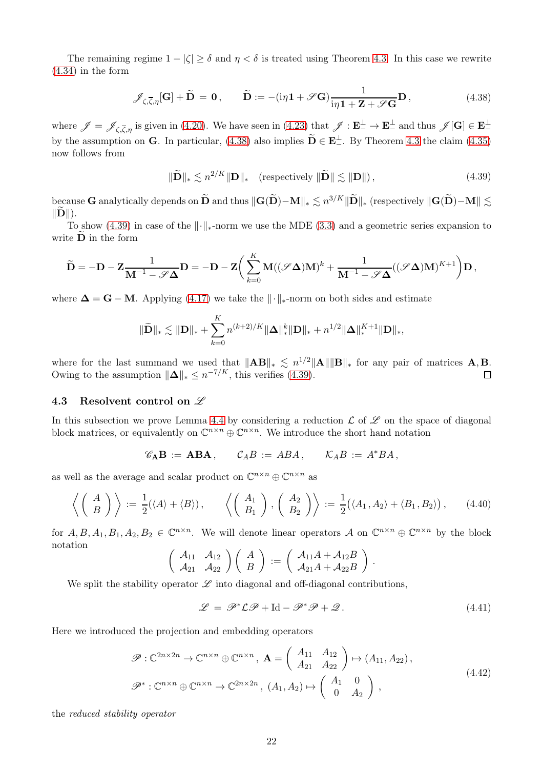The remaining regime $1 - |\zeta| \geq \delta$ and $\eta < \delta$ is treated using Theorem 4.3. In this case we rewrite (4.34) in the form

$$\mathscr{J}_{\zeta,\overline{\zeta},\eta}[\mathbf{G}] + \widetilde{\mathbf{D}} \,=\, \mathbf{0}\,, \qquad \widetilde{\mathbf{D}} := -(\mathrm{i}\eta\mathbf{1} + \mathscr{S}\mathbf{G})\frac{1}{\mathrm{i}\eta\mathbf{1} + \mathbf{Z} + \mathscr{S}\mathbf{G}}\mathbf{D}\,, \tag{4.38}$$

where $\mathscr{J} = \mathscr{J}_{\zeta,\overline{\zeta},\eta}$ is given in (4.20). We have seen in (4.23) that $\mathscr{J} : \mathbf{E}_-^{\perp} \to \mathbf{E}_-^{\perp}$ and thus $\mathscr{J}[\mathbf{G}] \in \mathbf{E}_-^{\perp}$ by the assumption on $\mathbf{G}$. In particular, (4.38) also implies $\widetilde{\mathbf{D}} \in \mathbf{E}_-^{\perp}$. By Theorem 4.3 the claim (4.35) now follows from

$$\|\widetilde{\mathbf{D}}\|_* \lesssim n^{2/K}\|\mathbf{D}\|_* \quad (\text{respectively } \|\widetilde{\mathbf{D}}\| \lesssim \|\mathbf{D}\|)\,, \tag{4.39}$$

because $\mathbf{G}$ analytically depends on $\widetilde{\mathbf{D}}$ and thus $\|\mathbf{G}(\widetilde{\mathbf{D}}) - \mathbf{M}\|_* \lesssim n^{3/K}\|\widetilde{\mathbf{D}}\|_*$ (respectively $\|\mathbf{G}(\widetilde{\mathbf{D}}) - \mathbf{M}\| \lesssim \|\widetilde{\mathbf{D}}\|$).

To show (4.39) in case of the $\|\cdot\|_*$-norm we use the MDE (3.3) and a geometric series expansion to write $\widetilde{\mathbf{D}}$ in the form

$$\widetilde{\mathbf{D}} = -\mathbf{D} - \mathbf{Z}\frac{1}{\mathbf{M}^{-1} - \mathscr{S}\mathbf{\Delta}}\mathbf{D} = -\mathbf{D} - \mathbf{Z}\bigg(\sum_{k=0}^{K}\mathbf{M}((\mathscr{S}\mathbf{\Delta})\mathbf{M})^k + \frac{1}{\mathbf{M}^{-1} - \mathscr{S}\mathbf{\Delta}}((\mathscr{S}\mathbf{\Delta})\mathbf{M})^{K+1}\bigg)\mathbf{D}\,,$$

where $\mathbf{\Delta} = \mathbf{G} - \mathbf{M}$. Applying (4.17) we take the $\|\cdot\|_*$-norm on both sides and estimate

$$\|\widetilde{\mathbf{D}}\|_* \lesssim \|\mathbf{D}\|_* + \sum_{k=0}^{K} n^{(k+2)/K}\|\mathbf{\Delta}\|_*^k\|\mathbf{D}\|_* + n^{1/2}\|\mathbf{\Delta}\|_*^{K+1}\|\mathbf{D}\|_*,$$

where for the last summand we used that $\|\mathbf{A}\mathbf{B}\|_* \lesssim n^{1/2}\|\mathbf{A}\|\|\mathbf{B}\|_*$ for any pair of matrices $\mathbf{A}, \mathbf{B}$. Owing to the assumption $\|\mathbf{\Delta}\|_* \leq n^{-7/K}$, this verifies (4.39). $\square$

### 4.3 Resolvent control on $\mathscr{L}$

In this subsection we prove Lemma 4.4 by considering a reduction $\mathcal{L}$ of $\mathscr{L}$ on the space of diagonal block matrices, or equivalently on $\mathbb{C}^{n\times n} \oplus \mathbb{C}^{n\times n}$. We introduce the short hand notation

$$\mathscr{C}_{\mathbf{A}}\mathbf{B} := \mathbf{A}\mathbf{B}\mathbf{A}\,, \qquad \mathcal{C}_A B := ABA\,, \qquad \mathcal{K}_A B := A^*BA\,,$$

as well as the average and scalar product on $\mathbb{C}^{n\times n} \oplus \mathbb{C}^{n\times n}$ as

$$\left\langle \begin{pmatrix} A \\ B \end{pmatrix} \right\rangle := \frac{1}{2}(\langle A \rangle + \langle B \rangle)\,, \qquad \left\langle \begin{pmatrix} A_1 \\ B_1 \end{pmatrix}, \begin{pmatrix} A_2 \\ B_2 \end{pmatrix} \right\rangle := \frac{1}{2}\big(\langle A_1\,, A_2 \rangle + \langle B_1, B_2 \rangle\big)\,, \tag{4.40}$$

for $A, B, A_1, B_1, A_2, B_2 \in \mathbb{C}^{n\times n}$. We will denote linear operators $\mathcal{A}$ on $\mathbb{C}^{n\times n} \oplus \mathbb{C}^{n\times n}$ by the block notation

$$\begin{pmatrix} \mathcal{A}_{11} & \mathcal{A}_{12} \\ \mathcal{A}_{21} & \mathcal{A}_{22} \end{pmatrix}\begin{pmatrix} A \\ B \end{pmatrix} := \begin{pmatrix} \mathcal{A}_{11}A + \mathcal{A}_{12}B \\ \mathcal{A}_{21}A + \mathcal{A}_{22}B \end{pmatrix}.$$

We split the stability operator $\mathscr{L}$ into diagonal and off-diagonal contributions,

$$\mathscr{L} \,=\, \mathscr{P}^*\mathcal{L}\mathscr{P} + \mathrm{Id} - \mathscr{P}^*\mathscr{P} + \mathscr{Q}\,. \tag{4.41}$$

Here we introduced the projection and embedding operators

$$\begin{aligned} &\mathscr{P} : \mathbb{C}^{2n\times 2n} \to \mathbb{C}^{n\times n} \oplus \mathbb{C}^{n\times n}\,,\ \mathbf{A} = \begin{pmatrix} A_{11} & A_{12} \\ A_{21} & A_{22} \end{pmatrix} \mapsto (A_{11}, A_{22})\,, \\ &\mathscr{P}^* : \mathbb{C}^{n\times n} \oplus \mathbb{C}^{n\times n} \to \mathbb{C}^{2n\times 2n}\,,\ (A_1, A_2) \mapsto \begin{pmatrix} A_1 & 0 \\ 0 & A_2 \end{pmatrix}, \end{aligned} \tag{4.42}$$

the *reduced stability operator*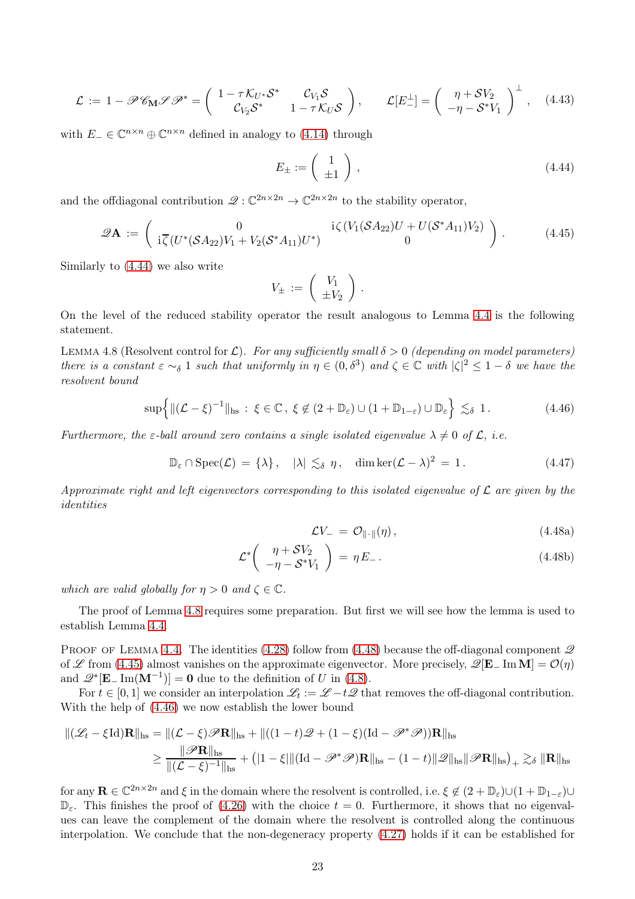$$
\mathcal{L} := 1 - \mathscr{P}\mathscr{C}_{\mathbf{M}}\mathscr{S}\mathscr{P}^* = \begin{pmatrix} 1-\tau\mathcal{K}_{U^*}\mathcal{S}^* & \mathcal{C}_{V_1}\mathcal{S} \\ \mathcal{C}_{V_2}\mathcal{S}^* & 1-\tau\mathcal{K}_U\mathcal{S} \end{pmatrix}, \qquad \mathcal{L}[E_-^\perp] = \begin{pmatrix} \eta + \mathcal{S}V_2 \\ -\eta - \mathcal{S}^*V_1 \end{pmatrix}^\perp, \tag{4.43}
$$

with $E_- \in \mathbb{C}^{n\times n}\oplus\mathbb{C}^{n\times n}$ defined in analogy to (4.14) through

$$
E_\pm := \begin{pmatrix} 1 \\ \pm 1 \end{pmatrix}, \tag{4.44}
$$

and the offdiagonal contribution $\mathscr{Q}:\mathbb{C}^{2n\times 2n}\to\mathbb{C}^{2n\times 2n}$ to the stability operator,

$$
\mathscr{Q}\mathbf{A} := \begin{pmatrix} 0 & \mathrm{i}\zeta\,(V_1(\mathcal{S}A_{22})U + U(\mathcal{S}^*A_{11})V_2) \\ \mathrm{i}\overline{\zeta}\,(U^*(\mathcal{S}A_{22})V_1 + V_2(\mathcal{S}^*A_{11})U^*) & 0 \end{pmatrix}. \tag{4.45}
$$

Similarly to (4.44) we also write

$$
V_\pm := \begin{pmatrix} V_1 \\ \pm V_2 \end{pmatrix}.
$$

On the level of the reduced stability operator the result analogous to Lemma 4.4 is the following statement.

**Lemma 4.8** (Resolvent control for $\mathcal{L}$). *For any sufficiently small $\delta>0$ (depending on model parameters) there is a constant $\varepsilon\sim_\delta 1$ such that uniformly in $\eta\in(0,\delta^3)$ and $\zeta\in\mathbb{C}$ with $|\zeta|^2\le 1-\delta$ we have the resolvent bound*

$$
\sup\Big\{\|(\mathcal{L}-\xi)^{-1}\|_{\mathrm{hs}} \,:\, \xi\in\mathbb{C}\,,\ \xi\notin(2+\mathbb{D}_\varepsilon)\cup(1+\mathbb{D}_{1-\varepsilon})\cup\mathbb{D}_\varepsilon\Big\} \lesssim_\delta 1\,. \tag{4.46}
$$

*Furthermore, the $\varepsilon$-ball around zero contains a single isolated eigenvalue $\lambda\ne 0$ of $\mathcal{L}$, i.e.*

$$
\mathbb{D}_\varepsilon\cap\mathrm{Spec}(\mathcal{L}) = \{\lambda\}\,,\quad |\lambda|\lesssim_\delta \eta\,,\quad \dim\ker(\mathcal{L}-\lambda)^2 = 1\,. \tag{4.47}
$$

*Approximate right and left eigenvectors corresponding to this isolated eigenvalue of $\mathcal{L}$ are given by the identities*

$$
\mathcal{L}V_- = \mathcal{O}_{\|\cdot\|}(\eta)\,, \tag{4.48a}
$$

$$
\mathcal{L}^*\begin{pmatrix} \eta+\mathcal{S}V_2 \\ -\eta-\mathcal{S}^*V_1 \end{pmatrix} = \eta E_-\,. \tag{4.48b}
$$

*which are valid globally for $\eta>0$ and $\zeta\in\mathbb{C}$.*

The proof of Lemma 4.8 requires some preparation. But first we will see how the lemma is used to establish Lemma 4.4.

**Proof of Lemma 4.4.** The identities (4.28) follow from (4.48) because the off-diagonal component $\mathscr{Q}$ of $\mathscr{L}$ from (4.45) almost vanishes on the approximate eigenvector. More precisely, $\mathscr{Q}[\mathbf{E}_-\operatorname{Im}\mathbf{M}]=\mathcal{O}(\eta)$ and $\mathscr{Q}^*[\mathbf{E}_-\operatorname{Im}(\mathbf{M}^{-1})]=\mathbf{0}$ due to the definition of $U$ in (4.8).

For $t\in[0,1]$ we consider an interpolation $\mathscr{L}_t := \mathscr{L}-t\mathscr{Q}$ that removes the off-diagonal contribution. With the help of (4.46) we now establish the lower bound

$$
\begin{aligned}
\|(\mathscr{L}_t-\xi\mathrm{Id})\mathbf{R}\|_{\mathrm{hs}} &= \|(\mathcal{L}-\xi)\mathscr{P}\mathbf{R}\|_{\mathrm{hs}} + \|((1-t)\mathscr{Q}+(1-\xi)(\mathrm{Id}-\mathscr{P}^*\mathscr{P}))\mathbf{R}\|_{\mathrm{hs}} \\
&\ge \frac{\|\mathscr{P}\mathbf{R}\|_{\mathrm{hs}}}{\|(\mathcal{L}-\xi)^{-1}\|_{\mathrm{hs}}} + \big(|1-\xi|\|(\mathrm{Id}-\mathscr{P}^*\mathscr{P})\mathbf{R}\|_{\mathrm{hs}} - (1-t)\|\mathscr{Q}\|_{\mathrm{hs}}\|\mathscr{P}\mathbf{R}\|_{\mathrm{hs}}\big)_+ \gtrsim_\delta \|\mathbf{R}\|_{\mathrm{hs}}
\end{aligned}
$$

for any $\mathbf{R}\in\mathbb{C}^{2n\times 2n}$ and $\xi$ in the domain where the resolvent is controlled, i.e. $\xi\notin(2+\mathbb{D}_\varepsilon)\cup(1+\mathbb{D}_{1-\varepsilon})\cup\mathbb{D}_\varepsilon$. This finishes the proof of (4.26) with the choice $t=0$. Furthermore, it shows that no eigenvalues can leave the complement of the domain where the resolvent is controlled along the continuous interpolation. We conclude that the non-degeneracy property (4.27) holds if it can be established for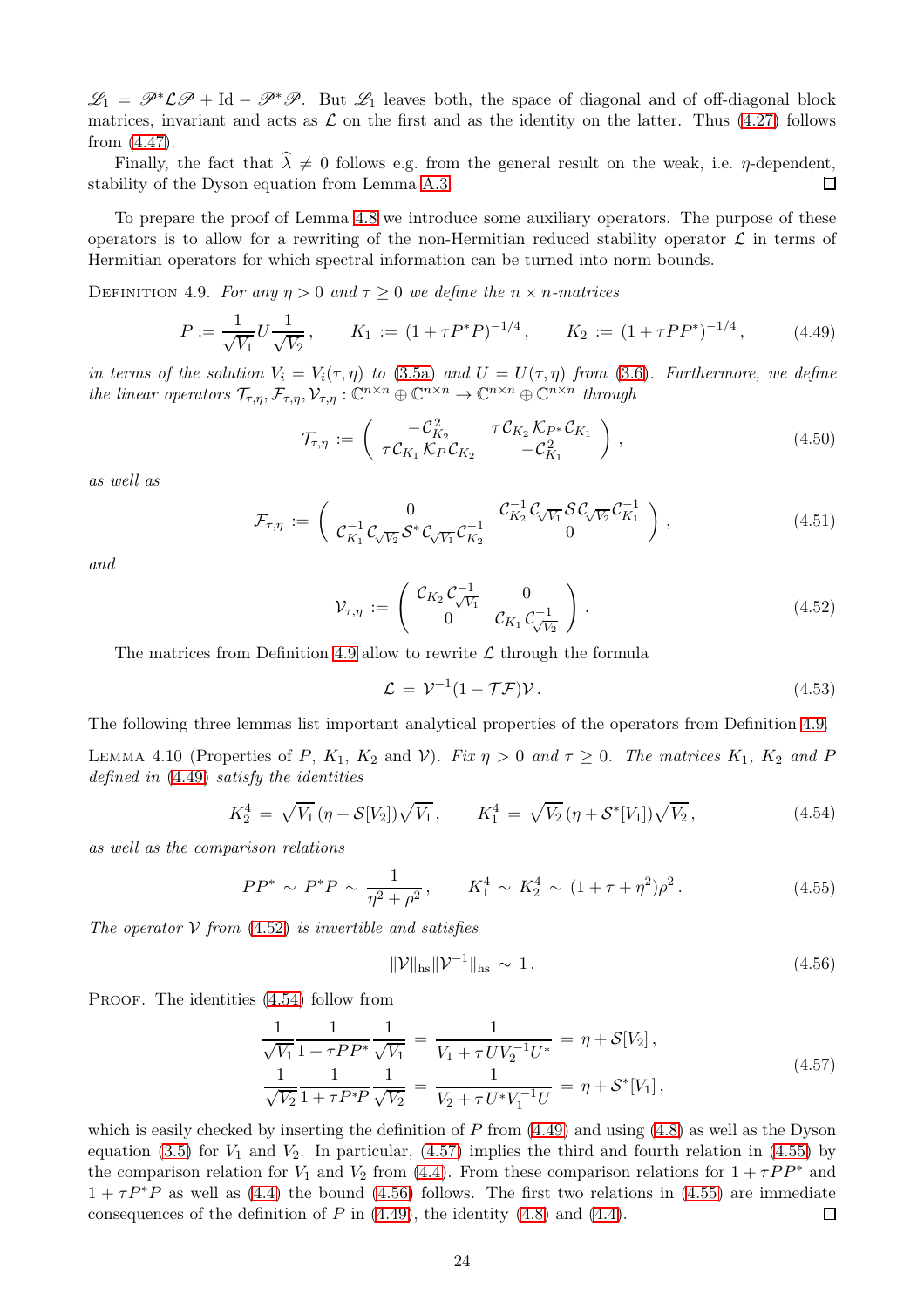$\mathscr{L}_1 = \mathscr{P}^*\mathcal{L}\mathscr{P} + \mathrm{Id} - \mathscr{P}^*\mathscr{P}$. But $\mathscr{L}_1$ leaves both, the space of diagonal and of off-diagonal block matrices, invariant and acts as $\mathcal{L}$ on the first and as the identity on the latter. Thus (4.27) follows from (4.47).

Finally, the fact that $\widehat{\lambda} \neq 0$ follows e.g. from the general result on the weak, i.e. $\eta$-dependent, stability of the Dyson equation from Lemma A.3. □

To prepare the proof of Lemma 4.8 we introduce some auxiliary operators. The purpose of these operators is to allow for a rewriting of the non-Hermitian reduced stability operator $\mathcal{L}$ in terms of Hermitian operators for which spectral information can be turned into norm bounds.

Definition 4.9. *For any $\eta > 0$ and $\tau \geq 0$ we define the $n \times n$-matrices*

$$P := \frac{1}{\sqrt{V_1}} U \frac{1}{\sqrt{V_2}}, \qquad K_1 := (1 + \tau P^*P)^{-1/4}, \qquad K_2 := (1 + \tau PP^*)^{-1/4}, \tag{4.49}$$

*in terms of the solution $V_i = V_i(\tau, \eta)$ to (3.5a) and $U = U(\tau, \eta)$ from (3.6). Furthermore, we define the linear operators $\mathcal{T}_{\tau,\eta}, \mathcal{F}_{\tau,\eta}, \mathcal{V}_{\tau,\eta} : \mathbb{C}^{n\times n} \oplus \mathbb{C}^{n\times n} \to \mathbb{C}^{n\times n} \oplus \mathbb{C}^{n\times n}$ through*

$$\mathcal{T}_{\tau,\eta} := \begin{pmatrix} -\mathcal{C}_{K_2}^2 & \tau \mathcal{C}_{K_2} \mathcal{K}_{P^*} \mathcal{C}_{K_1} \\ \tau \mathcal{C}_{K_1} \mathcal{K}_P \mathcal{C}_{K_2} & -\mathcal{C}_{K_1}^2 \end{pmatrix}, \tag{4.50}$$

*as well as*

$$\mathcal{F}_{\tau,\eta} := \begin{pmatrix} 0 & \mathcal{C}_{K_2}^{-1} \mathcal{C}_{\sqrt{V_1}} \mathcal{S} \mathcal{C}_{\sqrt{V_2}} \mathcal{C}_{K_1}^{-1} \\ \mathcal{C}_{K_1}^{-1} \mathcal{C}_{\sqrt{V_2}} \mathcal{S}^* \mathcal{C}_{\sqrt{V_1}} \mathcal{C}_{K_2}^{-1} & 0 \end{pmatrix}, \tag{4.51}$$

*and*

$$\mathcal{V}_{\tau,\eta} := \begin{pmatrix} \mathcal{C}_{K_2} \mathcal{C}_{\sqrt{V_1}}^{-1} & 0 \\ 0 & \mathcal{C}_{K_1} \mathcal{C}_{\sqrt{V_2}}^{-1} \end{pmatrix}. \tag{4.52}$$

The matrices from Definition 4.9 allow to rewrite $\mathcal{L}$ through the formula

$$\mathcal{L} = \mathcal{V}^{-1}(1 - \mathcal{T}\mathcal{F})\mathcal{V}. \tag{4.53}$$

The following three lemmas list important analytical properties of the operators from Definition 4.9.

Lemma 4.10 (Properties of $P$, $K_1$, $K_2$ and $\mathcal{V}$). *Fix $\eta > 0$ and $\tau \geq 0$. The matrices $K_1$, $K_2$ and $P$ defined in (4.49) satisfy the identities*

$$K_2^4 = \sqrt{V_1}\,(\eta + \mathcal{S}[V_2])\sqrt{V_1}\,, \qquad K_1^4 = \sqrt{V_2}\,(\eta + \mathcal{S}^*[V_1])\sqrt{V_2}\,, \tag{4.54}$$

*as well as the comparison relations*

$$PP^* \sim P^*P \sim \frac{1}{\eta^2 + \rho^2}\,, \qquad K_1^4 \sim K_2^4 \sim (1 + \tau + \eta^2)\rho^2\,. \tag{4.55}$$

*The operator $\mathcal{V}$ from (4.52) is invertible and satisfies*

$$\|\mathcal{V}\|_{\mathrm{hs}} \|\mathcal{V}^{-1}\|_{\mathrm{hs}} \sim 1\,. \tag{4.56}$$

Proof. The identities (4.54) follow from

$$\begin{aligned} \frac{1}{\sqrt{V_1}} \frac{1}{1 + \tau PP^*} \frac{1}{\sqrt{V_1}} &= \frac{1}{V_1 + \tau U V_2^{-1} U^*} = \eta + \mathcal{S}[V_2]\,, \\ \frac{1}{\sqrt{V_2}} \frac{1}{1 + \tau P^*P} \frac{1}{\sqrt{V_2}} &= \frac{1}{V_2 + \tau U^* V_1^{-1} U} = \eta + \mathcal{S}^*[V_1]\,, \end{aligned} \tag{4.57}$$

which is easily checked by inserting the definition of $P$ from (4.49) and using (4.8) as well as the Dyson equation (3.5) for $V_1$ and $V_2$. In particular, (4.57) implies the third and fourth relation in (4.55) by the comparison relation for $V_1$ and $V_2$ from (4.4). From these comparison relations for $1 + \tau PP^*$ and $1 + \tau P^*P$ as well as (4.4) the bound (4.56) follows. The first two relations in (4.55) are immediate consequences of the definition of $P$ in (4.49), the identity (4.8) and (4.4). □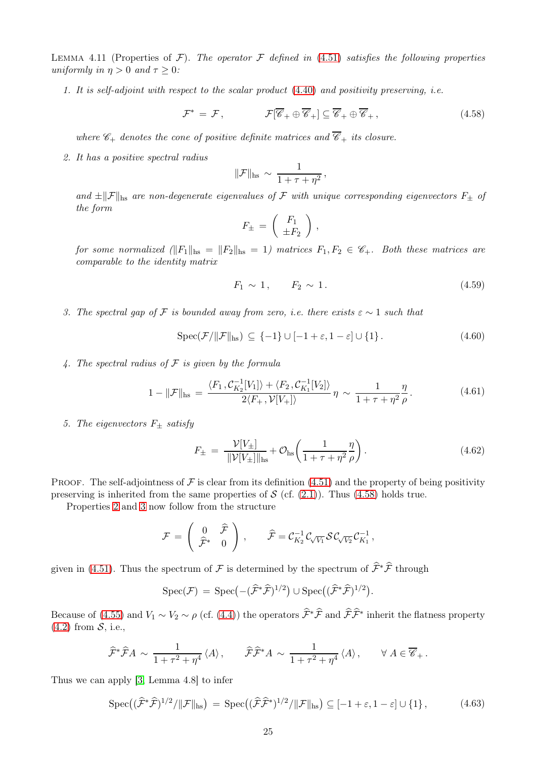Lemma 4.11 (Properties of $\mathcal{F}$). *The operator $\mathcal{F}$ defined in (4.51) satisfies the following properties uniformly in $\eta > 0$ and $\tau \geq 0$:*

1. *It is self-adjoint with respect to the scalar product (4.40) and positivity preserving, i.e.*

$$\mathcal{F}^* = \mathcal{F}\,, \qquad \mathcal{F}[\overline{\mathscr{C}}_+ \oplus \overline{\mathscr{C}}_+] \subseteq \overline{\mathscr{C}}_+ \oplus \overline{\mathscr{C}}_+\,, \tag{4.58}$$

*where $\mathscr{C}_+$ denotes the cone of positive definite matrices and $\overline{\mathscr{C}}_+$ its closure.*

2. *It has a positive spectral radius*

$$\|\mathcal{F}\|_{\mathrm{hs}} \sim \frac{1}{1+\tau+\eta^2}\,,$$

*and $\pm\|\mathcal{F}\|_{\mathrm{hs}}$ are non-degenerate eigenvalues of $\mathcal{F}$ with unique corresponding eigenvectors $F_\pm$ of the form*

$$F_\pm = \begin{pmatrix} F_1 \\ \pm F_2 \end{pmatrix},$$

*for some normalized ($\|F_1\|_{\mathrm{hs}} = \|F_2\|_{\mathrm{hs}} = 1$) matrices $F_1, F_2 \in \mathscr{C}_+$. Both these matrices are comparable to the identity matrix*

$$F_1 \sim 1\,, \qquad F_2 \sim 1\,. \tag{4.59}$$

3. *The spectral gap of $\mathcal{F}$ is bounded away from zero, i.e. there exists $\varepsilon \sim 1$ such that*

$$\mathrm{Spec}(\mathcal{F}/\|\mathcal{F}\|_{\mathrm{hs}}) \subseteq \{-1\} \cup [-1+\varepsilon, 1-\varepsilon] \cup \{1\}\,. \tag{4.60}$$

4. *The spectral radius of $\mathcal{F}$ is given by the formula*

$$1 - \|\mathcal{F}\|_{\mathrm{hs}} = \frac{\langle F_1\,, \mathcal{C}_{K_2}^{-1}[V_1]\rangle + \langle F_2\,, \mathcal{C}_{K_1}^{-1}[V_2]\rangle}{2\langle F_+, \mathcal{V}[V_+]\rangle}\,\eta \sim \frac{1}{1+\tau+\eta^2}\frac{\eta}{\rho}\,. \tag{4.61}$$

5. *The eigenvectors $F_\pm$ satisfy*

$$F_\pm = \frac{\mathcal{V}[V_\pm]}{\|\mathcal{V}[V_\pm]\|_{\mathrm{hs}}} + \mathcal{O}_{\mathrm{hs}}\biggl(\frac{1}{1+\tau+\eta^2}\frac{\eta}{\rho}\biggr)\,. \tag{4.62}$$

Proof. The self-adjointness of $\mathcal{F}$ is clear from its definition (4.51) and the property of being positivity preserving is inherited from the same properties of $\mathcal{S}$ (cf. (2.1)). Thus (4.58) holds true.

Properties 2 and 3 now follow from the structure

$$\mathcal{F} = \begin{pmatrix} 0 & \widehat{\mathcal{F}} \\ \widehat{\mathcal{F}}^* & 0 \end{pmatrix}, \qquad \widehat{\mathcal{F}} = \mathcal{C}_{K_2}^{-1}\mathcal{C}_{\sqrt{V_1}}\mathcal{S}\mathcal{C}_{\sqrt{V_2}}\mathcal{C}_{K_1}^{-1}\,,$$

given in (4.51). Thus the spectrum of $\mathcal{F}$ is determined by the spectrum of $\widehat{\mathcal{F}}^*\widehat{\mathcal{F}}$ through

$$\mathrm{Spec}(\mathcal{F}) = \mathrm{Spec}\bigl(-(\widehat{\mathcal{F}}^*\widehat{\mathcal{F}})^{1/2}\bigr) \cup \mathrm{Spec}\bigl((\widehat{\mathcal{F}}^*\widehat{\mathcal{F}})^{1/2}\bigr).$$

Because of (4.55) and $V_1 \sim V_2 \sim \rho$ (cf. (4.4)) the operators $\widehat{\mathcal{F}}^*\widehat{\mathcal{F}}$ and $\widehat{\mathcal{F}}\widehat{\mathcal{F}}^*$ inherit the flatness property (4.2) from $\mathcal{S}$, i.e.,

$$\widehat{\mathcal{F}}^*\widehat{\mathcal{F}}A \sim \frac{1}{1+\tau^2+\eta^4}\,\langle A\rangle\,, \qquad \widehat{\mathcal{F}}\widehat{\mathcal{F}}^*A \sim \frac{1}{1+\tau^2+\eta^4}\,\langle A\rangle\,, \qquad \forall\, A \in \overline{\mathscr{C}}_+\,.$$

Thus we can apply [3, Lemma 4.8] to infer

$$\mathrm{Spec}\bigl((\widehat{\mathcal{F}}^*\widehat{\mathcal{F}})^{1/2}/\|\mathcal{F}\|_{\mathrm{hs}}\bigr) = \mathrm{Spec}\bigl((\widehat{\mathcal{F}}\widehat{\mathcal{F}}^*)^{1/2}/\|\mathcal{F}\|_{\mathrm{hs}}\bigr) \subseteq [-1+\varepsilon, 1-\varepsilon] \cup \{1\}\,, \tag{4.63}$$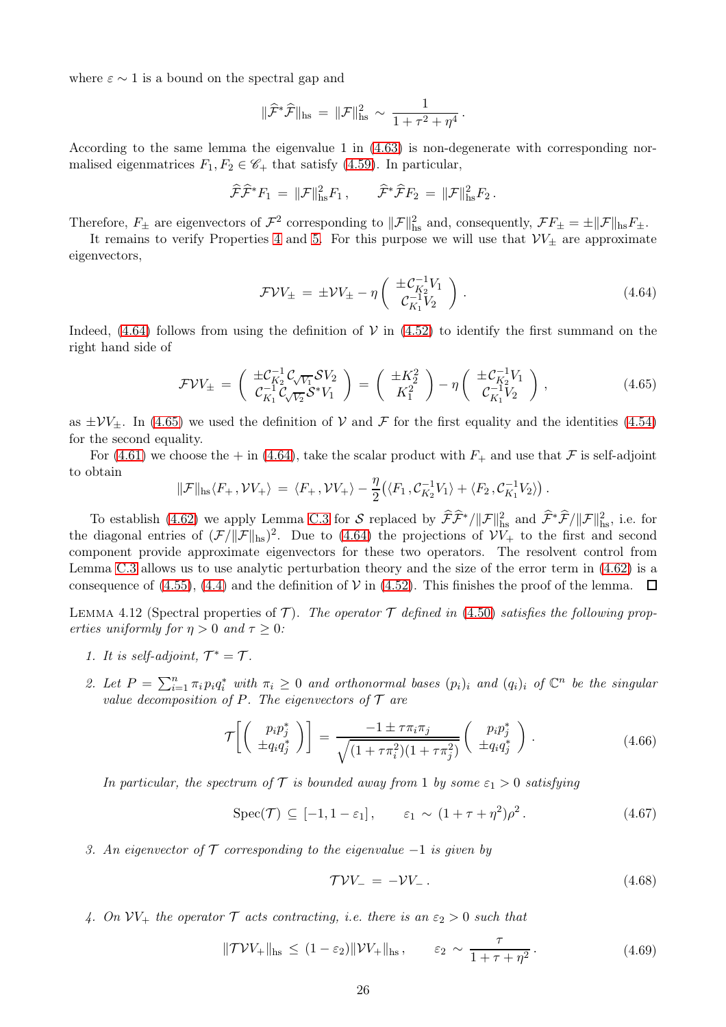where $\varepsilon \sim 1$ is a bound on the spectral gap and

$$\|\widehat{\mathcal{F}}^*\widehat{\mathcal{F}}\|_{\rm hs} \,=\, \|\mathcal{F}\|_{\rm hs}^2 \,\sim\, \frac{1}{1+\tau^2+\eta^4}\,.$$

According to the same lemma the eigenvalue 1 in (4.63) is non-degenerate with corresponding normalised eigenmatrices $F_1, F_2 \in \mathscr{C}_+$ that satisfy (4.59). In particular,

$$\widehat{\mathcal{F}}\widehat{\mathcal{F}}^* F_1 \,=\, \|\mathcal{F}\|_{\rm hs}^2 F_1\,, \qquad \widehat{\mathcal{F}}^*\widehat{\mathcal{F}} F_2 \,=\, \|\mathcal{F}\|_{\rm hs}^2 F_2\,.$$

Therefore, $F_\pm$ are eigenvectors of $\mathcal{F}^2$ corresponding to $\|\mathcal{F}\|_{\rm hs}^2$ and, consequently, $\mathcal{F}F_\pm = \pm\|\mathcal{F}\|_{\rm hs} F_\pm$.

It remains to verify Properties 4 and 5. For this purpose we will use that $\mathcal{V}V_\pm$ are approximate eigenvectors,

$$\mathcal{F}\mathcal{V}V_\pm \,=\, \pm\mathcal{V}V_\pm - \eta \begin{pmatrix} \pm\mathcal{C}_{K_2}^{-1}V_1 \\ \mathcal{C}_{K_1}^{-1}V_2 \end{pmatrix}. \tag{4.64}$$

Indeed, (4.64) follows from using the definition of $\mathcal{V}$ in (4.52) to identify the first summand on the right hand side of

$$\mathcal{F}\mathcal{V}V_\pm \,=\, \begin{pmatrix} \pm\mathcal{C}_{K_2}^{-1}\mathcal{C}_{\sqrt{V_1}}\mathcal{S}V_2 \\ \mathcal{C}_{K_1}^{-1}\mathcal{C}_{\sqrt{V_2}}\mathcal{S}^*V_1 \end{pmatrix} \,=\, \begin{pmatrix} \pm K_2^2 \\ K_1^2 \end{pmatrix} - \eta \begin{pmatrix} \pm\mathcal{C}_{K_2}^{-1}V_1 \\ \mathcal{C}_{K_1}^{-1}V_2 \end{pmatrix}, \tag{4.65}$$

as $\pm\mathcal{V}V_\pm$. In (4.65) we used the definition of $\mathcal{V}$ and $\mathcal{F}$ for the first equality and the identities (4.54) for the second equality.

For (4.61) we choose the $+$ in (4.64), take the scalar product with $F_+$ and use that $\mathcal{F}$ is self-adjoint to obtain

$$\|\mathcal{F}\|_{\rm hs}\langle F_+\,, \mathcal{V}V_+\rangle \,=\, \langle F_+\,, \mathcal{V}V_+\rangle - \frac{\eta}{2}\big(\langle F_1\,, \mathcal{C}_{K_2}^{-1}V_1\rangle + \langle F_2\,, \mathcal{C}_{K_1}^{-1}V_2\rangle\big)\,.$$

To establish (4.62) we apply Lemma C.3 for $\mathcal{S}$ replaced by $\widehat{\mathcal{F}}\widehat{\mathcal{F}}^*/\|\mathcal{F}\|_{\rm hs}^2$ and $\widehat{\mathcal{F}}^*\widehat{\mathcal{F}}/\|\mathcal{F}\|_{\rm hs}^2$, i.e. for the diagonal entries of $(\mathcal{F}/\|\mathcal{F}\|_{\rm hs})^2$. Due to (4.64) the projections of $\mathcal{V}V_+$ to the first and second component provide approximate eigenvectors for these two operators. The resolvent control from Lemma C.3 allows us to use analytic perturbation theory and the size of the error term in (4.62) is a consequence of (4.55), (4.4) and the definition of $\mathcal{V}$ in (4.52). This finishes the proof of the lemma. $\square$

Lemma 4.12 (Spectral properties of $\mathcal{T}$). *The operator $\mathcal{T}$ defined in (4.50) satisfies the following properties uniformly for $\eta > 0$ and $\tau \geq 0$:*

1. *It is self-adjoint, $\mathcal{T}^* = \mathcal{T}$.*
2. *Let $P = \sum_{i=1}^n \pi_i p_i q_i^*$ with $\pi_i \geq 0$ and orthonormal bases $(p_i)_i$ and $(q_i)_i$ of $\mathbb{C}^n$ be the singular value decomposition of $P$. The eigenvectors of $\mathcal{T}$ are*

$$\mathcal{T}\bigg[\begin{pmatrix} p_ip_j^* \\ \pm q_iq_j^* \end{pmatrix}\bigg] \,=\, \frac{-1 \pm \tau\pi_i\pi_j}{\sqrt{(1+\tau\pi_i^2)(1+\tau\pi_j^2)}}\begin{pmatrix} p_ip_j^* \\ \pm q_iq_j^* \end{pmatrix}. \tag{4.66}$$

*In particular, the spectrum of $\mathcal{T}$ is bounded away from 1 by some $\varepsilon_1 > 0$ satisfying*

$$\operatorname{Spec}(\mathcal{T}) \,\subseteq\, [-1, 1-\varepsilon_1]\,, \qquad \varepsilon_1 \,\sim\, (1+\tau+\eta^2)\rho^2\,. \tag{4.67}$$

3. *An eigenvector of $\mathcal{T}$ corresponding to the eigenvalue $-1$ is given by*

$$\mathcal{T}\mathcal{V}V_- \,=\, -\mathcal{V}V_-\,. \tag{4.68}$$

4. *On $\mathcal{V}V_+$ the operator $\mathcal{T}$ acts contracting, i.e. there is an $\varepsilon_2 > 0$ such that*

$$\|\mathcal{T}\mathcal{V}V_+\|_{\rm hs} \,\leq\, (1-\varepsilon_2)\|\mathcal{V}V_+\|_{\rm hs}\,, \qquad \varepsilon_2 \,\sim\, \frac{\tau}{1+\tau+\eta^2}\,. \tag{4.69}$$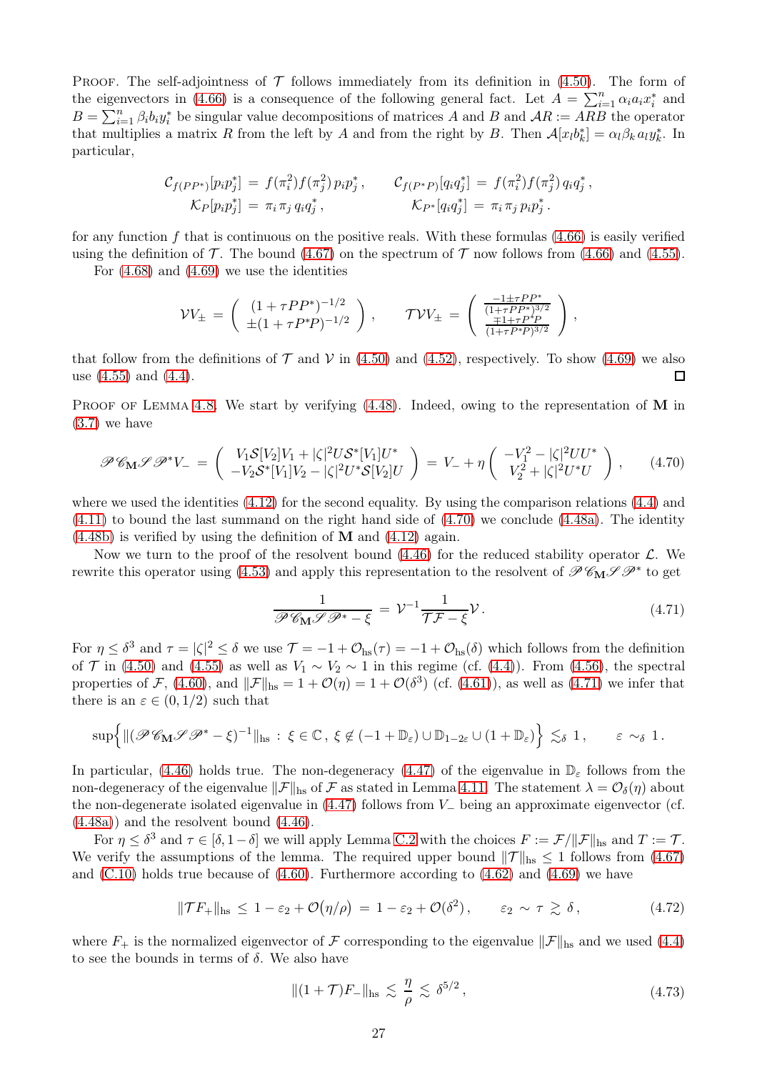Proof. The self-adjointness of $\mathcal{T}$ follows immediately from its definition in (4.50). The form of the eigenvectors in (4.66) is a consequence of the following general fact. Let $A = \sum_{i=1}^n \alpha_i a_i x_i^*$ and $B = \sum_{i=1}^n \beta_i b_i y_i^*$ be singular value decompositions of matrices $A$ and $B$ and $\mathcal{A}R := ARB$ the operator that multiplies a matrix $R$ from the left by $A$ and from the right by $B$. Then $\mathcal{A}[x_l b_k^*] = \alpha_l \beta_k\, a_l y_k^*$. In particular,

$$
\mathcal{C}_{f(PP^*)}[p_i p_j^*] \,=\, f(\pi_i^2) f(\pi_j^2)\, p_i p_j^*\,, \qquad \mathcal{C}_{f(P^*P)}[q_i q_j^*] \,=\, f(\pi_i^2) f(\pi_j^2)\, q_i q_j^*\,,
$$
$$
\mathcal{K}_P[p_i p_j^*] \,=\, \pi_i \pi_j\, q_i q_j^*\,, \qquad \mathcal{K}_{P^*}[q_i q_j^*] \,=\, \pi_i \pi_j\, p_i p_j^*\,.
$$

for any function $f$ that is continuous on the positive reals. With these formulas (4.66) is easily verified using the definition of $\mathcal{T}$. The bound (4.67) on the spectrum of $\mathcal{T}$ now follows from (4.66) and (4.55).

For (4.68) and (4.69) we use the identities

$$
\mathcal{V}V_\pm \,=\, \begin{pmatrix} (1+\tau PP^*)^{-1/2} \\ \pm(1+\tau P^*P)^{-1/2} \end{pmatrix}, \qquad \mathcal{T}\mathcal{V}V_\pm \,=\, \begin{pmatrix} \frac{-1\pm\tau PP^*}{(1+\tau PP^*)^{3/2}} \\ \frac{\mp 1+\tau P^*P}{(1+\tau P^*P)^{3/2}} \end{pmatrix},
$$

that follow from the definitions of $\mathcal{T}$ and $\mathcal{V}$ in (4.50) and (4.52), respectively. To show (4.69) we also use (4.55) and (4.4). $\square$

Proof of Lemma 4.8. We start by verifying (4.48). Indeed, owing to the representation of $\mathbf{M}$ in (3.7) we have

$$
\mathscr{P}\mathscr{C}_{\mathbf{M}}\mathscr{S}\mathscr{P}^* V_- \,=\, \begin{pmatrix} V_1\mathcal{S}[V_2]V_1 + |\zeta|^2 U\mathcal{S}^*[V_1]U^* \\ -V_2\mathcal{S}^*[V_1]V_2 - |\zeta|^2 U^*\mathcal{S}[V_2]U \end{pmatrix} \,=\, V_- + \eta \begin{pmatrix} -V_1^2 - |\zeta|^2 UU^* \\ V_2^2 + |\zeta|^2 U^*U \end{pmatrix}, \tag{4.70}
$$

where we used the identities (4.12) for the second equality. By using the comparison relations (4.4) and (4.11) to bound the last summand on the right hand side of (4.70) we conclude (4.48a). The identity (4.48b) is verified by using the definition of $\mathbf{M}$ and (4.12) again.

Now we turn to the proof of the resolvent bound (4.46) for the reduced stability operator $\mathcal{L}$. We rewrite this operator using (4.53) and apply this representation to the resolvent of $\mathscr{P}\mathscr{C}_{\mathbf{M}}\mathscr{S}\mathscr{P}^*$ to get

$$
\frac{1}{\mathscr{P}\mathscr{C}_{\mathbf{M}}\mathscr{S}\mathscr{P}^* - \xi} \,=\, \mathcal{V}^{-1}\frac{1}{\mathcal{T}\mathcal{F} - \xi}\mathcal{V}\,. \tag{4.71}
$$

For $\eta \le \delta^3$ and $\tau = |\zeta|^2 \le \delta$ we use $\mathcal{T} = -1 + \mathcal{O}_{\rm hs}(\tau) = -1 + \mathcal{O}_{\rm hs}(\delta)$ which follows from the definition of $\mathcal{T}$ in (4.50) and (4.55) as well as $V_1 \sim V_2 \sim 1$ in this regime (cf. (4.4)). From (4.56), the spectral properties of $\mathcal{F}$, (4.60), and $\|\mathcal{F}\|_{\rm hs} = 1 + \mathcal{O}(\eta) = 1 + \mathcal{O}(\delta^3)$ (cf. (4.61)), as well as (4.71) we infer that there is an $\varepsilon \in (0, 1/2)$ such that

$$
\sup\Big\{ \|(\mathscr{P}\mathscr{C}_{\mathbf{M}}\mathscr{S}\mathscr{P}^* - \xi)^{-1}\|_{\rm hs} \,:\, \xi \in \mathbb{C}\,,\; \xi \notin (-1+\mathbb{D}_\varepsilon) \cup \mathbb{D}_{1-2\varepsilon} \cup (1+\mathbb{D}_\varepsilon)\Big\} \,\lesssim_\delta\, 1\,, \qquad \varepsilon \sim_\delta 1\,.
$$

In particular, (4.46) holds true. The non-degeneracy (4.47) of the eigenvalue in $\mathbb{D}_\varepsilon$ follows from the non-degeneracy of the eigenvalue $\|\mathcal{F}\|_{\rm hs}$ of $\mathcal{F}$ as stated in Lemma 4.11. The statement $\lambda = \mathcal{O}_\delta(\eta)$ about the non-degenerate isolated eigenvalue in (4.47) follows from $V_-$ being an approximate eigenvector (cf. (4.48a)) and the resolvent bound (4.46).

For $\eta \le \delta^3$ and $\tau \in [\delta, 1-\delta]$ we will apply Lemma C.2 with the choices $F := \mathcal{F}/\|\mathcal{F}\|_{\rm hs}$ and $T := \mathcal{T}$. We verify the assumptions of the lemma. The required upper bound $\|\mathcal{T}\|_{\rm hs} \le 1$ follows from (4.67) and (C.10) holds true because of (4.60). Furthermore according to (4.62) and (4.69) we have

$$
\|\mathcal{T}F_+\|_{\rm hs} \,\le\, 1 - \varepsilon_2 + \mathcal{O}\big(\eta/\rho\big) \,=\, 1 - \varepsilon_2 + \mathcal{O}(\delta^2)\,, \qquad \varepsilon_2 \sim \tau \gtrsim \delta\,, \tag{4.72}
$$

where $F_+$ is the normalized eigenvector of $\mathcal{F}$ corresponding to the eigenvalue $\|\mathcal{F}\|_{\rm hs}$ and we used (4.4) to see the bounds in terms of $\delta$. We also have

$$
\|(1+\mathcal{T})F_-\|_{\rm hs} \,\lesssim\, \frac{\eta}{\rho} \,\lesssim\, \delta^{5/2}\,, \tag{4.73}
$$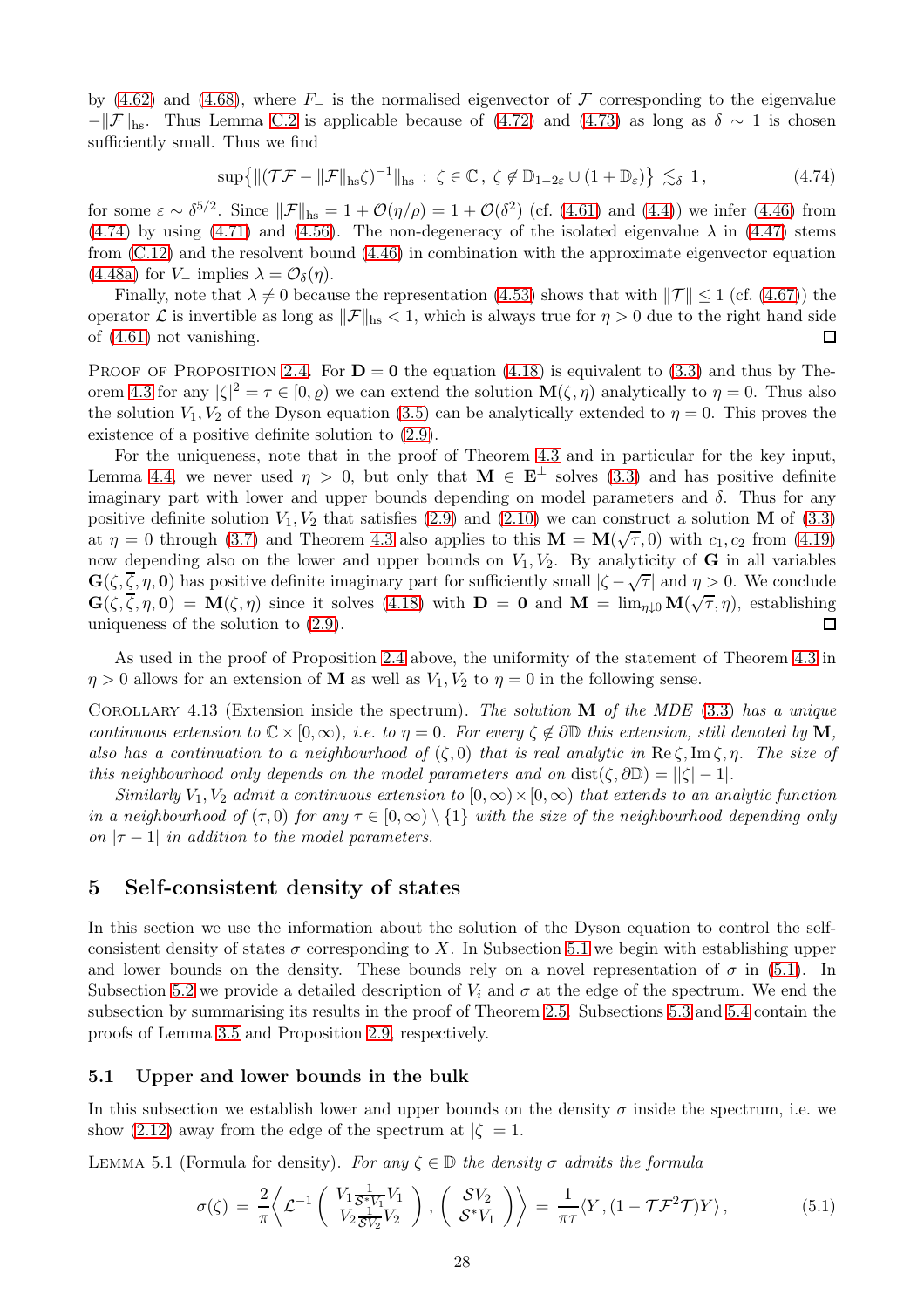by (4.62) and (4.68), where $F_-$ is the normalised eigenvector of $\mathcal{F}$ corresponding to the eigenvalue $-\|\mathcal{F}\|_{\mathrm{hs}}$. Thus Lemma C.2 is applicable because of (4.72) and (4.73) as long as $\delta \sim 1$ is chosen sufficiently small. Thus we find

$$\sup\big\{\|(\mathcal{T}\mathcal{F} - \|\mathcal{F}\|_{\mathrm{hs}}\zeta)^{-1}\|_{\mathrm{hs}} \,:\, \zeta \in \mathbb{C}\,,\ \zeta \notin \mathbb{D}_{1-2\varepsilon} \cup (1+\mathbb{D}_\varepsilon)\big\} \lesssim_\delta 1\,, \tag{4.74}$$

for some $\varepsilon \sim \delta^{5/2}$. Since $\|\mathcal{F}\|_{\mathrm{hs}} = 1 + \mathcal{O}(\eta/\rho) = 1 + \mathcal{O}(\delta^2)$ (cf. (4.61) and (4.4)) we infer (4.46) from (4.74) by using (4.71) and (4.56). The non-degeneracy of the isolated eigenvalue $\lambda$ in (4.47) stems from (C.12) and the resolvent bound (4.46) in combination with the approximate eigenvector equation (4.48a) for $V_-$ implies $\lambda = \mathcal{O}_\delta(\eta)$.

Finally, note that $\lambda \neq 0$ because the representation (4.53) shows that with $\|\mathcal{T}\| \leq 1$ (cf. (4.67)) the operator $\mathcal{L}$ is invertible as long as $\|\mathcal{F}\|_{\mathrm{hs}} < 1$, which is always true for $\eta > 0$ due to the right hand side of (4.61) not vanishing. $\square$

Proof of Proposition 2.4. For $\mathbf{D} = \mathbf{0}$ the equation (4.18) is equivalent to (3.3) and thus by Theorem 4.3 for any $|\zeta|^2 = \tau \in [0, \varrho)$ we can extend the solution $\mathbf{M}(\zeta, \eta)$ analytically to $\eta = 0$. Thus also the solution $V_1, V_2$ of the Dyson equation (3.5) can be analytically extended to $\eta = 0$. This proves the existence of a positive definite solution to (2.9).

For the uniqueness, note that in the proof of Theorem 4.3 and in particular for the key input, Lemma 4.4, we never used $\eta > 0$, but only that $\mathbf{M} \in \mathbf{E}_-^\perp$ solves (3.3) and has positive definite imaginary part with lower and upper bounds depending on model parameters and $\delta$. Thus for any positive definite solution $V_1, V_2$ that satisfies (2.9) and (2.10) we can construct a solution $\mathbf{M}$ of (3.3) at $\eta = 0$ through (3.7) and Theorem 4.3 also applies to this $\mathbf{M} = \mathbf{M}(\sqrt{\tau}, 0)$ with $c_1, c_2$ from (4.19) now depending also on the lower and upper bounds on $V_1, V_2$. By analyticity of $\mathbf{G}$ in all variables $\mathbf{G}(\zeta, \overline{\zeta}, \eta, \mathbf{0})$ has positive definite imaginary part for sufficiently small $|\zeta - \sqrt{\tau}|$ and $\eta > 0$. We conclude $\mathbf{G}(\zeta, \overline{\zeta}, \eta, \mathbf{0}) = \mathbf{M}(\zeta, \eta)$ since it solves (4.18) with $\mathbf{D} = \mathbf{0}$ and $\mathbf{M} = \lim_{\eta \downarrow 0} \mathbf{M}(\sqrt{\tau}, \eta)$, establishing uniqueness of the solution to (2.9). $\square$

As used in the proof of Proposition 2.4 above, the uniformity of the statement of Theorem 4.3 in $\eta > 0$ allows for an extension of $\mathbf{M}$ as well as $V_1, V_2$ to $\eta = 0$ in the following sense.

Corollary 4.13 (Extension inside the spectrum). *The solution $\mathbf{M}$ of the MDE (3.3) has a unique continuous extension to $\mathbb{C} \times [0, \infty)$, i.e. to $\eta = 0$. For every $\zeta \notin \partial\mathbb{D}$ this extension, still denoted by $\mathbf{M}$, also has a continuation to a neighbourhood of $(\zeta, 0)$ that is real analytic in $\operatorname{Re}\zeta, \operatorname{Im}\zeta, \eta$. The size of this neighbourhood only depends on the model parameters and on $\operatorname{dist}(\zeta, \partial\mathbb{D}) = ||\zeta| - 1|$.*

*Similarly $V_1, V_2$ admit a continuous extension to $[0, \infty) \times [0, \infty)$ that extends to an analytic function in a neighbourhood of $(\tau, 0)$ for any $\tau \in [0, \infty) \setminus \{1\}$ with the size of the neighbourhood depending only on $|\tau - 1|$ in addition to the model parameters.*

## 5 Self-consistent density of states

In this section we use the information about the solution of the Dyson equation to control the self-consistent density of states $\sigma$ corresponding to $X$. In Subsection 5.1 we begin with establishing upper and lower bounds on the density. These bounds rely on a novel representation of $\sigma$ in (5.1). In Subsection 5.2 we provide a detailed description of $V_i$ and $\sigma$ at the edge of the spectrum. We end the subsection by summarising its results in the proof of Theorem 2.5. Subsections 5.3 and 5.4 contain the proofs of Lemma 3.5 and Proposition 2.9, respectively.

### 5.1 Upper and lower bounds in the bulk

In this subsection we establish lower and upper bounds on the density $\sigma$ inside the spectrum, i.e. we show (2.12) away from the edge of the spectrum at $|\zeta| = 1$.

Lemma 5.1 (Formula for density). *For any $\zeta \in \mathbb{D}$ the density $\sigma$ admits the formula*

$$\sigma(\zeta) = \frac{2}{\pi}\Big\langle \mathcal{L}^{-1}\begin{pmatrix} V_1 \frac{1}{\mathcal{S}^*V_1} V_1 \\ V_2 \frac{1}{\mathcal{S}V_2} V_2 \end{pmatrix}, \begin{pmatrix} \mathcal{S}V_2 \\ \mathcal{S}^*V_1 \end{pmatrix}\Big\rangle = \frac{1}{\pi\tau}\langle Y, (1 - \mathcal{T}\mathcal{F}^2\mathcal{T})Y\rangle\,, \tag{5.1}$$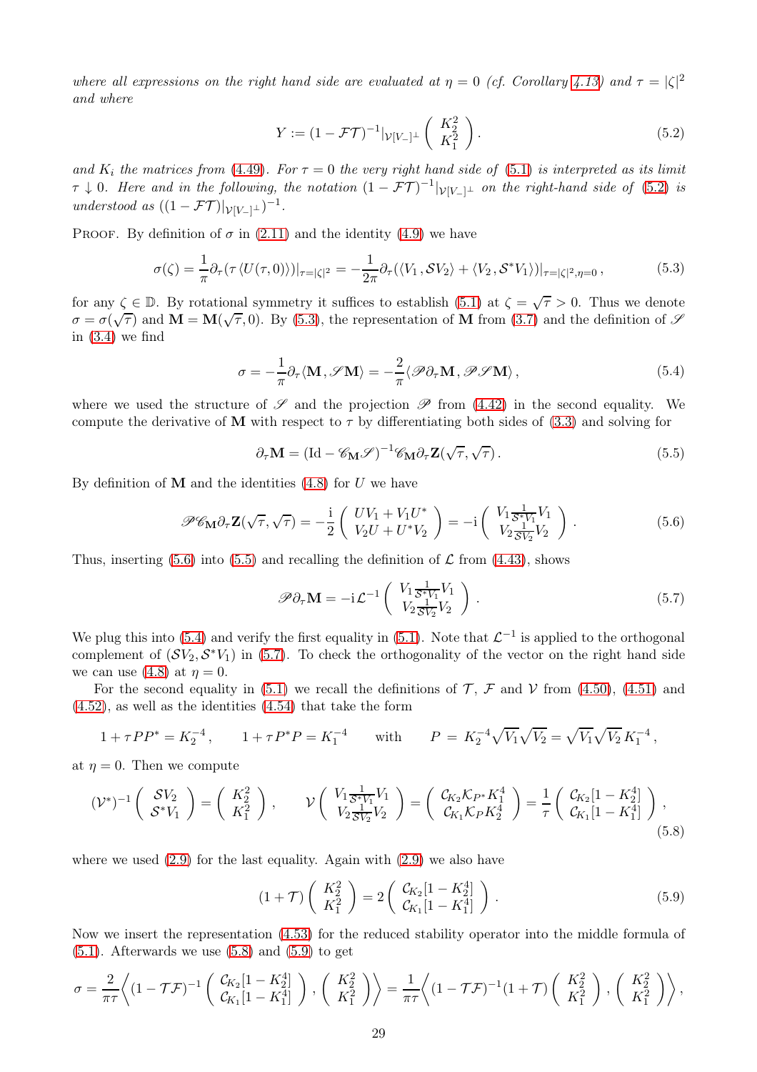*where all expressions on the right hand side are evaluated at $\eta = 0$ (cf. Corollary 4.13) and $\tau = |\zeta|^2$ and where*

$$Y := (1 - \mathcal{F}\mathcal{T})^{-1}|_{\mathcal{V}[V_-]^\perp} \begin{pmatrix} K_2^2 \\ K_1^2 \end{pmatrix}. \tag{5.2}$$

*and $K_i$ the matrices from (4.49). For $\tau = 0$ the very right hand side of (5.1) is interpreted as its limit $\tau \downarrow 0$. Here and in the following, the notation $(1 - \mathcal{F}\mathcal{T})^{-1}|_{\mathcal{V}[V_-]^\perp}$ on the right-hand side of (5.2) is understood as $((1 - \mathcal{F}\mathcal{T})|_{\mathcal{V}[V_-]^\perp})^{-1}$.*

Proof. By definition of $\sigma$ in (2.11) and the identity (4.9) we have

$$\sigma(\zeta) = \frac{1}{\pi}\partial_\tau(\tau\langle U(\tau,0)\rangle)|_{\tau=|\zeta|^2} = -\frac{1}{2\pi}\partial_\tau(\langle V_1, \mathcal{S}V_2\rangle + \langle V_2, \mathcal{S}^*V_1\rangle)|_{\tau=|\zeta|^2,\eta=0}, \tag{5.3}$$

for any $\zeta \in \mathbb{D}$. By rotational symmetry it suffices to establish (5.1) at $\zeta = \sqrt{\tau} > 0$. Thus we denote $\sigma = \sigma(\sqrt{\tau})$ and $\mathbf{M} = \mathbf{M}(\sqrt{\tau}, 0)$. By (5.3), the representation of $\mathbf{M}$ from (3.7) and the definition of $\mathscr{S}$ in (3.4) we find

$$\sigma = -\frac{1}{\pi}\partial_\tau\langle \mathbf{M}, \mathscr{S}\mathbf{M}\rangle = -\frac{2}{\pi}\langle \mathscr{P}\partial_\tau\mathbf{M}, \mathscr{P}\mathscr{S}\mathbf{M}\rangle, \tag{5.4}$$

where we used the structure of $\mathscr{S}$ and the projection $\mathscr{P}$ from (4.42) in the second equality. We compute the derivative of $\mathbf{M}$ with respect to $\tau$ by differentiating both sides of (3.3) and solving for

$$\partial_\tau\mathbf{M} = (\mathrm{Id} - \mathscr{C}_{\mathbf{M}}\mathscr{S})^{-1}\mathscr{C}_{\mathbf{M}}\partial_\tau\mathbf{Z}(\sqrt{\tau}, \sqrt{\tau}). \tag{5.5}$$

By definition of $\mathbf{M}$ and the identities (4.8) for $U$ we have

$$\mathscr{P}\mathscr{C}_{\mathbf{M}}\partial_\tau\mathbf{Z}(\sqrt{\tau}, \sqrt{\tau}) = -\frac{\mathrm{i}}{2}\begin{pmatrix} UV_1 + V_1U^* \\ V_2U + U^*V_2 \end{pmatrix} = -\mathrm{i}\begin{pmatrix} V_1\frac{1}{\mathcal{S}^*V_1}V_1 \\ V_2\frac{1}{\mathcal{S}V_2}V_2 \end{pmatrix}. \tag{5.6}$$

Thus, inserting (5.6) into (5.5) and recalling the definition of $\mathcal{L}$ from (4.43), shows

$$\mathscr{P}\partial_\tau\mathbf{M} = -\mathrm{i}\mathcal{L}^{-1}\begin{pmatrix} V_1\frac{1}{\mathcal{S}^*V_1}V_1 \\ V_2\frac{1}{\mathcal{S}V_2}V_2 \end{pmatrix}. \tag{5.7}$$

We plug this into (5.4) and verify the first equality in (5.1). Note that $\mathcal{L}^{-1}$ is applied to the orthogonal complement of $(\mathcal{S}V_2, \mathcal{S}^*V_1)$ in (5.7). To check the orthogonality of the vector on the right hand side we can use (4.8) at $\eta = 0$.

For the second equality in (5.1) we recall the definitions of $\mathcal{T}$, $\mathcal{F}$ and $\mathcal{V}$ from (4.50), (4.51) and (4.52), as well as the identities (4.54) that take the form

$$1 + \tau PP^* = K_2^{-4}, \qquad 1 + \tau P^*P = K_1^{-4} \qquad \text{with} \qquad P = K_2^{-4}\sqrt{V_1}\sqrt{V_2} = \sqrt{V_1}\sqrt{V_2}\,K_1^{-4},$$

at $\eta = 0$. Then we compute

$$(\mathcal{V}^*)^{-1}\begin{pmatrix} \mathcal{S}V_2 \\ \mathcal{S}^*V_1 \end{pmatrix} = \begin{pmatrix} K_2^2 \\ K_1^2 \end{pmatrix}, \qquad \mathcal{V}\begin{pmatrix} V_1\frac{1}{\mathcal{S}^*V_1}V_1 \\ V_2\frac{1}{\mathcal{S}V_2}V_2 \end{pmatrix} = \begin{pmatrix} \mathcal{C}_{K_2}\mathcal{K}_{P^*}K_1^4 \\ \mathcal{C}_{K_1}\mathcal{K}_P K_2^4 \end{pmatrix} = \frac{1}{\tau}\begin{pmatrix} \mathcal{C}_{K_2}[1 - K_2^4] \\ \mathcal{C}_{K_1}[1 - K_1^4] \end{pmatrix}, \tag{5.8}$$

where we used (2.9) for the last equality. Again with (2.9) we also have

$$(1 + \mathcal{T})\begin{pmatrix} K_2^2 \\ K_1^2 \end{pmatrix} = 2\begin{pmatrix} \mathcal{C}_{K_2}[1 - K_2^4] \\ \mathcal{C}_{K_1}[1 - K_1^4] \end{pmatrix}. \tag{5.9}$$

Now we insert the representation (4.53) for the reduced stability operator into the middle formula of (5.1). Afterwards we use (5.8) and (5.9) to get

$$\sigma = \frac{2}{\pi\tau}\left\langle (1 - \mathcal{T}\mathcal{F})^{-1}\begin{pmatrix} \mathcal{C}_{K_2}[1 - K_2^4] \\ \mathcal{C}_{K_1}[1 - K_1^4] \end{pmatrix}, \begin{pmatrix} K_2^2 \\ K_1^2 \end{pmatrix}\right\rangle = \frac{1}{\pi\tau}\left\langle (1 - \mathcal{T}\mathcal{F})^{-1}(1 + \mathcal{T})\begin{pmatrix} K_2^2 \\ K_1^2 \end{pmatrix}, \begin{pmatrix} K_2^2 \\ K_1^2 \end{pmatrix}\right\rangle,$$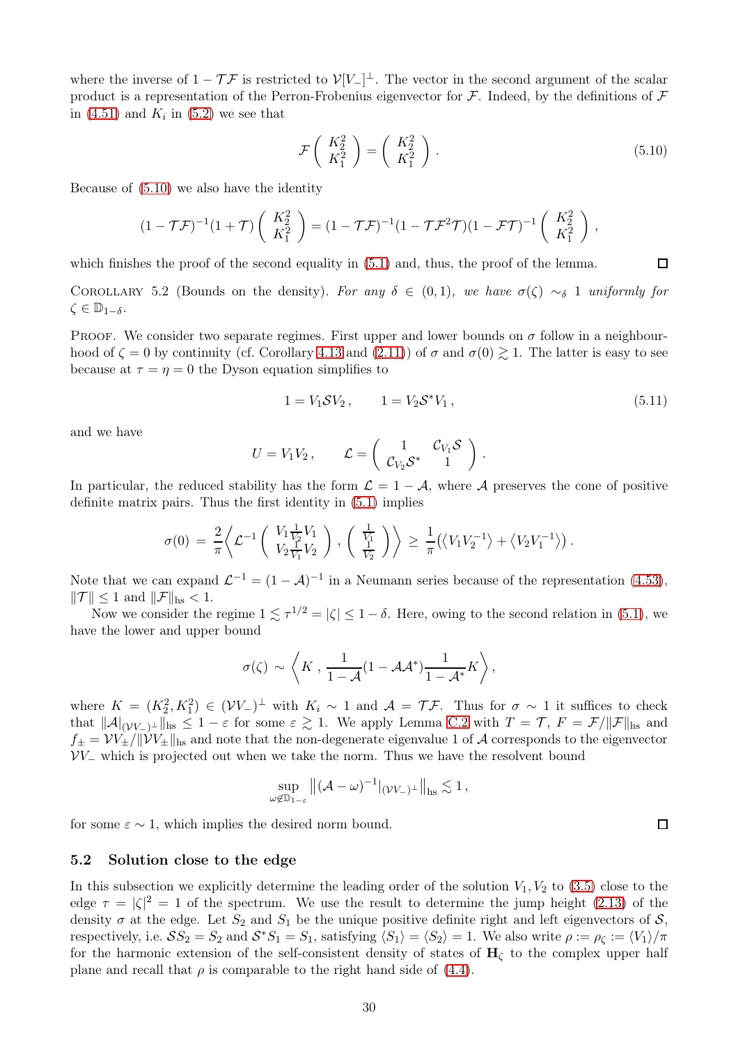where the inverse of $1 - \mathcal{T}\mathcal{F}$ is restricted to $\mathcal{V}[V_-]^\perp$. The vector in the second argument of the scalar product is a representation of the Perron-Frobenius eigenvector for $\mathcal{F}$. Indeed, by the definitions of $\mathcal{F}$ in (4.51) and $K_i$ in (5.2) we see that

$$\mathcal{F}\begin{pmatrix} K_2^2 \\ K_1^2 \end{pmatrix} = \begin{pmatrix} K_2^2 \\ K_1^2 \end{pmatrix}. \tag{5.10}$$

Because of (5.10) we also have the identity

$$(1-\mathcal{T}\mathcal{F})^{-1}(1+\mathcal{T})\begin{pmatrix} K_2^2 \\ K_1^2 \end{pmatrix} = (1-\mathcal{T}\mathcal{F})^{-1}(1-\mathcal{T}\mathcal{F}^2\mathcal{T})(1-\mathcal{F}\mathcal{T})^{-1}\begin{pmatrix} K_2^2 \\ K_1^2 \end{pmatrix},$$

which finishes the proof of the second equality in (5.1) and, thus, the proof of the lemma. □

Corollary 5.2 (Bounds on the density). *For any $\delta \in (0,1)$, we have $\sigma(\zeta) \sim_\delta 1$ uniformly for $\zeta \in \mathbb{D}_{1-\delta}$.*

Proof. We consider two separate regimes. First upper and lower bounds on $\sigma$ follow in a neighbourhood of $\zeta = 0$ by continuity (cf. Corollary 4.13 and (2.11)) of $\sigma$ and $\sigma(0) \gtrsim 1$. The latter is easy to see because at $\tau = \eta = 0$ the Dyson equation simplifies to

$$1 = V_1 \mathcal{S} V_2, \qquad 1 = V_2 \mathcal{S}^* V_1, \tag{5.11}$$

and we have

$$U = V_1 V_2, \qquad \mathcal{L} = \begin{pmatrix} 1 & \mathcal{C}_{V_1}\mathcal{S} \\ \mathcal{C}_{V_2}\mathcal{S}^* & 1 \end{pmatrix}.$$

In particular, the reduced stability has the form $\mathcal{L} = 1 - \mathcal{A}$, where $\mathcal{A}$ preserves the cone of positive definite matrix pairs. Thus the first identity in (5.1) implies

$$\sigma(0) = \frac{2}{\pi}\left\langle \mathcal{L}^{-1}\begin{pmatrix} V_1 \frac{1}{V_2} V_1 \\ V_2 \frac{1}{V_1} V_2 \end{pmatrix}, \begin{pmatrix} \frac{1}{V_1} \\ \frac{1}{V_2} \end{pmatrix}\right\rangle \geq \frac{1}{\pi}\big(\langle V_1 V_2^{-1}\rangle + \langle V_2 V_1^{-1}\rangle\big).$$

Note that we can expand $\mathcal{L}^{-1} = (1-\mathcal{A})^{-1}$ in a Neumann series because of the representation (4.53), $\|\mathcal{T}\| \leq 1$ and $\|\mathcal{F}\|_{\mathrm{hs}} < 1$.

Now we consider the regime $1 \lesssim \tau^{1/2} = |\zeta| \leq 1-\delta$. Here, owing to the second relation in (5.1), we have the lower and upper bound

$$\sigma(\zeta) \sim \left\langle K, \frac{1}{1-\mathcal{A}}(1-\mathcal{A}\mathcal{A}^*)\frac{1}{1-\mathcal{A}^*}K\right\rangle,$$

where $K = (K_2^2, K_1^2) \in (\mathcal{V}V_-)^\perp$ with $K_i \sim 1$ and $\mathcal{A} = \mathcal{T}\mathcal{F}$. Thus for $\sigma \sim 1$ it suffices to check that $\|\mathcal{A}|_{(\mathcal{V}V_-)^\perp}\|_{\mathrm{hs}} \leq 1 - \varepsilon$ for some $\varepsilon \gtrsim 1$. We apply Lemma C.2 with $T = \mathcal{T}$, $F = \mathcal{F}/\|\mathcal{F}\|_{\mathrm{hs}}$ and $f_\pm = \mathcal{V}V_\pm/\|\mathcal{V}V_\pm\|_{\mathrm{hs}}$ and note that the non-degenerate eigenvalue 1 of $\mathcal{A}$ corresponds to the eigenvector $\mathcal{V}V_-$ which is projected out when we take the norm. Thus we have the resolvent bound

$$\sup_{\omega \notin \mathbb{D}_{1-\varepsilon}} \big\|(\mathcal{A}-\omega)^{-1}|_{(\mathcal{V}V_-)^\perp}\big\|_{\mathrm{hs}} \lesssim 1,$$

for some $\varepsilon \sim 1$, which implies the desired norm bound. □

## 5.2 Solution close to the edge

In this subsection we explicitly determine the leading order of the solution $V_1, V_2$ to (3.5) close to the edge $\tau = |\zeta|^2 = 1$ of the spectrum. We use the result to determine the jump height (2.13) of the density $\sigma$ at the edge. Let $S_2$ and $S_1$ be the unique positive definite right and left eigenvectors of $\mathcal{S}$, respectively, i.e. $\mathcal{S}S_2 = S_2$ and $\mathcal{S}^*S_1 = S_1$, satisfying $\langle S_1 \rangle = \langle S_2 \rangle = 1$. We also write $\rho := \rho_\zeta := \langle V_1 \rangle/\pi$ for the harmonic extension of the self-consistent density of states of $\mathbf{H}_\zeta$ to the complex upper half plane and recall that $\rho$ is comparable to the right hand side of (4.4).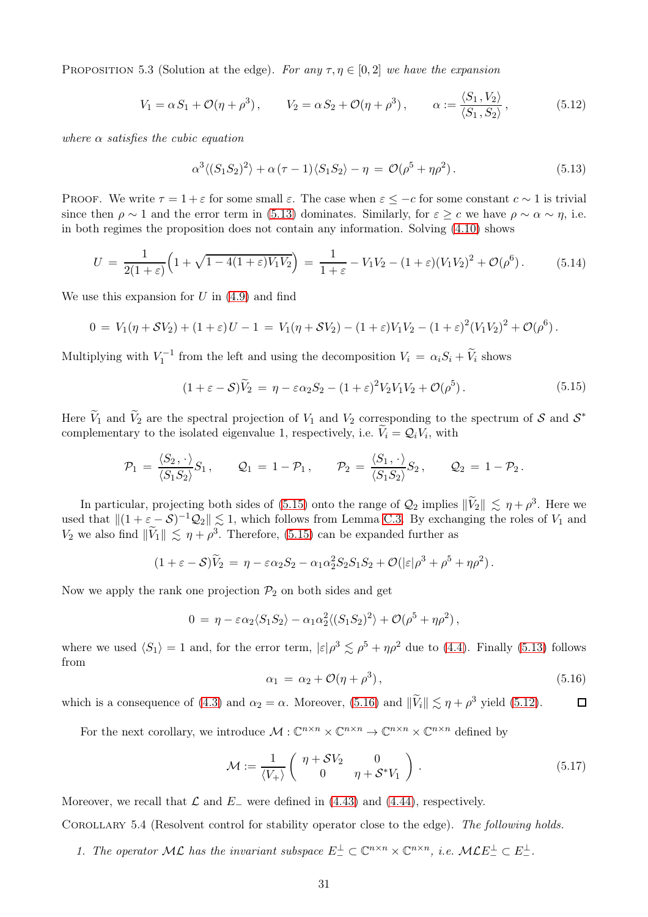Proposition 5.3 (Solution at the edge). *For any $\tau, \eta \in [0,2]$ we have the expansion*

$$V_1 = \alpha\, S_1 + \mathcal{O}(\eta + \rho^3)\,, \qquad V_2 = \alpha\, S_2 + \mathcal{O}(\eta + \rho^3)\,, \qquad \alpha := \frac{\langle S_1\,, V_2\rangle}{\langle S_1\,, S_2\rangle}\,, \tag{5.12}$$

*where $\alpha$ satisfies the cubic equation*

$$\alpha^3 \langle (S_1 S_2)^2\rangle + \alpha\,(\tau - 1)\langle S_1 S_2\rangle - \eta \,=\, \mathcal{O}(\rho^5 + \eta\rho^2)\,. \tag{5.13}$$

Proof. We write $\tau = 1 + \varepsilon$ for some small $\varepsilon$. The case when $\varepsilon \le -c$ for some constant $c \sim 1$ is trivial since then $\rho \sim 1$ and the error term in (5.13) dominates. Similarly, for $\varepsilon \ge c$ we have $\rho \sim \alpha \sim \eta$, i.e. in both regimes the proposition does not contain any information. Solving (4.10) shows

$$U \,=\, \frac{1}{2(1+\varepsilon)}\Big(1 + \sqrt{1 - 4(1+\varepsilon)V_1V_2}\Big) \,=\, \frac{1}{1+\varepsilon} - V_1V_2 - (1+\varepsilon)(V_1V_2)^2 + \mathcal{O}(\rho^6)\,. \tag{5.14}$$

We use this expansion for $U$ in (4.9) and find

$$0 \,=\, V_1(\eta + \mathcal{S}V_2) + (1+\varepsilon)U - 1 \,=\, V_1(\eta + \mathcal{S}V_2) - (1+\varepsilon)V_1V_2 - (1+\varepsilon)^2(V_1V_2)^2 + \mathcal{O}(\rho^6)\,.$$

Multiplying with $V_1^{-1}$ from the left and using the decomposition $V_i = \alpha_i S_i + \widetilde{V}_i$ shows

$$(1 + \varepsilon - \mathcal{S})\widetilde{V}_2 \,=\, \eta - \varepsilon\alpha_2 S_2 - (1+\varepsilon)^2 V_2V_1V_2 + \mathcal{O}(\rho^5)\,. \tag{5.15}$$

Here $\widetilde{V}_1$ and $\widetilde{V}_2$ are the spectral projection of $V_1$ and $V_2$ corresponding to the spectrum of $\mathcal{S}$ and $\mathcal{S}^*$ complementary to the isolated eigenvalue 1, respectively, i.e. $\widetilde{V}_i = \mathcal{Q}_i V_i$, with

$$\mathcal{P}_1 \,=\, \frac{\langle S_2\,,\cdot\,\rangle}{\langle S_1S_2\rangle}S_1\,, \qquad \mathcal{Q}_1 \,=\, 1 - \mathcal{P}_1\,, \qquad \mathcal{P}_2 \,=\, \frac{\langle S_1\,,\cdot\,\rangle}{\langle S_1S_2\rangle}S_2\,, \qquad \mathcal{Q}_2 \,=\, 1 - \mathcal{P}_2\,.$$

In particular, projecting both sides of (5.15) onto the range of $\mathcal{Q}_2$ implies $\|\widetilde{V}_2\| \lesssim \eta + \rho^3$. Here we used that $\|(1+\varepsilon - \mathcal{S})^{-1}\mathcal{Q}_2\| \lesssim 1$, which follows from Lemma C.3. By exchanging the roles of $V_1$ and $V_2$ we also find $\|\widetilde{V}_1\| \lesssim \eta + \rho^3$. Therefore, (5.15) can be expanded further as

$$(1 + \varepsilon - \mathcal{S})\widetilde{V}_2 \,=\, \eta - \varepsilon\alpha_2 S_2 - \alpha_1\alpha_2^2 S_2S_1S_2 + \mathcal{O}(|\varepsilon|\rho^3 + \rho^5 + \eta\rho^2)\,.$$

Now we apply the rank one projection $\mathcal{P}_2$ on both sides and get

$$0 \,=\, \eta - \varepsilon\alpha_2\langle S_1S_2\rangle - \alpha_1\alpha_2^2\langle (S_1S_2)^2\rangle + \mathcal{O}(\rho^5 + \eta\rho^2)\,,$$

where we used $\langle S_1\rangle = 1$ and, for the error term, $|\varepsilon|\rho^3 \lesssim \rho^5 + \eta\rho^2$ due to (4.4). Finally (5.13) follows from

$$\alpha_1 \,=\, \alpha_2 + \mathcal{O}(\eta + \rho^3)\,, \tag{5.16}$$

which is a consequence of (4.3) and $\alpha_2 = \alpha$. Moreover, (5.16) and $\|\widetilde{V}_i\| \lesssim \eta + \rho^3$ yield (5.12). $\square$

For the next corollary, we introduce $\mathcal{M} : \mathbb{C}^{n\times n} \times \mathbb{C}^{n\times n} \to \mathbb{C}^{n\times n} \times \mathbb{C}^{n\times n}$ defined by

$$\mathcal{M} := \frac{1}{\langle V_+\rangle}\begin{pmatrix} \eta + \mathcal{S}V_2 & 0 \\ 0 & \eta + \mathcal{S}^*V_1 \end{pmatrix}. \tag{5.17}$$

Moreover, we recall that $\mathcal{L}$ and $E_-$ were defined in (4.43) and (4.44), respectively.

Corollary 5.4 (Resolvent control for stability operator close to the edge). *The following holds.*

1. *The operator $\mathcal{M}\mathcal{L}$ has the invariant subspace $E_-^\perp \subset \mathbb{C}^{n\times n} \times \mathbb{C}^{n\times n}$, i.e. $\mathcal{M}\mathcal{L}E_-^\perp \subset E_-^\perp$.*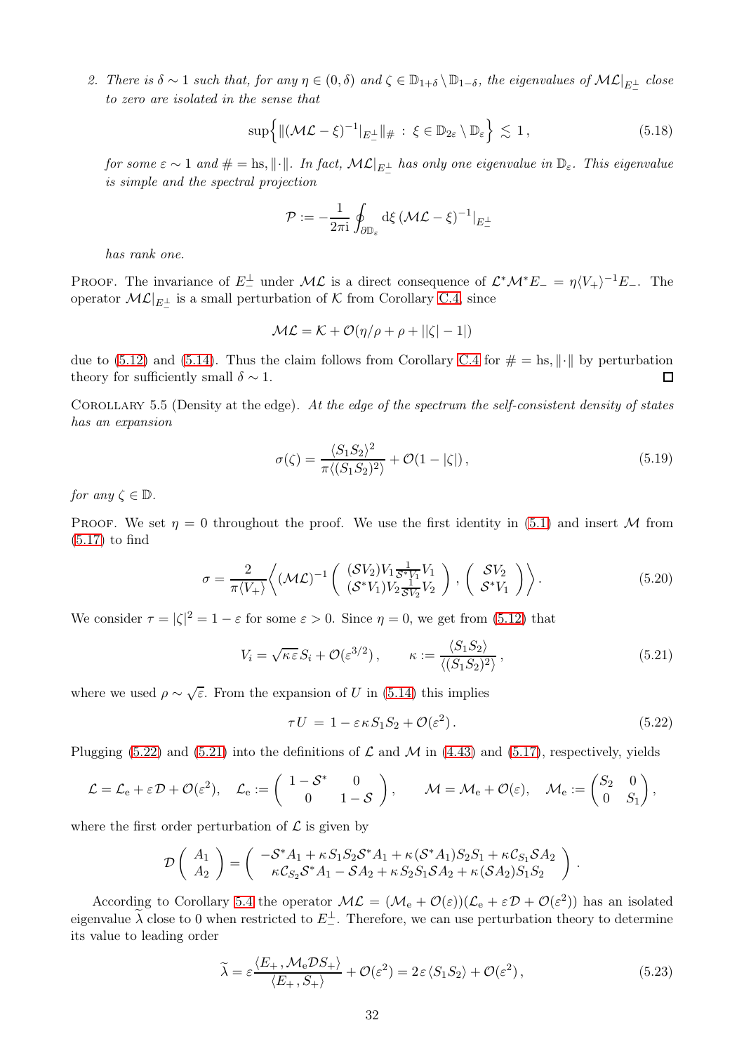2. *There is $\delta \sim 1$ such that, for any $\eta \in (0, \delta)$ and $\zeta \in \mathbb{D}_{1+\delta} \setminus \mathbb{D}_{1-\delta}$, the eigenvalues of $\mathcal{M}\mathcal{L}|_{E_-^\perp}$ close to zero are isolated in the sense that*

$$\sup\Big\{ \|(\mathcal{M}\mathcal{L} - \xi)^{-1}|_{E_-^\perp}\|_{\#} \,:\, \xi \in \mathbb{D}_{2\varepsilon} \setminus \mathbb{D}_{\varepsilon} \Big\} \lesssim 1\,, \tag{5.18}$$

*for some $\varepsilon \sim 1$ and $\# = \mathrm{hs}, \|\cdot\|$. In fact, $\mathcal{M}\mathcal{L}|_{E_-^\perp}$ has only one eigenvalue in $\mathbb{D}_\varepsilon$. This eigenvalue is simple and the spectral projection*

$$\mathcal{P} := -\frac{1}{2\pi \mathrm{i}} \oint_{\partial \mathbb{D}_\varepsilon} \mathrm{d}\xi \, (\mathcal{M}\mathcal{L} - \xi)^{-1}|_{E_-^\perp}$$

*has rank one.*

Proof. The invariance of $E_-^\perp$ under $\mathcal{M}\mathcal{L}$ is a direct consequence of $\mathcal{L}^*\mathcal{M}^*E_- = \eta\langle V_+\rangle^{-1}E_-$. The operator $\mathcal{M}\mathcal{L}|_{E_-^\perp}$ is a small perturbation of $\mathcal{K}$ from Corollary C.4 since

$$\mathcal{M}\mathcal{L} = \mathcal{K} + \mathcal{O}(\eta/\rho + \rho + ||\zeta| - 1|)$$

due to (5.12) and (5.14). Thus the claim follows from Corollary C.4 for $\# = \mathrm{hs}, \|\cdot\|$ by perturbation theory for sufficiently small $\delta \sim 1$. ∎

Corollary 5.5 (Density at the edge). *At the edge of the spectrum the self-consistent density of states has an expansion*

$$\sigma(\zeta) = \frac{\langle S_1 S_2\rangle^2}{\pi \langle (S_1 S_2)^2\rangle} + \mathcal{O}(1 - |\zeta|)\,, \tag{5.19}$$

*for any $\zeta \in \mathbb{D}$.*

Proof. We set $\eta = 0$ throughout the proof. We use the first identity in (5.1) and insert $\mathcal{M}$ from (5.17) to find

$$\sigma = \frac{2}{\pi \langle V_+\rangle} \Big\langle (\mathcal{M}\mathcal{L})^{-1} \begin{pmatrix} (\mathcal{S}V_2)V_1 \frac{1}{\mathcal{S}^*V_1} V_1 \\ (\mathcal{S}^*V_1)V_2 \frac{1}{\mathcal{S}V_2} V_2 \end{pmatrix}, \begin{pmatrix} \mathcal{S}V_2 \\ \mathcal{S}^*V_1 \end{pmatrix} \Big\rangle. \tag{5.20}$$

We consider $\tau = |\zeta|^2 = 1 - \varepsilon$ for some $\varepsilon > 0$. Since $\eta = 0$, we get from (5.12) that

$$V_i = \sqrt{\kappa \varepsilon}\, S_i + \mathcal{O}(\varepsilon^{3/2})\,, \qquad \kappa := \frac{\langle S_1 S_2\rangle}{\langle (S_1 S_2)^2\rangle}\,, \tag{5.21}$$

where we used $\rho \sim \sqrt{\varepsilon}$. From the expansion of $U$ in (5.14) this implies

$$\tau U \,=\, 1 - \varepsilon \kappa S_1 S_2 + \mathcal{O}(\varepsilon^2)\,. \tag{5.22}$$

Plugging (5.22) and (5.21) into the definitions of $\mathcal{L}$ and $\mathcal{M}$ in (4.43) and (5.17), respectively, yields

$$\mathcal{L} = \mathcal{L}_{\mathrm{e}} + \varepsilon \mathcal{D} + \mathcal{O}(\varepsilon^2), \quad \mathcal{L}_{\mathrm{e}} := \begin{pmatrix} 1 - \mathcal{S}^* & 0 \\ 0 & 1 - \mathcal{S} \end{pmatrix}, \qquad \mathcal{M} = \mathcal{M}_{\mathrm{e}} + \mathcal{O}(\varepsilon), \quad \mathcal{M}_{\mathrm{e}} := \begin{pmatrix} S_2 & 0 \\ 0 & S_1 \end{pmatrix},$$

where the first order perturbation of $\mathcal{L}$ is given by

$$\mathcal{D}\begin{pmatrix} A_1 \\ A_2 \end{pmatrix} = \begin{pmatrix} -\mathcal{S}^*A_1 + \kappa S_1 S_2 \mathcal{S}^*A_1 + \kappa(\mathcal{S}^*A_1)S_2 S_1 + \kappa \mathcal{C}_{S_1}\mathcal{S}A_2 \\ \kappa \mathcal{C}_{S_2}\mathcal{S}^*A_1 - \mathcal{S}A_2 + \kappa S_2 S_1 \mathcal{S}A_2 + \kappa(\mathcal{S}A_2)S_1 S_2 \end{pmatrix}.$$

According to Corollary 5.4 the operator $\mathcal{M}\mathcal{L} = (\mathcal{M}_{\mathrm{e}} + \mathcal{O}(\varepsilon))(\mathcal{L}_{\mathrm{e}} + \varepsilon\mathcal{D} + \mathcal{O}(\varepsilon^2))$ has an isolated eigenvalue $\widetilde{\lambda}$ close to 0 when restricted to $E_-^\perp$. Therefore, we can use perturbation theory to determine its value to leading order

$$\widetilde{\lambda} = \varepsilon \frac{\langle E_+, \mathcal{M}_{\mathrm{e}}\mathcal{D}S_+\rangle}{\langle E_+, S_+\rangle} + \mathcal{O}(\varepsilon^2) = 2\varepsilon \langle S_1 S_2\rangle + \mathcal{O}(\varepsilon^2)\,, \tag{5.23}$$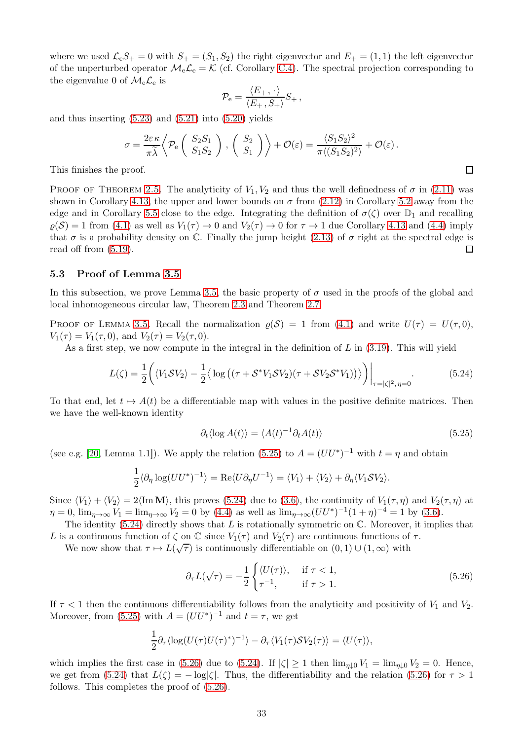where we used $\mathcal{L}_{\rm e}S_+ = 0$ with $S_+ = (S_1, S_2)$ the right eigenvector and $E_+ = (1,1)$ the left eigenvector of the unperturbed operator $\mathcal{M}_{\rm e}\mathcal{L}_{\rm e} = \mathcal{K}$ (cf. Corollary C.4). The spectral projection corresponding to the eigenvalue 0 of $\mathcal{M}_{\rm e}\mathcal{L}_{\rm e}$ is

$$\mathcal{P}_{\rm e} = \frac{\langle E_+ \,, \cdot \rangle}{\langle E_+ \,, S_+\rangle} S_+ \,,$$

and thus inserting (5.23) and (5.21) into (5.20) yields

$$\sigma = \frac{2\varepsilon\,\kappa}{\pi\widetilde{\lambda}} \left\langle \mathcal{P}_{\rm e} \begin{pmatrix} S_2 S_1 \\ S_1 S_2 \end{pmatrix} , \begin{pmatrix} S_2 \\ S_1 \end{pmatrix} \right\rangle + \mathcal{O}(\varepsilon) = \frac{\langle S_1 S_2\rangle^2}{\pi \langle (S_1S_2)^2 \rangle} + \mathcal{O}(\varepsilon) \,.$$

This finishes the proof. $\square$

Proof of Theorem 2.5. The analyticity of $V_1, V_2$ and thus the well definedness of $\sigma$ in (2.11) was shown in Corollary 4.13, the upper and lower bounds on $\sigma$ from (2.12) in Corollary 5.2 away from the edge and in Corollary 5.5 close to the edge. Integrating the definition of $\sigma(\zeta)$ over $\mathbb{D}_1$ and recalling $\varrho(\mathcal{S}) = 1$ from (4.1) as well as $V_1(\tau) \to 0$ and $V_2(\tau) \to 0$ for $\tau \to 1$ due Corollary 4.13 and (4.4) imply that $\sigma$ is a probability density on $\mathbb{C}$. Finally the jump height (2.13) of $\sigma$ right at the spectral edge is read off from (5.19). $\square$

### 5.3 Proof of Lemma 3.5

In this subsection, we prove Lemma 3.5, the basic property of $\sigma$ used in the proofs of the global and local inhomogeneous circular law, Theorem 2.3 and Theorem 2.7.

Proof of Lemma 3.5. Recall the normalization $\varrho(\mathcal{S}) = 1$ from (4.1) and write $U(\tau) = U(\tau, 0)$, $V_1(\tau) = V_1(\tau, 0)$, and $V_2(\tau) = V_2(\tau, 0)$.

As a first step, we now compute in the integral in the definition of $L$ in (3.19). This will yield

$$L(\zeta) = \frac{1}{2}\bigg( \langle V_1 \mathcal{S} V_2 \rangle - \frac{1}{2} \big\langle \log\big( (\tau + \mathcal{S}^* V_1 \mathcal{S} V_2)(\tau + \mathcal{S} V_2 \mathcal{S}^* V_1) \big) \big\rangle \bigg)\bigg|_{\tau = |\zeta|^2,\, \eta = 0}. \tag{5.24}$$

To that end, let $t \mapsto A(t)$ be a differentiable map with values in the positive definite matrices. Then we have the well-known identity

$$\partial_t \langle \log A(t) \rangle = \langle A(t)^{-1} \partial_t A(t) \rangle \tag{5.25}$$

(see e.g. [20, Lemma 1.1]). We apply the relation (5.25) to $A = (UU^*)^{-1}$ with $t = \eta$ and obtain

$$\frac{1}{2} \langle \partial_\eta \log (UU^*)^{-1} \rangle = \mathrm{Re} \langle U \partial_\eta U^{-1} \rangle = \langle V_1 \rangle + \langle V_2 \rangle + \partial_\eta \langle V_1 \mathcal{S} V_2 \rangle.$$

Since $\langle V_1 \rangle + \langle V_2 \rangle = 2\langle \mathrm{Im}\, \mathbf{M} \rangle$, this proves (5.24) due to (3.6), the continuity of $V_1(\tau, \eta)$ and $V_2(\tau, \eta)$ at $\eta = 0$, $\lim_{\eta\to\infty} V_1 = \lim_{\eta\to\infty} V_2 = 0$ by (4.4) as well as $\lim_{\eta\to\infty}(UU^*)^{-1}(1+\eta)^{-4} = 1$ by (3.6).

The identity (5.24) directly shows that $L$ is rotationally symmetric on $\mathbb{C}$. Moreover, it implies that $L$ is a continuous function of $\zeta$ on $\mathbb{C}$ since $V_1(\tau)$ and $V_2(\tau)$ are continuous functions of $\tau$.

We now show that $\tau \mapsto L(\sqrt{\tau})$ is continuously differentiable on $(0,1) \cup (1, \infty)$ with

$$\partial_\tau L(\sqrt{\tau}) = -\frac{1}{2} \begin{cases} \langle U(\tau) \rangle, & \text{if } \tau < 1, \\ \tau^{-1}, & \text{if } \tau > 1. \end{cases} \tag{5.26}$$

If $\tau < 1$ then the continuous differentiability follows from the analyticity and positivity of $V_1$ and $V_2$. Moreover, from (5.25) with $A = (UU^*)^{-1}$ and $t = \tau$, we get

$$\frac{1}{2} \partial_\tau \langle \log (U(\tau)U(\tau)^*)^{-1} \rangle - \partial_\tau \langle V_1(\tau) \mathcal{S} V_2(\tau) \rangle = \langle U(\tau) \rangle,$$

which implies the first case in (5.26) due to (5.24). If $|\zeta| \geq 1$ then $\lim_{\eta\downarrow 0} V_1 = \lim_{\eta \downarrow 0} V_2 = 0$. Hence, we get from (5.24) that $L(\zeta) = -\log|\zeta|$. Thus, the differentiability and the relation (5.26) for $\tau > 1$ follows. This completes the proof of (5.26).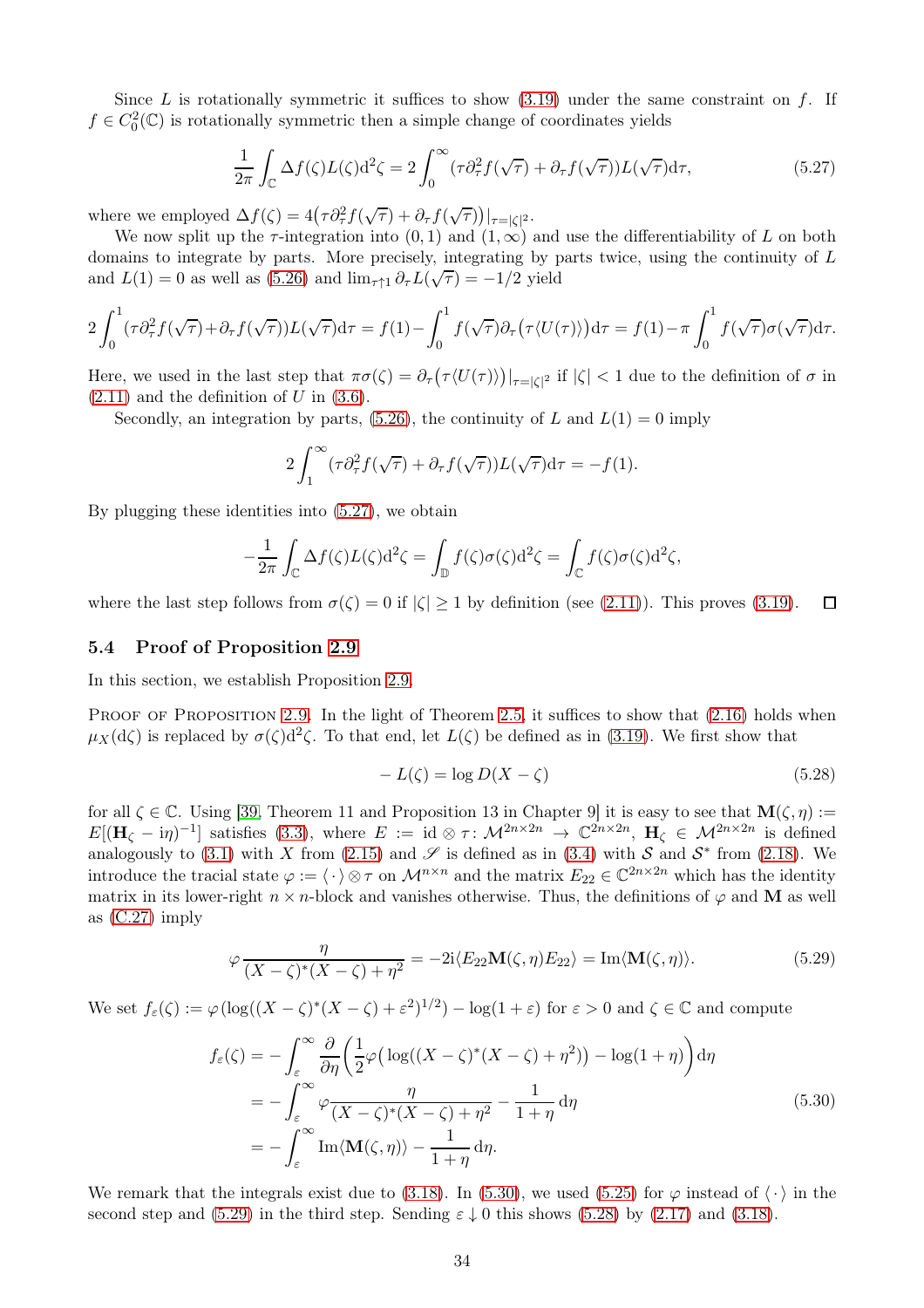Since $L$ is rotationally symmetric it suffices to show (3.19) under the same constraint on $f$. If $f \in C_0^2(\mathbb{C})$ is rotationally symmetric then a simple change of coordinates yields

$$\frac{1}{2\pi}\int_{\mathbb{C}} \Delta f(\zeta) L(\zeta) \mathrm{d}^2\zeta = 2\int_0^\infty (\tau \partial_\tau^2 f(\sqrt{\tau}) + \partial_\tau f(\sqrt{\tau})) L(\sqrt{\tau}) \mathrm{d}\tau, \tag{5.27}$$

where we employed $\Delta f(\zeta) = 4\big(\tau\partial_\tau^2 f(\sqrt{\tau}) + \partial_\tau f(\sqrt{\tau})\big)|_{\tau=|\zeta|^2}$.

We now split up the $\tau$-integration into $(0,1)$ and $(1,\infty)$ and use the differentiability of $L$ on both domains to integrate by parts. More precisely, integrating by parts twice, using the continuity of $L$ and $L(1) = 0$ as well as (5.26) and $\lim_{\tau\uparrow 1} \partial_\tau L(\sqrt{\tau}) = -1/2$ yield

$$2\int_0^1 (\tau\partial_\tau^2 f(\sqrt{\tau}) + \partial_\tau f(\sqrt{\tau})) L(\sqrt{\tau})\mathrm{d}\tau = f(1) - \int_0^1 f(\sqrt{\tau})\partial_\tau\big(\tau\langle U(\tau)\rangle\big)\mathrm{d}\tau = f(1) - \pi\int_0^1 f(\sqrt{\tau})\sigma(\sqrt{\tau})\mathrm{d}\tau.$$

Here, we used in the last step that $\pi\sigma(\zeta) = \partial_\tau\big(\tau\langle U(\tau)\rangle\big)|_{\tau=|\zeta|^2}$ if $|\zeta| < 1$ due to the definition of $\sigma$ in (2.11) and the definition of $U$ in (3.6).

Secondly, an integration by parts, (5.26), the continuity of $L$ and $L(1) = 0$ imply

$$2\int_1^\infty (\tau\partial_\tau^2 f(\sqrt{\tau}) + \partial_\tau f(\sqrt{\tau})) L(\sqrt{\tau})\mathrm{d}\tau = -f(1).$$

By plugging these identities into (5.27), we obtain

$$-\frac{1}{2\pi}\int_{\mathbb{C}} \Delta f(\zeta) L(\zeta)\mathrm{d}^2\zeta = \int_{\mathbb{D}} f(\zeta)\sigma(\zeta)\mathrm{d}^2\zeta = \int_{\mathbb{C}} f(\zeta)\sigma(\zeta)\mathrm{d}^2\zeta,$$

where the last step follows from $\sigma(\zeta) = 0$ if $|\zeta| \geq 1$ by definition (see (2.11)). This proves (3.19). ☐

### 5.4 Proof of Proposition 2.9

In this section, we establish Proposition 2.9.

Proof of Proposition 2.9. In the light of Theorem 2.5, it suffices to show that (2.16) holds when $\mu_X(\mathrm{d}\zeta)$ is replaced by $\sigma(\zeta)\mathrm{d}^2\zeta$. To that end, let $L(\zeta)$ be defined as in (3.19). We first show that

$$-L(\zeta) = \log D(X - \zeta) \tag{5.28}$$

for all $\zeta \in \mathbb{C}$. Using [39, Theorem 11 and Proposition 13 in Chapter 9] it is easy to see that $\mathbf{M}(\zeta,\eta) := E[(\mathbf{H}_\zeta - \mathrm{i}\eta)^{-1}]$ satisfies (3.3), where $E := \mathrm{id}\otimes\tau \colon \mathcal{M}^{2n\times 2n} \to \mathbb{C}^{2n\times 2n}$, $\mathbf{H}_\zeta \in \mathcal{M}^{2n\times 2n}$ is defined analogously to (3.1) with $X$ from (2.15) and $\mathscr{S}$ is defined as in (3.4) with $\mathcal{S}$ and $\mathcal{S}^*$ from (2.18). We introduce the tracial state $\varphi := \langle\,\cdot\,\rangle \otimes \tau$ on $\mathcal{M}^{n\times n}$ and the matrix $E_{22} \in \mathbb{C}^{2n\times 2n}$ which has the identity matrix in its lower-right $n\times n$-block and vanishes otherwise. Thus, the definitions of $\varphi$ and $\mathbf{M}$ as well as (C.27) imply

$$\varphi\frac{\eta}{(X-\zeta)^*(X-\zeta) + \eta^2} = -2\mathrm{i}\langle E_{22}\mathbf{M}(\zeta,\eta)E_{22}\rangle = \mathrm{Im}\langle\mathbf{M}(\zeta,\eta)\rangle. \tag{5.29}$$

We set $f_\varepsilon(\zeta) := \varphi(\log((X-\zeta)^*(X-\zeta)+\varepsilon^2)^{1/2}) - \log(1+\varepsilon)$ for $\varepsilon > 0$ and $\zeta \in \mathbb{C}$ and compute

$$\begin{aligned}
f_\varepsilon(\zeta) &= -\int_\varepsilon^\infty \frac{\partial}{\partial\eta}\Big(\frac{1}{2}\varphi\big(\log((X-\zeta)^*(X-\zeta)+\eta^2)\big) - \log(1+\eta)\Big)\mathrm{d}\eta \\
&= -\int_\varepsilon^\infty \varphi\frac{\eta}{(X-\zeta)^*(X-\zeta)+\eta^2} - \frac{1}{1+\eta}\,\mathrm{d}\eta \\
&= -\int_\varepsilon^\infty \mathrm{Im}\langle\mathbf{M}(\zeta,\eta)\rangle - \frac{1}{1+\eta}\,\mathrm{d}\eta.
\end{aligned} \tag{5.30}$$

We remark that the integrals exist due to (3.18). In (5.30), we used (5.25) for $\varphi$ instead of $\langle\,\cdot\,\rangle$ in the second step and (5.29) in the third step. Sending $\varepsilon \downarrow 0$ this shows (5.28) by (2.17) and (3.18).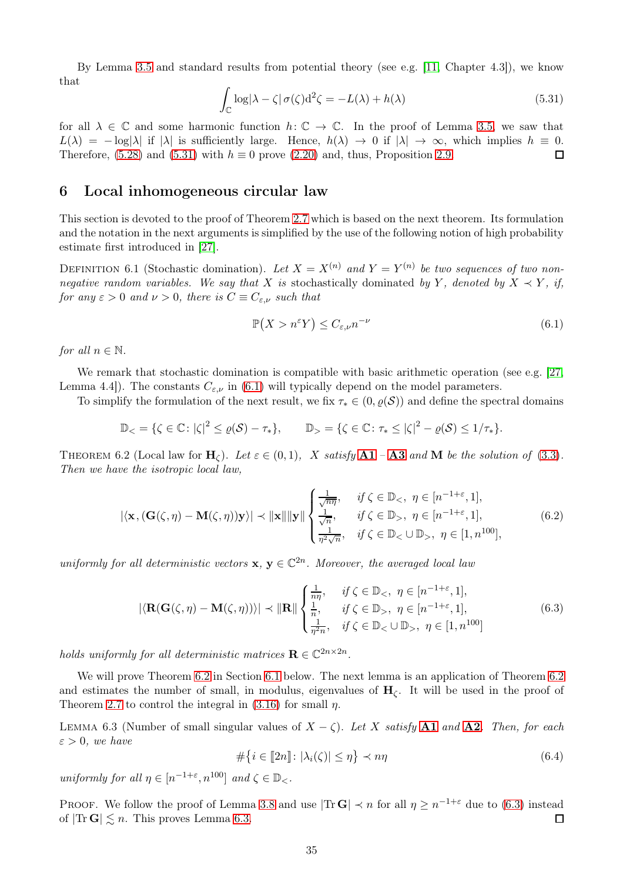By Lemma 3.5 and standard results from potential theory (see e.g. [11, Chapter 4.3]), we know that

$$\int_{\mathbb{C}} \log|\lambda - \zeta|\, \sigma(\zeta) \mathrm{d}^2\zeta = -L(\lambda) + h(\lambda) \tag{5.31}$$

for all $\lambda \in \mathbb{C}$ and some harmonic function $h\colon \mathbb{C} \to \mathbb{C}$. In the proof of Lemma 3.5, we saw that $L(\lambda) = -\log|\lambda|$ if $|\lambda|$ is sufficiently large. Hence, $h(\lambda) \to 0$ if $|\lambda| \to \infty$, which implies $h \equiv 0$. Therefore, (5.28) and (5.31) with $h \equiv 0$ prove (2.20) and, thus, Proposition 2.9. $\square$

## 6 Local inhomogeneous circular law

This section is devoted to the proof of Theorem 2.7 which is based on the next theorem. Its formulation and the notation in the next arguments is simplified by the use of the following notion of high probability estimate first introduced in [27].

Definition 6.1 (Stochastic domination). *Let $X = X^{(n)}$ and $Y = Y^{(n)}$ be two sequences of two nonnegative random variables. We say that $X$ is* stochastically dominated *by $Y$, denoted by $X \prec Y$, if, for any $\varepsilon > 0$ and $\nu > 0$, there is $C \equiv C_{\varepsilon,\nu}$ such that*

$$\mathbb{P}\big(X > n^{\varepsilon} Y\big) \le C_{\varepsilon,\nu} n^{-\nu} \tag{6.1}$$

*for all $n \in \mathbb{N}$.*

We remark that stochastic domination is compatible with basic arithmetic operation (see e.g. [27, Lemma 4.4]). The constants $C_{\varepsilon,\nu}$ in (6.1) will typically depend on the model parameters.

To simplify the formulation of the next result, we fix $\tau_* \in (0, \varrho(\mathcal{S}))$ and define the spectral domains

$$\mathbb{D}_< = \{\zeta \in \mathbb{C}\colon |\zeta|^2 \le \varrho(\mathcal{S}) - \tau_*\}, \qquad \mathbb{D}_> = \{\zeta \in \mathbb{C}\colon \tau_* \le |\zeta|^2 - \varrho(\mathcal{S}) \le 1/\tau_*\}.$$

Theorem 6.2 (Local law for $\mathbf{H}_\zeta$). *Let $\varepsilon \in (0,1)$, $X$ satisfy* **A1** *–* **A3** *and $\mathbf{M}$ be the solution of (3.3). Then we have the isotropic local law,*

$$|\langle \mathbf{x}, (\mathbf{G}(\zeta,\eta) - \mathbf{M}(\zeta,\eta))\mathbf{y}\rangle| \prec \|\mathbf{x}\|\|\mathbf{y}\| \begin{cases} \frac{1}{\sqrt{n\eta}}, & \text{if } \zeta \in \mathbb{D}_<,\ \eta \in [n^{-1+\varepsilon}, 1], \\ \frac{1}{\sqrt{n}}, & \text{if } \zeta \in \mathbb{D}_>,\ \eta \in [n^{-1+\varepsilon}, 1], \\ \frac{1}{\eta^2\sqrt{n}}, & \text{if } \zeta \in \mathbb{D}_< \cup \mathbb{D}_>,\ \eta \in [1, n^{100}], \end{cases} \tag{6.2}$$

*uniformly for all deterministic vectors $\mathbf{x}$, $\mathbf{y} \in \mathbb{C}^{2n}$. Moreover, the averaged local law*

$$|\langle \mathbf{R}(\mathbf{G}(\zeta,\eta) - \mathbf{M}(\zeta,\eta))\rangle| \prec \|\mathbf{R}\| \begin{cases} \frac{1}{n\eta}, & \text{if } \zeta \in \mathbb{D}_<,\ \eta \in [n^{-1+\varepsilon}, 1], \\ \frac{1}{n}, & \text{if } \zeta \in \mathbb{D}_>,\ \eta \in [n^{-1+\varepsilon}, 1], \\ \frac{1}{\eta^2 n}, & \text{if } \zeta \in \mathbb{D}_< \cup \mathbb{D}_>,\ \eta \in [1, n^{100}] \end{cases} \tag{6.3}$$

*holds uniformly for all deterministic matrices $\mathbf{R} \in \mathbb{C}^{2n\times 2n}$.*

We will prove Theorem 6.2 in Section 6.1 below. The next lemma is an application of Theorem 6.2 and estimates the number of small, in modulus, eigenvalues of $\mathbf{H}_\zeta$. It will be used in the proof of Theorem 2.7 to control the integral in (3.16) for small $\eta$.

Lemma 6.3 (Number of small singular values of $X - \zeta$). *Let $X$ satisfy* **A1** *and* **A2**. *Then, for each $\varepsilon > 0$, we have*

$$\#\{i \in [\![2n]\!]\colon |\lambda_i(\zeta)| \le \eta\} \prec n\eta \tag{6.4}$$

*uniformly for all $\eta \in [n^{-1+\varepsilon}, n^{100}]$ and $\zeta \in \mathbb{D}_<$.*

Proof. We follow the proof of Lemma 3.8 and use $|\operatorname{Tr}\mathbf{G}| \prec n$ for all $\eta \ge n^{-1+\varepsilon}$ due to (6.3) instead of $|\operatorname{Tr}\mathbf{G}| \lesssim n$. This proves Lemma 6.3. $\square$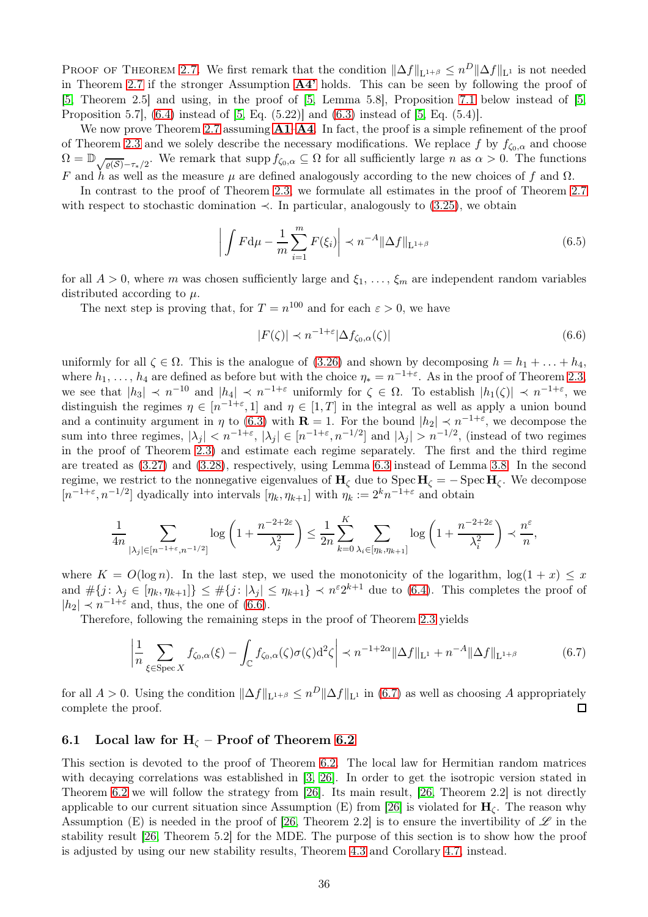Proof of Theorem 2.7. We first remark that the condition $\|\Delta f\|_{\mathrm{L}^{1+\beta}} \leq n^D \|\Delta f\|_{\mathrm{L}^1}$ is not needed in Theorem 2.7 if the stronger Assumption **A4'** holds. This can be seen by following the proof of [5, Theorem 2.5] and using, in the proof of [5, Lemma 5.8], Proposition 7.1 below instead of [5, Proposition 5.7], (6.4) instead of [5, Eq. (5.22)] and (6.3) instead of [5, Eq. (5.4)].

We now prove Theorem 2.7 assuming **A1**–**A4**. In fact, the proof is a simple refinement of the proof of Theorem 2.3 and we solely describe the necessary modifications. We replace $f$ by $f_{\zeta_0,\alpha}$ and choose $\Omega = \mathbb{D}_{\sqrt{\varrho(\mathcal{S})}-\tau_*/2}$. We remark that $\operatorname{supp} f_{\zeta_0,\alpha} \subseteq \Omega$ for all sufficiently large $n$ as $\alpha > 0$. The functions $F$ and $h$ as well as the measure $\mu$ are defined analogously according to the new choices of $f$ and $\Omega$.

In contrast to the proof of Theorem 2.3, we formulate all estimates in the proof of Theorem 2.7 with respect to stochastic domination $\prec$. In particular, analogously to (3.25), we obtain

$$\left| \int F \mathrm{d}\mu - \frac{1}{m} \sum_{i=1}^m F(\xi_i) \right| \prec n^{-A} \|\Delta f\|_{\mathrm{L}^{1+\beta}} \tag{6.5}$$

for all $A > 0$, where $m$ was chosen sufficiently large and $\xi_1, \ldots, \xi_m$ are independent random variables distributed according to $\mu$.

The next step is proving that, for $T = n^{100}$ and for each $\varepsilon > 0$, we have

$$|F(\zeta)| \prec n^{-1+\varepsilon} |\Delta f_{\zeta_0,\alpha}(\zeta)| \tag{6.6}$$

uniformly for all $\zeta \in \Omega$. This is the analogue of (3.26) and shown by decomposing $h = h_1 + \ldots + h_4$, where $h_1, \ldots, h_4$ are defined as before but with the choice $\eta_* = n^{-1+\varepsilon}$. As in the proof of Theorem 2.3, we see that $|h_3| \prec n^{-10}$ and $|h_4| \prec n^{-1+\varepsilon}$ uniformly for $\zeta \in \Omega$. To establish $|h_1(\zeta)| \prec n^{-1+\varepsilon}$, we distinguish the regimes $\eta \in [n^{-1+\varepsilon}, 1]$ and $\eta \in [1, T]$ in the integral as well as apply a union bound and a continuity argument in $\eta$ to (6.3) with $\mathbf{R} = 1$. For the bound $|h_2| \prec n^{-1+\varepsilon}$, we decompose the sum into three regimes, $|\lambda_j| < n^{-1+\varepsilon}$, $|\lambda_j| \in [n^{-1+\varepsilon}, n^{-1/2}]$ and $|\lambda_j| > n^{-1/2}$, (instead of two regimes in the proof of Theorem 2.3) and estimate each regime separately. The first and the third regime are treated as (3.27) and (3.28), respectively, using Lemma 6.3 instead of Lemma 3.8. In the second regime, we restrict to the nonnegative eigenvalues of $\mathbf{H}_\zeta$ due to $\operatorname{Spec} \mathbf{H}_\zeta = -\operatorname{Spec} \mathbf{H}_\zeta$. We decompose $[n^{-1+\varepsilon}, n^{-1/2}]$ dyadically into intervals $[\eta_k, \eta_{k+1}]$ with $\eta_k := 2^k n^{-1+\varepsilon}$ and obtain

$$\frac{1}{4n} \sum_{|\lambda_j| \in [n^{-1+\varepsilon}, n^{-1/2}]} \log\left(1 + \frac{n^{-2+2\varepsilon}}{\lambda_j^2}\right) \leq \frac{1}{2n} \sum_{k=0}^K \sum_{\lambda_i \in [\eta_k, \eta_{k+1}]} \log\left(1 + \frac{n^{-2+2\varepsilon}}{\lambda_i^2}\right) \prec \frac{n^\varepsilon}{n},$$

where $K = O(\log n)$. In the last step, we used the monotonicity of the logarithm, $\log(1+x) \leq x$ and $\#\{j \colon \lambda_j \in [\eta_k, \eta_{k+1}]\} \leq \#\{j \colon |\lambda_j| \leq \eta_{k+1}\} \prec n^\varepsilon 2^{k+1}$ due to (6.4). This completes the proof of $|h_2| \prec n^{-1+\varepsilon}$ and, thus, the one of (6.6).

Therefore, following the remaining steps in the proof of Theorem 2.3 yields

$$\left| \frac{1}{n} \sum_{\xi \in \operatorname{Spec} X} f_{\zeta_0,\alpha}(\xi) - \int_{\mathbb{C}} f_{\zeta_0,\alpha}(\zeta) \sigma(\zeta) \mathrm{d}^2\zeta \right| \prec n^{-1+2\alpha} \|\Delta f\|_{\mathrm{L}^1} + n^{-A} \|\Delta f\|_{\mathrm{L}^{1+\beta}} \tag{6.7}$$

for all $A > 0$. Using the condition $\|\Delta f\|_{\mathrm{L}^{1+\beta}} \leq n^D \|\Delta f\|_{\mathrm{L}^1}$ in (6.7) as well as choosing $A$ appropriately complete the proof. ◻

### 6.1 Local law for $\mathbf{H}_\zeta$ – Proof of Theorem 6.2

This section is devoted to the proof of Theorem 6.2. The local law for Hermitian random matrices with decaying correlations was established in [3, 26]. In order to get the isotropic version stated in Theorem 6.2 we will follow the strategy from [26]. Its main result, [26, Theorem 2.2] is not directly applicable to our current situation since Assumption (E) from [26] is violated for $\mathbf{H}_\zeta$. The reason why Assumption (E) is needed in the proof of [26, Theorem 2.2] is to ensure the invertibility of $\mathscr{L}$ in the stability result [26, Theorem 5.2] for the MDE. The purpose of this section is to show how the proof is adjusted by using our new stability results, Theorem 4.3 and Corollary 4.7, instead.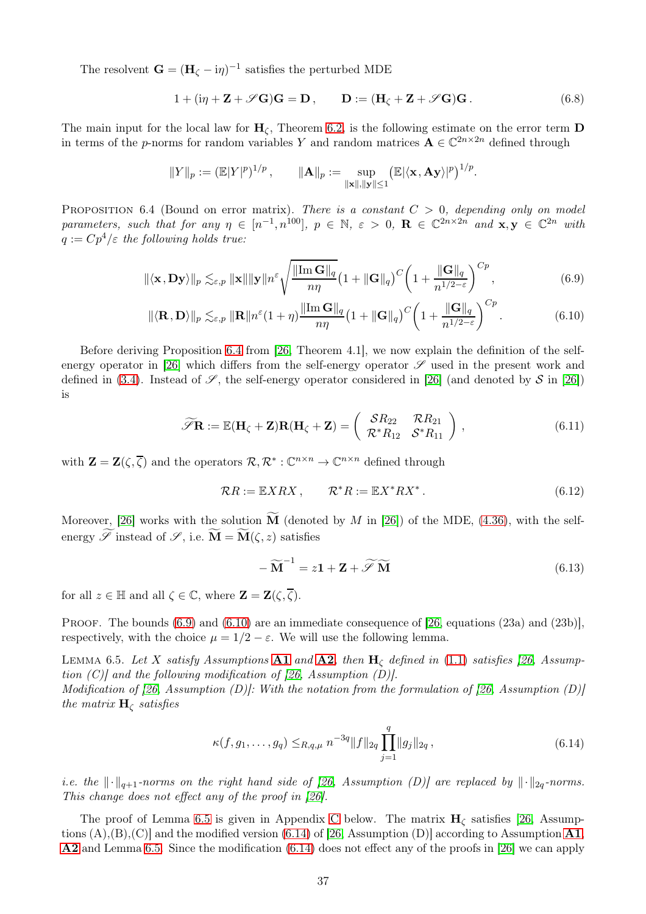The resolvent $\mathbf{G} = (\mathbf{H}_\zeta - \mathrm{i}\eta)^{-1}$ satisfies the perturbed MDE

$$1 + (\mathrm{i}\eta + \mathbf{Z} + \mathscr{S}\mathbf{G})\mathbf{G} = \mathbf{D}\,, \qquad \mathbf{D} := (\mathbf{H}_\zeta + \mathbf{Z} + \mathscr{S}\mathbf{G})\mathbf{G}\,. \tag{6.8}$$

The main input for the local law for $\mathbf{H}_\zeta$, Theorem 6.2, is the following estimate on the error term $\mathbf{D}$ in terms of the $p$-norms for random variables $Y$ and random matrices $\mathbf{A} \in \mathbb{C}^{2n\times 2n}$ defined through

$$\|Y\|_p := (\mathbb{E}|Y|^p)^{1/p}\,, \qquad \|\mathbf{A}\|_p := \sup_{\|\mathbf{x}\|,\|\mathbf{y}\|\leq 1} \big(\mathbb{E}|\langle \mathbf{x}, \mathbf{A}\mathbf{y}\rangle|^p\big)^{1/p}.$$

Proposition 6.4 (Bound on error matrix). *There is a constant $C > 0$, depending only on model parameters, such that for any $\eta \in [n^{-1}, n^{100}]$, $p \in \mathbb{N}$, $\varepsilon > 0$, $\mathbf{R} \in \mathbb{C}^{2n\times 2n}$ and $\mathbf{x}, \mathbf{y} \in \mathbb{C}^{2n}$ with $q := Cp^4/\varepsilon$ the following holds true:*

$$\|\langle \mathbf{x}, \mathbf{D}\mathbf{y}\rangle\|_p \lesssim_{\varepsilon,p} \|\mathbf{x}\|\|\mathbf{y}\| n^\varepsilon \sqrt{\frac{\|\operatorname{Im}\mathbf{G}\|_q}{n\eta}} \big(1 + \|\mathbf{G}\|_q\big)^C \bigg(1 + \frac{\|\mathbf{G}\|_q}{n^{1/2-\varepsilon}}\bigg)^{Cp}, \tag{6.9}$$

$$\|\langle \mathbf{R}, \mathbf{D}\rangle\|_p \lesssim_{\varepsilon,p} \|\mathbf{R}\| n^\varepsilon (1+\eta) \frac{\|\operatorname{Im}\mathbf{G}\|_q}{n\eta} \big(1 + \|\mathbf{G}\|_q\big)^C \bigg(1 + \frac{\|\mathbf{G}\|_q}{n^{1/2-\varepsilon}}\bigg)^{Cp}. \tag{6.10}$$

Before deriving Proposition 6.4 from [26, Theorem 4.1], we now explain the definition of the self-energy operator in [26] which differs from the self-energy operator $\mathscr{S}$ used in the present work and defined in (3.4). Instead of $\mathscr{S}$, the self-energy operator considered in [26] (and denoted by $\mathcal{S}$ in [26]) is

$$\widetilde{\mathscr{S}}\mathbf{R} := \mathbb{E}(\mathbf{H}_\zeta + \mathbf{Z})\mathbf{R}(\mathbf{H}_\zeta + \mathbf{Z}) = \begin{pmatrix} \mathcal{S}R_{22} & \mathcal{R}R_{21} \\ \mathcal{R}^* R_{12} & \mathcal{S}^* R_{11} \end{pmatrix}, \tag{6.11}$$

with $\mathbf{Z} = \mathbf{Z}(\zeta, \overline{\zeta})$ and the operators $\mathcal{R}, \mathcal{R}^* : \mathbb{C}^{n\times n} \to \mathbb{C}^{n\times n}$ defined through

$$\mathcal{R}R := \mathbb{E}XRX\,, \qquad \mathcal{R}^*R := \mathbb{E}X^*RX^*\,. \tag{6.12}$$

Moreover, [26] works with the solution $\widetilde{\mathbf{M}}$ (denoted by $M$ in [26]) of the MDE, (4.36), with the self-energy $\widetilde{\mathscr{S}}$ instead of $\mathscr{S}$, i.e. $\widetilde{\mathbf{M}} = \widetilde{\mathbf{M}}(\zeta, z)$ satisfies

$$-\widetilde{\mathbf{M}}^{-1} = z\mathbf{1} + \mathbf{Z} + \widetilde{\mathscr{S}}\widetilde{\mathbf{M}} \tag{6.13}$$

for all $z \in \mathbb{H}$ and all $\zeta \in \mathbb{C}$, where $\mathbf{Z} = \mathbf{Z}(\zeta, \overline{\zeta})$.

Proof. The bounds (6.9) and (6.10) are an immediate consequence of [26, equations (23a) and (23b)], respectively, with the choice $\mu = 1/2 - \varepsilon$. We will use the following lemma.

Lemma 6.5. *Let $X$ satisfy Assumptions **A1** and **A2**, then $\mathbf{H}_\zeta$ defined in (1.1) satisfies [26, Assumption (C)] and the following modification of [26, Assumption (D)].*
*Modification of [26, Assumption (D)]: With the notation from the formulation of [26, Assumption (D)] the matrix $\mathbf{H}_\zeta$ satisfies*

$$\kappa(f, g_1, \ldots, g_q) \leq_{R,q,\mu} n^{-3q} \|f\|_{2q} \prod_{j=1}^{q} \|g_j\|_{2q}\,, \tag{6.14}$$

*i.e. the $\|\cdot\|_{q+1}$-norms on the right hand side of [26, Assumption (D)] are replaced by $\|\cdot\|_{2q}$-norms. This change does not effect any of the proof in [26].*

The proof of Lemma 6.5 is given in Appendix C below. The matrix $\mathbf{H}_\zeta$ satisfies [26, Assumptions (A),(B),(C)] and the modified version (6.14) of [26, Assumption (D)] according to Assumption **A1**, **A2** and Lemma 6.5. Since the modification (6.14) does not effect any of the proofs in [26] we can apply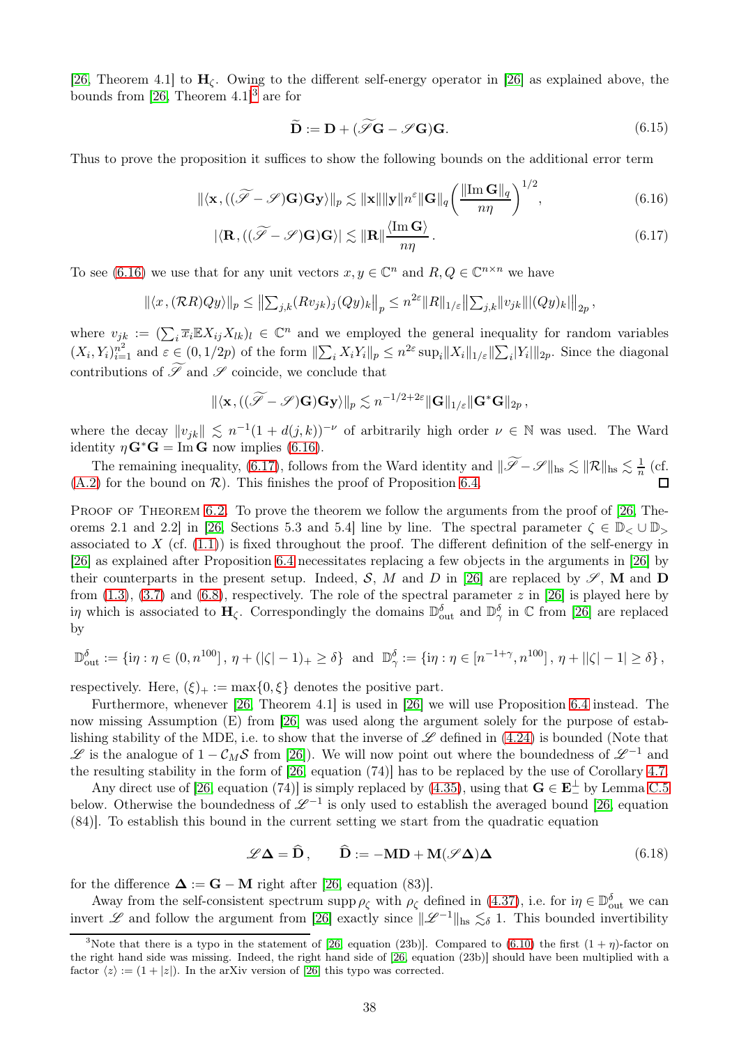[26, Theorem 4.1] to $\mathbf{H}_\zeta$. Owing to the different self-energy operator in [26] as explained above, the bounds from [26, Theorem 4.1][3] are for

$$\widetilde{\mathbf{D}} := \mathbf{D} + (\widetilde{\mathscr{S}}\mathbf{G} - \mathscr{S}\mathbf{G})\mathbf{G}. \tag{6.15}$$

Thus to prove the proposition it suffices to show the following bounds on the additional error term

$$\|\langle \mathbf{x}, ((\widetilde{\mathscr{S}} - \mathscr{S})\mathbf{G})\mathbf{G}\mathbf{y}\rangle\|_p \lesssim \|\mathbf{x}\|\|\mathbf{y}\| n^{\varepsilon}\|\mathbf{G}\|_q \bigg(\frac{\|\operatorname{Im}\mathbf{G}\|_q}{n\eta}\bigg)^{1/2}, \tag{6.16}$$

$$|\langle \mathbf{R}, ((\widetilde{\mathscr{S}} - \mathscr{S})\mathbf{G})\mathbf{G}\rangle| \lesssim \|\mathbf{R}\|\frac{\langle \operatorname{Im}\mathbf{G}\rangle}{n\eta}. \tag{6.17}$$

To see (6.16) we use that for any unit vectors $x, y \in \mathbb{C}^n$ and $R, Q \in \mathbb{C}^{n\times n}$ we have

$$\|\langle x, (\mathcal{R}R)Qy\rangle\|_p \le \Big\|\sum_{j,k}(Rv_{jk})_j (Qy)_k\Big\|_p \le n^{2\varepsilon}\|R\|_{1/\varepsilon}\Big\|\sum_{j,k}\|v_{jk}\||(Qy)_k|\Big\|_{2p},$$

where $v_{jk} := (\sum_i \overline{x}_i \mathbb{E}X_{ij}X_{lk})_l \in \mathbb{C}^n$ and we employed the general inequality for random variables $(X_i, Y_i)_{i=1}^{n^2}$ and $\varepsilon \in (0, 1/2p)$ of the form $\|\sum_i X_i Y_i\|_p \le n^{2\varepsilon}\sup_i \|X_i\|_{1/\varepsilon}\|\sum_i |Y_i|\|_{2p}$. Since the diagonal contributions of $\widetilde{\mathscr{S}}$ and $\mathscr{S}$ coincide, we conclude that

$$\|\langle \mathbf{x}, ((\widetilde{\mathscr{S}} - \mathscr{S})\mathbf{G})\mathbf{G}\mathbf{y}\rangle\|_p \lesssim n^{-1/2+2\varepsilon}\|\mathbf{G}\|_{1/\varepsilon}\|\mathbf{G}^*\mathbf{G}\|_{2p},$$

where the decay $\|v_{jk}\| \lesssim n^{-1}(1 + d(j,k))^{-\nu}$ of arbitrarily high order $\nu \in \mathbb{N}$ was used. The Ward identity $\eta\mathbf{G}^*\mathbf{G} = \operatorname{Im}\mathbf{G}$ now implies (6.16).

The remaining inequality, (6.17), follows from the Ward identity and $\|\widetilde{\mathscr{S}} - \mathscr{S}\|_{\text{hs}} \lesssim \|\mathcal{R}\|_{\text{hs}} \lesssim \frac{1}{n}$ (cf. (A.2) for the bound on $\mathcal{R}$). This finishes the proof of Proposition 6.4. ∎

Proof of Theorem 6.2. To prove the theorem we follow the arguments from the proof of [26, Theorems 2.1 and 2.2] in [26, Sections 5.3 and 5.4] line by line. The spectral parameter $\zeta \in \mathbb{D}_< \cup \mathbb{D}_>$ associated to $X$ (cf. (1.1)) is fixed throughout the proof. The different definition of the self-energy in [26] as explained after Proposition 6.4 necessitates replacing a few objects in the arguments in [26] by their counterparts in the present setup. Indeed, $\mathcal{S}$, $M$ and $D$ in [26] are replaced by $\mathscr{S}$, $\mathbf{M}$ and $\mathbf{D}$ from (1.3), (3.7) and (6.8), respectively. The role of the spectral parameter $z$ in [26] is played here by $\mathrm{i}\eta$ which is associated to $\mathbf{H}_\zeta$. Correspondingly the domains $\mathbb{D}^\delta_{\text{out}}$ and $\mathbb{D}^\delta_\gamma$ in $\mathbb{C}$ from [26] are replaced by

$$\mathbb{D}^\delta_{\text{out}} := \{\mathrm{i}\eta : \eta \in (0, n^{100}],\, \eta + (|\zeta| - 1)_+ \ge \delta\} \;\text{ and }\; \mathbb{D}^\delta_\gamma := \{\mathrm{i}\eta : \eta \in [n^{-1+\gamma}, n^{100}],\, \eta + ||\zeta| - 1| \ge \delta\},$$

respectively. Here, $(\xi)_+ := \max\{0, \xi\}$ denotes the positive part.

Furthermore, whenever [26, Theorem 4.1] is used in [26] we will use Proposition 6.4 instead. The now missing Assumption (E) from [26] was used along the argument solely for the purpose of establishing stability of the MDE, i.e. to show that the inverse of $\mathscr{L}$ defined in (4.24) is bounded (Note that $\mathscr{L}$ is the analogue of $1 - \mathcal{C}_M\mathcal{S}$ from [26]). We will now point out where the boundedness of $\mathscr{L}^{-1}$ and the resulting stability in the form of [26, equation (74)] has to be replaced by the use of Corollary 4.7.

Any direct use of [26, equation (74)] is simply replaced by (4.35), using that $\mathbf{G} \in \mathbf{E}_-^\perp$ by Lemma C.5 below. Otherwise the boundedness of $\mathscr{L}^{-1}$ is only used to establish the averaged bound [26, equation (84)]. To establish this bound in the current setting we start from the quadratic equation

$$\mathscr{L}\boldsymbol{\Delta} = \widehat{\mathbf{D}}, \qquad \widehat{\mathbf{D}} := -\mathbf{M}\mathbf{D} + \mathbf{M}(\mathscr{S}\boldsymbol{\Delta})\boldsymbol{\Delta} \tag{6.18}$$

for the difference $\boldsymbol{\Delta} := \mathbf{G} - \mathbf{M}$ right after [26, equation (83)].

Away from the self-consistent spectrum $\operatorname{supp}\rho_\zeta$ with $\rho_\zeta$ defined in (4.37), i.e. for $\mathrm{i}\eta \in \mathbb{D}^\delta_{\text{out}}$ we can invert $\mathscr{L}$ and follow the argument from [26] exactly since $\|\mathscr{L}^{-1}\|_{\text{hs}} \lesssim_\delta 1$. This bounded invertibility

[3] Note that there is a typo in the statement of [26, equation (23b)]. Compared to (6.10) the first $(1 + \eta)$-factor on the right hand side was missing. Indeed, the right hand side of [26, equation (23b)] should have been multiplied with a factor $\langle z\rangle := (1 + |z|)$. In the arXiv version of [26] this typo was corrected.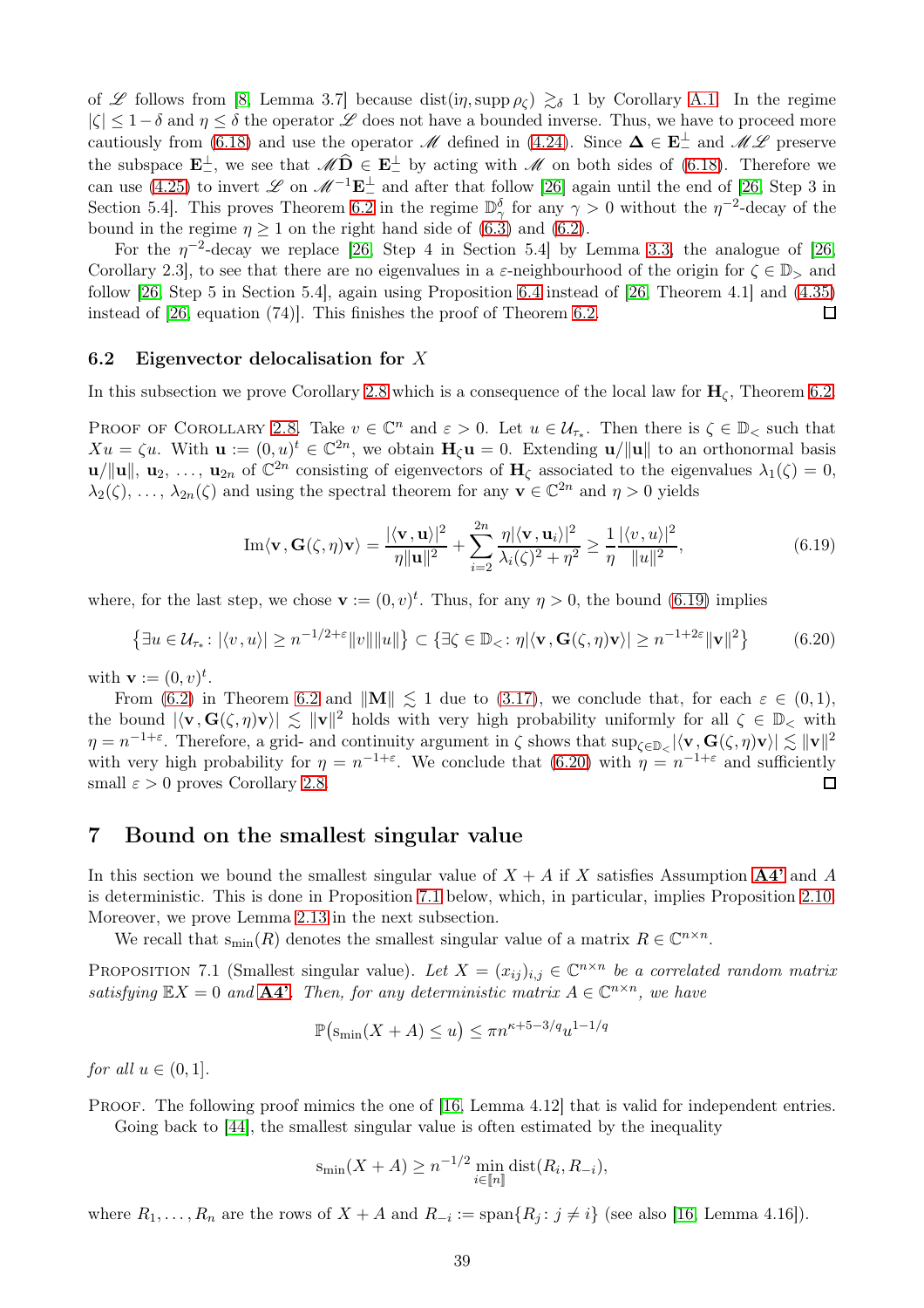of $\mathscr{L}$ follows from [8, Lemma 3.7] because $\mathrm{dist}(\mathrm{i}\eta, \mathrm{supp}\,\rho_\zeta) \gtrsim_\delta 1$ by Corollary A.1. In the regime $|\zeta| \le 1-\delta$ and $\eta \le \delta$ the operator $\mathscr{L}$ does not have a bounded inverse. Thus, we have to proceed more cautiously from (6.18) and use the operator $\mathscr{M}$ defined in (4.24). Since $\mathbf{\Delta} \in \mathbf{E}_-^\perp$ and $\mathscr{M}\mathscr{L}$ preserve the subspace $\mathbf{E}_-^\perp$, we see that $\mathscr{M}\widehat{\mathbf{D}} \in \mathbf{E}_-^\perp$ by acting with $\mathscr{M}$ on both sides of (6.18). Therefore we can use (4.25) to invert $\mathscr{L}$ on $\mathscr{M}^{-1}\mathbf{E}_-^\perp$ and after that follow [26] again until the end of [26, Step 3 in Section 5.4]. This proves Theorem 6.2 in the regime $\mathbb{D}_\gamma^\delta$ for any $\gamma > 0$ without the $\eta^{-2}$-decay of the bound in the regime $\eta \ge 1$ on the right hand side of (6.3) and (6.2).

For the $\eta^{-2}$-decay we replace [26, Step 4 in Section 5.4] by Lemma 3.3, the analogue of [26, Corollary 2.3], to see that there are no eigenvalues in a $\varepsilon$-neighbourhood of the origin for $\zeta \in \mathbb{D}_>$ and follow [26, Step 5 in Section 5.4], again using Proposition 6.4 instead of [26, Theorem 4.1] and (4.35) instead of [26, equation (74)]. This finishes the proof of Theorem 6.2. $\square$

### 6.2 Eigenvector delocalisation for $X$

In this subsection we prove Corollary 2.8 which is a consequence of the local law for $\mathbf{H}_\zeta$, Theorem 6.2.

Proof of Corollary 2.8. Take $v \in \mathbb{C}^n$ and $\varepsilon > 0$. Let $u \in \mathcal{U}_{\tau_*}$. Then there is $\zeta \in \mathbb{D}_<$ such that $Xu = \zeta u$. With $\mathbf{u} := (0,u)^t \in \mathbb{C}^{2n}$, we obtain $\mathbf{H}_\zeta \mathbf{u} = 0$. Extending $\mathbf{u}/\|\mathbf{u}\|$ to an orthonormal basis $\mathbf{u}/\|\mathbf{u}\|$, $\mathbf{u}_2$, $\ldots$, $\mathbf{u}_{2n}$ of $\mathbb{C}^{2n}$ consisting of eigenvectors of $\mathbf{H}_\zeta$ associated to the eigenvalues $\lambda_1(\zeta) = 0$, $\lambda_2(\zeta)$, $\ldots$, $\lambda_{2n}(\zeta)$ and using the spectral theorem for any $\mathbf{v} \in \mathbb{C}^{2n}$ and $\eta > 0$ yields

$$\mathrm{Im}\langle \mathbf{v}, \mathbf{G}(\zeta,\eta)\mathbf{v}\rangle = \frac{|\langle \mathbf{v}, \mathbf{u}\rangle|^2}{\eta\|\mathbf{u}\|^2} + \sum_{i=2}^{2n} \frac{\eta|\langle \mathbf{v}, \mathbf{u}_i\rangle|^2}{\lambda_i(\zeta)^2 + \eta^2} \ge \frac{1}{\eta}\frac{|\langle v, u\rangle|^2}{\|u\|^2}, \tag{6.19}$$

where, for the last step, we chose $\mathbf{v} := (0,v)^t$. Thus, for any $\eta > 0$, the bound (6.19) implies

$$\left\{\exists u \in \mathcal{U}_{\tau_*} \colon |\langle v, u\rangle| \ge n^{-1/2+\varepsilon}\|v\|\|u\|\right\} \subset \left\{\exists \zeta \in \mathbb{D}_< \colon \eta|\langle \mathbf{v}, \mathbf{G}(\zeta,\eta)\mathbf{v}\rangle| \ge n^{-1+2\varepsilon}\|\mathbf{v}\|^2\right\} \tag{6.20}$$

with $\mathbf{v} := (0,v)^t$.

From (6.2) in Theorem 6.2 and $\|\mathbf{M}\| \lesssim 1$ due to (3.17), we conclude that, for each $\varepsilon \in (0,1)$, the bound $|\langle \mathbf{v}, \mathbf{G}(\zeta,\eta)\mathbf{v}\rangle| \lesssim \|\mathbf{v}\|^2$ holds with very high probability uniformly for all $\zeta \in \mathbb{D}_<$ with $\eta = n^{-1+\varepsilon}$. Therefore, a grid- and continuity argument in $\zeta$ shows that $\sup_{\zeta\in\mathbb{D}_<}|\langle \mathbf{v}, \mathbf{G}(\zeta,\eta)\mathbf{v}\rangle| \lesssim \|\mathbf{v}\|^2$ with very high probability for $\eta = n^{-1+\varepsilon}$. We conclude that (6.20) with $\eta = n^{-1+\varepsilon}$ and sufficiently small $\varepsilon > 0$ proves Corollary 2.8. $\square$

## 7 Bound on the smallest singular value

In this section we bound the smallest singular value of $X + A$ if $X$ satisfies Assumption **A4'** and $A$ is deterministic. This is done in Proposition 7.1 below, which, in particular, implies Proposition 2.10. Moreover, we prove Lemma 2.13 in the next subsection.

We recall that $\mathrm{s}_{\min}(R)$ denotes the smallest singular value of a matrix $R \in \mathbb{C}^{n\times n}$.

Proposition 7.1 (Smallest singular value). *Let $X = (x_{ij})_{i,j} \in \mathbb{C}^{n\times n}$ be a correlated random matrix satisfying $\mathbb{E}X = 0$ and* **A4'**. *Then, for any deterministic matrix $A \in \mathbb{C}^{n\times n}$, we have*

$$\mathbb{P}\big(\mathrm{s}_{\min}(X + A) \le u\big) \le \pi n^{\kappa+5-3/q} u^{1-1/q}$$

*for all $u \in (0,1]$.*

Proof. The following proof mimics the one of [16, Lemma 4.12] that is valid for independent entries. Going back to [44], the smallest singular value is often estimated by the inequality

$$\mathrm{s}_{\min}(X + A) \ge n^{-1/2} \min_{i\in[\![n]\!]} \mathrm{dist}(R_i, R_{-i}),$$

where $R_1, \ldots, R_n$ are the rows of $X + A$ and $R_{-i} := \mathrm{span}\{R_j \colon j \ne i\}$ (see also [16, Lemma 4.16]).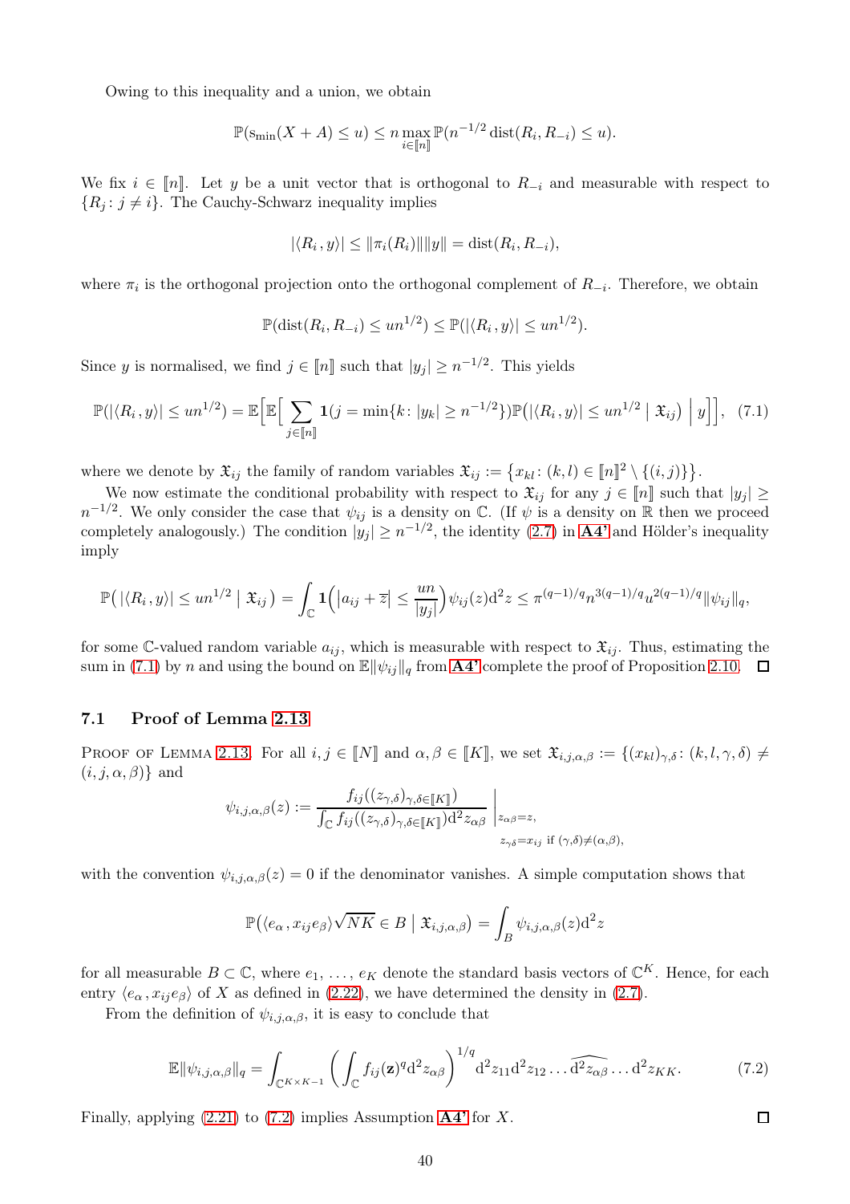Owing to this inequality and a union, we obtain

$$\mathbb{P}(\mathrm{s_{min}}(X+A) \le u) \le n \max_{i \in [\![n]\!]} \mathbb{P}(n^{-1/2}\,\mathrm{dist}(R_i, R_{-i}) \le u).$$

We fix $i \in [\![n]\!]$. Let $y$ be a unit vector that is orthogonal to $R_{-i}$ and measurable with respect to $\{R_j : j \neq i\}$. The Cauchy-Schwarz inequality implies

$$|\langle R_i\,, y\rangle| \le \|\pi_i(R_i)\|\|y\| = \mathrm{dist}(R_i, R_{-i}),$$

where $\pi_i$ is the orthogonal projection onto the orthogonal complement of $R_{-i}$. Therefore, we obtain

$$\mathbb{P}(\mathrm{dist}(R_i, R_{-i}) \le un^{1/2}) \le \mathbb{P}(|\langle R_i\,, y\rangle| \le un^{1/2}).$$

Since $y$ is normalised, we find $j \in [\![n]\!]$ such that $|y_j| \ge n^{-1/2}$. This yields

$$\mathbb{P}(|\langle R_i\,, y\rangle| \le un^{1/2}) = \mathbb{E}\Big[\mathbb{E}\Big[\sum_{j\in[\![n]\!]} \mathbf{1}(j = \min\{k : |y_k| \ge n^{-1/2}\})\mathbb{P}\big(|\langle R_i\,, y\rangle| \le un^{1/2} \;\big|\; \mathfrak{X}_{ij}\big) \;\Big|\; y\Big]\Big], \quad (7.1)$$

where we denote by $\mathfrak{X}_{ij}$ the family of random variables $\mathfrak{X}_{ij} := \big\{x_{kl} : (k,l) \in [\![n]\!]^2 \setminus \{(i,j)\}\big\}$.

We now estimate the conditional probability with respect to $\mathfrak{X}_{ij}$ for any $j \in [\![n]\!]$ such that $|y_j| \ge n^{-1/2}$. We only consider the case that $\psi_{ij}$ is a density on $\mathbb{C}$. (If $\psi$ is a density on $\mathbb{R}$ then we proceed completely analogously.) The condition $|y_j| \ge n^{-1/2}$, the identity (2.7) in **A4'** and Hölder's inequality imply

$$\mathbb{P}\big(\,|\langle R_i\,, y\rangle| \le un^{1/2} \;\big|\; \mathfrak{X}_{ij}\,\big) = \int_{\mathbb{C}} \mathbf{1}\Big(\big|a_{ij} + \overline{z}\big| \le \frac{un}{|y_j|}\Big)\psi_{ij}(z)\mathrm{d}^2 z \le \pi^{(q-1)/q} n^{3(q-1)/q} u^{2(q-1)/q}\|\psi_{ij}\|_q,$$

for some $\mathbb{C}$-valued random variable $a_{ij}$, which is measurable with respect to $\mathfrak{X}_{ij}$. Thus, estimating the sum in (7.1) by $n$ and using the bound on $\mathbb{E}\|\psi_{ij}\|_q$ from **A4'** complete the proof of Proposition 2.10. $\square$

### 7.1 Proof of Lemma 2.13

Proof of Lemma 2.13. For all $i, j \in [\![N]\!]$ and $\alpha, \beta \in [\![K]\!]$, we set $\mathfrak{X}_{i,j,\alpha,\beta} := \{(x_{kl})_{\gamma,\delta} : (k,l,\gamma,\delta) \neq (i,j,\alpha,\beta)\}$ and

$$\psi_{i,j,\alpha,\beta}(z) := \frac{f_{ij}((z_{\gamma,\delta})_{\gamma,\delta\in[\![K]\!]})}{\int_{\mathbb{C}} f_{ij}((z_{\gamma,\delta})_{\gamma,\delta\in[\![K]\!]})\mathrm{d}^2 z_{\alpha\beta}}\,\Bigg|_{\substack{z_{\alpha\beta}=z,\\ z_{\gamma\delta}=x_{ij} \text{ if } (\gamma,\delta)\neq(\alpha,\beta),}}$$

with the convention $\psi_{i,j,\alpha,\beta}(z) = 0$ if the denominator vanishes. A simple computation shows that

$$\mathbb{P}\big(\langle e_\alpha\,, x_{ij} e_\beta\rangle\sqrt{NK} \in B \;\big|\; \mathfrak{X}_{i,j,\alpha,\beta}\big) = \int_B \psi_{i,j,\alpha,\beta}(z)\mathrm{d}^2 z$$

for all measurable $B \subset \mathbb{C}$, where $e_1, \ldots, e_K$ denote the standard basis vectors of $\mathbb{C}^K$. Hence, for each entry $\langle e_\alpha\,, x_{ij}e_\beta\rangle$ of $X$ as defined in (2.22), we have determined the density in (2.7).

From the definition of $\psi_{i,j,\alpha,\beta}$, it is easy to conclude that

$$\mathbb{E}\|\psi_{i,j,\alpha,\beta}\|_q = \int_{\mathbb{C}^{K\times K-1}} \bigg(\int_{\mathbb{C}} f_{ij}(\mathbf{z})^q \mathrm{d}^2 z_{\alpha\beta}\bigg)^{1/q} \mathrm{d}^2 z_{11}\mathrm{d}^2 z_{12}\ldots\widehat{\mathrm{d}^2 z_{\alpha\beta}}\ldots\mathrm{d}^2 z_{KK}. \quad (7.2)$$

Finally, applying (2.21) to (7.2) implies Assumption **A4'** for $X$. $\square$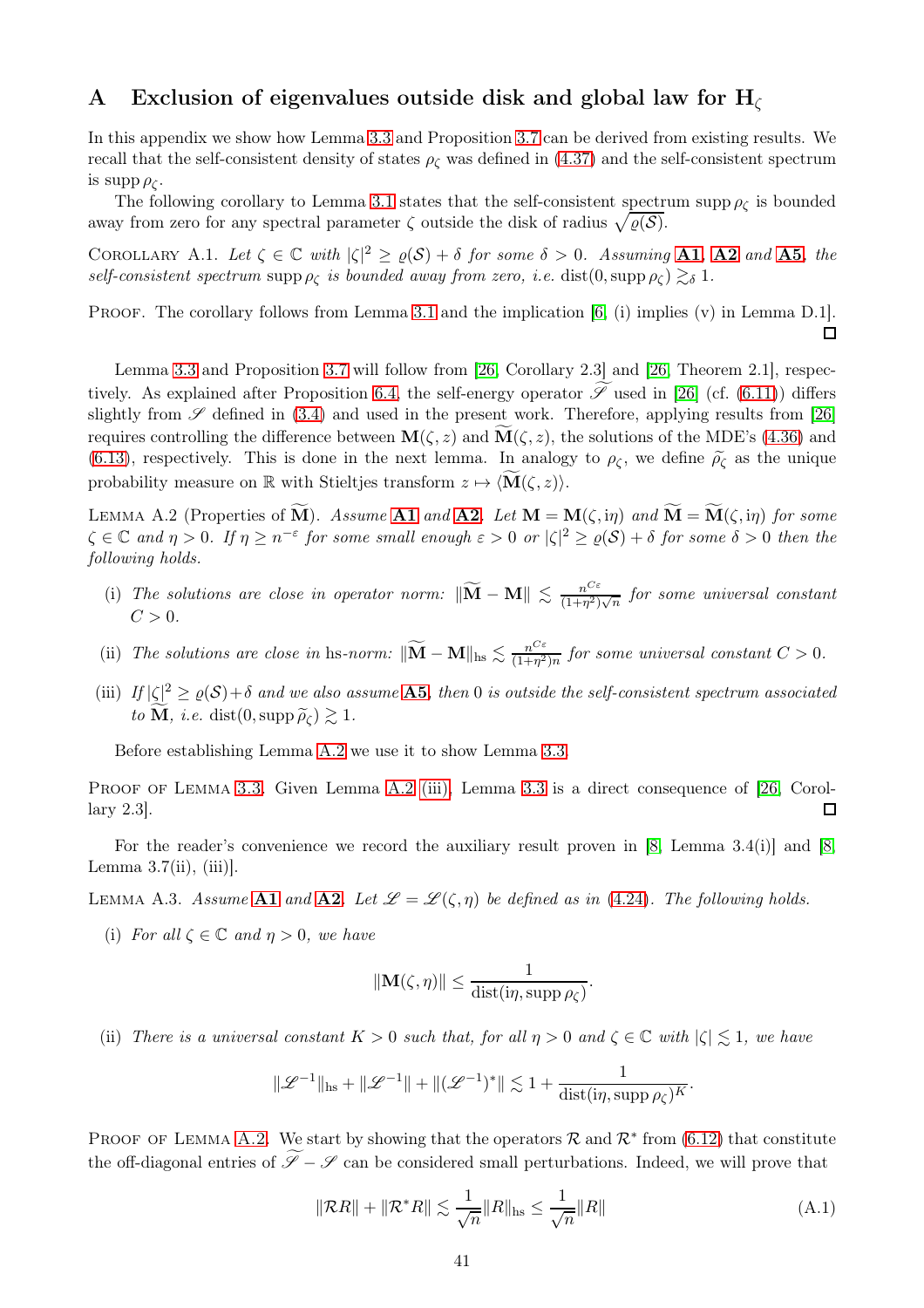## A Exclusion of eigenvalues outside disk and global law for $\mathbf{H}_\zeta$

In this appendix we show how Lemma 3.3 and Proposition 3.7 can be derived from existing results. We recall that the self-consistent density of states $\rho_\zeta$ was defined in (4.37) and the self-consistent spectrum is $\operatorname{supp} \rho_\zeta$.

The following corollary to Lemma 3.1 states that the self-consistent spectrum $\operatorname{supp} \rho_\zeta$ is bounded away from zero for any spectral parameter $\zeta$ outside the disk of radius $\sqrt{\varrho(\mathcal{S})}$.

Corollary A.1. *Let $\zeta \in \mathbb{C}$ with $|\zeta|^2 \geq \varrho(\mathcal{S}) + \delta$ for some $\delta > 0$. Assuming* **A1**, **A2** *and* **A5**, *the self-consistent spectrum $\operatorname{supp} \rho_\zeta$ is bounded away from zero, i.e. $\operatorname{dist}(0, \operatorname{supp} \rho_\zeta) \gtrsim_\delta 1$.*

Proof. The corollary follows from Lemma 3.1 and the implication [6, (i) implies (v) in Lemma D.1]. ◻

Lemma 3.3 and Proposition 3.7 will follow from [26, Corollary 2.3] and [26, Theorem 2.1], respectively. As explained after Proposition 6.4, the self-energy operator $\widetilde{\mathscr{S}}$ used in [26] (cf. (6.11)) differs slightly from $\mathscr{S}$ defined in (3.4) and used in the present work. Therefore, applying results from [26] requires controlling the difference between $\mathbf{M}(\zeta, z)$ and $\widetilde{\mathbf{M}}(\zeta, z)$, the solutions of the MDE's (4.36) and (6.13), respectively. This is done in the next lemma. In analogy to $\rho_\zeta$, we define $\widetilde{\rho}_\zeta$ as the unique probability measure on $\mathbb{R}$ with Stieltjes transform $z \mapsto \langle \widetilde{\mathbf{M}}(\zeta, z)\rangle$.

Lemma A.2 (Properties of $\widetilde{\mathbf{M}}$). *Assume* **A1** *and* **A2**. *Let $\mathbf{M} = \mathbf{M}(\zeta, \mathrm{i}\eta)$ and $\widetilde{\mathbf{M}} = \widetilde{\mathbf{M}}(\zeta, \mathrm{i}\eta)$ for some $\zeta \in \mathbb{C}$ and $\eta > 0$. If $\eta \geq n^{-\varepsilon}$ for some small enough $\varepsilon > 0$ or $|\zeta|^2 \geq \varrho(\mathcal{S}) + \delta$ for some $\delta > 0$ then the following holds.*

(i) *The solutions are close in operator norm: $\|\widetilde{\mathbf{M}} - \mathbf{M}\| \lesssim \frac{n^{C\varepsilon}}{(1+\eta^2)\sqrt{n}}$ for some universal constant $C > 0$.*

(ii) *The solutions are close in* hs*-norm: $\|\widetilde{\mathbf{M}} - \mathbf{M}\|_{\mathrm{hs}} \lesssim \frac{n^{C\varepsilon}}{(1+\eta^2)n}$ for some universal constant $C > 0$.*

(iii) *If $|\zeta|^2 \geq \varrho(\mathcal{S}) + \delta$ and we also assume* **A5**, *then $0$ is outside the self-consistent spectrum associated to $\widetilde{\mathbf{M}}$, i.e. $\operatorname{dist}(0, \operatorname{supp} \widetilde{\rho}_\zeta) \gtrsim 1$.*

Before establishing Lemma A.2 we use it to show Lemma 3.3.

Proof of Lemma 3.3. Given Lemma A.2 (iii), Lemma 3.3 is a direct consequence of [26, Corollary 2.3]. ◻

For the reader's convenience we record the auxiliary result proven in [8, Lemma 3.4(i)] and [8, Lemma 3.7(ii), (iii)].

Lemma A.3. *Assume* **A1** *and* **A2**. *Let $\mathscr{L} = \mathscr{L}(\zeta, \eta)$ be defined as in (4.24). The following holds.*

(i) *For all $\zeta \in \mathbb{C}$ and $\eta > 0$, we have*

$$\|\mathbf{M}(\zeta, \eta)\| \leq \frac{1}{\operatorname{dist}(\mathrm{i}\eta, \operatorname{supp} \rho_\zeta)}.$$

(ii) *There is a universal constant $K > 0$ such that, for all $\eta > 0$ and $\zeta \in \mathbb{C}$ with $|\zeta| \lesssim 1$, we have*

$$\|\mathscr{L}^{-1}\|_{\mathrm{hs}} + \|\mathscr{L}^{-1}\| + \|(\mathscr{L}^{-1})^*\| \lesssim 1 + \frac{1}{\operatorname{dist}(\mathrm{i}\eta, \operatorname{supp} \rho_\zeta)^K}.$$

Proof of Lemma A.2. We start by showing that the operators $\mathcal{R}$ and $\mathcal{R}^*$ from (6.12) that constitute the off-diagonal entries of $\widetilde{\mathscr{S}} - \mathscr{S}$ can be considered small perturbations. Indeed, we will prove that

$$\|\mathcal{R}R\| + \|\mathcal{R}^*R\| \lesssim \frac{1}{\sqrt{n}}\|R\|_{\mathrm{hs}} \leq \frac{1}{\sqrt{n}}\|R\| \tag{A.1}$$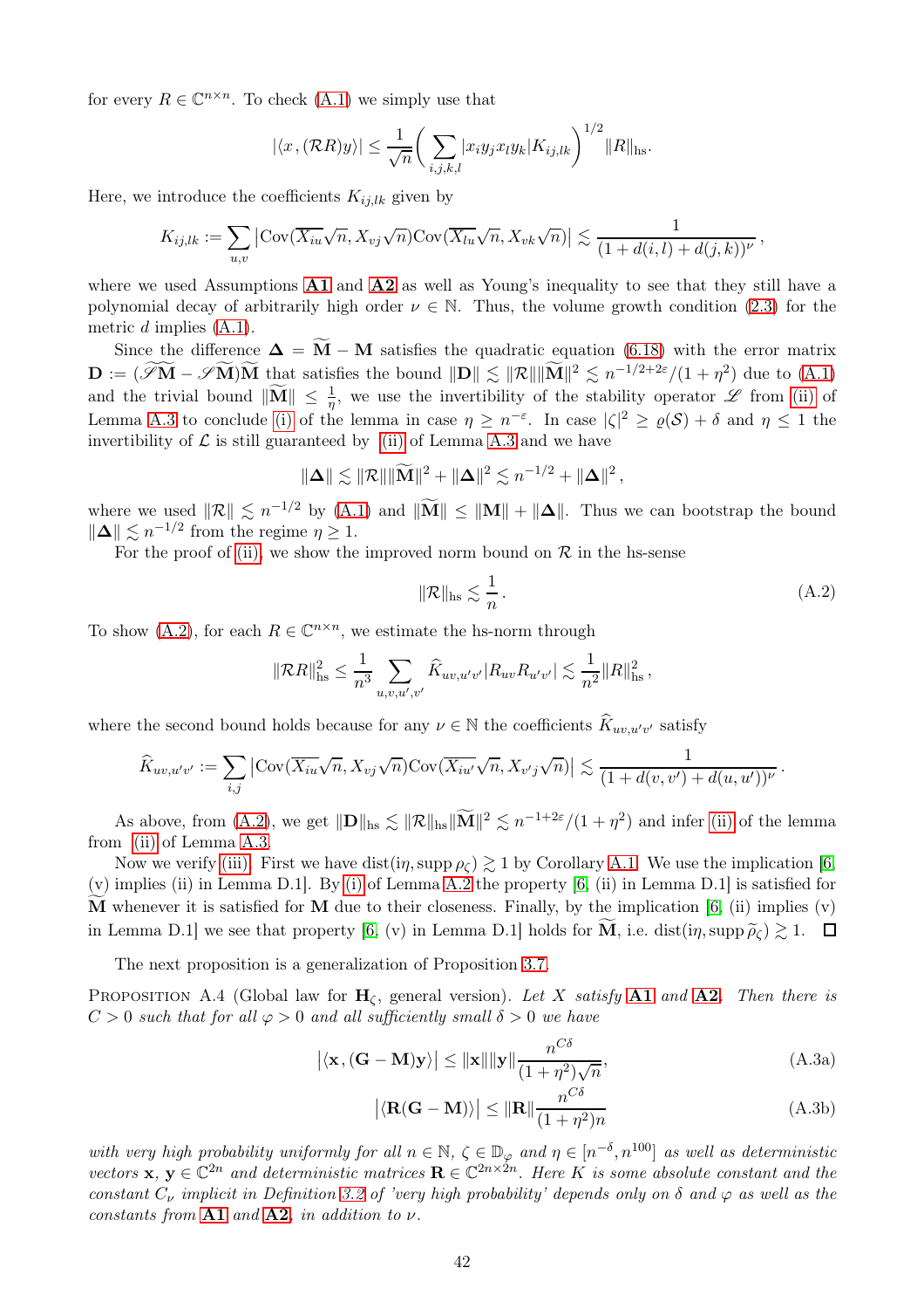for every $R \in \mathbb{C}^{n\times n}$. To check (A.1) we simply use that

$$|\langle x, (\mathcal{R}R)y\rangle| \le \frac{1}{\sqrt{n}}\bigg(\sum_{i,j,k,l}|x_i y_j x_l y_k|K_{ij,lk}\bigg)^{1/2}\|R\|_{\mathrm{hs}}.$$

Here, we introduce the coefficients $K_{ij,lk}$ given by

$$K_{ij,lk} := \sum_{u,v}\big|\mathrm{Cov}(\overline{X_{iu}}\sqrt{n}, X_{vj}\sqrt{n})\mathrm{Cov}(\overline{X_{lu}}\sqrt{n}, X_{vk}\sqrt{n})\big| \lesssim \frac{1}{(1+d(i,l)+d(j,k))^{\nu}}\,,$$

where we used Assumptions **A1** and **A2** as well as Young's inequality to see that they still have a polynomial decay of arbitrarily high order $\nu \in \mathbb{N}$. Thus, the volume growth condition (2.3) for the metric $d$ implies (A.1).

Since the difference $\mathbf{\Delta} = \widetilde{\mathbf{M}} - \mathbf{M}$ satisfies the quadratic equation (6.18) with the error matrix $\mathbf{D} := (\widetilde{\mathscr{S}}\widetilde{\mathbf{M}} - \mathscr{S}\widetilde{\mathbf{M}})\widetilde{\mathbf{M}}$ that satisfies the bound $\|\mathbf{D}\| \lesssim \|\mathcal{R}\|\|\widetilde{\mathbf{M}}\|^2 \lesssim n^{-1/2+2\varepsilon}/(1+\eta^2)$ due to (A.1) and the trivial bound $\|\widetilde{\mathbf{M}}\| \le \frac{1}{\eta}$, we use the invertibility of the stability operator $\mathscr{L}$ from (ii) of Lemma A.3 to conclude (i) of the lemma in case $\eta \ge n^{-\varepsilon}$. In case $|\zeta|^2 \ge \varrho(\mathcal{S}) + \delta$ and $\eta \le 1$ the invertibility of $\mathcal{L}$ is still guaranteed by (ii) of Lemma A.3 and we have

$$\|\mathbf{\Delta}\| \lesssim \|\mathcal{R}\|\|\widetilde{\mathbf{M}}\|^2 + \|\mathbf{\Delta}\|^2 \lesssim n^{-1/2} + \|\mathbf{\Delta}\|^2\,,$$

where we used $\|\mathcal{R}\| \lesssim n^{-1/2}$ by (A.1) and $\|\widetilde{\mathbf{M}}\| \le \|\mathbf{M}\| + \|\mathbf{\Delta}\|$. Thus we can bootstrap the bound $\|\mathbf{\Delta}\| \lesssim n^{-1/2}$ from the regime $\eta \ge 1$.

For the proof of (ii), we show the improved norm bound on $\mathcal{R}$ in the hs-sense

$$\|\mathcal{R}\|_{\mathrm{hs}} \lesssim \frac{1}{n}\,. \tag{A.2}$$

To show (A.2), for each $R \in \mathbb{C}^{n\times n}$, we estimate the hs-norm through

$$\|\mathcal{R}R\|_{\mathrm{hs}}^2 \le \frac{1}{n^3}\sum_{u,v,u',v'}\widehat{K}_{uv,u'v'}|R_{uv}R_{u'v'}| \lesssim \frac{1}{n^2}\|R\|_{\mathrm{hs}}^2\,,$$

where the second bound holds because for any $\nu \in \mathbb{N}$ the coefficients $\widehat{K}_{uv,u'v'}$ satisfy

$$\widehat{K}_{uv,u'v'} := \sum_{i,j}\big|\mathrm{Cov}(\overline{X_{iu}}\sqrt{n}, X_{vj}\sqrt{n})\mathrm{Cov}(\overline{X_{iu'}}\sqrt{n}, X_{v'j}\sqrt{n})\big| \lesssim \frac{1}{(1+d(v,v')+d(u,u'))^{\nu}}\,.$$

As above, from (A.2), we get $\|\mathbf{D}\|_{\mathrm{hs}} \lesssim \|\mathcal{R}\|_{\mathrm{hs}}\|\widetilde{\mathbf{M}}\|^2 \lesssim n^{-1+2\varepsilon}/(1+\eta^2)$ and infer (ii) of the lemma from (ii) of Lemma A.3.

Now we verify (iii). First we have $\mathrm{dist}(\mathrm{i}\eta, \mathrm{supp}\,\rho_\zeta) \gtrsim 1$ by Corollary A.1. We use the implication [6, (v) implies (ii) in Lemma D.1]. By (i) of Lemma A.2 the property [6, (ii) in Lemma D.1] is satisfied for $\widetilde{\mathbf{M}}$ whenever it is satisfied for $\mathbf{M}$ due to their closeness. Finally, by the implication [6, (ii) implies (v) in Lemma D.1] we see that property [6, (v) in Lemma D.1] holds for $\widetilde{\mathbf{M}}$, i.e. $\mathrm{dist}(\mathrm{i}\eta, \mathrm{supp}\,\widetilde{\rho}_\zeta) \gtrsim 1$. ☐

The next proposition is a generalization of Proposition 3.7.

Proposition A.4 (Global law for $\mathbf{H}_\zeta$, general version). *Let $X$ satisfy* **A1** *and* **A2**. *Then there is $C > 0$ such that for all $\varphi > 0$ and all sufficiently small $\delta > 0$ we have*

$$\big|\langle \mathbf{x}, (\mathbf{G} - \mathbf{M})\mathbf{y}\rangle\big| \le \|\mathbf{x}\|\|\mathbf{y}\|\frac{n^{C\delta}}{(1+\eta^2)\sqrt{n}}, \tag{A.3a}$$

$$\big|\langle \mathbf{R}(\mathbf{G} - \mathbf{M})\rangle\big| \le \|\mathbf{R}\|\frac{n^{C\delta}}{(1+\eta^2)n} \tag{A.3b}$$

*with very high probability uniformly for all $n \in \mathbb{N}$, $\zeta \in \mathbb{D}_\varphi$ and $\eta \in [n^{-\delta}, n^{100}]$ as well as deterministic vectors $\mathbf{x}$, $\mathbf{y} \in \mathbb{C}^{2n}$ and deterministic matrices $\mathbf{R} \in \mathbb{C}^{2n\times 2n}$. Here $K$ is some absolute constant and the constant $C_\nu$ implicit in Definition 3.2 of 'very high probability' depends only on $\delta$ and $\varphi$ as well as the constants from* **A1** *and* **A2**, *in addition to $\nu$.*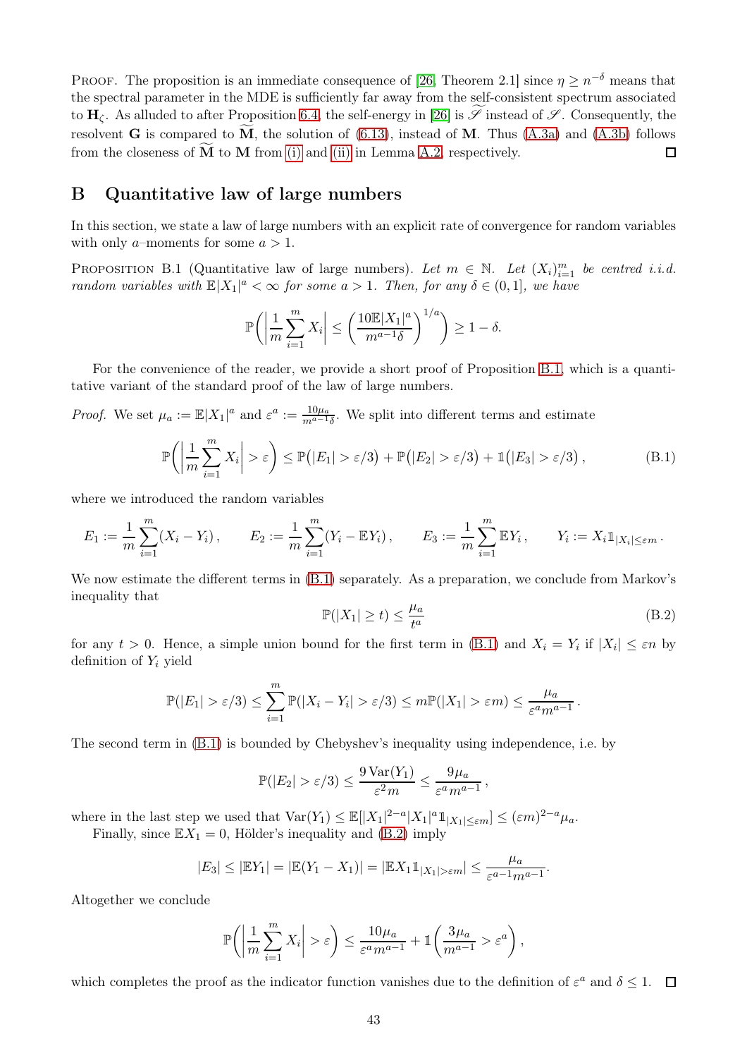PROOF. The proposition is an immediate consequence of [26, Theorem 2.1] since $\eta \geq n^{-\delta}$ means that the spectral parameter in the MDE is sufficiently far away from the self-consistent spectrum associated to $\mathbf{H}_\zeta$. As alluded to after Proposition 6.4, the self-energy in [26] is $\widetilde{\mathscr{S}}$ instead of $\mathscr{S}$. Consequently, the resolvent $\mathbf{G}$ is compared to $\widetilde{\mathbf{M}}$, the solution of (6.13), instead of $\mathbf{M}$. Thus (A.3a) and (A.3b) follows from the closeness of $\widetilde{\mathbf{M}}$ to $\mathbf{M}$ from (i) and (ii) in Lemma A.2, respectively. $\square$

## B Quantitative law of large numbers

In this section, we state a law of large numbers with an explicit rate of convergence for random variables with only $a$–moments for some $a > 1$.

PROPOSITION B.1 (Quantitative law of large numbers). *Let $m \in \mathbb{N}$. Let $(X_i)_{i=1}^m$ be centred i.i.d. random variables with $\mathbb{E}|X_1|^a < \infty$ for some $a > 1$. Then, for any $\delta \in (0, 1]$, we have*

$$\mathbb{P}\bigg(\bigg|\frac{1}{m}\sum_{i=1}^m X_i\bigg| \leq \Big(\frac{10\mathbb{E}|X_1|^a}{m^{a-1}\delta}\Big)^{1/a}\bigg) \geq 1 - \delta.$$

For the convenience of the reader, we provide a short proof of Proposition B.1, which is a quantitative variant of the standard proof of the law of large numbers.

*Proof.* We set $\mu_a := \mathbb{E}|X_1|^a$ and $\varepsilon^a := \frac{10\mu_a}{m^{a-1}\delta}$. We split into different terms and estimate

$$\mathbb{P}\bigg(\bigg|\frac{1}{m}\sum_{i=1}^m X_i\bigg| > \varepsilon\bigg) \leq \mathbb{P}\big(|E_1| > \varepsilon/3\big) + \mathbb{P}\big(|E_2| > \varepsilon/3\big) + \mathbb{1}\big(|E_3| > \varepsilon/3\big)\,, \tag{B.1}$$

where we introduced the random variables

$$E_1 := \frac{1}{m}\sum_{i=1}^m (X_i - Y_i)\,, \qquad E_2 := \frac{1}{m}\sum_{i=1}^m (Y_i - \mathbb{E}Y_i)\,, \qquad E_3 := \frac{1}{m}\sum_{i=1}^m \mathbb{E}Y_i\,, \qquad Y_i := X_i \mathbb{1}_{|X_i| \leq \varepsilon m}\,.$$

We now estimate the different terms in (B.1) separately. As a preparation, we conclude from Markov's inequality that

$$\mathbb{P}(|X_1| \geq t) \leq \frac{\mu_a}{t^a} \tag{B.2}$$

for any $t > 0$. Hence, a simple union bound for the first term in (B.1) and $X_i = Y_i$ if $|X_i| \leq \varepsilon n$ by definition of $Y_i$ yield

$$\mathbb{P}(|E_1| > \varepsilon/3) \leq \sum_{i=1}^m \mathbb{P}(|X_i - Y_i| > \varepsilon/3) \leq m\mathbb{P}(|X_1| > \varepsilon m) \leq \frac{\mu_a}{\varepsilon^a m^{a-1}}\,.$$

The second term in (B.1) is bounded by Chebyshev's inequality using independence, i.e. by

$$\mathbb{P}(|E_2| > \varepsilon/3) \leq \frac{9\operatorname{Var}(Y_1)}{\varepsilon^2 m} \leq \frac{9\mu_a}{\varepsilon^a m^{a-1}}\,,$$

where in the last step we used that $\operatorname{Var}(Y_1) \leq \mathbb{E}[|X_1|^{2-a}|X_1|^a \mathbb{1}_{|X_1| \leq \varepsilon m}] \leq (\varepsilon m)^{2-a}\mu_a$.

Finally, since $\mathbb{E}X_1 = 0$, Hölder's inequality and (B.2) imply

$$|E_3| \leq |\mathbb{E}Y_1| = |\mathbb{E}(Y_1 - X_1)| = |\mathbb{E}X_1 \mathbb{1}_{|X_1| > \varepsilon m}| \leq \frac{\mu_a}{\varepsilon^{a-1} m^{a-1}}.$$

Altogether we conclude

$$\mathbb{P}\bigg(\bigg|\frac{1}{m}\sum_{i=1}^m X_i\bigg| > \varepsilon\bigg) \leq \frac{10\mu_a}{\varepsilon^a m^{a-1}} + \mathbb{1}\Big(\frac{3\mu_a}{m^{a-1}} > \varepsilon^a\Big)\,,$$

which completes the proof as the indicator function vanishes due to the definition of $\varepsilon^a$ and $\delta \leq 1$. $\square$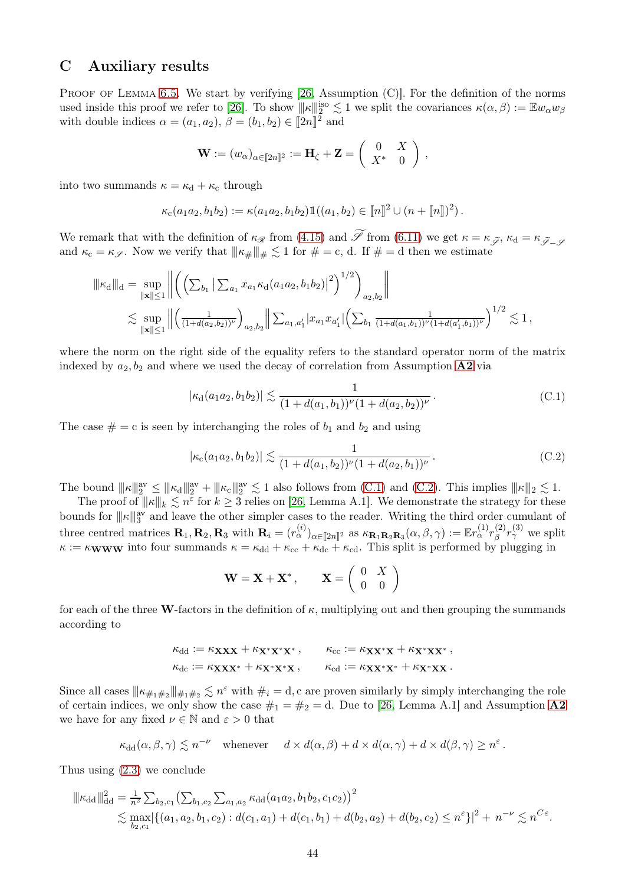## C Auxiliary results

Proof of Lemma 6.5. We start by verifying [26, Assumption (C)]. For the definition of the norms used inside this proof we refer to [26]. To show $|||\kappa|||_2^{\mathrm{iso}} \lesssim 1$ we split the covariances $\kappa(\alpha,\beta) := \mathbb{E} w_\alpha w_\beta$ with double indices $\alpha = (a_1,a_2)$, $\beta = (b_1,b_2) \in [\![2n]\!]^2$ and

$$\mathbf{W} := (w_\alpha)_{\alpha \in [\![2n]\!]^2} := \mathbf{H}_\zeta + \mathbf{Z} = \begin{pmatrix} 0 & X \\ X^* & 0 \end{pmatrix},$$

into two summands $\kappa = \kappa_{\mathrm{d}} + \kappa_{\mathrm{c}}$ through

$$\kappa_{\mathrm{c}}(a_1a_2, b_1b_2) := \kappa(a_1a_2,b_1b_2)\mathbb{1}((a_1,b_2) \in [\![n]\!]^2 \cup (n+[\![n]\!])^2).$$

We remark that with the definition of $\kappa_{\mathscr{R}}$ from (4.15) and $\widetilde{\mathscr{S}}$ from (6.11) we get $\kappa = \kappa_{\widetilde{\mathscr{S}}}$, $\kappa_{\mathrm{d}} = \kappa_{\widetilde{\mathscr{S}}-\mathscr{S}}$ and $\kappa_{\mathrm{c}} = \kappa_{\mathscr{S}}$. Now we verify that $|||\kappa_\#|||_\# \lesssim 1$ for $\# = \mathrm{c},\mathrm{d}$. If $\# = \mathrm{d}$ then we estimate

$$\begin{aligned}
|||\kappa_{\mathrm{d}}|||_{\mathrm{d}} &= \sup_{\|\mathbf{x}\|\le 1} \left\| \left( \Big( \textstyle\sum_{b_1} \big| \sum_{a_1} x_{a_1} \kappa_{\mathrm{d}}(a_1a_2,b_1b_2)\big|^2 \Big)^{1/2} \right)_{a_2,b_2} \right\| \\
&\lesssim \sup_{\|\mathbf{x}\|\le 1} \left\| \left( \tfrac{1}{(1+d(a_2,b_2))^\nu} \right)_{a_2,b_2} \right\| \textstyle\sum_{a_1,a_1'} |x_{a_1} x_{a_1'}| \Big( \sum_{b_1} \frac{1}{(1+d(a_1,b_1))^\nu (1+d(a_1',b_1))^\nu} \Big)^{1/2} \lesssim 1,
\end{aligned}$$

where the norm on the right side of the equality refers to the standard operator norm of the matrix indexed by $a_2, b_2$ and where we used the decay of correlation from Assumption **A2** via

$$|\kappa_{\mathrm{d}}(a_1a_2,b_1b_2)| \lesssim \frac{1}{(1+d(a_1,b_1))^\nu (1+d(a_2,b_2))^\nu}. \tag{C.1}$$

The case $\# = \mathrm{c}$ is seen by interchanging the roles of $b_1$ and $b_2$ and using

$$|\kappa_{\mathrm{c}}(a_1a_2,b_1b_2)| \lesssim \frac{1}{(1+d(a_1,b_2))^\nu (1+d(a_2,b_1))^\nu}. \tag{C.2}$$

The bound $|||\kappa|||_2^{\mathrm{av}} \le |||\kappa_{\mathrm{d}}|||_2^{\mathrm{av}} + |||\kappa_{\mathrm{c}}|||_2^{\mathrm{av}} \lesssim 1$ also follows from (C.1) and (C.2). This implies $|||\kappa|||_2 \lesssim 1$.

The proof of $|||\kappa|||_k \lesssim n^\varepsilon$ for $k \ge 3$ relies on [26, Lemma A.1]. We demonstrate the strategy for these bounds for $|||\kappa|||_3^{\mathrm{av}}$ and leave the other simpler cases to the reader. Writing the third order cumulant of three centred matrices $\mathbf{R}_1, \mathbf{R}_2, \mathbf{R}_3$ with $\mathbf{R}_i = (r_\alpha^{(i)})_{\alpha \in [\![2n]\!]^2}$ as $\kappa_{\mathbf{R}_1\mathbf{R}_2\mathbf{R}_3}(\alpha,\beta,\gamma) := \mathbb{E} r_\alpha^{(1)} r_\beta^{(2)} r_\gamma^{(3)}$ we split $\kappa := \kappa_{\mathbf{WWW}}$ into four summands $\kappa = \kappa_{\mathrm{dd}} + \kappa_{\mathrm{cc}} + \kappa_{\mathrm{dc}} + \kappa_{\mathrm{cd}}$. This split is performed by plugging in

$$\mathbf{W} = \mathbf{X} + \mathbf{X}^*, \qquad \mathbf{X} = \begin{pmatrix} 0 & X \\ 0 & 0 \end{pmatrix}$$

for each of the three $\mathbf{W}$-factors in the definition of $\kappa$, multiplying out and then grouping the summands according to

$$\begin{aligned}
\kappa_{\mathrm{dd}} &:= \kappa_{\mathbf{XXX}} + \kappa_{\mathbf{X}^*\mathbf{X}^*\mathbf{X}^*}, \qquad & \kappa_{\mathrm{cc}} &:= \kappa_{\mathbf{XX}^*\mathbf{X}} + \kappa_{\mathbf{X}^*\mathbf{XX}^*}, \\
\kappa_{\mathrm{dc}} &:= \kappa_{\mathbf{XXX}^*} + \kappa_{\mathbf{X}^*\mathbf{X}^*\mathbf{X}}, \qquad & \kappa_{\mathrm{cd}} &:= \kappa_{\mathbf{XX}^*\mathbf{X}^*} + \kappa_{\mathbf{X}^*\mathbf{XX}}.
\end{aligned}$$

Since all cases $|||\kappa_{\#_1\#_2}|||_{\#_1\#_2} \lesssim n^\varepsilon$ with $\#_i = \mathrm{d},\mathrm{c}$ are proven similarly by simply interchanging the role of certain indices, we only show the case $\#_1 = \#_2 = \mathrm{d}$. Due to [26, Lemma A.1] and Assumption **A2** we have for any fixed $\nu \in \mathbb{N}$ and $\varepsilon > 0$ that

$$\kappa_{\mathrm{dd}}(\alpha,\beta,\gamma) \lesssim n^{-\nu} \quad \text{whenever} \quad d \times d(\alpha,\beta) + d \times d(\alpha,\gamma) + d \times d(\beta,\gamma) \ge n^\varepsilon.$$

Thus using (2.3) we conclude

$$\begin{aligned}
|||\kappa_{\mathrm{dd}}|||_{\mathrm{dd}}^2 &= \tfrac{1}{n^2} \textstyle\sum_{b_2,c_1} \big( \sum_{b_1,c_2} \sum_{a_1,a_2} \kappa_{\mathrm{dd}}(a_1a_2,b_1b_2,c_1c_2) \big)^2 \\
&\lesssim \max_{b_2,c_1} |\{(a_1,a_2,b_1,c_2) : d(c_1,a_1) + d(c_1,b_1) + d(b_2,a_2) + d(b_2,c_2) \le n^\varepsilon\}|^2 + n^{-\nu} \lesssim n^{C\varepsilon}.
\end{aligned}$$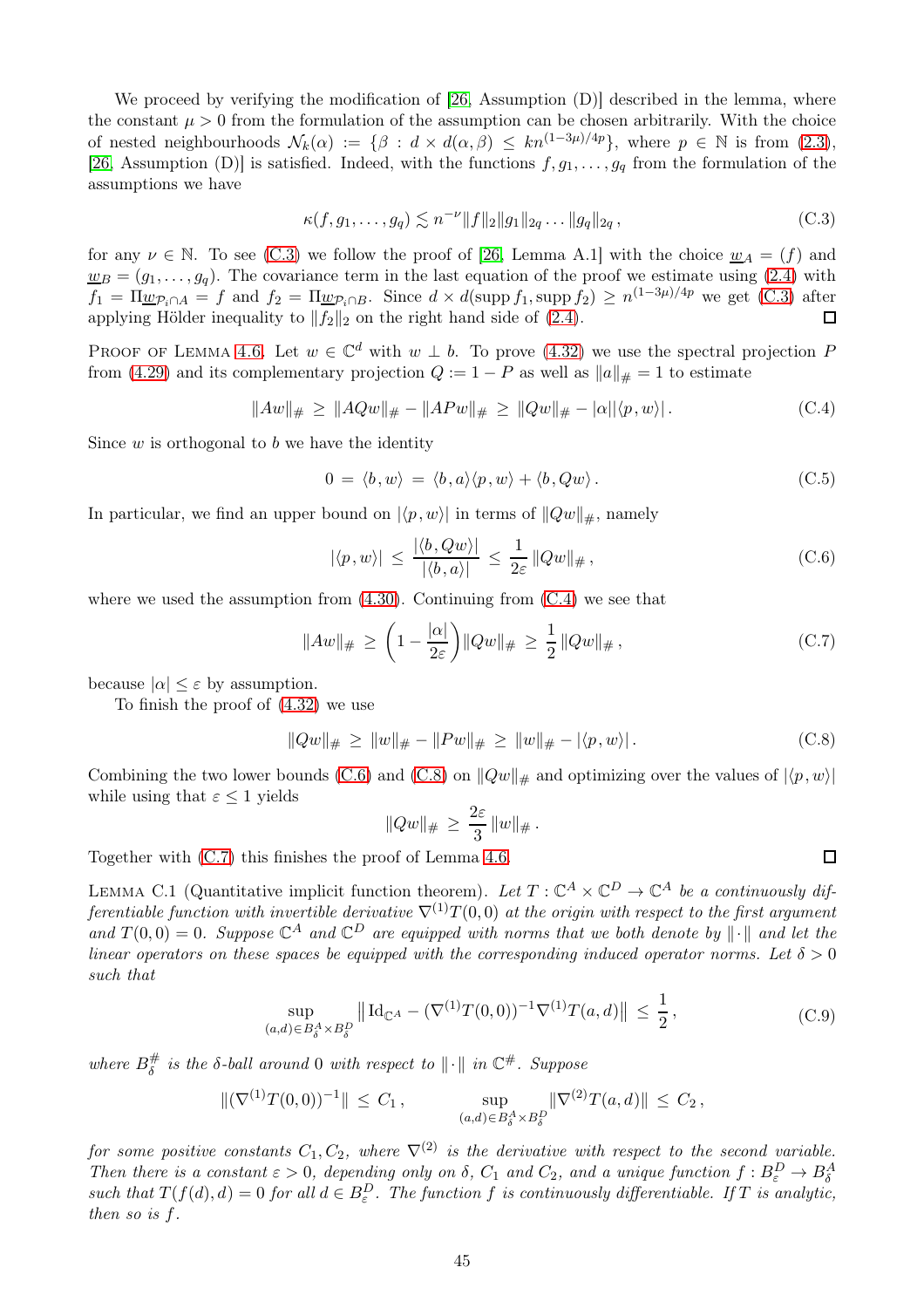We proceed by verifying the modification of [26, Assumption (D)] described in the lemma, where the constant $\mu > 0$ from the formulation of the assumption can be chosen arbitrarily. With the choice of nested neighbourhoods $\mathcal{N}_k(\alpha) := \{\beta : d \times d(\alpha, \beta) \leq kn^{(1-3\mu)/4p}\}$, where $p \in \mathbb{N}$ is from (2.3), [26, Assumption (D)] is satisfied. Indeed, with the functions $f, g_1, \ldots, g_q$ from the formulation of the assumptions we have

$$\kappa(f, g_1, \ldots, g_q) \lesssim n^{-\nu} \|f\|_2 \|g_1\|_{2q} \ldots \|g_q\|_{2q}, \tag{C.3}$$

for any $\nu \in \mathbb{N}$. To see (C.3) we follow the proof of [26, Lemma A.1] with the choice $\underline{w}_A = (f)$ and $\underline{w}_B = (g_1, \ldots, g_q)$. The covariance term in the last equation of the proof we estimate using (2.4) with $f_1 = \Pi \underline{w}_{\mathcal{P}_i \cap A} = f$ and $f_2 = \Pi \underline{w}_{\mathcal{P}_i \cap B}$. Since $d \times d(\operatorname{supp} f_1, \operatorname{supp} f_2) \geq n^{(1-3\mu)/4p}$ we get (C.3) after applying Hölder inequality to $\|f_2\|_2$ on the right hand side of (2.4). ◻

Proof of Lemma 4.6. Let $w \in \mathbb{C}^d$ with $w \perp b$. To prove (4.32) we use the spectral projection $P$ from (4.29) and its complementary projection $Q := 1 - P$ as well as $\|a\|_{\#} = 1$ to estimate

$$\|Aw\|_{\#} \geq \|AQw\|_{\#} - \|APw\|_{\#} \geq \|Qw\|_{\#} - |\alpha| |\langle p, w \rangle|. \tag{C.4}$$

Since $w$ is orthogonal to $b$ we have the identity

$$0 = \langle b, w \rangle = \langle b, a \rangle \langle p, w \rangle + \langle b, Qw \rangle. \tag{C.5}$$

In particular, we find an upper bound on $|\langle p, w \rangle|$ in terms of $\|Qw\|_{\#}$, namely

$$|\langle p, w \rangle| \leq \frac{|\langle b, Qw \rangle|}{|\langle b, a \rangle|} \leq \frac{1}{2\varepsilon} \|Qw\|_{\#}, \tag{C.6}$$

where we used the assumption from (4.30). Continuing from (C.4) we see that

$$\|Aw\|_{\#} \geq \left(1 - \frac{|\alpha|}{2\varepsilon}\right) \|Qw\|_{\#} \geq \frac{1}{2} \|Qw\|_{\#}, \tag{C.7}$$

because $|\alpha| \leq \varepsilon$ by assumption.

To finish the proof of (4.32) we use

$$\|Qw\|_{\#} \geq \|w\|_{\#} - \|Pw\|_{\#} \geq \|w\|_{\#} - |\langle p, w \rangle|. \tag{C.8}$$

Combining the two lower bounds (C.6) and (C.8) on $\|Qw\|_{\#}$ and optimizing over the values of $|\langle p, w \rangle|$ while using that $\varepsilon \leq 1$ yields

$$\|Qw\|_{\#} \geq \frac{2\varepsilon}{3} \|w\|_{\#}.$$

Together with (C.7) this finishes the proof of Lemma 4.6. ◻

Lemma C.1 (Quantitative implicit function theorem). *Let $T : \mathbb{C}^A \times \mathbb{C}^D \to \mathbb{C}^A$ be a continuously differentiable function with invertible derivative $\nabla^{(1)} T(0, 0)$ at the origin with respect to the first argument and $T(0, 0) = 0$. Suppose $\mathbb{C}^A$ and $\mathbb{C}^D$ are equipped with norms that we both denote by $\|\cdot\|$ and let the linear operators on these spaces be equipped with the corresponding induced operator norms. Let $\delta > 0$ such that*

$$\sup_{(a,d) \in B_\delta^A \times B_\delta^D} \left\| \mathrm{Id}_{\mathbb{C}^A} - (\nabla^{(1)} T(0, 0))^{-1} \nabla^{(1)} T(a, d) \right\| \leq \frac{1}{2}, \tag{C.9}$$

*where $B_\delta^{\#}$ is the $\delta$-ball around $0$ with respect to $\|\cdot\|$ in $\mathbb{C}^{\#}$. Suppose*

$$\|(\nabla^{(1)} T(0, 0))^{-1}\| \leq C_1, \qquad \sup_{(a,d) \in B_\delta^A \times B_\delta^D} \|\nabla^{(2)} T(a, d)\| \leq C_2,$$

*for some positive constants $C_1, C_2$, where $\nabla^{(2)}$ is the derivative with respect to the second variable. Then there is a constant $\varepsilon > 0$, depending only on $\delta$, $C_1$ and $C_2$, and a unique function $f : B_\varepsilon^D \to B_\delta^A$ such that $T(f(d), d) = 0$ for all $d \in B_\varepsilon^D$. The function $f$ is continuously differentiable. If $T$ is analytic, then so is $f$.*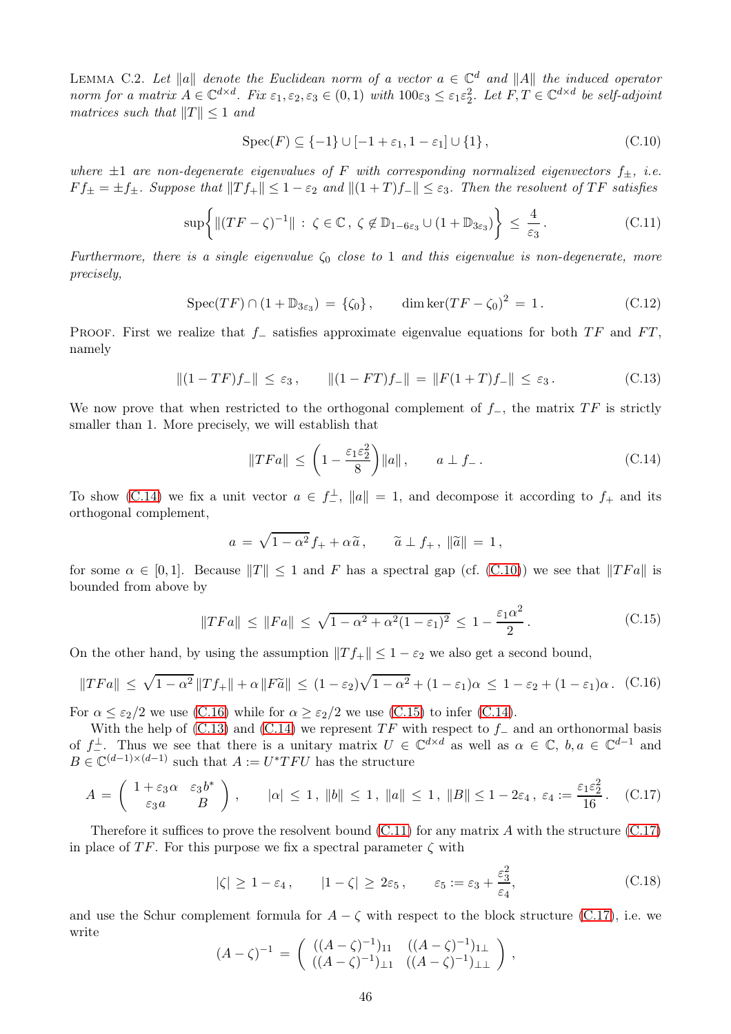Lemma C.2. *Let $\|a\|$ denote the Euclidean norm of a vector $a \in \mathbb{C}^d$ and $\|A\|$ the induced operator norm for a matrix $A \in \mathbb{C}^{d\times d}$. Fix $\varepsilon_1, \varepsilon_2, \varepsilon_3 \in (0,1)$ with $100\varepsilon_3 \le \varepsilon_1\varepsilon_2^2$. Let $F, T \in \mathbb{C}^{d\times d}$ be self-adjoint matrices such that $\|T\| \le 1$ and*

$$\operatorname{Spec}(F) \subseteq \{-1\} \cup [-1+\varepsilon_1, 1-\varepsilon_1] \cup \{1\}, \tag{C.10}$$

*where $\pm 1$ are non-degenerate eigenvalues of $F$ with corresponding normalized eigenvectors $f_\pm$, i.e. $Ff_\pm = \pm f_\pm$. Suppose that $\|Tf_+\| \le 1-\varepsilon_2$ and $\|(1+T)f_-\| \le \varepsilon_3$. Then the resolvent of $TF$ satisfies*

$$\sup\Big\{ \|(TF-\zeta)^{-1}\| \,:\, \zeta \in \mathbb{C}\,,\; \zeta \notin \mathbb{D}_{1-6\varepsilon_3} \cup (1+\mathbb{D}_{3\varepsilon_3}) \Big\} \;\le\; \frac{4}{\varepsilon_3}\,. \tag{C.11}$$

*Furthermore, there is a single eigenvalue $\zeta_0$ close to 1 and this eigenvalue is non-degenerate, more precisely,*

$$\operatorname{Spec}(TF) \cap (1+\mathbb{D}_{3\varepsilon_3}) \,=\, \{\zeta_0\}\,, \qquad \dim\ker(TF-\zeta_0)^2 \,=\, 1\,. \tag{C.12}$$

Proof. First we realize that $f_-$ satisfies approximate eigenvalue equations for both $TF$ and $FT$, namely

$$\|(1-TF)f_-\| \,\le\, \varepsilon_3\,, \qquad \|(1-FT)f_-\| \,=\, \|F(1+T)f_-\| \,\le\, \varepsilon_3\,. \tag{C.13}$$

We now prove that when restricted to the orthogonal complement of $f_-$, the matrix $TF$ is strictly smaller than 1. More precisely, we will establish that

$$\|TFa\| \,\le\, \left(1-\frac{\varepsilon_1\varepsilon_2^2}{8}\right)\|a\|\,, \qquad a \perp f_-\,. \tag{C.14}$$

To show (C.14) we fix a unit vector $a \in f_-^\perp$, $\|a\| = 1$, and decompose it according to $f_+$ and its orthogonal complement,

$$a \,=\, \sqrt{1-\alpha^2}\,f_+ + \alpha\,\widetilde{a}\,, \qquad \widetilde{a} \perp f_+\,,\; \|\widetilde{a}\| \,=\, 1\,,$$

for some $\alpha \in [0,1]$. Because $\|T\| \le 1$ and $F$ has a spectral gap (cf. (C.10)) we see that $\|TFa\|$ is bounded from above by

$$\|TFa\| \,\le\, \|Fa\| \,\le\, \sqrt{1-\alpha^2+\alpha^2(1-\varepsilon_1)^2} \,\le\, 1-\frac{\varepsilon_1\alpha^2}{2}\,. \tag{C.15}$$

On the other hand, by using the assumption $\|Tf_+\| \le 1-\varepsilon_2$ we also get a second bound,

$$\|TFa\| \,\le\, \sqrt{1-\alpha^2}\,\|Tf_+\| + \alpha\,\|F\widetilde{a}\| \,\le\, (1-\varepsilon_2)\sqrt{1-\alpha^2} + (1-\varepsilon_1)\alpha \,\le\, 1-\varepsilon_2+(1-\varepsilon_1)\alpha\,. \tag{C.16}$$

For $\alpha \le \varepsilon_2/2$ we use (C.16) while for $\alpha \ge \varepsilon_2/2$ we use (C.15) to infer (C.14).

With the help of (C.13) and (C.14) we represent $TF$ with respect to $f_-$ and an orthonormal basis of $f_-^\perp$. Thus we see that there is a unitary matrix $U \in \mathbb{C}^{d\times d}$ as well as $\alpha \in \mathbb{C}$, $b, a \in \mathbb{C}^{d-1}$ and $B \in \mathbb{C}^{(d-1)\times(d-1)}$ such that $A := U^*TFU$ has the structure

$$A \,=\, \begin{pmatrix} 1+\varepsilon_3\alpha & \varepsilon_3 b^* \\ \varepsilon_3 a & B \end{pmatrix}, \qquad |\alpha| \,\le\, 1\,,\; \|b\| \,\le\, 1\,,\; \|a\| \,\le\, 1\,,\; \|B\| \le 1-2\varepsilon_4\,,\; \varepsilon_4 := \frac{\varepsilon_1\varepsilon_2^2}{16}\,. \tag{C.17}$$

Therefore it suffices to prove the resolvent bound (C.11) for any matrix $A$ with the structure (C.17) in place of $TF$. For this purpose we fix a spectral parameter $\zeta$ with

$$|\zeta| \,\ge\, 1-\varepsilon_4\,, \qquad |1-\zeta| \,\ge\, 2\varepsilon_5\,, \qquad \varepsilon_5 := \varepsilon_3 + \frac{\varepsilon_3^2}{\varepsilon_4}, \tag{C.18}$$

and use the Schur complement formula for $A-\zeta$ with respect to the block structure (C.17), i.e. we write

$$(A-\zeta)^{-1} \,=\, \begin{pmatrix} ((A-\zeta)^{-1})_{11} & ((A-\zeta)^{-1})_{1\perp} \\ ((A-\zeta)^{-1})_{\perp 1} & ((A-\zeta)^{-1})_{\perp\perp} \end{pmatrix},$$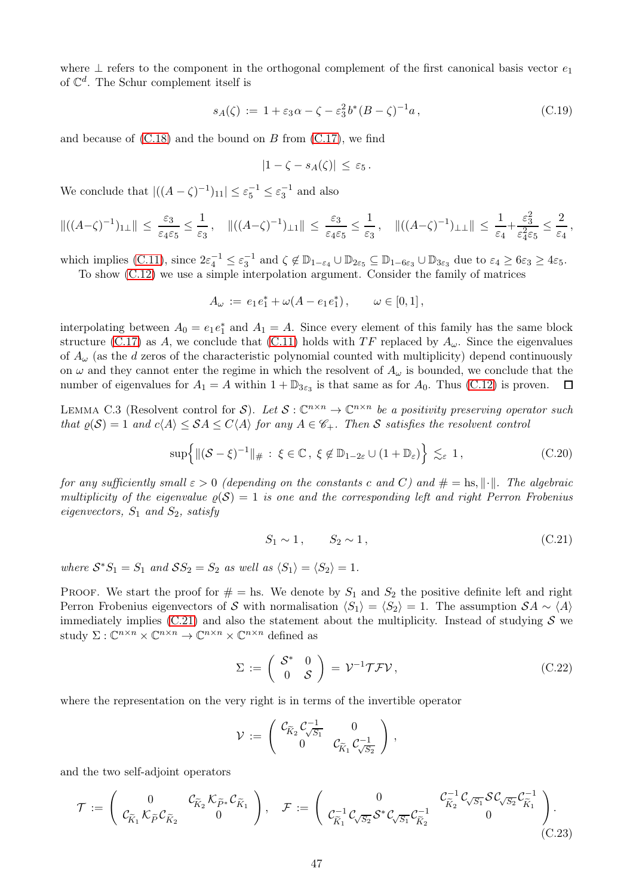where $\perp$ refers to the component in the orthogonal complement of the first canonical basis vector $e_1$ of $\mathbb{C}^d$. The Schur complement itself is

$$s_A(\zeta) := 1 + \varepsilon_3 \alpha - \zeta - \varepsilon_3^2 b^*(B-\zeta)^{-1} a\,, \tag{C.19}$$

and because of (C.18) and the bound on $B$ from (C.17), we find

$$|1 - \zeta - s_A(\zeta)| \le \varepsilon_5\,.$$

We conclude that $|((A-\zeta)^{-1})_{11}| \le \varepsilon_5^{-1} \le \varepsilon_3^{-1}$ and also

$$\|((A-\zeta)^{-1})_{1\perp}\| \le \frac{\varepsilon_3}{\varepsilon_4 \varepsilon_5} \le \frac{1}{\varepsilon_3}\,, \quad \|((A-\zeta)^{-1})_{\perp 1}\| \le \frac{\varepsilon_3}{\varepsilon_4 \varepsilon_5} \le \frac{1}{\varepsilon_3}\,, \quad \|((A-\zeta)^{-1})_{\perp\perp}\| \le \frac{1}{\varepsilon_4} + \frac{\varepsilon_3^2}{\varepsilon_4^2 \varepsilon_5} \le \frac{2}{\varepsilon_4}\,,$$

which implies (C.11), since $2\varepsilon_4^{-1} \le \varepsilon_3^{-1}$ and $\zeta \notin \mathbb{D}_{1-\varepsilon_4} \cup \mathbb{D}_{2\varepsilon_5} \subseteq \mathbb{D}_{1-6\varepsilon_3} \cup \mathbb{D}_{3\varepsilon_3}$ due to $\varepsilon_4 \ge 6\varepsilon_3 \ge 4\varepsilon_5$.

To show (C.12) we use a simple interpolation argument. Consider the family of matrices

$$A_\omega := e_1 e_1^* + \omega(A - e_1 e_1^*)\,, \qquad \omega \in [0,1]\,,$$

interpolating between $A_0 = e_1 e_1^*$ and $A_1 = A$. Since every element of this family has the same block structure (C.17) as $A$, we conclude that (C.11) holds with $TF$ replaced by $A_\omega$. Since the eigenvalues of $A_\omega$ (as the $d$ zeros of the characteristic polynomial counted with multiplicity) depend continuously on $\omega$ and they cannot enter the regime in which the resolvent of $A_\omega$ is bounded, we conclude that the number of eigenvalues for $A_1 = A$ within $1 + \mathbb{D}_{3\varepsilon_3}$ is that same as for $A_0$. Thus (C.12) is proven. $\square$

Lemma C.3 (Resolvent control for $\mathcal{S}$). *Let $\mathcal{S} : \mathbb{C}^{n\times n} \to \mathbb{C}^{n \times n}$ be a positivity preserving operator such that $\varrho(\mathcal{S}) = 1$ and $c\langle A\rangle \le \mathcal{S}A \le C\langle A \rangle$ for any $A \in \mathscr{C}_+$. Then $\mathcal{S}$ satisfies the resolvent control*

$$\sup\Big\{ \|(\mathcal{S} - \xi)^{-1}\|_\# \,:\, \xi \in \mathbb{C}\,,\; \xi \notin \mathbb{D}_{1-2\varepsilon} \cup (1 + \mathbb{D}_\varepsilon)\Big\} \lesssim_\varepsilon 1\,, \tag{C.20}$$

*for any sufficiently small $\varepsilon > 0$ (depending on the constants $c$ and $C$) and $\# = \mathrm{hs}, \|\cdot\|$. The algebraic multiplicity of the eigenvalue $\varrho(\mathcal{S}) = 1$ is one and the corresponding left and right Perron Frobenius eigenvectors, $S_1$ and $S_2$, satisfy*

$$S_1 \sim 1\,, \qquad S_2 \sim 1\,, \tag{C.21}$$

*where $\mathcal{S}^* S_1 = S_1$ and $\mathcal{S} S_2 = S_2$ as well as $\langle S_1 \rangle = \langle S_2 \rangle = 1$.*

Proof. We start the proof for $\# = \mathrm{hs}$. We denote by $S_1$ and $S_2$ the positive definite left and right Perron Frobenius eigenvectors of $\mathcal{S}$ with normalisation $\langle S_1\rangle = \langle S_2 \rangle = 1$. The assumption $\mathcal{S}A \sim \langle A \rangle$ immediately implies (C.21) and also the statement about the multiplicity. Instead of studying $\mathcal{S}$ we study $\Sigma : \mathbb{C}^{n\times n} \times \mathbb{C}^{n\times n} \to \mathbb{C}^{n\times n} \times \mathbb{C}^{n \times n}$ defined as

$$\Sigma := \begin{pmatrix} \mathcal{S}^* & 0 \\ 0 & \mathcal{S} \end{pmatrix} = \mathcal{V}^{-1} \mathcal{T}\mathcal{F}\mathcal{V}\,, \tag{C.22}$$

where the representation on the very right is in terms of the invertible operator

$$\mathcal{V} := \begin{pmatrix} \mathcal{C}_{\widetilde{K}_2} \mathcal{C}_{\sqrt{S_1}}^{-1} & 0 \\ 0 & \mathcal{C}_{\widetilde{K}_1} \mathcal{C}_{\sqrt{S_2}}^{-1} \end{pmatrix},$$

and the two self-adjoint operators

$$\mathcal{T} := \begin{pmatrix} 0 & \mathcal{C}_{\widetilde{K}_2} \mathcal{K}_{\widetilde{P}^*} \mathcal{C}_{\widetilde{K}_1} \\ \mathcal{C}_{\widetilde{K}_1} \mathcal{K}_{\widetilde{P}} \mathcal{C}_{\widetilde{K}_2} & 0 \end{pmatrix}, \quad \mathcal{F} := \begin{pmatrix} 0 & \mathcal{C}_{\widetilde{K}_2}^{-1} \mathcal{C}_{\sqrt{S_1}} \mathcal{S} \mathcal{C}_{\sqrt{S_2}} \mathcal{C}_{\widetilde{K}_1}^{-1} \\ \mathcal{C}_{\widetilde{K}_1}^{-1} \mathcal{C}_{\sqrt{S_2}} \mathcal{S}^* \mathcal{C}_{\sqrt{S_1}} \mathcal{C}_{\widetilde{K}_2}^{-1} & 0 \end{pmatrix}. \tag{C.23}$$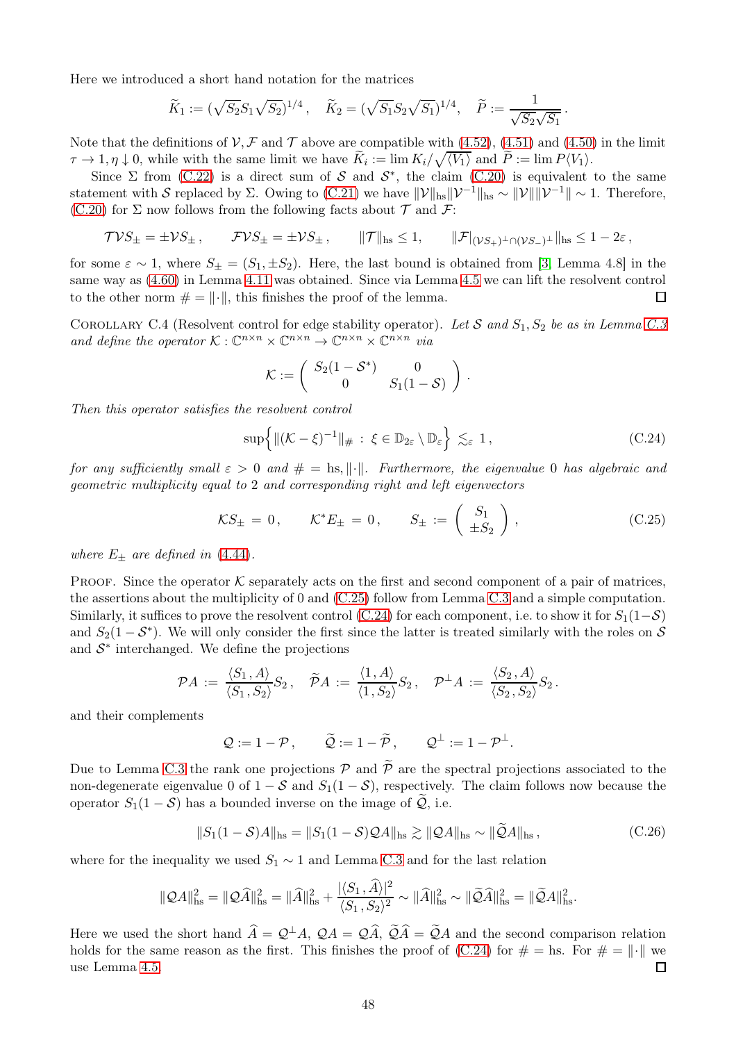Here we introduced a short hand notation for the matrices

$$\widetilde{K}_1 := (\sqrt{S_2} S_1 \sqrt{S_2})^{1/4}, \quad \widetilde{K}_2 = (\sqrt{S_1} S_2 \sqrt{S_1})^{1/4}, \quad \widetilde{P} := \frac{1}{\sqrt{S_2}\sqrt{S_1}}.$$

Note that the definitions of $\mathcal{V}, \mathcal{F}$ and $\mathcal{T}$ above are compatible with (4.52), (4.51) and (4.50) in the limit $\tau \to 1, \eta \downarrow 0$, while with the same limit we have $\widetilde{K}_i := \lim K_i/\sqrt{\langle V_1 \rangle}$ and $\widetilde{P} := \lim P\langle V_1 \rangle$.

Since $\Sigma$ from (C.22) is a direct sum of $\mathcal{S}$ and $\mathcal{S}^*$, the claim (C.20) is equivalent to the same statement with $\mathcal{S}$ replaced by $\Sigma$. Owing to (C.21) we have $\|\mathcal{V}\|_{\text{hs}} \|\mathcal{V}^{-1}\|_{\text{hs}} \sim \|\mathcal{V}\| \|\mathcal{V}^{-1}\| \sim 1$. Therefore, (C.20) for $\Sigma$ now follows from the following facts about $\mathcal{T}$ and $\mathcal{F}$:

$$\mathcal{T}\mathcal{V}S_\pm = \pm \mathcal{V}S_\pm, \qquad \mathcal{F}\mathcal{V}S_\pm = \pm \mathcal{V}S_\pm, \qquad \|\mathcal{T}\|_{\text{hs}} \leq 1, \qquad \|\mathcal{F}|_{(\mathcal{V}S_+)^\perp \cap (\mathcal{V}S_-)^\perp}\|_{\text{hs}} \leq 1 - 2\varepsilon,$$

for some $\varepsilon \sim 1$, where $S_\pm = (S_1, \pm S_2)$. Here, the last bound is obtained from [3, Lemma 4.8] in the same way as (4.60) in Lemma 4.11 was obtained. Since via Lemma 4.5 we can lift the resolvent control to the other norm $\# = \|\cdot\|$, this finishes the proof of the lemma. □

Corollary C.4 (Resolvent control for edge stability operator). *Let $\mathcal{S}$ and $S_1, S_2$ be as in Lemma C.3 and define the operator $\mathcal{K} : \mathbb{C}^{n\times n} \times \mathbb{C}^{n\times n} \to \mathbb{C}^{n\times n} \times \mathbb{C}^{n\times n}$ via*

$$\mathcal{K} := \begin{pmatrix} S_2(1 - \mathcal{S}^*) & 0 \\ 0 & S_1(1 - \mathcal{S}) \end{pmatrix}.$$

*Then this operator satisfies the resolvent control*

$$\sup\Big\{ \|(\mathcal{K} - \xi)^{-1}\|_\# \,:\, \xi \in \mathbb{D}_{2\varepsilon} \setminus \mathbb{D}_\varepsilon \Big\} \lesssim_\varepsilon 1, \tag{C.24}$$

*for any sufficiently small $\varepsilon > 0$ and $\# = \text{hs}, \|\cdot\|$. Furthermore, the eigenvalue 0 has algebraic and geometric multiplicity equal to 2 and corresponding right and left eigenvectors*

$$\mathcal{K}S_\pm = 0, \qquad \mathcal{K}^*E_\pm = 0, \qquad S_\pm := \begin{pmatrix} S_1 \\ \pm S_2 \end{pmatrix}, \tag{C.25}$$

*where $E_\pm$ are defined in (4.44).*

Proof. Since the operator $\mathcal{K}$ separately acts on the first and second component of a pair of matrices, the assertions about the multiplicity of 0 and (C.25) follow from Lemma C.3 and a simple computation. Similarly, it suffices to prove the resolvent control (C.24) for each component, i.e. to show it for $S_1(1-\mathcal{S})$ and $S_2(1-\mathcal{S}^*)$. We will only consider the first since the latter is treated similarly with the roles on $\mathcal{S}$ and $\mathcal{S}^*$ interchanged. We define the projections

$$\mathcal{P}A := \frac{\langle S_1 \,, A \rangle}{\langle S_1 \,, S_2 \rangle} S_2, \quad \widetilde{\mathcal{P}}A := \frac{\langle 1 \,, A \rangle}{\langle 1 \,, S_2 \rangle} S_2, \quad \mathcal{P}^\perp A := \frac{\langle S_2 \,, A \rangle}{\langle S_2 \,, S_2 \rangle} S_2.$$

and their complements

$$\mathcal{Q} := 1 - \mathcal{P}, \qquad \widetilde{\mathcal{Q}} := 1 - \widetilde{\mathcal{P}}, \qquad \mathcal{Q}^\perp := 1 - \mathcal{P}^\perp.$$

Due to Lemma C.3 the rank one projections $\mathcal{P}$ and $\widetilde{\mathcal{P}}$ are the spectral projections associated to the non-degenerate eigenvalue 0 of $1 - \mathcal{S}$ and $S_1(1 - \mathcal{S})$, respectively. The claim follows now because the operator $S_1(1-\mathcal{S})$ has a bounded inverse on the image of $\widetilde{\mathcal{Q}}$, i.e.

$$\|S_1(1-\mathcal{S})A\|_{\text{hs}} = \|S_1(1-\mathcal{S})\mathcal{Q}A\|_{\text{hs}} \gtrsim \|\mathcal{Q}A\|_{\text{hs}} \sim \|\widetilde{\mathcal{Q}}A\|_{\text{hs}}, \tag{C.26}$$

where for the inequality we used $S_1 \sim 1$ and Lemma C.3 and for the last relation

$$\|\mathcal{Q}A\|_{\text{hs}}^2 = \|\mathcal{Q}\widehat{A}\|_{\text{hs}}^2 = \|\widehat{A}\|_{\text{hs}}^2 + \frac{|\langle S_1 \,, \widehat{A} \rangle|^2}{\langle S_1 \,, S_2 \rangle^2} \sim \|\widehat{A}\|_{\text{hs}}^2 \sim \|\widetilde{\mathcal{Q}}\widehat{A}\|_{\text{hs}}^2 = \|\widetilde{\mathcal{Q}}A\|_{\text{hs}}^2.$$

Here we used the short hand $\widehat{A} = \mathcal{Q}^\perp A$, $\mathcal{Q}A = \mathcal{Q}\widehat{A}$, $\widetilde{\mathcal{Q}}\widehat{A} = \widetilde{\mathcal{Q}}A$ and the second comparison relation holds for the same reason as the first. This finishes the proof of (C.24) for $\# = \text{hs}$. For $\# = \|\cdot\|$ we use Lemma 4.5. □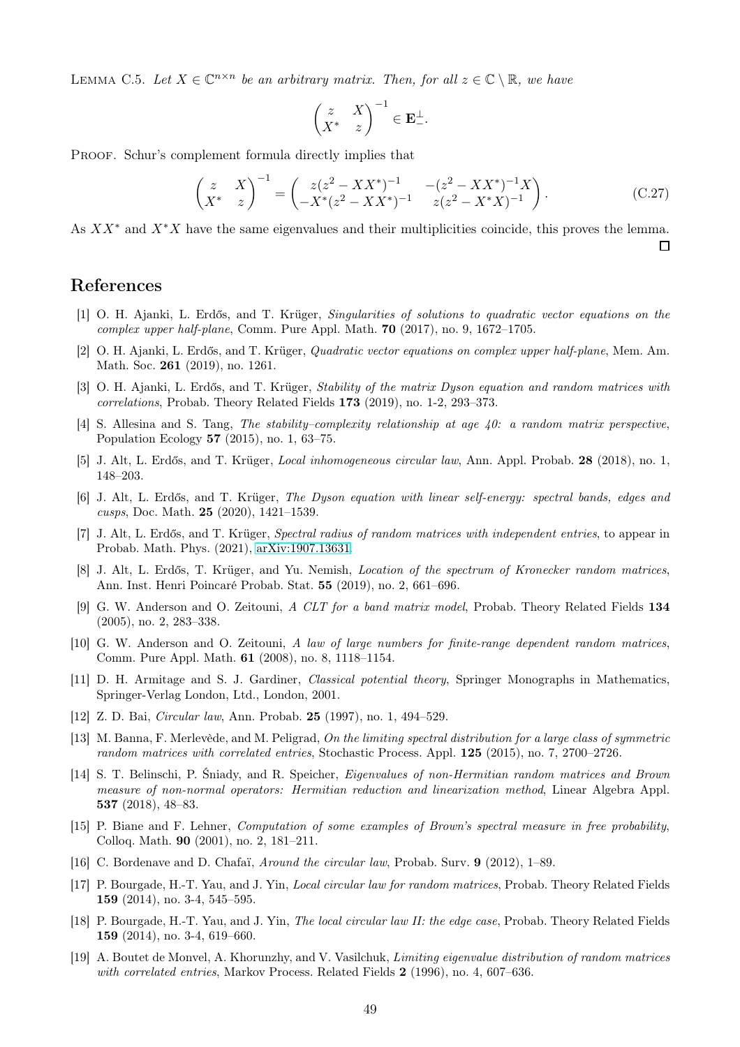LEMMA C.5. *Let $X \in \mathbb{C}^{n\times n}$ be an arbitrary matrix. Then, for all $z \in \mathbb{C} \setminus \mathbb{R}$, we have*

$$\begin{pmatrix} z & X \\ X^* & z \end{pmatrix}^{-1} \in \mathbf{E}_-^{\perp}.$$

PROOF. Schur's complement formula directly implies that

$$\begin{pmatrix} z & X \\ X^* & z \end{pmatrix}^{-1} = \begin{pmatrix} z(z^2 - XX^*)^{-1} & -(z^2 - XX^*)^{-1}X \\ -X^*(z^2 - XX^*)^{-1} & z(z^2 - X^*X)^{-1} \end{pmatrix}. \tag{C.27}$$

As $XX^*$ and $X^*X$ have the same eigenvalues and their multiplicities coincide, this proves the lemma. ◻

## References

[1] O. H. Ajanki, L. Erdős, and T. Krüger, *Singularities of solutions to quadratic vector equations on the complex upper half-plane*, Comm. Pure Appl. Math. **70** (2017), no. 9, 1672–1705.

[2] O. H. Ajanki, L. Erdős, and T. Krüger, *Quadratic vector equations on complex upper half-plane*, Mem. Am. Math. Soc. **261** (2019), no. 1261.

[3] O. H. Ajanki, L. Erdős, and T. Krüger, *Stability of the matrix Dyson equation and random matrices with correlations*, Probab. Theory Related Fields **173** (2019), no. 1-2, 293–373.

[4] S. Allesina and S. Tang, *The stability–complexity relationship at age 40: a random matrix perspective*, Population Ecology **57** (2015), no. 1, 63–75.

[5] J. Alt, L. Erdős, and T. Krüger, *Local inhomogeneous circular law*, Ann. Appl. Probab. **28** (2018), no. 1, 148–203.

[6] J. Alt, L. Erdős, and T. Krüger, *The Dyson equation with linear self-energy: spectral bands, edges and cusps*, Doc. Math. **25** (2020), 1421–1539.

[7] J. Alt, L. Erdős, and T. Krüger, *Spectral radius of random matrices with independent entries*, to appear in Probab. Math. Phys. (2021), arXiv:1907.13631.

[8] J. Alt, L. Erdős, T. Krüger, and Yu. Nemish, *Location of the spectrum of Kronecker random matrices*, Ann. Inst. Henri Poincaré Probab. Stat. **55** (2019), no. 2, 661–696.

[9] G. W. Anderson and O. Zeitouni, *A CLT for a band matrix model*, Probab. Theory Related Fields **134** (2005), no. 2, 283–338.

[10] G. W. Anderson and O. Zeitouni, *A law of large numbers for finite-range dependent random matrices*, Comm. Pure Appl. Math. **61** (2008), no. 8, 1118–1154.

[11] D. H. Armitage and S. J. Gardiner, *Classical potential theory*, Springer Monographs in Mathematics, Springer-Verlag London, Ltd., London, 2001.

[12] Z. D. Bai, *Circular law*, Ann. Probab. **25** (1997), no. 1, 494–529.

[13] M. Banna, F. Merlevède, and M. Peligrad, *On the limiting spectral distribution for a large class of symmetric random matrices with correlated entries*, Stochastic Process. Appl. **125** (2015), no. 7, 2700–2726.

[14] S. T. Belinschi, P. Śniady, and R. Speicher, *Eigenvalues of non-Hermitian random matrices and Brown measure of non-normal operators: Hermitian reduction and linearization method*, Linear Algebra Appl. **537** (2018), 48–83.

[15] P. Biane and F. Lehner, *Computation of some examples of Brown's spectral measure in free probability*, Colloq. Math. **90** (2001), no. 2, 181–211.

[16] C. Bordenave and D. Chafaï, *Around the circular law*, Probab. Surv. **9** (2012), 1–89.

[17] P. Bourgade, H.-T. Yau, and J. Yin, *Local circular law for random matrices*, Probab. Theory Related Fields **159** (2014), no. 3-4, 545–595.

[18] P. Bourgade, H.-T. Yau, and J. Yin, *The local circular law II: the edge case*, Probab. Theory Related Fields **159** (2014), no. 3-4, 619–660.

[19] A. Boutet de Monvel, A. Khorunzhy, and V. Vasilchuk, *Limiting eigenvalue distribution of random matrices with correlated entries*, Markov Process. Related Fields **2** (1996), no. 4, 607–636.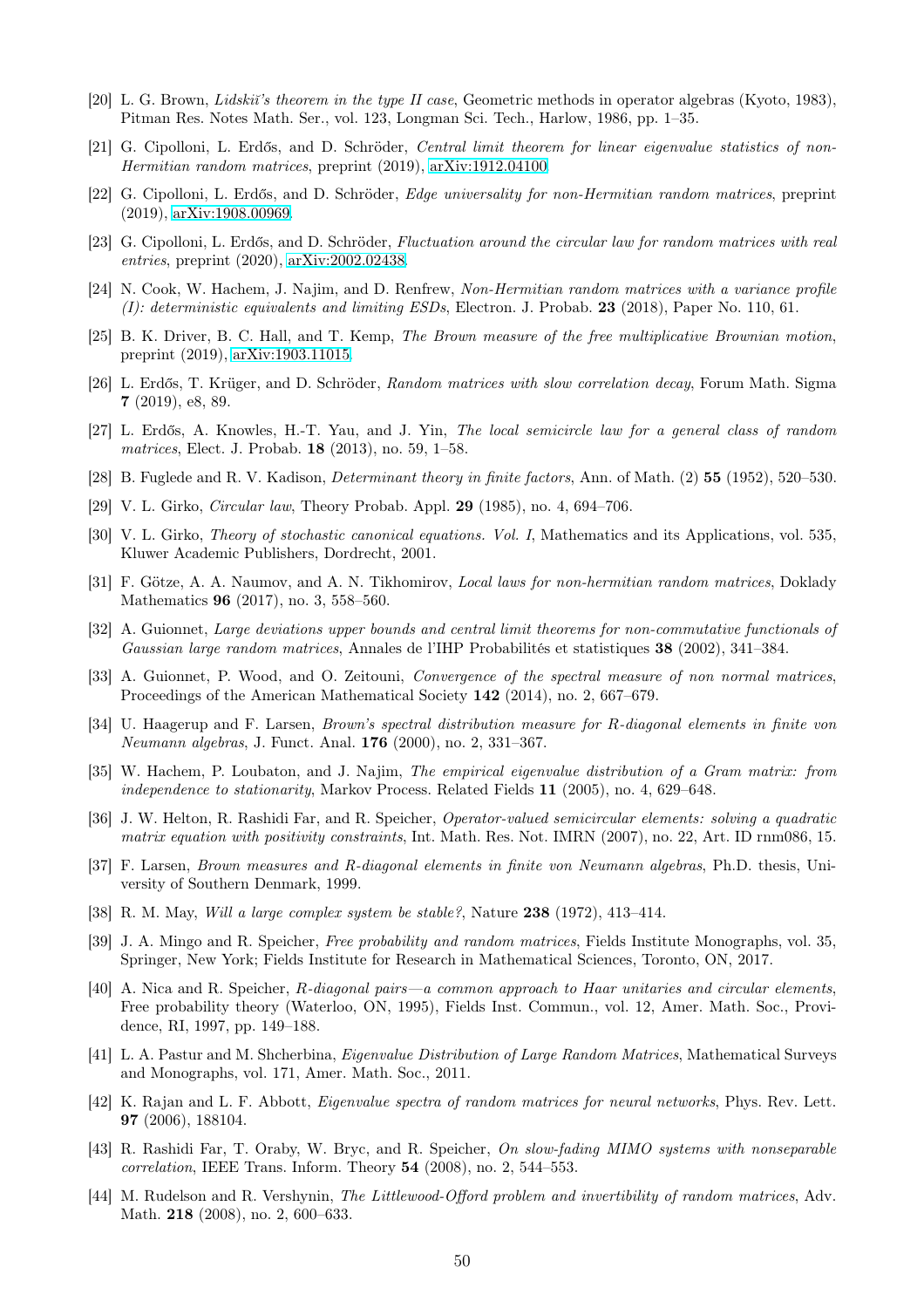[20] L. G. Brown, *Lidskiĭ's theorem in the type II case*, Geometric methods in operator algebras (Kyoto, 1983), Pitman Res. Notes Math. Ser., vol. 123, Longman Sci. Tech., Harlow, 1986, pp. 1–35.

[21] G. Cipolloni, L. Erdős, and D. Schröder, *Central limit theorem for linear eigenvalue statistics of non-Hermitian random matrices*, preprint (2019), arXiv:1912.04100.

[22] G. Cipolloni, L. Erdős, and D. Schröder, *Edge universality for non-Hermitian random matrices*, preprint (2019), arXiv:1908.00969.

[23] G. Cipolloni, L. Erdős, and D. Schröder, *Fluctuation around the circular law for random matrices with real entries*, preprint (2020), arXiv:2002.02438.

[24] N. Cook, W. Hachem, J. Najim, and D. Renfrew, *Non-Hermitian random matrices with a variance profile (I): deterministic equivalents and limiting ESDs*, Electron. J. Probab. **23** (2018), Paper No. 110, 61.

[25] B. K. Driver, B. C. Hall, and T. Kemp, *The Brown measure of the free multiplicative Brownian motion*, preprint (2019), arXiv:1903.11015.

[26] L. Erdős, T. Krüger, and D. Schröder, *Random matrices with slow correlation decay*, Forum Math. Sigma **7** (2019), e8, 89.

[27] L. Erdős, A. Knowles, H.-T. Yau, and J. Yin, *The local semicircle law for a general class of random matrices*, Elect. J. Probab. **18** (2013), no. 59, 1–58.

[28] B. Fuglede and R. V. Kadison, *Determinant theory in finite factors*, Ann. of Math. (2) **55** (1952), 520–530.

[29] V. L. Girko, *Circular law*, Theory Probab. Appl. **29** (1985), no. 4, 694–706.

[30] V. L. Girko, *Theory of stochastic canonical equations. Vol. I*, Mathematics and its Applications, vol. 535, Kluwer Academic Publishers, Dordrecht, 2001.

[31] F. Götze, A. A. Naumov, and A. N. Tikhomirov, *Local laws for non-hermitian random matrices*, Doklady Mathematics **96** (2017), no. 3, 558–560.

[32] A. Guionnet, *Large deviations upper bounds and central limit theorems for non-commutative functionals of Gaussian large random matrices*, Annales de l'IHP Probabilités et statistiques **38** (2002), 341–384.

[33] A. Guionnet, P. Wood, and O. Zeitouni, *Convergence of the spectral measure of non normal matrices*, Proceedings of the American Mathematical Society **142** (2014), no. 2, 667–679.

[34] U. Haagerup and F. Larsen, *Brown's spectral distribution measure for R-diagonal elements in finite von Neumann algebras*, J. Funct. Anal. **176** (2000), no. 2, 331–367.

[35] W. Hachem, P. Loubaton, and J. Najim, *The empirical eigenvalue distribution of a Gram matrix: from independence to stationarity*, Markov Process. Related Fields **11** (2005), no. 4, 629–648.

[36] J. W. Helton, R. Rashidi Far, and R. Speicher, *Operator-valued semicircular elements: solving a quadratic matrix equation with positivity constraints*, Int. Math. Res. Not. IMRN (2007), no. 22, Art. ID rnm086, 15.

[37] F. Larsen, *Brown measures and R-diagonal elements in finite von Neumann algebras*, Ph.D. thesis, University of Southern Denmark, 1999.

[38] R. M. May, *Will a large complex system be stable?*, Nature **238** (1972), 413–414.

[39] J. A. Mingo and R. Speicher, *Free probability and random matrices*, Fields Institute Monographs, vol. 35, Springer, New York; Fields Institute for Research in Mathematical Sciences, Toronto, ON, 2017.

[40] A. Nica and R. Speicher, *R-diagonal pairs—a common approach to Haar unitaries and circular elements*, Free probability theory (Waterloo, ON, 1995), Fields Inst. Commun., vol. 12, Amer. Math. Soc., Providence, RI, 1997, pp. 149–188.

[41] L. A. Pastur and M. Shcherbina, *Eigenvalue Distribution of Large Random Matrices*, Mathematical Surveys and Monographs, vol. 171, Amer. Math. Soc., 2011.

[42] K. Rajan and L. F. Abbott, *Eigenvalue spectra of random matrices for neural networks*, Phys. Rev. Lett. **97** (2006), 188104.

[43] R. Rashidi Far, T. Oraby, W. Bryc, and R. Speicher, *On slow-fading MIMO systems with nonseparable correlation*, IEEE Trans. Inform. Theory **54** (2008), no. 2, 544–553.

[44] M. Rudelson and R. Vershynin, *The Littlewood-Offord problem and invertibility of random matrices*, Adv. Math. **218** (2008), no. 2, 600–633.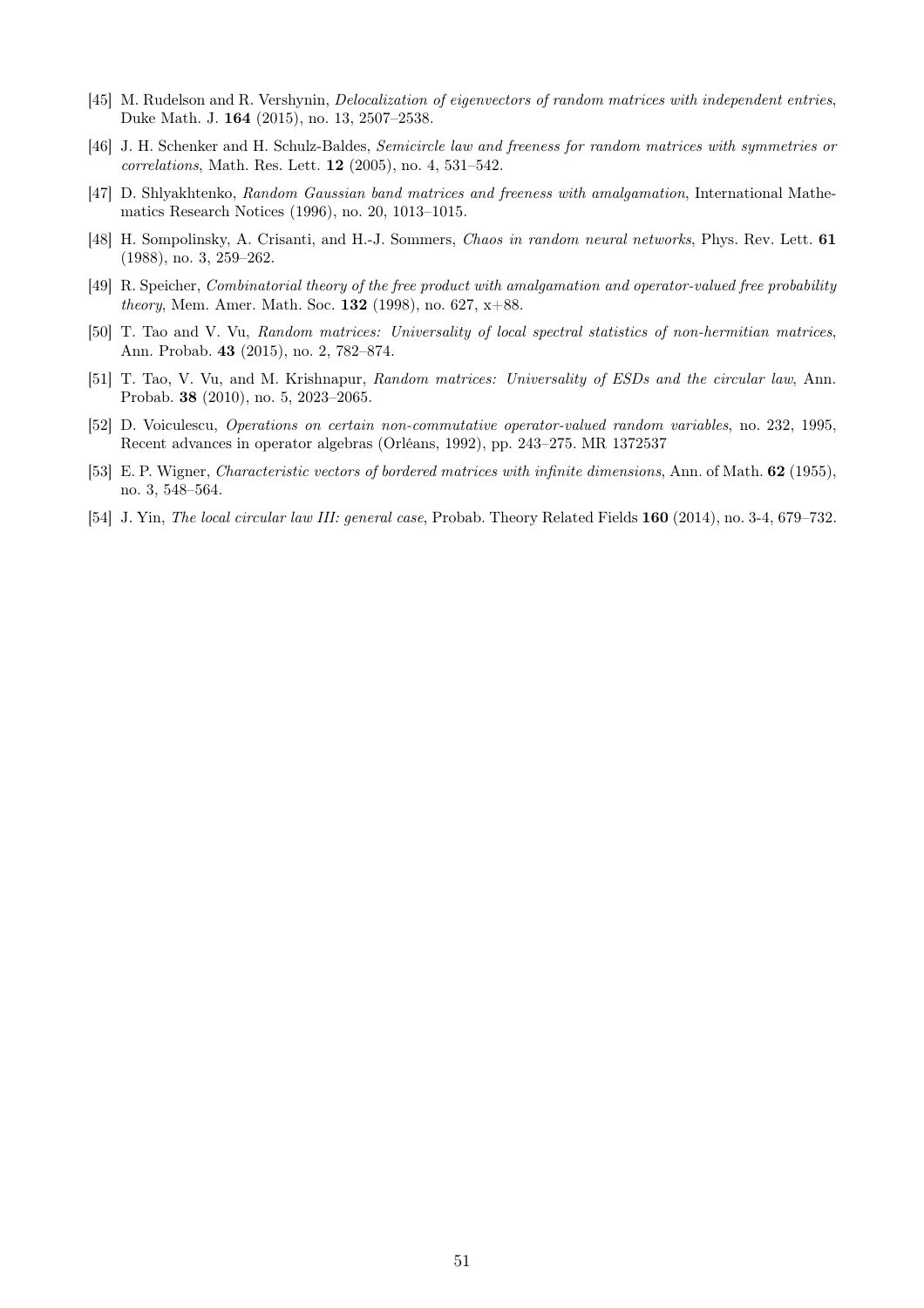[45] M. Rudelson and R. Vershynin, *Delocalization of eigenvectors of random matrices with independent entries*, Duke Math. J. **164** (2015), no. 13, 2507–2538.

[46] J. H. Schenker and H. Schulz-Baldes, *Semicircle law and freeness for random matrices with symmetries or correlations*, Math. Res. Lett. **12** (2005), no. 4, 531–542.

[47] D. Shlyakhtenko, *Random Gaussian band matrices and freeness with amalgamation*, International Mathematics Research Notices (1996), no. 20, 1013–1015.

[48] H. Sompolinsky, A. Crisanti, and H.-J. Sommers, *Chaos in random neural networks*, Phys. Rev. Lett. **61** (1988), no. 3, 259–262.

[49] R. Speicher, *Combinatorial theory of the free product with amalgamation and operator-valued free probability theory*, Mem. Amer. Math. Soc. **132** (1998), no. 627, x+88.

[50] T. Tao and V. Vu, *Random matrices: Universality of local spectral statistics of non-hermitian matrices*, Ann. Probab. **43** (2015), no. 2, 782–874.

[51] T. Tao, V. Vu, and M. Krishnapur, *Random matrices: Universality of ESDs and the circular law*, Ann. Probab. **38** (2010), no. 5, 2023–2065.

[52] D. Voiculescu, *Operations on certain non-commutative operator-valued random variables*, no. 232, 1995, Recent advances in operator algebras (Orléans, 1992), pp. 243–275. MR 1372537

[53] E. P. Wigner, *Characteristic vectors of bordered matrices with infinite dimensions*, Ann. of Math. **62** (1955), no. 3, 548–564.

[54] J. Yin, *The local circular law III: general case*, Probab. Theory Related Fields **160** (2014), no. 3-4, 679–732.